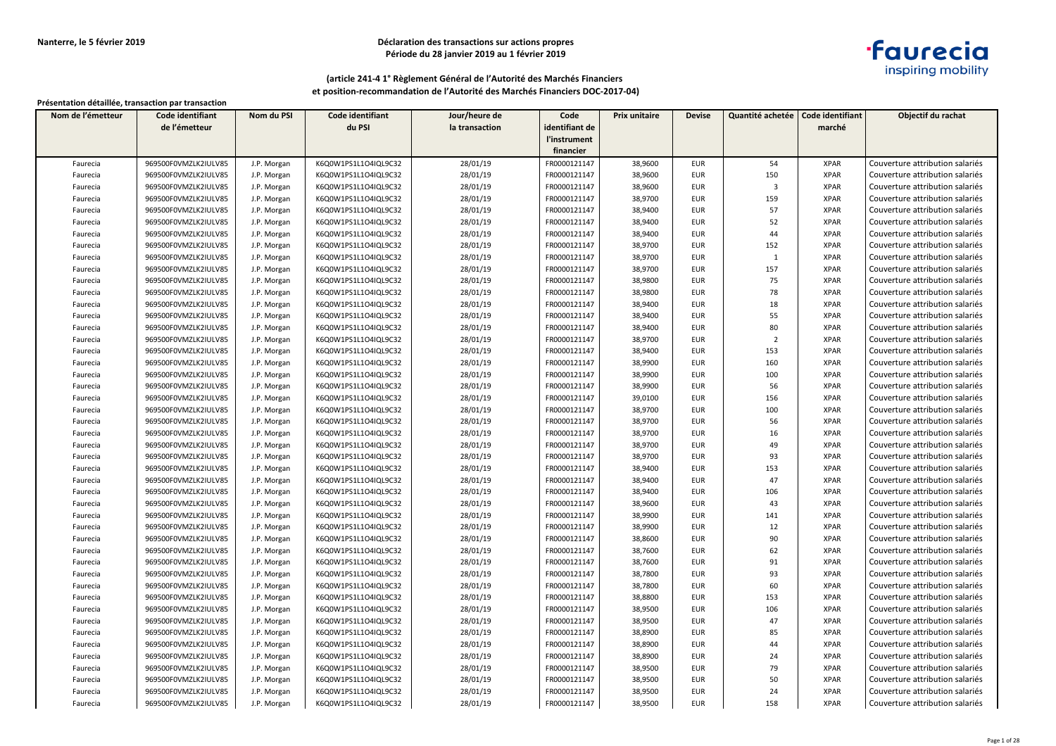Nanterre, le 5 février 2019

**Déclaration des transactions sur actions propres**
**Période du 28 janvier 2019 au 1 février 2019**

**(article 241-4 1° Règlement Général de l'Autorité des Marchés Financiers et position-recommandation de l'Autorité des Marchés Financiers DOC-2017-04)**

**Présentation détaillée, transaction par transaction**

| Nom de l'émetteur | Code identifiant de l'émetteur | Nom du PSI | Code identifiant du PSI | Jour/heure de la transaction | Code identifiant de l'instrument financier | Prix unitaire | Devise | Quantité achetée | Code identifiant marché | Objectif du rachat |
|---|---|---|---|---|---|---|---|---|---|---|
| Faurecia | 969500F0VMZLK2IULV85 | J.P. Morgan | K6Q0W1PS1L1O4IQL9C32 | 28/01/19 | FR0000121147 | 38,9600 | EUR | 54 | XPAR | Couverture attribution salariés |
| Faurecia | 969500F0VMZLK2IULV85 | J.P. Morgan | K6Q0W1PS1L1O4IQL9C32 | 28/01/19 | FR0000121147 | 38,9600 | EUR | 150 | XPAR | Couverture attribution salariés |
| Faurecia | 969500F0VMZLK2IULV85 | J.P. Morgan | K6Q0W1PS1L1O4IQL9C32 | 28/01/19 | FR0000121147 | 38,9600 | EUR | 3 | XPAR | Couverture attribution salariés |
| Faurecia | 969500F0VMZLK2IULV85 | J.P. Morgan | K6Q0W1PS1L1O4IQL9C32 | 28/01/19 | FR0000121147 | 38,9700 | EUR | 159 | XPAR | Couverture attribution salariés |
| Faurecia | 969500F0VMZLK2IULV85 | J.P. Morgan | K6Q0W1PS1L1O4IQL9C32 | 28/01/19 | FR0000121147 | 38,9400 | EUR | 57 | XPAR | Couverture attribution salariés |
| Faurecia | 969500F0VMZLK2IULV85 | J.P. Morgan | K6Q0W1PS1L1O4IQL9C32 | 28/01/19 | FR0000121147 | 38,9400 | EUR | 52 | XPAR | Couverture attribution salariés |
| Faurecia | 969500F0VMZLK2IULV85 | J.P. Morgan | K6Q0W1PS1L1O4IQL9C32 | 28/01/19 | FR0000121147 | 38,9400 | EUR | 44 | XPAR | Couverture attribution salariés |
| Faurecia | 969500F0VMZLK2IULV85 | J.P. Morgan | K6Q0W1PS1L1O4IQL9C32 | 28/01/19 | FR0000121147 | 38,9700 | EUR | 152 | XPAR | Couverture attribution salariés |
| Faurecia | 969500F0VMZLK2IULV85 | J.P. Morgan | K6Q0W1PS1L1O4IQL9C32 | 28/01/19 | FR0000121147 | 38,9700 | EUR | 1 | XPAR | Couverture attribution salariés |
| Faurecia | 969500F0VMZLK2IULV85 | J.P. Morgan | K6Q0W1PS1L1O4IQL9C32 | 28/01/19 | FR0000121147 | 38,9700 | EUR | 157 | XPAR | Couverture attribution salariés |
| Faurecia | 969500F0VMZLK2IULV85 | J.P. Morgan | K6Q0W1PS1L1O4IQL9C32 | 28/01/19 | FR0000121147 | 38,9800 | EUR | 75 | XPAR | Couverture attribution salariés |
| Faurecia | 969500F0VMZLK2IULV85 | J.P. Morgan | K6Q0W1PS1L1O4IQL9C32 | 28/01/19 | FR0000121147 | 38,9800 | EUR | 78 | XPAR | Couverture attribution salariés |
| Faurecia | 969500F0VMZLK2IULV85 | J.P. Morgan | K6Q0W1PS1L1O4IQL9C32 | 28/01/19 | FR0000121147 | 38,9400 | EUR | 18 | XPAR | Couverture attribution salariés |
| Faurecia | 969500F0VMZLK2IULV85 | J.P. Morgan | K6Q0W1PS1L1O4IQL9C32 | 28/01/19 | FR0000121147 | 38,9400 | EUR | 55 | XPAR | Couverture attribution salariés |
| Faurecia | 969500F0VMZLK2IULV85 | J.P. Morgan | K6Q0W1PS1L1O4IQL9C32 | 28/01/19 | FR0000121147 | 38,9400 | EUR | 80 | XPAR | Couverture attribution salariés |
| Faurecia | 969500F0VMZLK2IULV85 | J.P. Morgan | K6Q0W1PS1L1O4IQL9C32 | 28/01/19 | FR0000121147 | 38,9700 | EUR | 2 | XPAR | Couverture attribution salariés |
| Faurecia | 969500F0VMZLK2IULV85 | J.P. Morgan | K6Q0W1PS1L1O4IQL9C32 | 28/01/19 | FR0000121147 | 38,9400 | EUR | 153 | XPAR | Couverture attribution salariés |
| Faurecia | 969500F0VMZLK2IULV85 | J.P. Morgan | K6Q0W1PS1L1O4IQL9C32 | 28/01/19 | FR0000121147 | 38,9900 | EUR | 160 | XPAR | Couverture attribution salariés |
| Faurecia | 969500F0VMZLK2IULV85 | J.P. Morgan | K6Q0W1PS1L1O4IQL9C32 | 28/01/19 | FR0000121147 | 38,9900 | EUR | 100 | XPAR | Couverture attribution salariés |
| Faurecia | 969500F0VMZLK2IULV85 | J.P. Morgan | K6Q0W1PS1L1O4IQL9C32 | 28/01/19 | FR0000121147 | 38,9900 | EUR | 56 | XPAR | Couverture attribution salariés |
| Faurecia | 969500F0VMZLK2IULV85 | J.P. Morgan | K6Q0W1PS1L1O4IQL9C32 | 28/01/19 | FR0000121147 | 39,0100 | EUR | 156 | XPAR | Couverture attribution salariés |
| Faurecia | 969500F0VMZLK2IULV85 | J.P. Morgan | K6Q0W1PS1L1O4IQL9C32 | 28/01/19 | FR0000121147 | 38,9700 | EUR | 100 | XPAR | Couverture attribution salariés |
| Faurecia | 969500F0VMZLK2IULV85 | J.P. Morgan | K6Q0W1PS1L1O4IQL9C32 | 28/01/19 | FR0000121147 | 38,9700 | EUR | 56 | XPAR | Couverture attribution salariés |
| Faurecia | 969500F0VMZLK2IULV85 | J.P. Morgan | K6Q0W1PS1L1O4IQL9C32 | 28/01/19 | FR0000121147 | 38,9700 | EUR | 16 | XPAR | Couverture attribution salariés |
| Faurecia | 969500F0VMZLK2IULV85 | J.P. Morgan | K6Q0W1PS1L1O4IQL9C32 | 28/01/19 | FR0000121147 | 38,9700 | EUR | 49 | XPAR | Couverture attribution salariés |
| Faurecia | 969500F0VMZLK2IULV85 | J.P. Morgan | K6Q0W1PS1L1O4IQL9C32 | 28/01/19 | FR0000121147 | 38,9700 | EUR | 93 | XPAR | Couverture attribution salariés |
| Faurecia | 969500F0VMZLK2IULV85 | J.P. Morgan | K6Q0W1PS1L1O4IQL9C32 | 28/01/19 | FR0000121147 | 38,9400 | EUR | 153 | XPAR | Couverture attribution salariés |
| Faurecia | 969500F0VMZLK2IULV85 | J.P. Morgan | K6Q0W1PS1L1O4IQL9C32 | 28/01/19 | FR0000121147 | 38,9400 | EUR | 47 | XPAR | Couverture attribution salariés |
| Faurecia | 969500F0VMZLK2IULV85 | J.P. Morgan | K6Q0W1PS1L1O4IQL9C32 | 28/01/19 | FR0000121147 | 38,9400 | EUR | 106 | XPAR | Couverture attribution salariés |
| Faurecia | 969500F0VMZLK2IULV85 | J.P. Morgan | K6Q0W1PS1L1O4IQL9C32 | 28/01/19 | FR0000121147 | 38,9600 | EUR | 43 | XPAR | Couverture attribution salariés |
| Faurecia | 969500F0VMZLK2IULV85 | J.P. Morgan | K6Q0W1PS1L1O4IQL9C32 | 28/01/19 | FR0000121147 | 38,9900 | EUR | 141 | XPAR | Couverture attribution salariés |
| Faurecia | 969500F0VMZLK2IULV85 | J.P. Morgan | K6Q0W1PS1L1O4IQL9C32 | 28/01/19 | FR0000121147 | 38,9900 | EUR | 12 | XPAR | Couverture attribution salariés |
| Faurecia | 969500F0VMZLK2IULV85 | J.P. Morgan | K6Q0W1PS1L1O4IQL9C32 | 28/01/19 | FR0000121147 | 38,8600 | EUR | 90 | XPAR | Couverture attribution salariés |
| Faurecia | 969500F0VMZLK2IULV85 | J.P. Morgan | K6Q0W1PS1L1O4IQL9C32 | 28/01/19 | FR0000121147 | 38,7600 | EUR | 62 | XPAR | Couverture attribution salariés |
| Faurecia | 969500F0VMZLK2IULV85 | J.P. Morgan | K6Q0W1PS1L1O4IQL9C32 | 28/01/19 | FR0000121147 | 38,7600 | EUR | 91 | XPAR | Couverture attribution salariés |
| Faurecia | 969500F0VMZLK2IULV85 | J.P. Morgan | K6Q0W1PS1L1O4IQL9C32 | 28/01/19 | FR0000121147 | 38,7800 | EUR | 93 | XPAR | Couverture attribution salariés |
| Faurecia | 969500F0VMZLK2IULV85 | J.P. Morgan | K6Q0W1PS1L1O4IQL9C32 | 28/01/19 | FR0000121147 | 38,7800 | EUR | 60 | XPAR | Couverture attribution salariés |
| Faurecia | 969500F0VMZLK2IULV85 | J.P. Morgan | K6Q0W1PS1L1O4IQL9C32 | 28/01/19 | FR0000121147 | 38,8800 | EUR | 153 | XPAR | Couverture attribution salariés |
| Faurecia | 969500F0VMZLK2IULV85 | J.P. Morgan | K6Q0W1PS1L1O4IQL9C32 | 28/01/19 | FR0000121147 | 38,9500 | EUR | 106 | XPAR | Couverture attribution salariés |
| Faurecia | 969500F0VMZLK2IULV85 | J.P. Morgan | K6Q0W1PS1L1O4IQL9C32 | 28/01/19 | FR0000121147 | 38,9500 | EUR | 47 | XPAR | Couverture attribution salariés |
| Faurecia | 969500F0VMZLK2IULV85 | J.P. Morgan | K6Q0W1PS1L1O4IQL9C32 | 28/01/19 | FR0000121147 | 38,8900 | EUR | 85 | XPAR | Couverture attribution salariés |
| Faurecia | 969500F0VMZLK2IULV85 | J.P. Morgan | K6Q0W1PS1L1O4IQL9C32 | 28/01/19 | FR0000121147 | 38,8900 | EUR | 44 | XPAR | Couverture attribution salariés |
| Faurecia | 969500F0VMZLK2IULV85 | J.P. Morgan | K6Q0W1PS1L1O4IQL9C32 | 28/01/19 | FR0000121147 | 38,8900 | EUR | 24 | XPAR | Couverture attribution salariés |
| Faurecia | 969500F0VMZLK2IULV85 | J.P. Morgan | K6Q0W1PS1L1O4IQL9C32 | 28/01/19 | FR0000121147 | 38,9500 | EUR | 79 | XPAR | Couverture attribution salariés |
| Faurecia | 969500F0VMZLK2IULV85 | J.P. Morgan | K6Q0W1PS1L1O4IQL9C32 | 28/01/19 | FR0000121147 | 38,9500 | EUR | 50 | XPAR | Couverture attribution salariés |
| Faurecia | 969500F0VMZLK2IULV85 | J.P. Morgan | K6Q0W1PS1L1O4IQL9C32 | 28/01/19 | FR0000121147 | 38,9500 | EUR | 24 | XPAR | Couverture attribution salariés |
| Faurecia | 969500F0VMZLK2IULV85 | J.P. Morgan | K6Q0W1PS1L1O4IQL9C32 | 28/01/19 | FR0000121147 | 38,9500 | EUR | 158 | XPAR | Couverture attribution salariés |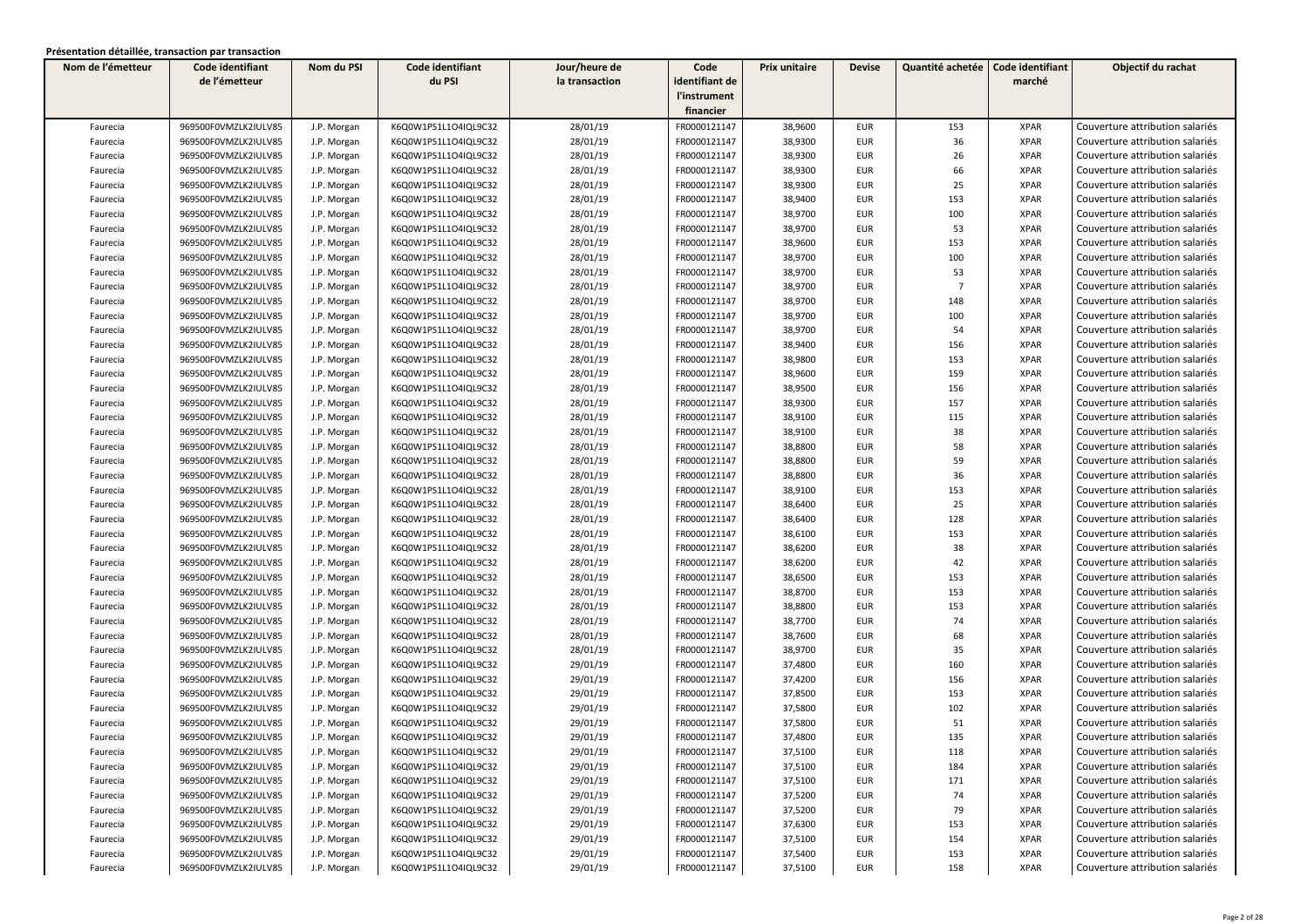**Présentation détaillée, transaction par transaction**

| Nom de l'émetteur | Code identifiant de l'émetteur | Nom du PSI | Code identifiant du PSI | Jour/heure de la transaction | Code identifiant de l'instrument financier | Prix unitaire | Devise | Quantité achetée | Code identifiant marché | Objectif du rachat |
|---|---|---|---|---|---|---|---|---|---|---|
| Faurecia | 969500F0VMZLK2IULV85 | J.P. Morgan | K6Q0W1PS1L1O4IQL9C32 | 28/01/19 | FR0000121147 | 38,9600 | EUR | 153 | XPAR | Couverture attribution salariés |
| Faurecia | 969500F0VMZLK2IULV85 | J.P. Morgan | K6Q0W1PS1L1O4IQL9C32 | 28/01/19 | FR0000121147 | 38,9300 | EUR | 36 | XPAR | Couverture attribution salariés |
| Faurecia | 969500F0VMZLK2IULV85 | J.P. Morgan | K6Q0W1PS1L1O4IQL9C32 | 28/01/19 | FR0000121147 | 38,9300 | EUR | 26 | XPAR | Couverture attribution salariés |
| Faurecia | 969500F0VMZLK2IULV85 | J.P. Morgan | K6Q0W1PS1L1O4IQL9C32 | 28/01/19 | FR0000121147 | 38,9300 | EUR | 66 | XPAR | Couverture attribution salariés |
| Faurecia | 969500F0VMZLK2IULV85 | J.P. Morgan | K6Q0W1PS1L1O4IQL9C32 | 28/01/19 | FR0000121147 | 38,9300 | EUR | 25 | XPAR | Couverture attribution salariés |
| Faurecia | 969500F0VMZLK2IULV85 | J.P. Morgan | K6Q0W1PS1L1O4IQL9C32 | 28/01/19 | FR0000121147 | 38,9400 | EUR | 153 | XPAR | Couverture attribution salariés |
| Faurecia | 969500F0VMZLK2IULV85 | J.P. Morgan | K6Q0W1PS1L1O4IQL9C32 | 28/01/19 | FR0000121147 | 38,9700 | EUR | 100 | XPAR | Couverture attribution salariés |
| Faurecia | 969500F0VMZLK2IULV85 | J.P. Morgan | K6Q0W1PS1L1O4IQL9C32 | 28/01/19 | FR0000121147 | 38,9700 | EUR | 53 | XPAR | Couverture attribution salariés |
| Faurecia | 969500F0VMZLK2IULV85 | J.P. Morgan | K6Q0W1PS1L1O4IQL9C32 | 28/01/19 | FR0000121147 | 38,9600 | EUR | 153 | XPAR | Couverture attribution salariés |
| Faurecia | 969500F0VMZLK2IULV85 | J.P. Morgan | K6Q0W1PS1L1O4IQL9C32 | 28/01/19 | FR0000121147 | 38,9700 | EUR | 100 | XPAR | Couverture attribution salariés |
| Faurecia | 969500F0VMZLK2IULV85 | J.P. Morgan | K6Q0W1PS1L1O4IQL9C32 | 28/01/19 | FR0000121147 | 38,9700 | EUR | 53 | XPAR | Couverture attribution salariés |
| Faurecia | 969500F0VMZLK2IULV85 | J.P. Morgan | K6Q0W1PS1L1O4IQL9C32 | 28/01/19 | FR0000121147 | 38,9700 | EUR | 7 | XPAR | Couverture attribution salariés |
| Faurecia | 969500F0VMZLK2IULV85 | J.P. Morgan | K6Q0W1PS1L1O4IQL9C32 | 28/01/19 | FR0000121147 | 38,9700 | EUR | 148 | XPAR | Couverture attribution salariés |
| Faurecia | 969500F0VMZLK2IULV85 | J.P. Morgan | K6Q0W1PS1L1O4IQL9C32 | 28/01/19 | FR0000121147 | 38,9700 | EUR | 100 | XPAR | Couverture attribution salariés |
| Faurecia | 969500F0VMZLK2IULV85 | J.P. Morgan | K6Q0W1PS1L1O4IQL9C32 | 28/01/19 | FR0000121147 | 38,9700 | EUR | 54 | XPAR | Couverture attribution salariés |
| Faurecia | 969500F0VMZLK2IULV85 | J.P. Morgan | K6Q0W1PS1L1O4IQL9C32 | 28/01/19 | FR0000121147 | 38,9400 | EUR | 156 | XPAR | Couverture attribution salariés |
| Faurecia | 969500F0VMZLK2IULV85 | J.P. Morgan | K6Q0W1PS1L1O4IQL9C32 | 28/01/19 | FR0000121147 | 38,9800 | EUR | 153 | XPAR | Couverture attribution salariés |
| Faurecia | 969500F0VMZLK2IULV85 | J.P. Morgan | K6Q0W1PS1L1O4IQL9C32 | 28/01/19 | FR0000121147 | 38,9600 | EUR | 159 | XPAR | Couverture attribution salariés |
| Faurecia | 969500F0VMZLK2IULV85 | J.P. Morgan | K6Q0W1PS1L1O4IQL9C32 | 28/01/19 | FR0000121147 | 38,9500 | EUR | 156 | XPAR | Couverture attribution salariés |
| Faurecia | 969500F0VMZLK2IULV85 | J.P. Morgan | K6Q0W1PS1L1O4IQL9C32 | 28/01/19 | FR0000121147 | 38,9300 | EUR | 157 | XPAR | Couverture attribution salariés |
| Faurecia | 969500F0VMZLK2IULV85 | J.P. Morgan | K6Q0W1PS1L1O4IQL9C32 | 28/01/19 | FR0000121147 | 38,9100 | EUR | 115 | XPAR | Couverture attribution salariés |
| Faurecia | 969500F0VMZLK2IULV85 | J.P. Morgan | K6Q0W1PS1L1O4IQL9C32 | 28/01/19 | FR0000121147 | 38,9100 | EUR | 38 | XPAR | Couverture attribution salariés |
| Faurecia | 969500F0VMZLK2IULV85 | J.P. Morgan | K6Q0W1PS1L1O4IQL9C32 | 28/01/19 | FR0000121147 | 38,8800 | EUR | 58 | XPAR | Couverture attribution salariés |
| Faurecia | 969500F0VMZLK2IULV85 | J.P. Morgan | K6Q0W1PS1L1O4IQL9C32 | 28/01/19 | FR0000121147 | 38,8800 | EUR | 59 | XPAR | Couverture attribution salariés |
| Faurecia | 969500F0VMZLK2IULV85 | J.P. Morgan | K6Q0W1PS1L1O4IQL9C32 | 28/01/19 | FR0000121147 | 38,8800 | EUR | 36 | XPAR | Couverture attribution salariés |
| Faurecia | 969500F0VMZLK2IULV85 | J.P. Morgan | K6Q0W1PS1L1O4IQL9C32 | 28/01/19 | FR0000121147 | 38,9100 | EUR | 153 | XPAR | Couverture attribution salariés |
| Faurecia | 969500F0VMZLK2IULV85 | J.P. Morgan | K6Q0W1PS1L1O4IQL9C32 | 28/01/19 | FR0000121147 | 38,6400 | EUR | 25 | XPAR | Couverture attribution salariés |
| Faurecia | 969500F0VMZLK2IULV85 | J.P. Morgan | K6Q0W1PS1L1O4IQL9C32 | 28/01/19 | FR0000121147 | 38,6400 | EUR | 128 | XPAR | Couverture attribution salariés |
| Faurecia | 969500F0VMZLK2IULV85 | J.P. Morgan | K6Q0W1PS1L1O4IQL9C32 | 28/01/19 | FR0000121147 | 38,6100 | EUR | 153 | XPAR | Couverture attribution salariés |
| Faurecia | 969500F0VMZLK2IULV85 | J.P. Morgan | K6Q0W1PS1L1O4IQL9C32 | 28/01/19 | FR0000121147 | 38,6200 | EUR | 38 | XPAR | Couverture attribution salariés |
| Faurecia | 969500F0VMZLK2IULV85 | J.P. Morgan | K6Q0W1PS1L1O4IQL9C32 | 28/01/19 | FR0000121147 | 38,6200 | EUR | 42 | XPAR | Couverture attribution salariés |
| Faurecia | 969500F0VMZLK2IULV85 | J.P. Morgan | K6Q0W1PS1L1O4IQL9C32 | 28/01/19 | FR0000121147 | 38,6500 | EUR | 153 | XPAR | Couverture attribution salariés |
| Faurecia | 969500F0VMZLK2IULV85 | J.P. Morgan | K6Q0W1PS1L1O4IQL9C32 | 28/01/19 | FR0000121147 | 38,8700 | EUR | 153 | XPAR | Couverture attribution salariés |
| Faurecia | 969500F0VMZLK2IULV85 | J.P. Morgan | K6Q0W1PS1L1O4IQL9C32 | 28/01/19 | FR0000121147 | 38,8800 | EUR | 153 | XPAR | Couverture attribution salariés |
| Faurecia | 969500F0VMZLK2IULV85 | J.P. Morgan | K6Q0W1PS1L1O4IQL9C32 | 28/01/19 | FR0000121147 | 38,7700 | EUR | 74 | XPAR | Couverture attribution salariés |
| Faurecia | 969500F0VMZLK2IULV85 | J.P. Morgan | K6Q0W1PS1L1O4IQL9C32 | 28/01/19 | FR0000121147 | 38,7600 | EUR | 68 | XPAR | Couverture attribution salariés |
| Faurecia | 969500F0VMZLK2IULV85 | J.P. Morgan | K6Q0W1PS1L1O4IQL9C32 | 28/01/19 | FR0000121147 | 38,9700 | EUR | 35 | XPAR | Couverture attribution salariés |
| Faurecia | 969500F0VMZLK2IULV85 | J.P. Morgan | K6Q0W1PS1L1O4IQL9C32 | 29/01/19 | FR0000121147 | 37,4800 | EUR | 160 | XPAR | Couverture attribution salariés |
| Faurecia | 969500F0VMZLK2IULV85 | J.P. Morgan | K6Q0W1PS1L1O4IQL9C32 | 29/01/19 | FR0000121147 | 37,4200 | EUR | 156 | XPAR | Couverture attribution salariés |
| Faurecia | 969500F0VMZLK2IULV85 | J.P. Morgan | K6Q0W1PS1L1O4IQL9C32 | 29/01/19 | FR0000121147 | 37,8500 | EUR | 153 | XPAR | Couverture attribution salariés |
| Faurecia | 969500F0VMZLK2IULV85 | J.P. Morgan | K6Q0W1PS1L1O4IQL9C32 | 29/01/19 | FR0000121147 | 37,5800 | EUR | 102 | XPAR | Couverture attribution salariés |
| Faurecia | 969500F0VMZLK2IULV85 | J.P. Morgan | K6Q0W1PS1L1O4IQL9C32 | 29/01/19 | FR0000121147 | 37,5800 | EUR | 51 | XPAR | Couverture attribution salariés |
| Faurecia | 969500F0VMZLK2IULV85 | J.P. Morgan | K6Q0W1PS1L1O4IQL9C32 | 29/01/19 | FR0000121147 | 37,4800 | EUR | 135 | XPAR | Couverture attribution salariés |
| Faurecia | 969500F0VMZLK2IULV85 | J.P. Morgan | K6Q0W1PS1L1O4IQL9C32 | 29/01/19 | FR0000121147 | 37,5100 | EUR | 118 | XPAR | Couverture attribution salariés |
| Faurecia | 969500F0VMZLK2IULV85 | J.P. Morgan | K6Q0W1PS1L1O4IQL9C32 | 29/01/19 | FR0000121147 | 37,5100 | EUR | 184 | XPAR | Couverture attribution salariés |
| Faurecia | 969500F0VMZLK2IULV85 | J.P. Morgan | K6Q0W1PS1L1O4IQL9C32 | 29/01/19 | FR0000121147 | 37,5100 | EUR | 171 | XPAR | Couverture attribution salariés |
| Faurecia | 969500F0VMZLK2IULV85 | J.P. Morgan | K6Q0W1PS1L1O4IQL9C32 | 29/01/19 | FR0000121147 | 37,5200 | EUR | 74 | XPAR | Couverture attribution salariés |
| Faurecia | 969500F0VMZLK2IULV85 | J.P. Morgan | K6Q0W1PS1L1O4IQL9C32 | 29/01/19 | FR0000121147 | 37,5200 | EUR | 79 | XPAR | Couverture attribution salariés |
| Faurecia | 969500F0VMZLK2IULV85 | J.P. Morgan | K6Q0W1PS1L1O4IQL9C32 | 29/01/19 | FR0000121147 | 37,6300 | EUR | 153 | XPAR | Couverture attribution salariés |
| Faurecia | 969500F0VMZLK2IULV85 | J.P. Morgan | K6Q0W1PS1L1O4IQL9C32 | 29/01/19 | FR0000121147 | 37,5100 | EUR | 154 | XPAR | Couverture attribution salariés |
| Faurecia | 969500F0VMZLK2IULV85 | J.P. Morgan | K6Q0W1PS1L1O4IQL9C32 | 29/01/19 | FR0000121147 | 37,5400 | EUR | 153 | XPAR | Couverture attribution salariés |
| Faurecia | 969500F0VMZLK2IULV85 | J.P. Morgan | K6Q0W1PS1L1O4IQL9C32 | 29/01/19 | FR0000121147 | 37,5100 | EUR | 158 | XPAR | Couverture attribution salariés |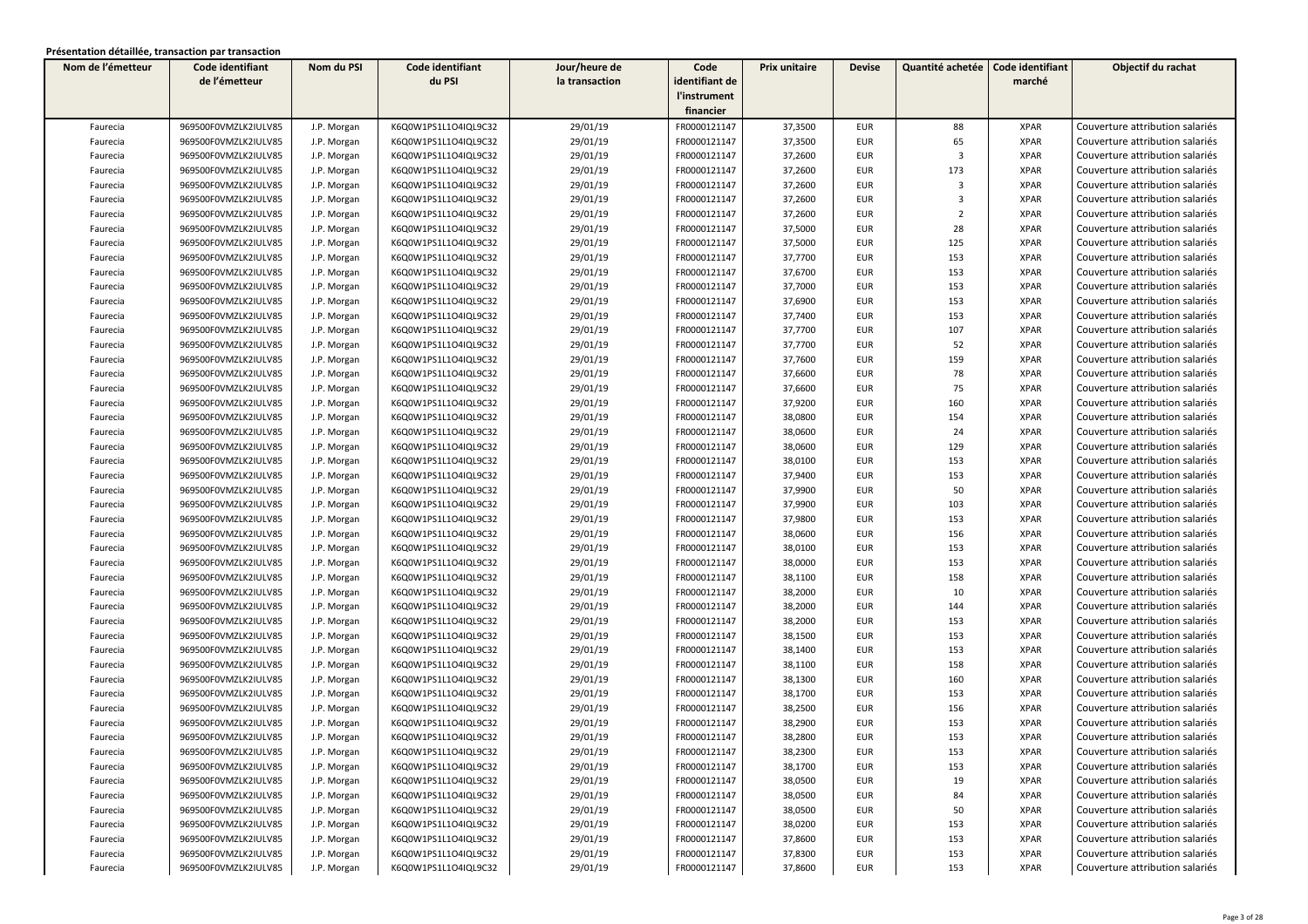**Présentation détaillée, transaction par transaction**

| Nom de l'émetteur | Code identifiant de l'émetteur | Nom du PSI | Code identifiant du PSI | Jour/heure de la transaction | Code identifiant de l'instrument financier | Prix unitaire | Devise | Quantité achetée | Code identifiant marché | Objectif du rachat |
|---|---|---|---|---|---|---|---|---|---|---|
| Faurecia | 969500F0VMZLK2IULV85 | J.P. Morgan | K6Q0W1PS1L1O4IQL9C32 | 29/01/19 | FR0000121147 | 37,3500 | EUR | 88 | XPAR | Couverture attribution salariés |
| Faurecia | 969500F0VMZLK2IULV85 | J.P. Morgan | K6Q0W1PS1L1O4IQL9C32 | 29/01/19 | FR0000121147 | 37,3500 | EUR | 65 | XPAR | Couverture attribution salariés |
| Faurecia | 969500F0VMZLK2IULV85 | J.P. Morgan | K6Q0W1PS1L1O4IQL9C32 | 29/01/19 | FR0000121147 | 37,2600 | EUR | 3 | XPAR | Couverture attribution salariés |
| Faurecia | 969500F0VMZLK2IULV85 | J.P. Morgan | K6Q0W1PS1L1O4IQL9C32 | 29/01/19 | FR0000121147 | 37,2600 | EUR | 173 | XPAR | Couverture attribution salariés |
| Faurecia | 969500F0VMZLK2IULV85 | J.P. Morgan | K6Q0W1PS1L1O4IQL9C32 | 29/01/19 | FR0000121147 | 37,2600 | EUR | 3 | XPAR | Couverture attribution salariés |
| Faurecia | 969500F0VMZLK2IULV85 | J.P. Morgan | K6Q0W1PS1L1O4IQL9C32 | 29/01/19 | FR0000121147 | 37,2600 | EUR | 3 | XPAR | Couverture attribution salariés |
| Faurecia | 969500F0VMZLK2IULV85 | J.P. Morgan | K6Q0W1PS1L1O4IQL9C32 | 29/01/19 | FR0000121147 | 37,2600 | EUR | 2 | XPAR | Couverture attribution salariés |
| Faurecia | 969500F0VMZLK2IULV85 | J.P. Morgan | K6Q0W1PS1L1O4IQL9C32 | 29/01/19 | FR0000121147 | 37,5000 | EUR | 28 | XPAR | Couverture attribution salariés |
| Faurecia | 969500F0VMZLK2IULV85 | J.P. Morgan | K6Q0W1PS1L1O4IQL9C32 | 29/01/19 | FR0000121147 | 37,5000 | EUR | 125 | XPAR | Couverture attribution salariés |
| Faurecia | 969500F0VMZLK2IULV85 | J.P. Morgan | K6Q0W1PS1L1O4IQL9C32 | 29/01/19 | FR0000121147 | 37,7700 | EUR | 153 | XPAR | Couverture attribution salariés |
| Faurecia | 969500F0VMZLK2IULV85 | J.P. Morgan | K6Q0W1PS1L1O4IQL9C32 | 29/01/19 | FR0000121147 | 37,6700 | EUR | 153 | XPAR | Couverture attribution salariés |
| Faurecia | 969500F0VMZLK2IULV85 | J.P. Morgan | K6Q0W1PS1L1O4IQL9C32 | 29/01/19 | FR0000121147 | 37,7000 | EUR | 153 | XPAR | Couverture attribution salariés |
| Faurecia | 969500F0VMZLK2IULV85 | J.P. Morgan | K6Q0W1PS1L1O4IQL9C32 | 29/01/19 | FR0000121147 | 37,6900 | EUR | 153 | XPAR | Couverture attribution salariés |
| Faurecia | 969500F0VMZLK2IULV85 | J.P. Morgan | K6Q0W1PS1L1O4IQL9C32 | 29/01/19 | FR0000121147 | 37,7400 | EUR | 153 | XPAR | Couverture attribution salariés |
| Faurecia | 969500F0VMZLK2IULV85 | J.P. Morgan | K6Q0W1PS1L1O4IQL9C32 | 29/01/19 | FR0000121147 | 37,7700 | EUR | 107 | XPAR | Couverture attribution salariés |
| Faurecia | 969500F0VMZLK2IULV85 | J.P. Morgan | K6Q0W1PS1L1O4IQL9C32 | 29/01/19 | FR0000121147 | 37,7700 | EUR | 52 | XPAR | Couverture attribution salariés |
| Faurecia | 969500F0VMZLK2IULV85 | J.P. Morgan | K6Q0W1PS1L1O4IQL9C32 | 29/01/19 | FR0000121147 | 37,7600 | EUR | 159 | XPAR | Couverture attribution salariés |
| Faurecia | 969500F0VMZLK2IULV85 | J.P. Morgan | K6Q0W1PS1L1O4IQL9C32 | 29/01/19 | FR0000121147 | 37,6600 | EUR | 78 | XPAR | Couverture attribution salariés |
| Faurecia | 969500F0VMZLK2IULV85 | J.P. Morgan | K6Q0W1PS1L1O4IQL9C32 | 29/01/19 | FR0000121147 | 37,6600 | EUR | 75 | XPAR | Couverture attribution salariés |
| Faurecia | 969500F0VMZLK2IULV85 | J.P. Morgan | K6Q0W1PS1L1O4IQL9C32 | 29/01/19 | FR0000121147 | 37,9200 | EUR | 160 | XPAR | Couverture attribution salariés |
| Faurecia | 969500F0VMZLK2IULV85 | J.P. Morgan | K6Q0W1PS1L1O4IQL9C32 | 29/01/19 | FR0000121147 | 38,0800 | EUR | 154 | XPAR | Couverture attribution salariés |
| Faurecia | 969500F0VMZLK2IULV85 | J.P. Morgan | K6Q0W1PS1L1O4IQL9C32 | 29/01/19 | FR0000121147 | 38,0600 | EUR | 24 | XPAR | Couverture attribution salariés |
| Faurecia | 969500F0VMZLK2IULV85 | J.P. Morgan | K6Q0W1PS1L1O4IQL9C32 | 29/01/19 | FR0000121147 | 38,0600 | EUR | 129 | XPAR | Couverture attribution salariés |
| Faurecia | 969500F0VMZLK2IULV85 | J.P. Morgan | K6Q0W1PS1L1O4IQL9C32 | 29/01/19 | FR0000121147 | 38,0100 | EUR | 153 | XPAR | Couverture attribution salariés |
| Faurecia | 969500F0VMZLK2IULV85 | J.P. Morgan | K6Q0W1PS1L1O4IQL9C32 | 29/01/19 | FR0000121147 | 37,9400 | EUR | 153 | XPAR | Couverture attribution salariés |
| Faurecia | 969500F0VMZLK2IULV85 | J.P. Morgan | K6Q0W1PS1L1O4IQL9C32 | 29/01/19 | FR0000121147 | 37,9900 | EUR | 50 | XPAR | Couverture attribution salariés |
| Faurecia | 969500F0VMZLK2IULV85 | J.P. Morgan | K6Q0W1PS1L1O4IQL9C32 | 29/01/19 | FR0000121147 | 37,9900 | EUR | 103 | XPAR | Couverture attribution salariés |
| Faurecia | 969500F0VMZLK2IULV85 | J.P. Morgan | K6Q0W1PS1L1O4IQL9C32 | 29/01/19 | FR0000121147 | 37,9800 | EUR | 153 | XPAR | Couverture attribution salariés |
| Faurecia | 969500F0VMZLK2IULV85 | J.P. Morgan | K6Q0W1PS1L1O4IQL9C32 | 29/01/19 | FR0000121147 | 38,0600 | EUR | 156 | XPAR | Couverture attribution salariés |
| Faurecia | 969500F0VMZLK2IULV85 | J.P. Morgan | K6Q0W1PS1L1O4IQL9C32 | 29/01/19 | FR0000121147 | 38,0100 | EUR | 153 | XPAR | Couverture attribution salariés |
| Faurecia | 969500F0VMZLK2IULV85 | J.P. Morgan | K6Q0W1PS1L1O4IQL9C32 | 29/01/19 | FR0000121147 | 38,0000 | EUR | 153 | XPAR | Couverture attribution salariés |
| Faurecia | 969500F0VMZLK2IULV85 | J.P. Morgan | K6Q0W1PS1L1O4IQL9C32 | 29/01/19 | FR0000121147 | 38,1100 | EUR | 158 | XPAR | Couverture attribution salariés |
| Faurecia | 969500F0VMZLK2IULV85 | J.P. Morgan | K6Q0W1PS1L1O4IQL9C32 | 29/01/19 | FR0000121147 | 38,2000 | EUR | 10 | XPAR | Couverture attribution salariés |
| Faurecia | 969500F0VMZLK2IULV85 | J.P. Morgan | K6Q0W1PS1L1O4IQL9C32 | 29/01/19 | FR0000121147 | 38,2000 | EUR | 144 | XPAR | Couverture attribution salariés |
| Faurecia | 969500F0VMZLK2IULV85 | J.P. Morgan | K6Q0W1PS1L1O4IQL9C32 | 29/01/19 | FR0000121147 | 38,2000 | EUR | 153 | XPAR | Couverture attribution salariés |
| Faurecia | 969500F0VMZLK2IULV85 | J.P. Morgan | K6Q0W1PS1L1O4IQL9C32 | 29/01/19 | FR0000121147 | 38,1500 | EUR | 153 | XPAR | Couverture attribution salariés |
| Faurecia | 969500F0VMZLK2IULV85 | J.P. Morgan | K6Q0W1PS1L1O4IQL9C32 | 29/01/19 | FR0000121147 | 38,1400 | EUR | 153 | XPAR | Couverture attribution salariés |
| Faurecia | 969500F0VMZLK2IULV85 | J.P. Morgan | K6Q0W1PS1L1O4IQL9C32 | 29/01/19 | FR0000121147 | 38,1100 | EUR | 158 | XPAR | Couverture attribution salariés |
| Faurecia | 969500F0VMZLK2IULV85 | J.P. Morgan | K6Q0W1PS1L1O4IQL9C32 | 29/01/19 | FR0000121147 | 38,1300 | EUR | 160 | XPAR | Couverture attribution salariés |
| Faurecia | 969500F0VMZLK2IULV85 | J.P. Morgan | K6Q0W1PS1L1O4IQL9C32 | 29/01/19 | FR0000121147 | 38,1700 | EUR | 153 | XPAR | Couverture attribution salariés |
| Faurecia | 969500F0VMZLK2IULV85 | J.P. Morgan | K6Q0W1PS1L1O4IQL9C32 | 29/01/19 | FR0000121147 | 38,2500 | EUR | 156 | XPAR | Couverture attribution salariés |
| Faurecia | 969500F0VMZLK2IULV85 | J.P. Morgan | K6Q0W1PS1L1O4IQL9C32 | 29/01/19 | FR0000121147 | 38,2900 | EUR | 153 | XPAR | Couverture attribution salariés |
| Faurecia | 969500F0VMZLK2IULV85 | J.P. Morgan | K6Q0W1PS1L1O4IQL9C32 | 29/01/19 | FR0000121147 | 38,2800 | EUR | 153 | XPAR | Couverture attribution salariés |
| Faurecia | 969500F0VMZLK2IULV85 | J.P. Morgan | K6Q0W1PS1L1O4IQL9C32 | 29/01/19 | FR0000121147 | 38,2300 | EUR | 153 | XPAR | Couverture attribution salariés |
| Faurecia | 969500F0VMZLK2IULV85 | J.P. Morgan | K6Q0W1PS1L1O4IQL9C32 | 29/01/19 | FR0000121147 | 38,1700 | EUR | 153 | XPAR | Couverture attribution salariés |
| Faurecia | 969500F0VMZLK2IULV85 | J.P. Morgan | K6Q0W1PS1L1O4IQL9C32 | 29/01/19 | FR0000121147 | 38,0500 | EUR | 19 | XPAR | Couverture attribution salariés |
| Faurecia | 969500F0VMZLK2IULV85 | J.P. Morgan | K6Q0W1PS1L1O4IQL9C32 | 29/01/19 | FR0000121147 | 38,0500 | EUR | 84 | XPAR | Couverture attribution salariés |
| Faurecia | 969500F0VMZLK2IULV85 | J.P. Morgan | K6Q0W1PS1L1O4IQL9C32 | 29/01/19 | FR0000121147 | 38,0500 | EUR | 50 | XPAR | Couverture attribution salariés |
| Faurecia | 969500F0VMZLK2IULV85 | J.P. Morgan | K6Q0W1PS1L1O4IQL9C32 | 29/01/19 | FR0000121147 | 38,0200 | EUR | 153 | XPAR | Couverture attribution salariés |
| Faurecia | 969500F0VMZLK2IULV85 | J.P. Morgan | K6Q0W1PS1L1O4IQL9C32 | 29/01/19 | FR0000121147 | 37,8600 | EUR | 153 | XPAR | Couverture attribution salariés |
| Faurecia | 969500F0VMZLK2IULV85 | J.P. Morgan | K6Q0W1PS1L1O4IQL9C32 | 29/01/19 | FR0000121147 | 37,8300 | EUR | 153 | XPAR | Couverture attribution salariés |
| Faurecia | 969500F0VMZLK2IULV85 | J.P. Morgan | K6Q0W1PS1L1O4IQL9C32 | 29/01/19 | FR0000121147 | 37,8600 | EUR | 153 | XPAR | Couverture attribution salariés |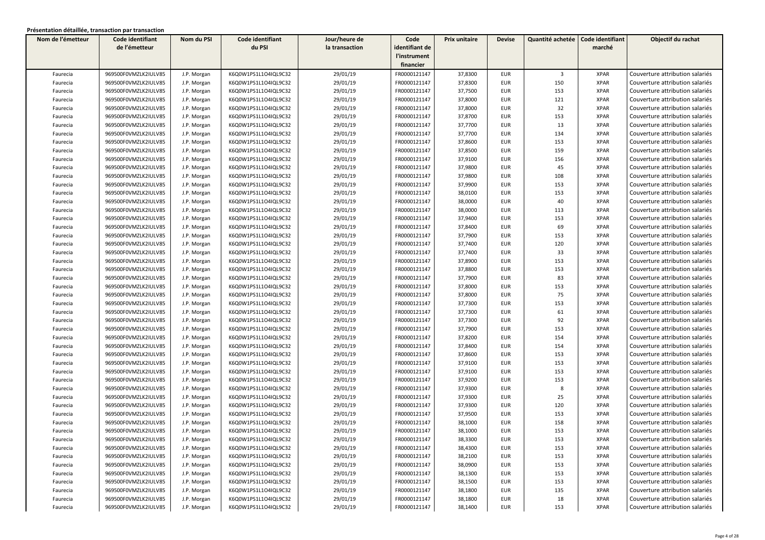**Présentation détaillée, transaction par transaction**

| Nom de l'émetteur | Code identifiant de l'émetteur | Nom du PSI | Code identifiant du PSI | Jour/heure de la transaction | Code identifiant de l'instrument financier | Prix unitaire | Devise | Quantité achetée | Code identifiant marché | Objectif du rachat |
|---|---|---|---|---|---|---|---|---|---|---|
| Faurecia | 969500F0VMZLK2IULV85 | J.P. Morgan | K6Q0W1PS1L1O4IQL9C32 | 29/01/19 | FR0000121147 | 37,8300 | EUR | 3 | XPAR | Couverture attribution salariés |
| Faurecia | 969500F0VMZLK2IULV85 | J.P. Morgan | K6Q0W1PS1L1O4IQL9C32 | 29/01/19 | FR0000121147 | 37,8300 | EUR | 150 | XPAR | Couverture attribution salariés |
| Faurecia | 969500F0VMZLK2IULV85 | J.P. Morgan | K6Q0W1PS1L1O4IQL9C32 | 29/01/19 | FR0000121147 | 37,7500 | EUR | 153 | XPAR | Couverture attribution salariés |
| Faurecia | 969500F0VMZLK2IULV85 | J.P. Morgan | K6Q0W1PS1L1O4IQL9C32 | 29/01/19 | FR0000121147 | 37,8000 | EUR | 121 | XPAR | Couverture attribution salariés |
| Faurecia | 969500F0VMZLK2IULV85 | J.P. Morgan | K6Q0W1PS1L1O4IQL9C32 | 29/01/19 | FR0000121147 | 37,8000 | EUR | 32 | XPAR | Couverture attribution salariés |
| Faurecia | 969500F0VMZLK2IULV85 | J.P. Morgan | K6Q0W1PS1L1O4IQL9C32 | 29/01/19 | FR0000121147 | 37,8700 | EUR | 153 | XPAR | Couverture attribution salariés |
| Faurecia | 969500F0VMZLK2IULV85 | J.P. Morgan | K6Q0W1PS1L1O4IQL9C32 | 29/01/19 | FR0000121147 | 37,7700 | EUR | 13 | XPAR | Couverture attribution salariés |
| Faurecia | 969500F0VMZLK2IULV85 | J.P. Morgan | K6Q0W1PS1L1O4IQL9C32 | 29/01/19 | FR0000121147 | 37,7700 | EUR | 134 | XPAR | Couverture attribution salariés |
| Faurecia | 969500F0VMZLK2IULV85 | J.P. Morgan | K6Q0W1PS1L1O4IQL9C32 | 29/01/19 | FR0000121147 | 37,8600 | EUR | 153 | XPAR | Couverture attribution salariés |
| Faurecia | 969500F0VMZLK2IULV85 | J.P. Morgan | K6Q0W1PS1L1O4IQL9C32 | 29/01/19 | FR0000121147 | 37,8500 | EUR | 159 | XPAR | Couverture attribution salariés |
| Faurecia | 969500F0VMZLK2IULV85 | J.P. Morgan | K6Q0W1PS1L1O4IQL9C32 | 29/01/19 | FR0000121147 | 37,9100 | EUR | 156 | XPAR | Couverture attribution salariés |
| Faurecia | 969500F0VMZLK2IULV85 | J.P. Morgan | K6Q0W1PS1L1O4IQL9C32 | 29/01/19 | FR0000121147 | 37,9800 | EUR | 45 | XPAR | Couverture attribution salariés |
| Faurecia | 969500F0VMZLK2IULV85 | J.P. Morgan | K6Q0W1PS1L1O4IQL9C32 | 29/01/19 | FR0000121147 | 37,9800 | EUR | 108 | XPAR | Couverture attribution salariés |
| Faurecia | 969500F0VMZLK2IULV85 | J.P. Morgan | K6Q0W1PS1L1O4IQL9C32 | 29/01/19 | FR0000121147 | 37,9900 | EUR | 153 | XPAR | Couverture attribution salariés |
| Faurecia | 969500F0VMZLK2IULV85 | J.P. Morgan | K6Q0W1PS1L1O4IQL9C32 | 29/01/19 | FR0000121147 | 38,0100 | EUR | 153 | XPAR | Couverture attribution salariés |
| Faurecia | 969500F0VMZLK2IULV85 | J.P. Morgan | K6Q0W1PS1L1O4IQL9C32 | 29/01/19 | FR0000121147 | 38,0000 | EUR | 40 | XPAR | Couverture attribution salariés |
| Faurecia | 969500F0VMZLK2IULV85 | J.P. Morgan | K6Q0W1PS1L1O4IQL9C32 | 29/01/19 | FR0000121147 | 38,0000 | EUR | 113 | XPAR | Couverture attribution salariés |
| Faurecia | 969500F0VMZLK2IULV85 | J.P. Morgan | K6Q0W1PS1L1O4IQL9C32 | 29/01/19 | FR0000121147 | 37,9400 | EUR | 153 | XPAR | Couverture attribution salariés |
| Faurecia | 969500F0VMZLK2IULV85 | J.P. Morgan | K6Q0W1PS1L1O4IQL9C32 | 29/01/19 | FR0000121147 | 37,8400 | EUR | 69 | XPAR | Couverture attribution salariés |
| Faurecia | 969500F0VMZLK2IULV85 | J.P. Morgan | K6Q0W1PS1L1O4IQL9C32 | 29/01/19 | FR0000121147 | 37,7900 | EUR | 153 | XPAR | Couverture attribution salariés |
| Faurecia | 969500F0VMZLK2IULV85 | J.P. Morgan | K6Q0W1PS1L1O4IQL9C32 | 29/01/19 | FR0000121147 | 37,7400 | EUR | 120 | XPAR | Couverture attribution salariés |
| Faurecia | 969500F0VMZLK2IULV85 | J.P. Morgan | K6Q0W1PS1L1O4IQL9C32 | 29/01/19 | FR0000121147 | 37,7400 | EUR | 33 | XPAR | Couverture attribution salariés |
| Faurecia | 969500F0VMZLK2IULV85 | J.P. Morgan | K6Q0W1PS1L1O4IQL9C32 | 29/01/19 | FR0000121147 | 37,8900 | EUR | 153 | XPAR | Couverture attribution salariés |
| Faurecia | 969500F0VMZLK2IULV85 | J.P. Morgan | K6Q0W1PS1L1O4IQL9C32 | 29/01/19 | FR0000121147 | 37,8800 | EUR | 153 | XPAR | Couverture attribution salariés |
| Faurecia | 969500F0VMZLK2IULV85 | J.P. Morgan | K6Q0W1PS1L1O4IQL9C32 | 29/01/19 | FR0000121147 | 37,7900 | EUR | 83 | XPAR | Couverture attribution salariés |
| Faurecia | 969500F0VMZLK2IULV85 | J.P. Morgan | K6Q0W1PS1L1O4IQL9C32 | 29/01/19 | FR0000121147 | 37,8000 | EUR | 153 | XPAR | Couverture attribution salariés |
| Faurecia | 969500F0VMZLK2IULV85 | J.P. Morgan | K6Q0W1PS1L1O4IQL9C32 | 29/01/19 | FR0000121147 | 37,8000 | EUR | 75 | XPAR | Couverture attribution salariés |
| Faurecia | 969500F0VMZLK2IULV85 | J.P. Morgan | K6Q0W1PS1L1O4IQL9C32 | 29/01/19 | FR0000121147 | 37,7300 | EUR | 153 | XPAR | Couverture attribution salariés |
| Faurecia | 969500F0VMZLK2IULV85 | J.P. Morgan | K6Q0W1PS1L1O4IQL9C32 | 29/01/19 | FR0000121147 | 37,7300 | EUR | 61 | XPAR | Couverture attribution salariés |
| Faurecia | 969500F0VMZLK2IULV85 | J.P. Morgan | K6Q0W1PS1L1O4IQL9C32 | 29/01/19 | FR0000121147 | 37,7300 | EUR | 92 | XPAR | Couverture attribution salariés |
| Faurecia | 969500F0VMZLK2IULV85 | J.P. Morgan | K6Q0W1PS1L1O4IQL9C32 | 29/01/19 | FR0000121147 | 37,7900 | EUR | 153 | XPAR | Couverture attribution salariés |
| Faurecia | 969500F0VMZLK2IULV85 | J.P. Morgan | K6Q0W1PS1L1O4IQL9C32 | 29/01/19 | FR0000121147 | 37,8200 | EUR | 154 | XPAR | Couverture attribution salariés |
| Faurecia | 969500F0VMZLK2IULV85 | J.P. Morgan | K6Q0W1PS1L1O4IQL9C32 | 29/01/19 | FR0000121147 | 37,8400 | EUR | 154 | XPAR | Couverture attribution salariés |
| Faurecia | 969500F0VMZLK2IULV85 | J.P. Morgan | K6Q0W1PS1L1O4IQL9C32 | 29/01/19 | FR0000121147 | 37,8600 | EUR | 153 | XPAR | Couverture attribution salariés |
| Faurecia | 969500F0VMZLK2IULV85 | J.P. Morgan | K6Q0W1PS1L1O4IQL9C32 | 29/01/19 | FR0000121147 | 37,9100 | EUR | 153 | XPAR | Couverture attribution salariés |
| Faurecia | 969500F0VMZLK2IULV85 | J.P. Morgan | K6Q0W1PS1L1O4IQL9C32 | 29/01/19 | FR0000121147 | 37,9100 | EUR | 153 | XPAR | Couverture attribution salariés |
| Faurecia | 969500F0VMZLK2IULV85 | J.P. Morgan | K6Q0W1PS1L1O4IQL9C32 | 29/01/19 | FR0000121147 | 37,9200 | EUR | 153 | XPAR | Couverture attribution salariés |
| Faurecia | 969500F0VMZLK2IULV85 | J.P. Morgan | K6Q0W1PS1L1O4IQL9C32 | 29/01/19 | FR0000121147 | 37,9300 | EUR | 8 | XPAR | Couverture attribution salariés |
| Faurecia | 969500F0VMZLK2IULV85 | J.P. Morgan | K6Q0W1PS1L1O4IQL9C32 | 29/01/19 | FR0000121147 | 37,9300 | EUR | 25 | XPAR | Couverture attribution salariés |
| Faurecia | 969500F0VMZLK2IULV85 | J.P. Morgan | K6Q0W1PS1L1O4IQL9C32 | 29/01/19 | FR0000121147 | 37,9300 | EUR | 120 | XPAR | Couverture attribution salariés |
| Faurecia | 969500F0VMZLK2IULV85 | J.P. Morgan | K6Q0W1PS1L1O4IQL9C32 | 29/01/19 | FR0000121147 | 37,9500 | EUR | 153 | XPAR | Couverture attribution salariés |
| Faurecia | 969500F0VMZLK2IULV85 | J.P. Morgan | K6Q0W1PS1L1O4IQL9C32 | 29/01/19 | FR0000121147 | 38,1000 | EUR | 158 | XPAR | Couverture attribution salariés |
| Faurecia | 969500F0VMZLK2IULV85 | J.P. Morgan | K6Q0W1PS1L1O4IQL9C32 | 29/01/19 | FR0000121147 | 38,1000 | EUR | 153 | XPAR | Couverture attribution salariés |
| Faurecia | 969500F0VMZLK2IULV85 | J.P. Morgan | K6Q0W1PS1L1O4IQL9C32 | 29/01/19 | FR0000121147 | 38,3300 | EUR | 153 | XPAR | Couverture attribution salariés |
| Faurecia | 969500F0VMZLK2IULV85 | J.P. Morgan | K6Q0W1PS1L1O4IQL9C32 | 29/01/19 | FR0000121147 | 38,4300 | EUR | 153 | XPAR | Couverture attribution salariés |
| Faurecia | 969500F0VMZLK2IULV85 | J.P. Morgan | K6Q0W1PS1L1O4IQL9C32 | 29/01/19 | FR0000121147 | 38,2100 | EUR | 153 | XPAR | Couverture attribution salariés |
| Faurecia | 969500F0VMZLK2IULV85 | J.P. Morgan | K6Q0W1PS1L1O4IQL9C32 | 29/01/19 | FR0000121147 | 38,0900 | EUR | 153 | XPAR | Couverture attribution salariés |
| Faurecia | 969500F0VMZLK2IULV85 | J.P. Morgan | K6Q0W1PS1L1O4IQL9C32 | 29/01/19 | FR0000121147 | 38,1300 | EUR | 153 | XPAR | Couverture attribution salariés |
| Faurecia | 969500F0VMZLK2IULV85 | J.P. Morgan | K6Q0W1PS1L1O4IQL9C32 | 29/01/19 | FR0000121147 | 38,1500 | EUR | 153 | XPAR | Couverture attribution salariés |
| Faurecia | 969500F0VMZLK2IULV85 | J.P. Morgan | K6Q0W1PS1L1O4IQL9C32 | 29/01/19 | FR0000121147 | 38,1800 | EUR | 135 | XPAR | Couverture attribution salariés |
| Faurecia | 969500F0VMZLK2IULV85 | J.P. Morgan | K6Q0W1PS1L1O4IQL9C32 | 29/01/19 | FR0000121147 | 38,1800 | EUR | 18 | XPAR | Couverture attribution salariés |
| Faurecia | 969500F0VMZLK2IULV85 | J.P. Morgan | K6Q0W1PS1L1O4IQL9C32 | 29/01/19 | FR0000121147 | 38,1400 | EUR | 153 | XPAR | Couverture attribution salariés |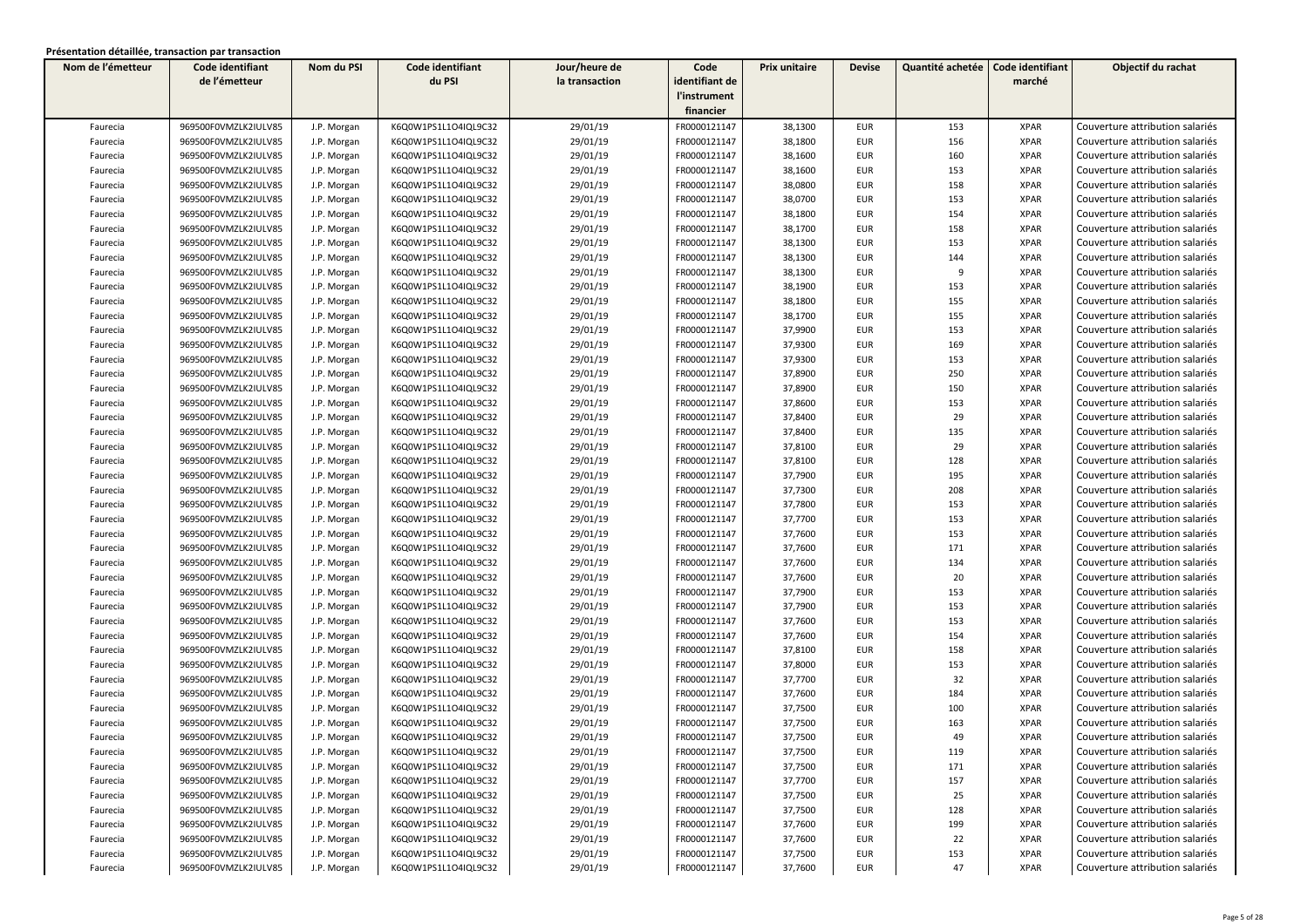**Présentation détaillée, transaction par transaction**

| Nom de l'émetteur | Code identifiant de l'émetteur | Nom du PSI | Code identifiant du PSI | Jour/heure de la transaction | Code identifiant de l'instrument financier | Prix unitaire | Devise | Quantité achetée | Code identifiant marché | Objectif du rachat |
|---|---|---|---|---|---|---|---|---|---|---|
| Faurecia | 969500F0VMZLK2IULV85 | J.P. Morgan | K6Q0W1PS1L1O4IQL9C32 | 29/01/19 | FR0000121147 | 38,1300 | EUR | 153 | XPAR | Couverture attribution salariés |
| Faurecia | 969500F0VMZLK2IULV85 | J.P. Morgan | K6Q0W1PS1L1O4IQL9C32 | 29/01/19 | FR0000121147 | 38,1800 | EUR | 156 | XPAR | Couverture attribution salariés |
| Faurecia | 969500F0VMZLK2IULV85 | J.P. Morgan | K6Q0W1PS1L1O4IQL9C32 | 29/01/19 | FR0000121147 | 38,1600 | EUR | 160 | XPAR | Couverture attribution salariés |
| Faurecia | 969500F0VMZLK2IULV85 | J.P. Morgan | K6Q0W1PS1L1O4IQL9C32 | 29/01/19 | FR0000121147 | 38,1600 | EUR | 153 | XPAR | Couverture attribution salariés |
| Faurecia | 969500F0VMZLK2IULV85 | J.P. Morgan | K6Q0W1PS1L1O4IQL9C32 | 29/01/19 | FR0000121147 | 38,0800 | EUR | 158 | XPAR | Couverture attribution salariés |
| Faurecia | 969500F0VMZLK2IULV85 | J.P. Morgan | K6Q0W1PS1L1O4IQL9C32 | 29/01/19 | FR0000121147 | 38,0700 | EUR | 153 | XPAR | Couverture attribution salariés |
| Faurecia | 969500F0VMZLK2IULV85 | J.P. Morgan | K6Q0W1PS1L1O4IQL9C32 | 29/01/19 | FR0000121147 | 38,1800 | EUR | 154 | XPAR | Couverture attribution salariés |
| Faurecia | 969500F0VMZLK2IULV85 | J.P. Morgan | K6Q0W1PS1L1O4IQL9C32 | 29/01/19 | FR0000121147 | 38,1700 | EUR | 158 | XPAR | Couverture attribution salariés |
| Faurecia | 969500F0VMZLK2IULV85 | J.P. Morgan | K6Q0W1PS1L1O4IQL9C32 | 29/01/19 | FR0000121147 | 38,1300 | EUR | 153 | XPAR | Couverture attribution salariés |
| Faurecia | 969500F0VMZLK2IULV85 | J.P. Morgan | K6Q0W1PS1L1O4IQL9C32 | 29/01/19 | FR0000121147 | 38,1300 | EUR | 144 | XPAR | Couverture attribution salariés |
| Faurecia | 969500F0VMZLK2IULV85 | J.P. Morgan | K6Q0W1PS1L1O4IQL9C32 | 29/01/19 | FR0000121147 | 38,1300 | EUR | 9 | XPAR | Couverture attribution salariés |
| Faurecia | 969500F0VMZLK2IULV85 | J.P. Morgan | K6Q0W1PS1L1O4IQL9C32 | 29/01/19 | FR0000121147 | 38,1900 | EUR | 153 | XPAR | Couverture attribution salariés |
| Faurecia | 969500F0VMZLK2IULV85 | J.P. Morgan | K6Q0W1PS1L1O4IQL9C32 | 29/01/19 | FR0000121147 | 38,1800 | EUR | 155 | XPAR | Couverture attribution salariés |
| Faurecia | 969500F0VMZLK2IULV85 | J.P. Morgan | K6Q0W1PS1L1O4IQL9C32 | 29/01/19 | FR0000121147 | 38,1700 | EUR | 155 | XPAR | Couverture attribution salariés |
| Faurecia | 969500F0VMZLK2IULV85 | J.P. Morgan | K6Q0W1PS1L1O4IQL9C32 | 29/01/19 | FR0000121147 | 37,9900 | EUR | 153 | XPAR | Couverture attribution salariés |
| Faurecia | 969500F0VMZLK2IULV85 | J.P. Morgan | K6Q0W1PS1L1O4IQL9C32 | 29/01/19 | FR0000121147 | 37,9300 | EUR | 169 | XPAR | Couverture attribution salariés |
| Faurecia | 969500F0VMZLK2IULV85 | J.P. Morgan | K6Q0W1PS1L1O4IQL9C32 | 29/01/19 | FR0000121147 | 37,9300 | EUR | 153 | XPAR | Couverture attribution salariés |
| Faurecia | 969500F0VMZLK2IULV85 | J.P. Morgan | K6Q0W1PS1L1O4IQL9C32 | 29/01/19 | FR0000121147 | 37,8900 | EUR | 250 | XPAR | Couverture attribution salariés |
| Faurecia | 969500F0VMZLK2IULV85 | J.P. Morgan | K6Q0W1PS1L1O4IQL9C32 | 29/01/19 | FR0000121147 | 37,8900 | EUR | 150 | XPAR | Couverture attribution salariés |
| Faurecia | 969500F0VMZLK2IULV85 | J.P. Morgan | K6Q0W1PS1L1O4IQL9C32 | 29/01/19 | FR0000121147 | 37,8600 | EUR | 153 | XPAR | Couverture attribution salariés |
| Faurecia | 969500F0VMZLK2IULV85 | J.P. Morgan | K6Q0W1PS1L1O4IQL9C32 | 29/01/19 | FR0000121147 | 37,8400 | EUR | 29 | XPAR | Couverture attribution salariés |
| Faurecia | 969500F0VMZLK2IULV85 | J.P. Morgan | K6Q0W1PS1L1O4IQL9C32 | 29/01/19 | FR0000121147 | 37,8400 | EUR | 135 | XPAR | Couverture attribution salariés |
| Faurecia | 969500F0VMZLK2IULV85 | J.P. Morgan | K6Q0W1PS1L1O4IQL9C32 | 29/01/19 | FR0000121147 | 37,8100 | EUR | 29 | XPAR | Couverture attribution salariés |
| Faurecia | 969500F0VMZLK2IULV85 | J.P. Morgan | K6Q0W1PS1L1O4IQL9C32 | 29/01/19 | FR0000121147 | 37,8100 | EUR | 128 | XPAR | Couverture attribution salariés |
| Faurecia | 969500F0VMZLK2IULV85 | J.P. Morgan | K6Q0W1PS1L1O4IQL9C32 | 29/01/19 | FR0000121147 | 37,7900 | EUR | 195 | XPAR | Couverture attribution salariés |
| Faurecia | 969500F0VMZLK2IULV85 | J.P. Morgan | K6Q0W1PS1L1O4IQL9C32 | 29/01/19 | FR0000121147 | 37,7300 | EUR | 208 | XPAR | Couverture attribution salariés |
| Faurecia | 969500F0VMZLK2IULV85 | J.P. Morgan | K6Q0W1PS1L1O4IQL9C32 | 29/01/19 | FR0000121147 | 37,7800 | EUR | 153 | XPAR | Couverture attribution salariés |
| Faurecia | 969500F0VMZLK2IULV85 | J.P. Morgan | K6Q0W1PS1L1O4IQL9C32 | 29/01/19 | FR0000121147 | 37,7700 | EUR | 153 | XPAR | Couverture attribution salariés |
| Faurecia | 969500F0VMZLK2IULV85 | J.P. Morgan | K6Q0W1PS1L1O4IQL9C32 | 29/01/19 | FR0000121147 | 37,7600 | EUR | 153 | XPAR | Couverture attribution salariés |
| Faurecia | 969500F0VMZLK2IULV85 | J.P. Morgan | K6Q0W1PS1L1O4IQL9C32 | 29/01/19 | FR0000121147 | 37,7600 | EUR | 171 | XPAR | Couverture attribution salariés |
| Faurecia | 969500F0VMZLK2IULV85 | J.P. Morgan | K6Q0W1PS1L1O4IQL9C32 | 29/01/19 | FR0000121147 | 37,7600 | EUR | 134 | XPAR | Couverture attribution salariés |
| Faurecia | 969500F0VMZLK2IULV85 | J.P. Morgan | K6Q0W1PS1L1O4IQL9C32 | 29/01/19 | FR0000121147 | 37,7600 | EUR | 20 | XPAR | Couverture attribution salariés |
| Faurecia | 969500F0VMZLK2IULV85 | J.P. Morgan | K6Q0W1PS1L1O4IQL9C32 | 29/01/19 | FR0000121147 | 37,7900 | EUR | 153 | XPAR | Couverture attribution salariés |
| Faurecia | 969500F0VMZLK2IULV85 | J.P. Morgan | K6Q0W1PS1L1O4IQL9C32 | 29/01/19 | FR0000121147 | 37,7900 | EUR | 153 | XPAR | Couverture attribution salariés |
| Faurecia | 969500F0VMZLK2IULV85 | J.P. Morgan | K6Q0W1PS1L1O4IQL9C32 | 29/01/19 | FR0000121147 | 37,7600 | EUR | 153 | XPAR | Couverture attribution salariés |
| Faurecia | 969500F0VMZLK2IULV85 | J.P. Morgan | K6Q0W1PS1L1O4IQL9C32 | 29/01/19 | FR0000121147 | 37,7600 | EUR | 154 | XPAR | Couverture attribution salariés |
| Faurecia | 969500F0VMZLK2IULV85 | J.P. Morgan | K6Q0W1PS1L1O4IQL9C32 | 29/01/19 | FR0000121147 | 37,8100 | EUR | 158 | XPAR | Couverture attribution salariés |
| Faurecia | 969500F0VMZLK2IULV85 | J.P. Morgan | K6Q0W1PS1L1O4IQL9C32 | 29/01/19 | FR0000121147 | 37,8000 | EUR | 153 | XPAR | Couverture attribution salariés |
| Faurecia | 969500F0VMZLK2IULV85 | J.P. Morgan | K6Q0W1PS1L1O4IQL9C32 | 29/01/19 | FR0000121147 | 37,7700 | EUR | 32 | XPAR | Couverture attribution salariés |
| Faurecia | 969500F0VMZLK2IULV85 | J.P. Morgan | K6Q0W1PS1L1O4IQL9C32 | 29/01/19 | FR0000121147 | 37,7600 | EUR | 184 | XPAR | Couverture attribution salariés |
| Faurecia | 969500F0VMZLK2IULV85 | J.P. Morgan | K6Q0W1PS1L1O4IQL9C32 | 29/01/19 | FR0000121147 | 37,7500 | EUR | 100 | XPAR | Couverture attribution salariés |
| Faurecia | 969500F0VMZLK2IULV85 | J.P. Morgan | K6Q0W1PS1L1O4IQL9C32 | 29/01/19 | FR0000121147 | 37,7500 | EUR | 163 | XPAR | Couverture attribution salariés |
| Faurecia | 969500F0VMZLK2IULV85 | J.P. Morgan | K6Q0W1PS1L1O4IQL9C32 | 29/01/19 | FR0000121147 | 37,7500 | EUR | 49 | XPAR | Couverture attribution salariés |
| Faurecia | 969500F0VMZLK2IULV85 | J.P. Morgan | K6Q0W1PS1L1O4IQL9C32 | 29/01/19 | FR0000121147 | 37,7500 | EUR | 119 | XPAR | Couverture attribution salariés |
| Faurecia | 969500F0VMZLK2IULV85 | J.P. Morgan | K6Q0W1PS1L1O4IQL9C32 | 29/01/19 | FR0000121147 | 37,7500 | EUR | 171 | XPAR | Couverture attribution salariés |
| Faurecia | 969500F0VMZLK2IULV85 | J.P. Morgan | K6Q0W1PS1L1O4IQL9C32 | 29/01/19 | FR0000121147 | 37,7700 | EUR | 157 | XPAR | Couverture attribution salariés |
| Faurecia | 969500F0VMZLK2IULV85 | J.P. Morgan | K6Q0W1PS1L1O4IQL9C32 | 29/01/19 | FR0000121147 | 37,7500 | EUR | 25 | XPAR | Couverture attribution salariés |
| Faurecia | 969500F0VMZLK2IULV85 | J.P. Morgan | K6Q0W1PS1L1O4IQL9C32 | 29/01/19 | FR0000121147 | 37,7500 | EUR | 128 | XPAR | Couverture attribution salariés |
| Faurecia | 969500F0VMZLK2IULV85 | J.P. Morgan | K6Q0W1PS1L1O4IQL9C32 | 29/01/19 | FR0000121147 | 37,7600 | EUR | 199 | XPAR | Couverture attribution salariés |
| Faurecia | 969500F0VMZLK2IULV85 | J.P. Morgan | K6Q0W1PS1L1O4IQL9C32 | 29/01/19 | FR0000121147 | 37,7600 | EUR | 22 | XPAR | Couverture attribution salariés |
| Faurecia | 969500F0VMZLK2IULV85 | J.P. Morgan | K6Q0W1PS1L1O4IQL9C32 | 29/01/19 | FR0000121147 | 37,7500 | EUR | 153 | XPAR | Couverture attribution salariés |
| Faurecia | 969500F0VMZLK2IULV85 | J.P. Morgan | K6Q0W1PS1L1O4IQL9C32 | 29/01/19 | FR0000121147 | 37,7600 | EUR | 47 | XPAR | Couverture attribution salariés |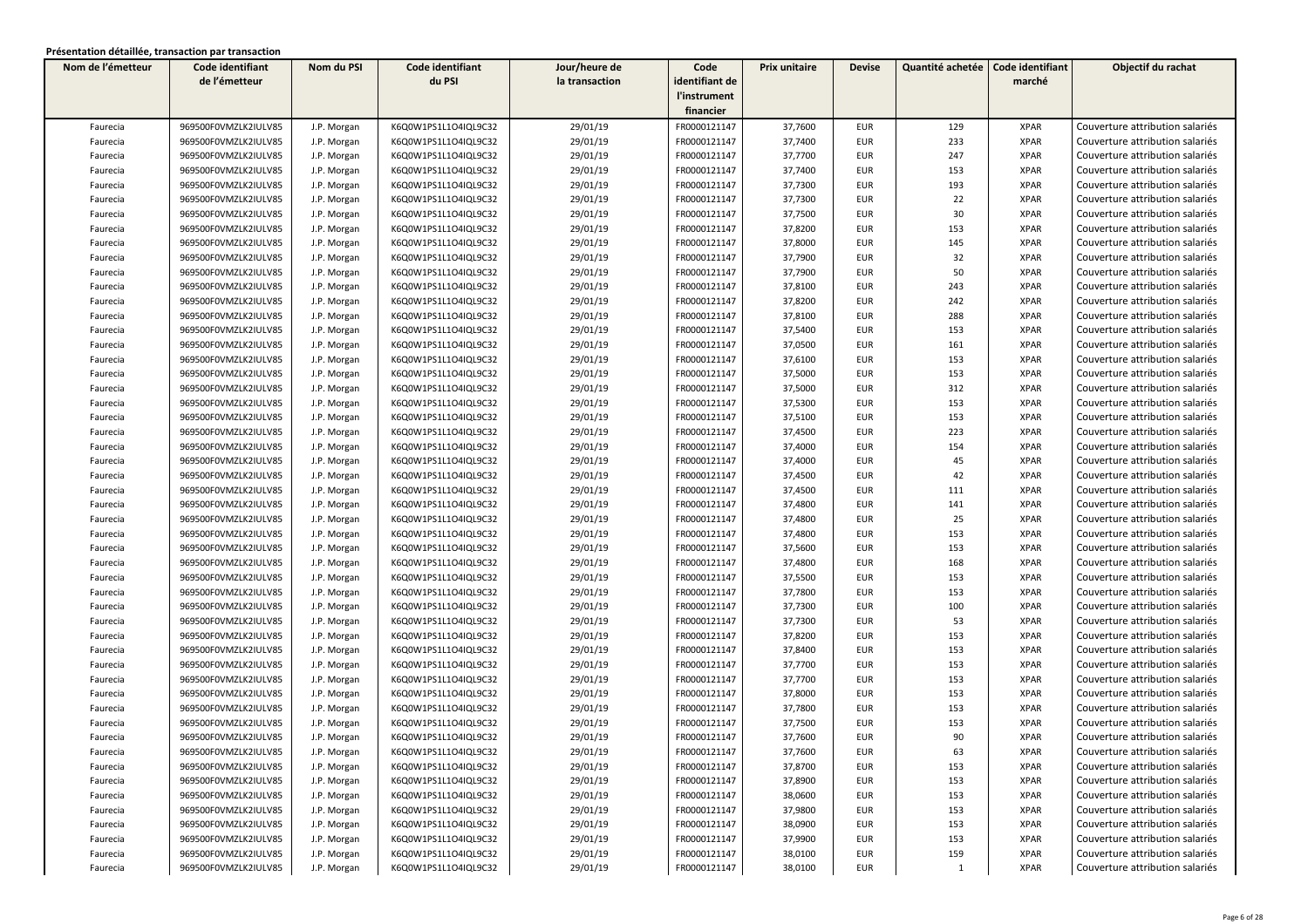**Présentation détaillée, transaction par transaction**

| Nom de l'émetteur | Code identifiant de l'émetteur | Nom du PSI | Code identifiant du PSI | Jour/heure de la transaction | Code identifiant de l'instrument financier | Prix unitaire | Devise | Quantité achetée | Code identifiant marché | Objectif du rachat |
|---|---|---|---|---|---|---|---|---|---|---|
| Faurecia | 969500F0VMZLK2IULV85 | J.P. Morgan | K6Q0W1PS1L1O4IQL9C32 | 29/01/19 | FR0000121147 | 37,7600 | EUR | 129 | XPAR | Couverture attribution salariés |
| Faurecia | 969500F0VMZLK2IULV85 | J.P. Morgan | K6Q0W1PS1L1O4IQL9C32 | 29/01/19 | FR0000121147 | 37,7400 | EUR | 233 | XPAR | Couverture attribution salariés |
| Faurecia | 969500F0VMZLK2IULV85 | J.P. Morgan | K6Q0W1PS1L1O4IQL9C32 | 29/01/19 | FR0000121147 | 37,7700 | EUR | 247 | XPAR | Couverture attribution salariés |
| Faurecia | 969500F0VMZLK2IULV85 | J.P. Morgan | K6Q0W1PS1L1O4IQL9C32 | 29/01/19 | FR0000121147 | 37,7400 | EUR | 153 | XPAR | Couverture attribution salariés |
| Faurecia | 969500F0VMZLK2IULV85 | J.P. Morgan | K6Q0W1PS1L1O4IQL9C32 | 29/01/19 | FR0000121147 | 37,7300 | EUR | 193 | XPAR | Couverture attribution salariés |
| Faurecia | 969500F0VMZLK2IULV85 | J.P. Morgan | K6Q0W1PS1L1O4IQL9C32 | 29/01/19 | FR0000121147 | 37,7300 | EUR | 22 | XPAR | Couverture attribution salariés |
| Faurecia | 969500F0VMZLK2IULV85 | J.P. Morgan | K6Q0W1PS1L1O4IQL9C32 | 29/01/19 | FR0000121147 | 37,7500 | EUR | 30 | XPAR | Couverture attribution salariés |
| Faurecia | 969500F0VMZLK2IULV85 | J.P. Morgan | K6Q0W1PS1L1O4IQL9C32 | 29/01/19 | FR0000121147 | 37,8200 | EUR | 153 | XPAR | Couverture attribution salariés |
| Faurecia | 969500F0VMZLK2IULV85 | J.P. Morgan | K6Q0W1PS1L1O4IQL9C32 | 29/01/19 | FR0000121147 | 37,8000 | EUR | 145 | XPAR | Couverture attribution salariés |
| Faurecia | 969500F0VMZLK2IULV85 | J.P. Morgan | K6Q0W1PS1L1O4IQL9C32 | 29/01/19 | FR0000121147 | 37,7900 | EUR | 32 | XPAR | Couverture attribution salariés |
| Faurecia | 969500F0VMZLK2IULV85 | J.P. Morgan | K6Q0W1PS1L1O4IQL9C32 | 29/01/19 | FR0000121147 | 37,7900 | EUR | 50 | XPAR | Couverture attribution salariés |
| Faurecia | 969500F0VMZLK2IULV85 | J.P. Morgan | K6Q0W1PS1L1O4IQL9C32 | 29/01/19 | FR0000121147 | 37,8100 | EUR | 243 | XPAR | Couverture attribution salariés |
| Faurecia | 969500F0VMZLK2IULV85 | J.P. Morgan | K6Q0W1PS1L1O4IQL9C32 | 29/01/19 | FR0000121147 | 37,8200 | EUR | 242 | XPAR | Couverture attribution salariés |
| Faurecia | 969500F0VMZLK2IULV85 | J.P. Morgan | K6Q0W1PS1L1O4IQL9C32 | 29/01/19 | FR0000121147 | 37,8100 | EUR | 288 | XPAR | Couverture attribution salariés |
| Faurecia | 969500F0VMZLK2IULV85 | J.P. Morgan | K6Q0W1PS1L1O4IQL9C32 | 29/01/19 | FR0000121147 | 37,5400 | EUR | 153 | XPAR | Couverture attribution salariés |
| Faurecia | 969500F0VMZLK2IULV85 | J.P. Morgan | K6Q0W1PS1L1O4IQL9C32 | 29/01/19 | FR0000121147 | 37,0500 | EUR | 161 | XPAR | Couverture attribution salariés |
| Faurecia | 969500F0VMZLK2IULV85 | J.P. Morgan | K6Q0W1PS1L1O4IQL9C32 | 29/01/19 | FR0000121147 | 37,6100 | EUR | 153 | XPAR | Couverture attribution salariés |
| Faurecia | 969500F0VMZLK2IULV85 | J.P. Morgan | K6Q0W1PS1L1O4IQL9C32 | 29/01/19 | FR0000121147 | 37,5000 | EUR | 153 | XPAR | Couverture attribution salariés |
| Faurecia | 969500F0VMZLK2IULV85 | J.P. Morgan | K6Q0W1PS1L1O4IQL9C32 | 29/01/19 | FR0000121147 | 37,5000 | EUR | 312 | XPAR | Couverture attribution salariés |
| Faurecia | 969500F0VMZLK2IULV85 | J.P. Morgan | K6Q0W1PS1L1O4IQL9C32 | 29/01/19 | FR0000121147 | 37,5300 | EUR | 153 | XPAR | Couverture attribution salariés |
| Faurecia | 969500F0VMZLK2IULV85 | J.P. Morgan | K6Q0W1PS1L1O4IQL9C32 | 29/01/19 | FR0000121147 | 37,5100 | EUR | 153 | XPAR | Couverture attribution salariés |
| Faurecia | 969500F0VMZLK2IULV85 | J.P. Morgan | K6Q0W1PS1L1O4IQL9C32 | 29/01/19 | FR0000121147 | 37,4500 | EUR | 223 | XPAR | Couverture attribution salariés |
| Faurecia | 969500F0VMZLK2IULV85 | J.P. Morgan | K6Q0W1PS1L1O4IQL9C32 | 29/01/19 | FR0000121147 | 37,4000 | EUR | 154 | XPAR | Couverture attribution salariés |
| Faurecia | 969500F0VMZLK2IULV85 | J.P. Morgan | K6Q0W1PS1L1O4IQL9C32 | 29/01/19 | FR0000121147 | 37,4000 | EUR | 45 | XPAR | Couverture attribution salariés |
| Faurecia | 969500F0VMZLK2IULV85 | J.P. Morgan | K6Q0W1PS1L1O4IQL9C32 | 29/01/19 | FR0000121147 | 37,4500 | EUR | 42 | XPAR | Couverture attribution salariés |
| Faurecia | 969500F0VMZLK2IULV85 | J.P. Morgan | K6Q0W1PS1L1O4IQL9C32 | 29/01/19 | FR0000121147 | 37,4500 | EUR | 111 | XPAR | Couverture attribution salariés |
| Faurecia | 969500F0VMZLK2IULV85 | J.P. Morgan | K6Q0W1PS1L1O4IQL9C32 | 29/01/19 | FR0000121147 | 37,4800 | EUR | 141 | XPAR | Couverture attribution salariés |
| Faurecia | 969500F0VMZLK2IULV85 | J.P. Morgan | K6Q0W1PS1L1O4IQL9C32 | 29/01/19 | FR0000121147 | 37,4800 | EUR | 25 | XPAR | Couverture attribution salariés |
| Faurecia | 969500F0VMZLK2IULV85 | J.P. Morgan | K6Q0W1PS1L1O4IQL9C32 | 29/01/19 | FR0000121147 | 37,4800 | EUR | 153 | XPAR | Couverture attribution salariés |
| Faurecia | 969500F0VMZLK2IULV85 | J.P. Morgan | K6Q0W1PS1L1O4IQL9C32 | 29/01/19 | FR0000121147 | 37,5600 | EUR | 153 | XPAR | Couverture attribution salariés |
| Faurecia | 969500F0VMZLK2IULV85 | J.P. Morgan | K6Q0W1PS1L1O4IQL9C32 | 29/01/19 | FR0000121147 | 37,4800 | EUR | 168 | XPAR | Couverture attribution salariés |
| Faurecia | 969500F0VMZLK2IULV85 | J.P. Morgan | K6Q0W1PS1L1O4IQL9C32 | 29/01/19 | FR0000121147 | 37,5500 | EUR | 153 | XPAR | Couverture attribution salariés |
| Faurecia | 969500F0VMZLK2IULV85 | J.P. Morgan | K6Q0W1PS1L1O4IQL9C32 | 29/01/19 | FR0000121147 | 37,7800 | EUR | 153 | XPAR | Couverture attribution salariés |
| Faurecia | 969500F0VMZLK2IULV85 | J.P. Morgan | K6Q0W1PS1L1O4IQL9C32 | 29/01/19 | FR0000121147 | 37,7300 | EUR | 100 | XPAR | Couverture attribution salariés |
| Faurecia | 969500F0VMZLK2IULV85 | J.P. Morgan | K6Q0W1PS1L1O4IQL9C32 | 29/01/19 | FR0000121147 | 37,7300 | EUR | 53 | XPAR | Couverture attribution salariés |
| Faurecia | 969500F0VMZLK2IULV85 | J.P. Morgan | K6Q0W1PS1L1O4IQL9C32 | 29/01/19 | FR0000121147 | 37,8200 | EUR | 153 | XPAR | Couverture attribution salariés |
| Faurecia | 969500F0VMZLK2IULV85 | J.P. Morgan | K6Q0W1PS1L1O4IQL9C32 | 29/01/19 | FR0000121147 | 37,8400 | EUR | 153 | XPAR | Couverture attribution salariés |
| Faurecia | 969500F0VMZLK2IULV85 | J.P. Morgan | K6Q0W1PS1L1O4IQL9C32 | 29/01/19 | FR0000121147 | 37,7700 | EUR | 153 | XPAR | Couverture attribution salariés |
| Faurecia | 969500F0VMZLK2IULV85 | J.P. Morgan | K6Q0W1PS1L1O4IQL9C32 | 29/01/19 | FR0000121147 | 37,7700 | EUR | 153 | XPAR | Couverture attribution salariés |
| Faurecia | 969500F0VMZLK2IULV85 | J.P. Morgan | K6Q0W1PS1L1O4IQL9C32 | 29/01/19 | FR0000121147 | 37,8000 | EUR | 153 | XPAR | Couverture attribution salariés |
| Faurecia | 969500F0VMZLK2IULV85 | J.P. Morgan | K6Q0W1PS1L1O4IQL9C32 | 29/01/19 | FR0000121147 | 37,7800 | EUR | 153 | XPAR | Couverture attribution salariés |
| Faurecia | 969500F0VMZLK2IULV85 | J.P. Morgan | K6Q0W1PS1L1O4IQL9C32 | 29/01/19 | FR0000121147 | 37,5000 | EUR | 153 | XPAR | Couverture attribution salariés |
| Faurecia | 969500F0VMZLK2IULV85 | J.P. Morgan | K6Q0W1PS1L1O4IQL9C32 | 29/01/19 | FR0000121147 | 37,7600 | EUR | 90 | XPAR | Couverture attribution salariés |
| Faurecia | 969500F0VMZLK2IULV85 | J.P. Morgan | K6Q0W1PS1L1O4IQL9C32 | 29/01/19 | FR0000121147 | 37,7600 | EUR | 63 | XPAR | Couverture attribution salariés |
| Faurecia | 969500F0VMZLK2IULV85 | J.P. Morgan | K6Q0W1PS1L1O4IQL9C32 | 29/01/19 | FR0000121147 | 37,8700 | EUR | 153 | XPAR | Couverture attribution salariés |
| Faurecia | 969500F0VMZLK2IULV85 | J.P. Morgan | K6Q0W1PS1L1O4IQL9C32 | 29/01/19 | FR0000121147 | 37,8900 | EUR | 153 | XPAR | Couverture attribution salariés |
| Faurecia | 969500F0VMZLK2IULV85 | J.P. Morgan | K6Q0W1PS1L1O4IQL9C32 | 29/01/19 | FR0000121147 | 38,0600 | EUR | 153 | XPAR | Couverture attribution salariés |
| Faurecia | 969500F0VMZLK2IULV85 | J.P. Morgan | K6Q0W1PS1L1O4IQL9C32 | 29/01/19 | FR0000121147 | 37,9800 | EUR | 153 | XPAR | Couverture attribution salariés |
| Faurecia | 969500F0VMZLK2IULV85 | J.P. Morgan | K6Q0W1PS1L1O4IQL9C32 | 29/01/19 | FR0000121147 | 38,0900 | EUR | 153 | XPAR | Couverture attribution salariés |
| Faurecia | 969500F0VMZLK2IULV85 | J.P. Morgan | K6Q0W1PS1L1O4IQL9C32 | 29/01/19 | FR0000121147 | 37,9900 | EUR | 153 | XPAR | Couverture attribution salariés |
| Faurecia | 969500F0VMZLK2IULV85 | J.P. Morgan | K6Q0W1PS1L1O4IQL9C32 | 29/01/19 | FR0000121147 | 38,0100 | EUR | 159 | XPAR | Couverture attribution salariés |
| Faurecia | 969500F0VMZLK2IULV85 | J.P. Morgan | K6Q0W1PS1L1O4IQL9C32 | 29/01/19 | FR0000121147 | 38,0100 | EUR | 1 | XPAR | Couverture attribution salariés |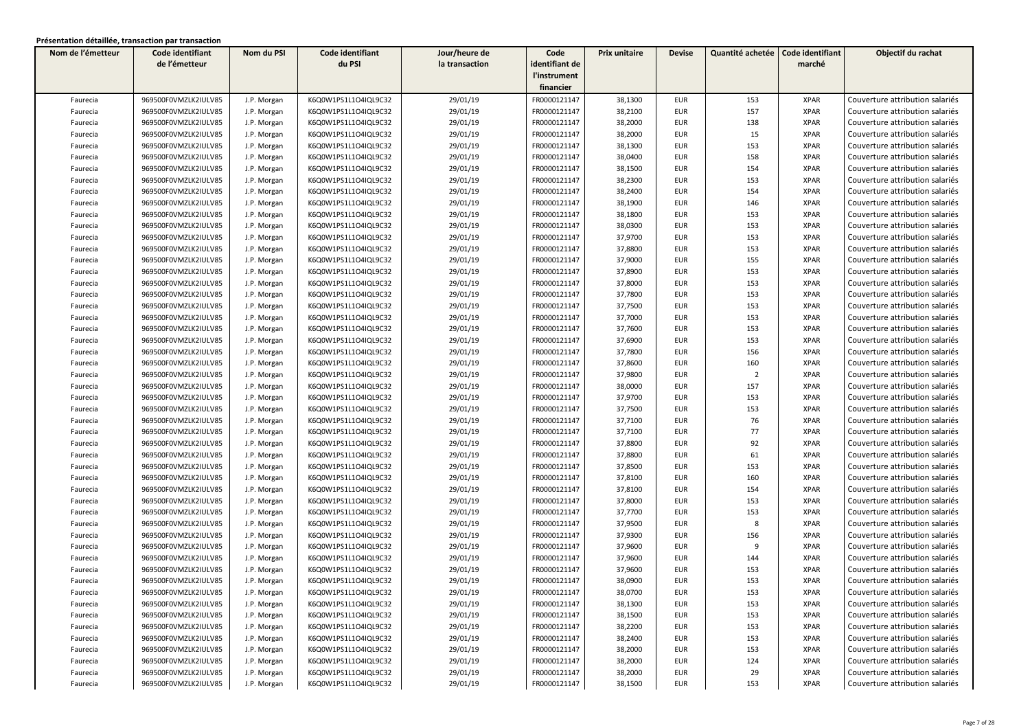**Présentation détaillée, transaction par transaction**

| Nom de l'émetteur | Code identifiant de l'émetteur | Nom du PSI | Code identifiant du PSI | Jour/heure de la transaction | Code identifiant de l'instrument financier | Prix unitaire | Devise | Quantité achetée | Code identifiant marché | Objectif du rachat |
|---|---|---|---|---|---|---|---|---|---|---|
| Faurecia | 969500F0VMZLK2IULV85 | J.P. Morgan | K6Q0W1PS1L1O4IQL9C32 | 29/01/19 | FR0000121147 | 38,1300 | EUR | 153 | XPAR | Couverture attribution salariés |
| Faurecia | 969500F0VMZLK2IULV85 | J.P. Morgan | K6Q0W1PS1L1O4IQL9C32 | 29/01/19 | FR0000121147 | 38,2100 | EUR | 157 | XPAR | Couverture attribution salariés |
| Faurecia | 969500F0VMZLK2IULV85 | J.P. Morgan | K6Q0W1PS1L1O4IQL9C32 | 29/01/19 | FR0000121147 | 38,2000 | EUR | 138 | XPAR | Couverture attribution salariés |
| Faurecia | 969500F0VMZLK2IULV85 | J.P. Morgan | K6Q0W1PS1L1O4IQL9C32 | 29/01/19 | FR0000121147 | 38,2000 | EUR | 15 | XPAR | Couverture attribution salariés |
| Faurecia | 969500F0VMZLK2IULV85 | J.P. Morgan | K6Q0W1PS1L1O4IQL9C32 | 29/01/19 | FR0000121147 | 38,1300 | EUR | 153 | XPAR | Couverture attribution salariés |
| Faurecia | 969500F0VMZLK2IULV85 | J.P. Morgan | K6Q0W1PS1L1O4IQL9C32 | 29/01/19 | FR0000121147 | 38,0400 | EUR | 158 | XPAR | Couverture attribution salariés |
| Faurecia | 969500F0VMZLK2IULV85 | J.P. Morgan | K6Q0W1PS1L1O4IQL9C32 | 29/01/19 | FR0000121147 | 38,1500 | EUR | 154 | XPAR | Couverture attribution salariés |
| Faurecia | 969500F0VMZLK2IULV85 | J.P. Morgan | K6Q0W1PS1L1O4IQL9C32 | 29/01/19 | FR0000121147 | 38,2300 | EUR | 153 | XPAR | Couverture attribution salariés |
| Faurecia | 969500F0VMZLK2IULV85 | J.P. Morgan | K6Q0W1PS1L1O4IQL9C32 | 29/01/19 | FR0000121147 | 38,2400 | EUR | 154 | XPAR | Couverture attribution salariés |
| Faurecia | 969500F0VMZLK2IULV85 | J.P. Morgan | K6Q0W1PS1L1O4IQL9C32 | 29/01/19 | FR0000121147 | 38,1900 | EUR | 146 | XPAR | Couverture attribution salariés |
| Faurecia | 969500F0VMZLK2IULV85 | J.P. Morgan | K6Q0W1PS1L1O4IQL9C32 | 29/01/19 | FR0000121147 | 38,1800 | EUR | 153 | XPAR | Couverture attribution salariés |
| Faurecia | 969500F0VMZLK2IULV85 | J.P. Morgan | K6Q0W1PS1L1O4IQL9C32 | 29/01/19 | FR0000121147 | 38,0300 | EUR | 153 | XPAR | Couverture attribution salariés |
| Faurecia | 969500F0VMZLK2IULV85 | J.P. Morgan | K6Q0W1PS1L1O4IQL9C32 | 29/01/19 | FR0000121147 | 37,9700 | EUR | 153 | XPAR | Couverture attribution salariés |
| Faurecia | 969500F0VMZLK2IULV85 | J.P. Morgan | K6Q0W1PS1L1O4IQL9C32 | 29/01/19 | FR0000121147 | 37,8800 | EUR | 153 | XPAR | Couverture attribution salariés |
| Faurecia | 969500F0VMZLK2IULV85 | J.P. Morgan | K6Q0W1PS1L1O4IQL9C32 | 29/01/19 | FR0000121147 | 37,9000 | EUR | 155 | XPAR | Couverture attribution salariés |
| Faurecia | 969500F0VMZLK2IULV85 | J.P. Morgan | K6Q0W1PS1L1O4IQL9C32 | 29/01/19 | FR0000121147 | 37,8900 | EUR | 153 | XPAR | Couverture attribution salariés |
| Faurecia | 969500F0VMZLK2IULV85 | J.P. Morgan | K6Q0W1PS1L1O4IQL9C32 | 29/01/19 | FR0000121147 | 37,8000 | EUR | 153 | XPAR | Couverture attribution salariés |
| Faurecia | 969500F0VMZLK2IULV85 | J.P. Morgan | K6Q0W1PS1L1O4IQL9C32 | 29/01/19 | FR0000121147 | 37,7800 | EUR | 153 | XPAR | Couverture attribution salariés |
| Faurecia | 969500F0VMZLK2IULV85 | J.P. Morgan | K6Q0W1PS1L1O4IQL9C32 | 29/01/19 | FR0000121147 | 37,7500 | EUR | 153 | XPAR | Couverture attribution salariés |
| Faurecia | 969500F0VMZLK2IULV85 | J.P. Morgan | K6Q0W1PS1L1O4IQL9C32 | 29/01/19 | FR0000121147 | 37,7000 | EUR | 153 | XPAR | Couverture attribution salariés |
| Faurecia | 969500F0VMZLK2IULV85 | J.P. Morgan | K6Q0W1PS1L1O4IQL9C32 | 29/01/19 | FR0000121147 | 37,7600 | EUR | 153 | XPAR | Couverture attribution salariés |
| Faurecia | 969500F0VMZLK2IULV85 | J.P. Morgan | K6Q0W1PS1L1O4IQL9C32 | 29/01/19 | FR0000121147 | 37,6900 | EUR | 153 | XPAR | Couverture attribution salariés |
| Faurecia | 969500F0VMZLK2IULV85 | J.P. Morgan | K6Q0W1PS1L1O4IQL9C32 | 29/01/19 | FR0000121147 | 37,7800 | EUR | 156 | XPAR | Couverture attribution salariés |
| Faurecia | 969500F0VMZLK2IULV85 | J.P. Morgan | K6Q0W1PS1L1O4IQL9C32 | 29/01/19 | FR0000121147 | 37,8600 | EUR | 160 | XPAR | Couverture attribution salariés |
| Faurecia | 969500F0VMZLK2IULV85 | J.P. Morgan | K6Q0W1PS1L1O4IQL9C32 | 29/01/19 | FR0000121147 | 37,9800 | EUR | 2 | XPAR | Couverture attribution salariés |
| Faurecia | 969500F0VMZLK2IULV85 | J.P. Morgan | K6Q0W1PS1L1O4IQL9C32 | 29/01/19 | FR0000121147 | 38,0000 | EUR | 157 | XPAR | Couverture attribution salariés |
| Faurecia | 969500F0VMZLK2IULV85 | J.P. Morgan | K6Q0W1PS1L1O4IQL9C32 | 29/01/19 | FR0000121147 | 37,9700 | EUR | 153 | XPAR | Couverture attribution salariés |
| Faurecia | 969500F0VMZLK2IULV85 | J.P. Morgan | K6Q0W1PS1L1O4IQL9C32 | 29/01/19 | FR0000121147 | 37,7500 | EUR | 153 | XPAR | Couverture attribution salariés |
| Faurecia | 969500F0VMZLK2IULV85 | J.P. Morgan | K6Q0W1PS1L1O4IQL9C32 | 29/01/19 | FR0000121147 | 37,7100 | EUR | 76 | XPAR | Couverture attribution salariés |
| Faurecia | 969500F0VMZLK2IULV85 | J.P. Morgan | K6Q0W1PS1L1O4IQL9C32 | 29/01/19 | FR0000121147 | 37,7100 | EUR | 77 | XPAR | Couverture attribution salariés |
| Faurecia | 969500F0VMZLK2IULV85 | J.P. Morgan | K6Q0W1PS1L1O4IQL9C32 | 29/01/19 | FR0000121147 | 37,8800 | EUR | 92 | XPAR | Couverture attribution salariés |
| Faurecia | 969500F0VMZLK2IULV85 | J.P. Morgan | K6Q0W1PS1L1O4IQL9C32 | 29/01/19 | FR0000121147 | 37,8800 | EUR | 61 | XPAR | Couverture attribution salariés |
| Faurecia | 969500F0VMZLK2IULV85 | J.P. Morgan | K6Q0W1PS1L1O4IQL9C32 | 29/01/19 | FR0000121147 | 37,8500 | EUR | 153 | XPAR | Couverture attribution salariés |
| Faurecia | 969500F0VMZLK2IULV85 | J.P. Morgan | K6Q0W1PS1L1O4IQL9C32 | 29/01/19 | FR0000121147 | 37,8100 | EUR | 160 | XPAR | Couverture attribution salariés |
| Faurecia | 969500F0VMZLK2IULV85 | J.P. Morgan | K6Q0W1PS1L1O4IQL9C32 | 29/01/19 | FR0000121147 | 37,8100 | EUR | 154 | XPAR | Couverture attribution salariés |
| Faurecia | 969500F0VMZLK2IULV85 | J.P. Morgan | K6Q0W1PS1L1O4IQL9C32 | 29/01/19 | FR0000121147 | 37,8000 | EUR | 153 | XPAR | Couverture attribution salariés |
| Faurecia | 969500F0VMZLK2IULV85 | J.P. Morgan | K6Q0W1PS1L1O4IQL9C32 | 29/01/19 | FR0000121147 | 37,7700 | EUR | 153 | XPAR | Couverture attribution salariés |
| Faurecia | 969500F0VMZLK2IULV85 | J.P. Morgan | K6Q0W1PS1L1O4IQL9C32 | 29/01/19 | FR0000121147 | 37,9500 | EUR | 8 | XPAR | Couverture attribution salariés |
| Faurecia | 969500F0VMZLK2IULV85 | J.P. Morgan | K6Q0W1PS1L1O4IQL9C32 | 29/01/19 | FR0000121147 | 37,9300 | EUR | 156 | XPAR | Couverture attribution salariés |
| Faurecia | 969500F0VMZLK2IULV85 | J.P. Morgan | K6Q0W1PS1L1O4IQL9C32 | 29/01/19 | FR0000121147 | 37,9600 | EUR | 9 | XPAR | Couverture attribution salariés |
| Faurecia | 969500F0VMZLK2IULV85 | J.P. Morgan | K6Q0W1PS1L1O4IQL9C32 | 29/01/19 | FR0000121147 | 37,9600 | EUR | 144 | XPAR | Couverture attribution salariés |
| Faurecia | 969500F0VMZLK2IULV85 | J.P. Morgan | K6Q0W1PS1L1O4IQL9C32 | 29/01/19 | FR0000121147 | 37,9600 | EUR | 153 | XPAR | Couverture attribution salariés |
| Faurecia | 969500F0VMZLK2IULV85 | J.P. Morgan | K6Q0W1PS1L1O4IQL9C32 | 29/01/19 | FR0000121147 | 38,0900 | EUR | 153 | XPAR | Couverture attribution salariés |
| Faurecia | 969500F0VMZLK2IULV85 | J.P. Morgan | K6Q0W1PS1L1O4IQL9C32 | 29/01/19 | FR0000121147 | 38,0700 | EUR | 153 | XPAR | Couverture attribution salariés |
| Faurecia | 969500F0VMZLK2IULV85 | J.P. Morgan | K6Q0W1PS1L1O4IQL9C32 | 29/01/19 | FR0000121147 | 38,1300 | EUR | 153 | XPAR | Couverture attribution salariés |
| Faurecia | 969500F0VMZLK2IULV85 | J.P. Morgan | K6Q0W1PS1L1O4IQL9C32 | 29/01/19 | FR0000121147 | 38,1500 | EUR | 153 | XPAR | Couverture attribution salariés |
| Faurecia | 969500F0VMZLK2IULV85 | J.P. Morgan | K6Q0W1PS1L1O4IQL9C32 | 29/01/19 | FR0000121147 | 38,2200 | EUR | 153 | XPAR | Couverture attribution salariés |
| Faurecia | 969500F0VMZLK2IULV85 | J.P. Morgan | K6Q0W1PS1L1O4IQL9C32 | 29/01/19 | FR0000121147 | 38,2400 | EUR | 153 | XPAR | Couverture attribution salariés |
| Faurecia | 969500F0VMZLK2IULV85 | J.P. Morgan | K6Q0W1PS1L1O4IQL9C32 | 29/01/19 | FR0000121147 | 38,2000 | EUR | 153 | XPAR | Couverture attribution salariés |
| Faurecia | 969500F0VMZLK2IULV85 | J.P. Morgan | K6Q0W1PS1L1O4IQL9C32 | 29/01/19 | FR0000121147 | 38,2000 | EUR | 124 | XPAR | Couverture attribution salariés |
| Faurecia | 969500F0VMZLK2IULV85 | J.P. Morgan | K6Q0W1PS1L1O4IQL9C32 | 29/01/19 | FR0000121147 | 38,2000 | EUR | 29 | XPAR | Couverture attribution salariés |
| Faurecia | 969500F0VMZLK2IULV85 | J.P. Morgan | K6Q0W1PS1L1O4IQL9C32 | 29/01/19 | FR0000121147 | 38,1500 | EUR | 153 | XPAR | Couverture attribution salariés |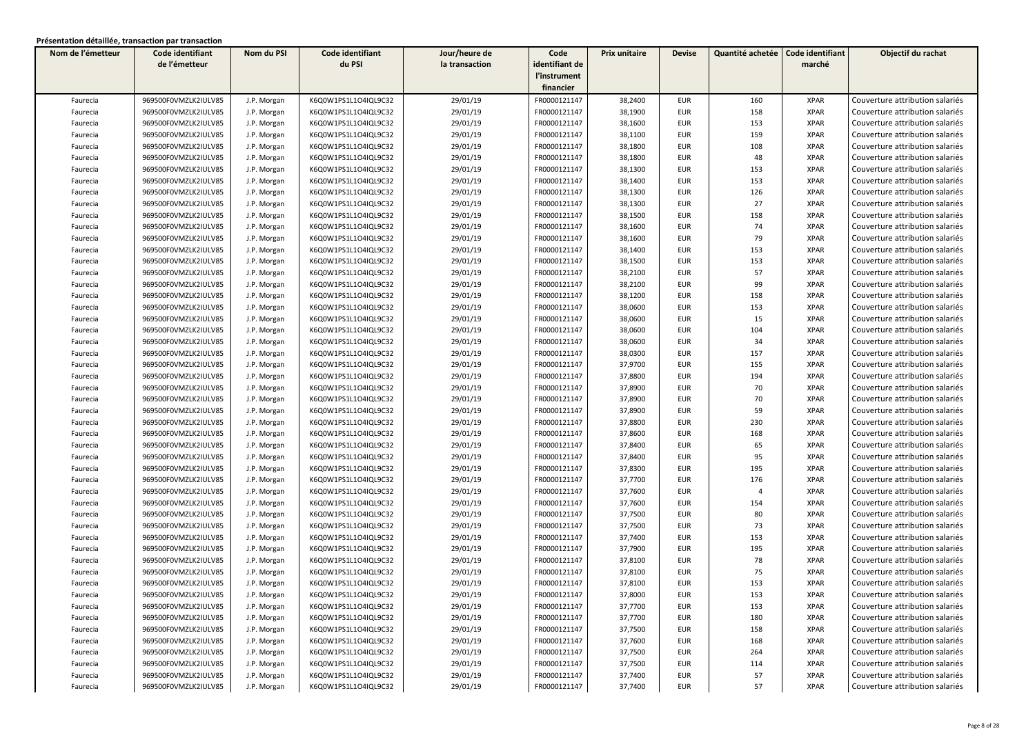**Présentation détaillée, transaction par transaction**

| Nom de l'émetteur | Code identifiant de l'émetteur | Nom du PSI | Code identifiant du PSI | Jour/heure de la transaction | Code identifiant de l'instrument financier | Prix unitaire | Devise | Quantité achetée | Code identifiant marché | Objectif du rachat |
|---|---|---|---|---|---|---|---|---|---|---|
| Faurecia | 969500F0VMZLK2IULV85 | J.P. Morgan | K6Q0W1PS1L1O4IQL9C32 | 29/01/19 | FR0000121147 | 38,2400 | EUR | 160 | XPAR | Couverture attribution salariés |
| Faurecia | 969500F0VMZLK2IULV85 | J.P. Morgan | K6Q0W1PS1L1O4IQL9C32 | 29/01/19 | FR0000121147 | 38,1900 | EUR | 158 | XPAR | Couverture attribution salariés |
| Faurecia | 969500F0VMZLK2IULV85 | J.P. Morgan | K6Q0W1PS1L1O4IQL9C32 | 29/01/19 | FR0000121147 | 38,1600 | EUR | 153 | XPAR | Couverture attribution salariés |
| Faurecia | 969500F0VMZLK2IULV85 | J.P. Morgan | K6Q0W1PS1L1O4IQL9C32 | 29/01/19 | FR0000121147 | 38,1100 | EUR | 159 | XPAR | Couverture attribution salariés |
| Faurecia | 969500F0VMZLK2IULV85 | J.P. Morgan | K6Q0W1PS1L1O4IQL9C32 | 29/01/19 | FR0000121147 | 38,1800 | EUR | 108 | XPAR | Couverture attribution salariés |
| Faurecia | 969500F0VMZLK2IULV85 | J.P. Morgan | K6Q0W1PS1L1O4IQL9C32 | 29/01/19 | FR0000121147 | 38,1800 | EUR | 48 | XPAR | Couverture attribution salariés |
| Faurecia | 969500F0VMZLK2IULV85 | J.P. Morgan | K6Q0W1PS1L1O4IQL9C32 | 29/01/19 | FR0000121147 | 38,1300 | EUR | 153 | XPAR | Couverture attribution salariés |
| Faurecia | 969500F0VMZLK2IULV85 | J.P. Morgan | K6Q0W1PS1L1O4IQL9C32 | 29/01/19 | FR0000121147 | 38,1400 | EUR | 153 | XPAR | Couverture attribution salariés |
| Faurecia | 969500F0VMZLK2IULV85 | J.P. Morgan | K6Q0W1PS1L1O4IQL9C32 | 29/01/19 | FR0000121147 | 38,1300 | EUR | 126 | XPAR | Couverture attribution salariés |
| Faurecia | 969500F0VMZLK2IULV85 | J.P. Morgan | K6Q0W1PS1L1O4IQL9C32 | 29/01/19 | FR0000121147 | 38,1300 | EUR | 27 | XPAR | Couverture attribution salariés |
| Faurecia | 969500F0VMZLK2IULV85 | J.P. Morgan | K6Q0W1PS1L1O4IQL9C32 | 29/01/19 | FR0000121147 | 38,1500 | EUR | 158 | XPAR | Couverture attribution salariés |
| Faurecia | 969500F0VMZLK2IULV85 | J.P. Morgan | K6Q0W1PS1L1O4IQL9C32 | 29/01/19 | FR0000121147 | 38,1600 | EUR | 74 | XPAR | Couverture attribution salariés |
| Faurecia | 969500F0VMZLK2IULV85 | J.P. Morgan | K6Q0W1PS1L1O4IQL9C32 | 29/01/19 | FR0000121147 | 38,1600 | EUR | 79 | XPAR | Couverture attribution salariés |
| Faurecia | 969500F0VMZLK2IULV85 | J.P. Morgan | K6Q0W1PS1L1O4IQL9C32 | 29/01/19 | FR0000121147 | 38,1400 | EUR | 153 | XPAR | Couverture attribution salariés |
| Faurecia | 969500F0VMZLK2IULV85 | J.P. Morgan | K6Q0W1PS1L1O4IQL9C32 | 29/01/19 | FR0000121147 | 38,1500 | EUR | 153 | XPAR | Couverture attribution salariés |
| Faurecia | 969500F0VMZLK2IULV85 | J.P. Morgan | K6Q0W1PS1L1O4IQL9C32 | 29/01/19 | FR0000121147 | 38,2100 | EUR | 57 | XPAR | Couverture attribution salariés |
| Faurecia | 969500F0VMZLK2IULV85 | J.P. Morgan | K6Q0W1PS1L1O4IQL9C32 | 29/01/19 | FR0000121147 | 38,2100 | EUR | 99 | XPAR | Couverture attribution salariés |
| Faurecia | 969500F0VMZLK2IULV85 | J.P. Morgan | K6Q0W1PS1L1O4IQL9C32 | 29/01/19 | FR0000121147 | 38,1200 | EUR | 158 | XPAR | Couverture attribution salariés |
| Faurecia | 969500F0VMZLK2IULV85 | J.P. Morgan | K6Q0W1PS1L1O4IQL9C32 | 29/01/19 | FR0000121147 | 38,0600 | EUR | 153 | XPAR | Couverture attribution salariés |
| Faurecia | 969500F0VMZLK2IULV85 | J.P. Morgan | K6Q0W1PS1L1O4IQL9C32 | 29/01/19 | FR0000121147 | 38,0600 | EUR | 15 | XPAR | Couverture attribution salariés |
| Faurecia | 969500F0VMZLK2IULV85 | J.P. Morgan | K6Q0W1PS1L1O4IQL9C32 | 29/01/19 | FR0000121147 | 38,0600 | EUR | 104 | XPAR | Couverture attribution salariés |
| Faurecia | 969500F0VMZLK2IULV85 | J.P. Morgan | K6Q0W1PS1L1O4IQL9C32 | 29/01/19 | FR0000121147 | 38,0600 | EUR | 34 | XPAR | Couverture attribution salariés |
| Faurecia | 969500F0VMZLK2IULV85 | J.P. Morgan | K6Q0W1PS1L1O4IQL9C32 | 29/01/19 | FR0000121147 | 38,0300 | EUR | 157 | XPAR | Couverture attribution salariés |
| Faurecia | 969500F0VMZLK2IULV85 | J.P. Morgan | K6Q0W1PS1L1O4IQL9C32 | 29/01/19 | FR0000121147 | 37,9700 | EUR | 155 | XPAR | Couverture attribution salariés |
| Faurecia | 969500F0VMZLK2IULV85 | J.P. Morgan | K6Q0W1PS1L1O4IQL9C32 | 29/01/19 | FR0000121147 | 37,8800 | EUR | 194 | XPAR | Couverture attribution salariés |
| Faurecia | 969500F0VMZLK2IULV85 | J.P. Morgan | K6Q0W1PS1L1O4IQL9C32 | 29/01/19 | FR0000121147 | 37,8900 | EUR | 70 | XPAR | Couverture attribution salariés |
| Faurecia | 969500F0VMZLK2IULV85 | J.P. Morgan | K6Q0W1PS1L1O4IQL9C32 | 29/01/19 | FR0000121147 | 37,8900 | EUR | 70 | XPAR | Couverture attribution salariés |
| Faurecia | 969500F0VMZLK2IULV85 | J.P. Morgan | K6Q0W1PS1L1O4IQL9C32 | 29/01/19 | FR0000121147 | 37,8900 | EUR | 59 | XPAR | Couverture attribution salariés |
| Faurecia | 969500F0VMZLK2IULV85 | J.P. Morgan | K6Q0W1PS1L1O4IQL9C32 | 29/01/19 | FR0000121147 | 37,8800 | EUR | 230 | XPAR | Couverture attribution salariés |
| Faurecia | 969500F0VMZLK2IULV85 | J.P. Morgan | K6Q0W1PS1L1O4IQL9C32 | 29/01/19 | FR0000121147 | 37,8600 | EUR | 168 | XPAR | Couverture attribution salariés |
| Faurecia | 969500F0VMZLK2IULV85 | J.P. Morgan | K6Q0W1PS1L1O4IQL9C32 | 29/01/19 | FR0000121147 | 37,8400 | EUR | 65 | XPAR | Couverture attribution salariés |
| Faurecia | 969500F0VMZLK2IULV85 | J.P. Morgan | K6Q0W1PS1L1O4IQL9C32 | 29/01/19 | FR0000121147 | 37,8400 | EUR | 95 | XPAR | Couverture attribution salariés |
| Faurecia | 969500F0VMZLK2IULV85 | J.P. Morgan | K6Q0W1PS1L1O4IQL9C32 | 29/01/19 | FR0000121147 | 37,8300 | EUR | 195 | XPAR | Couverture attribution salariés |
| Faurecia | 969500F0VMZLK2IULV85 | J.P. Morgan | K6Q0W1PS1L1O4IQL9C32 | 29/01/19 | FR0000121147 | 37,7700 | EUR | 176 | XPAR | Couverture attribution salariés |
| Faurecia | 969500F0VMZLK2IULV85 | J.P. Morgan | K6Q0W1PS1L1O4IQL9C32 | 29/01/19 | FR0000121147 | 37,7600 | EUR | 4 | XPAR | Couverture attribution salariés |
| Faurecia | 969500F0VMZLK2IULV85 | J.P. Morgan | K6Q0W1PS1L1O4IQL9C32 | 29/01/19 | FR0000121147 | 37,7600 | EUR | 154 | XPAR | Couverture attribution salariés |
| Faurecia | 969500F0VMZLK2IULV85 | J.P. Morgan | K6Q0W1PS1L1O4IQL9C32 | 29/01/19 | FR0000121147 | 37,7500 | EUR | 80 | XPAR | Couverture attribution salariés |
| Faurecia | 969500F0VMZLK2IULV85 | J.P. Morgan | K6Q0W1PS1L1O4IQL9C32 | 29/01/19 | FR0000121147 | 37,7500 | EUR | 73 | XPAR | Couverture attribution salariés |
| Faurecia | 969500F0VMZLK2IULV85 | J.P. Morgan | K6Q0W1PS1L1O4IQL9C32 | 29/01/19 | FR0000121147 | 37,7400 | EUR | 153 | XPAR | Couverture attribution salariés |
| Faurecia | 969500F0VMZLK2IULV85 | J.P. Morgan | K6Q0W1PS1L1O4IQL9C32 | 29/01/19 | FR0000121147 | 37,7900 | EUR | 195 | XPAR | Couverture attribution salariés |
| Faurecia | 969500F0VMZLK2IULV85 | J.P. Morgan | K6Q0W1PS1L1O4IQL9C32 | 29/01/19 | FR0000121147 | 37,8100 | EUR | 78 | XPAR | Couverture attribution salariés |
| Faurecia | 969500F0VMZLK2IULV85 | J.P. Morgan | K6Q0W1PS1L1O4IQL9C32 | 29/01/19 | FR0000121147 | 37,8100 | EUR | 75 | XPAR | Couverture attribution salariés |
| Faurecia | 969500F0VMZLK2IULV85 | J.P. Morgan | K6Q0W1PS1L1O4IQL9C32 | 29/01/19 | FR0000121147 | 37,8100 | EUR | 153 | XPAR | Couverture attribution salariés |
| Faurecia | 969500F0VMZLK2IULV85 | J.P. Morgan | K6Q0W1PS1L1O4IQL9C32 | 29/01/19 | FR0000121147 | 37,8000 | EUR | 153 | XPAR | Couverture attribution salariés |
| Faurecia | 969500F0VMZLK2IULV85 | J.P. Morgan | K6Q0W1PS1L1O4IQL9C32 | 29/01/19 | FR0000121147 | 37,7700 | EUR | 153 | XPAR | Couverture attribution salariés |
| Faurecia | 969500F0VMZLK2IULV85 | J.P. Morgan | K6Q0W1PS1L1O4IQL9C32 | 29/01/19 | FR0000121147 | 37,7700 | EUR | 180 | XPAR | Couverture attribution salariés |
| Faurecia | 969500F0VMZLK2IULV85 | J.P. Morgan | K6Q0W1PS1L1O4IQL9C32 | 29/01/19 | FR0000121147 | 37,7500 | EUR | 158 | XPAR | Couverture attribution salariés |
| Faurecia | 969500F0VMZLK2IULV85 | J.P. Morgan | K6Q0W1PS1L1O4IQL9C32 | 29/01/19 | FR0000121147 | 37,7600 | EUR | 168 | XPAR | Couverture attribution salariés |
| Faurecia | 969500F0VMZLK2IULV85 | J.P. Morgan | K6Q0W1PS1L1O4IQL9C32 | 29/01/19 | FR0000121147 | 37,7500 | EUR | 264 | XPAR | Couverture attribution salariés |
| Faurecia | 969500F0VMZLK2IULV85 | J.P. Morgan | K6Q0W1PS1L1O4IQL9C32 | 29/01/19 | FR0000121147 | 37,7500 | EUR | 114 | XPAR | Couverture attribution salariés |
| Faurecia | 969500F0VMZLK2IULV85 | J.P. Morgan | K6Q0W1PS1L1O4IQL9C32 | 29/01/19 | FR0000121147 | 37,7400 | EUR | 57 | XPAR | Couverture attribution salariés |
| Faurecia | 969500F0VMZLK2IULV85 | J.P. Morgan | K6Q0W1PS1L1O4IQL9C32 | 29/01/19 | FR0000121147 | 37,7400 | EUR | 57 | XPAR | Couverture attribution salariés |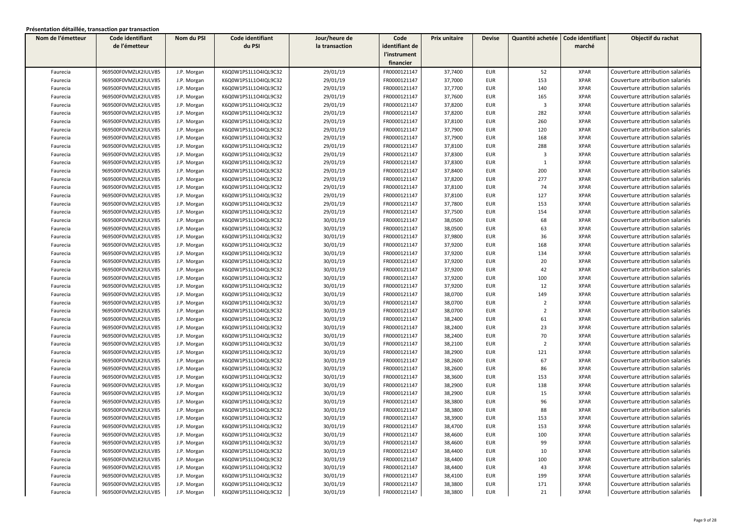**Présentation détaillée, transaction par transaction**

| Nom de l'émetteur | Code identifiant de l'émetteur | Nom du PSI | Code identifiant du PSI | Jour/heure de la transaction | Code identifiant de l'instrument financier | Prix unitaire | Devise | Quantité achetée | Code identifiant marché | Objectif du rachat |
|---|---|---|---|---|---|---|---|---|---|---|
| Faurecia | 969500F0VMZLK2IULV85 | J.P. Morgan | K6Q0W1PS1L1O4IQL9C32 | 29/01/19 | FR0000121147 | 37,7400 | EUR | 52 | XPAR | Couverture attribution salariés |
| Faurecia | 969500F0VMZLK2IULV85 | J.P. Morgan | K6Q0W1PS1L1O4IQL9C32 | 29/01/19 | FR0000121147 | 37,7000 | EUR | 153 | XPAR | Couverture attribution salariés |
| Faurecia | 969500F0VMZLK2IULV85 | J.P. Morgan | K6Q0W1PS1L1O4IQL9C32 | 29/01/19 | FR0000121147 | 37,7700 | EUR | 140 | XPAR | Couverture attribution salariés |
| Faurecia | 969500F0VMZLK2IULV85 | J.P. Morgan | K6Q0W1PS1L1O4IQL9C32 | 29/01/19 | FR0000121147 | 37,7600 | EUR | 165 | XPAR | Couverture attribution salariés |
| Faurecia | 969500F0VMZLK2IULV85 | J.P. Morgan | K6Q0W1PS1L1O4IQL9C32 | 29/01/19 | FR0000121147 | 37,8200 | EUR | 3 | XPAR | Couverture attribution salariés |
| Faurecia | 969500F0VMZLK2IULV85 | J.P. Morgan | K6Q0W1PS1L1O4IQL9C32 | 29/01/19 | FR0000121147 | 37,8200 | EUR | 282 | XPAR | Couverture attribution salariés |
| Faurecia | 969500F0VMZLK2IULV85 | J.P. Morgan | K6Q0W1PS1L1O4IQL9C32 | 29/01/19 | FR0000121147 | 37,8100 | EUR | 260 | XPAR | Couverture attribution salariés |
| Faurecia | 969500F0VMZLK2IULV85 | J.P. Morgan | K6Q0W1PS1L1O4IQL9C32 | 29/01/19 | FR0000121147 | 37,7900 | EUR | 120 | XPAR | Couverture attribution salariés |
| Faurecia | 969500F0VMZLK2IULV85 | J.P. Morgan | K6Q0W1PS1L1O4IQL9C32 | 29/01/19 | FR0000121147 | 37,7900 | EUR | 168 | XPAR | Couverture attribution salariés |
| Faurecia | 969500F0VMZLK2IULV85 | J.P. Morgan | K6Q0W1PS1L1O4IQL9C32 | 29/01/19 | FR0000121147 | 37,8100 | EUR | 288 | XPAR | Couverture attribution salariés |
| Faurecia | 969500F0VMZLK2IULV85 | J.P. Morgan | K6Q0W1PS1L1O4IQL9C32 | 29/01/19 | FR0000121147 | 37,8300 | EUR | 3 | XPAR | Couverture attribution salariés |
| Faurecia | 969500F0VMZLK2IULV85 | J.P. Morgan | K6Q0W1PS1L1O4IQL9C32 | 29/01/19 | FR0000121147 | 37,8300 | EUR | 1 | XPAR | Couverture attribution salariés |
| Faurecia | 969500F0VMZLK2IULV85 | J.P. Morgan | K6Q0W1PS1L1O4IQL9C32 | 29/01/19 | FR0000121147 | 37,8400 | EUR | 200 | XPAR | Couverture attribution salariés |
| Faurecia | 969500F0VMZLK2IULV85 | J.P. Morgan | K6Q0W1PS1L1O4IQL9C32 | 29/01/19 | FR0000121147 | 37,8200 | EUR | 277 | XPAR | Couverture attribution salariés |
| Faurecia | 969500F0VMZLK2IULV85 | J.P. Morgan | K6Q0W1PS1L1O4IQL9C32 | 29/01/19 | FR0000121147 | 37,8100 | EUR | 74 | XPAR | Couverture attribution salariés |
| Faurecia | 969500F0VMZLK2IULV85 | J.P. Morgan | K6Q0W1PS1L1O4IQL9C32 | 29/01/19 | FR0000121147 | 37,8100 | EUR | 127 | XPAR | Couverture attribution salariés |
| Faurecia | 969500F0VMZLK2IULV85 | J.P. Morgan | K6Q0W1PS1L1O4IQL9C32 | 29/01/19 | FR0000121147 | 37,7800 | EUR | 153 | XPAR | Couverture attribution salariés |
| Faurecia | 969500F0VMZLK2IULV85 | J.P. Morgan | K6Q0W1PS1L1O4IQL9C32 | 29/01/19 | FR0000121147 | 37,7500 | EUR | 154 | XPAR | Couverture attribution salariés |
| Faurecia | 969500F0VMZLK2IULV85 | J.P. Morgan | K6Q0W1PS1L1O4IQL9C32 | 30/01/19 | FR0000121147 | 38,0500 | EUR | 68 | XPAR | Couverture attribution salariés |
| Faurecia | 969500F0VMZLK2IULV85 | J.P. Morgan | K6Q0W1PS1L1O4IQL9C32 | 30/01/19 | FR0000121147 | 38,0500 | EUR | 63 | XPAR | Couverture attribution salariés |
| Faurecia | 969500F0VMZLK2IULV85 | J.P. Morgan | K6Q0W1PS1L1O4IQL9C32 | 30/01/19 | FR0000121147 | 37,9800 | EUR | 36 | XPAR | Couverture attribution salariés |
| Faurecia | 969500F0VMZLK2IULV85 | J.P. Morgan | K6Q0W1PS1L1O4IQL9C32 | 30/01/19 | FR0000121147 | 37,9200 | EUR | 168 | XPAR | Couverture attribution salariés |
| Faurecia | 969500F0VMZLK2IULV85 | J.P. Morgan | K6Q0W1PS1L1O4IQL9C32 | 30/01/19 | FR0000121147 | 37,9200 | EUR | 134 | XPAR | Couverture attribution salariés |
| Faurecia | 969500F0VMZLK2IULV85 | J.P. Morgan | K6Q0W1PS1L1O4IQL9C32 | 30/01/19 | FR0000121147 | 37,9200 | EUR | 20 | XPAR | Couverture attribution salariés |
| Faurecia | 969500F0VMZLK2IULV85 | J.P. Morgan | K6Q0W1PS1L1O4IQL9C32 | 30/01/19 | FR0000121147 | 37,9200 | EUR | 42 | XPAR | Couverture attribution salariés |
| Faurecia | 969500F0VMZLK2IULV85 | J.P. Morgan | K6Q0W1PS1L1O4IQL9C32 | 30/01/19 | FR0000121147 | 37,9200 | EUR | 100 | XPAR | Couverture attribution salariés |
| Faurecia | 969500F0VMZLK2IULV85 | J.P. Morgan | K6Q0W1PS1L1O4IQL9C32 | 30/01/19 | FR0000121147 | 37,9200 | EUR | 12 | XPAR | Couverture attribution salariés |
| Faurecia | 969500F0VMZLK2IULV85 | J.P. Morgan | K6Q0W1PS1L1O4IQL9C32 | 30/01/19 | FR0000121147 | 38,0700 | EUR | 149 | XPAR | Couverture attribution salariés |
| Faurecia | 969500F0VMZLK2IULV85 | J.P. Morgan | K6Q0W1PS1L1O4IQL9C32 | 30/01/19 | FR0000121147 | 38,0700 | EUR | 2 | XPAR | Couverture attribution salariés |
| Faurecia | 969500F0VMZLK2IULV85 | J.P. Morgan | K6Q0W1PS1L1O4IQL9C32 | 30/01/19 | FR0000121147 | 38,0700 | EUR | 2 | XPAR | Couverture attribution salariés |
| Faurecia | 969500F0VMZLK2IULV85 | J.P. Morgan | K6Q0W1PS1L1O4IQL9C32 | 30/01/19 | FR0000121147 | 38,2400 | EUR | 61 | XPAR | Couverture attribution salariés |
| Faurecia | 969500F0VMZLK2IULV85 | J.P. Morgan | K6Q0W1PS1L1O4IQL9C32 | 30/01/19 | FR0000121147 | 38,2400 | EUR | 23 | XPAR | Couverture attribution salariés |
| Faurecia | 969500F0VMZLK2IULV85 | J.P. Morgan | K6Q0W1PS1L1O4IQL9C32 | 30/01/19 | FR0000121147 | 38,2400 | EUR | 70 | XPAR | Couverture attribution salariés |
| Faurecia | 969500F0VMZLK2IULV85 | J.P. Morgan | K6Q0W1PS1L1O4IQL9C32 | 30/01/19 | FR0000121147 | 38,2100 | EUR | 2 | XPAR | Couverture attribution salariés |
| Faurecia | 969500F0VMZLK2IULV85 | J.P. Morgan | K6Q0W1PS1L1O4IQL9C32 | 30/01/19 | FR0000121147 | 38,2900 | EUR | 121 | XPAR | Couverture attribution salariés |
| Faurecia | 969500F0VMZLK2IULV85 | J.P. Morgan | K6Q0W1PS1L1O4IQL9C32 | 30/01/19 | FR0000121147 | 38,2600 | EUR | 67 | XPAR | Couverture attribution salariés |
| Faurecia | 969500F0VMZLK2IULV85 | J.P. Morgan | K6Q0W1PS1L1O4IQL9C32 | 30/01/19 | FR0000121147 | 38,2600 | EUR | 86 | XPAR | Couverture attribution salariés |
| Faurecia | 969500F0VMZLK2IULV85 | J.P. Morgan | K6Q0W1PS1L1O4IQL9C32 | 30/01/19 | FR0000121147 | 38,3600 | EUR | 153 | XPAR | Couverture attribution salariés |
| Faurecia | 969500F0VMZLK2IULV85 | J.P. Morgan | K6Q0W1PS1L1O4IQL9C32 | 30/01/19 | FR0000121147 | 38,2900 | EUR | 138 | XPAR | Couverture attribution salariés |
| Faurecia | 969500F0VMZLK2IULV85 | J.P. Morgan | K6Q0W1PS1L1O4IQL9C32 | 30/01/19 | FR0000121147 | 38,2900 | EUR | 15 | XPAR | Couverture attribution salariés |
| Faurecia | 969500F0VMZLK2IULV85 | J.P. Morgan | K6Q0W1PS1L1O4IQL9C32 | 30/01/19 | FR0000121147 | 38,3800 | EUR | 96 | XPAR | Couverture attribution salariés |
| Faurecia | 969500F0VMZLK2IULV85 | J.P. Morgan | K6Q0W1PS1L1O4IQL9C32 | 30/01/19 | FR0000121147 | 38,3800 | EUR | 88 | XPAR | Couverture attribution salariés |
| Faurecia | 969500F0VMZLK2IULV85 | J.P. Morgan | K6Q0W1PS1L1O4IQL9C32 | 30/01/19 | FR0000121147 | 38,3900 | EUR | 153 | XPAR | Couverture attribution salariés |
| Faurecia | 969500F0VMZLK2IULV85 | J.P. Morgan | K6Q0W1PS1L1O4IQL9C32 | 30/01/19 | FR0000121147 | 38,4700 | EUR | 153 | XPAR | Couverture attribution salariés |
| Faurecia | 969500F0VMZLK2IULV85 | J.P. Morgan | K6Q0W1PS1L1O4IQL9C32 | 30/01/19 | FR0000121147 | 38,4600 | EUR | 100 | XPAR | Couverture attribution salariés |
| Faurecia | 969500F0VMZLK2IULV85 | J.P. Morgan | K6Q0W1PS1L1O4IQL9C32 | 30/01/19 | FR0000121147 | 38,4600 | EUR | 99 | XPAR | Couverture attribution salariés |
| Faurecia | 969500F0VMZLK2IULV85 | J.P. Morgan | K6Q0W1PS1L1O4IQL9C32 | 30/01/19 | FR0000121147 | 38,4400 | EUR | 10 | XPAR | Couverture attribution salariés |
| Faurecia | 969500F0VMZLK2IULV85 | J.P. Morgan | K6Q0W1PS1L1O4IQL9C32 | 30/01/19 | FR0000121147 | 38,4400 | EUR | 100 | XPAR | Couverture attribution salariés |
| Faurecia | 969500F0VMZLK2IULV85 | J.P. Morgan | K6Q0W1PS1L1O4IQL9C32 | 30/01/19 | FR0000121147 | 38,4400 | EUR | 43 | XPAR | Couverture attribution salariés |
| Faurecia | 969500F0VMZLK2IULV85 | J.P. Morgan | K6Q0W1PS1L1O4IQL9C32 | 30/01/19 | FR0000121147 | 38,4100 | EUR | 199 | XPAR | Couverture attribution salariés |
| Faurecia | 969500F0VMZLK2IULV85 | J.P. Morgan | K6Q0W1PS1L1O4IQL9C32 | 30/01/19 | FR0000121147 | 38,3800 | EUR | 171 | XPAR | Couverture attribution salariés |
| Faurecia | 969500F0VMZLK2IULV85 | J.P. Morgan | K6Q0W1PS1L1O4IQL9C32 | 30/01/19 | FR0000121147 | 38,3800 | EUR | 21 | XPAR | Couverture attribution salariés |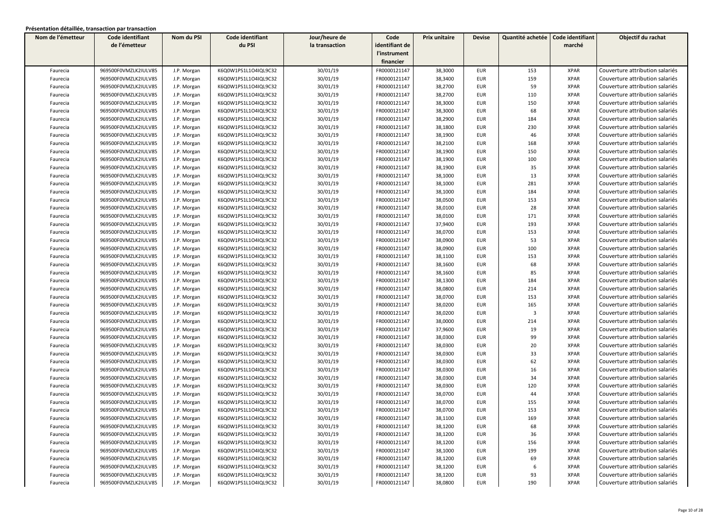**Présentation détaillée, transaction par transaction**

| Nom de l'émetteur | Code identifiant de l'émetteur | Nom du PSI | Code identifiant du PSI | Jour/heure de la transaction | Code identifiant de l'instrument financier | Prix unitaire | Devise | Quantité achetée | Code identifiant marché | Objectif du rachat |
|---|---|---|---|---|---|---|---|---|---|---|
| Faurecia | 969500F0VMZLK2IULV85 | J.P. Morgan | K6Q0W1PS1L1O4IQL9C32 | 30/01/19 | FR0000121147 | 38,3000 | EUR | 153 | XPAR | Couverture attribution salariés |
| Faurecia | 969500F0VMZLK2IULV85 | J.P. Morgan | K6Q0W1PS1L1O4IQL9C32 | 30/01/19 | FR0000121147 | 38,3400 | EUR | 159 | XPAR | Couverture attribution salariés |
| Faurecia | 969500F0VMZLK2IULV85 | J.P. Morgan | K6Q0W1PS1L1O4IQL9C32 | 30/01/19 | FR0000121147 | 38,2700 | EUR | 59 | XPAR | Couverture attribution salariés |
| Faurecia | 969500F0VMZLK2IULV85 | J.P. Morgan | K6Q0W1PS1L1O4IQL9C32 | 30/01/19 | FR0000121147 | 38,2700 | EUR | 110 | XPAR | Couverture attribution salariés |
| Faurecia | 969500F0VMZLK2IULV85 | J.P. Morgan | K6Q0W1PS1L1O4IQL9C32 | 30/01/19 | FR0000121147 | 38,3000 | EUR | 150 | XPAR | Couverture attribution salariés |
| Faurecia | 969500F0VMZLK2IULV85 | J.P. Morgan | K6Q0W1PS1L1O4IQL9C32 | 30/01/19 | FR0000121147 | 38,3000 | EUR | 68 | XPAR | Couverture attribution salariés |
| Faurecia | 969500F0VMZLK2IULV85 | J.P. Morgan | K6Q0W1PS1L1O4IQL9C32 | 30/01/19 | FR0000121147 | 38,2900 | EUR | 184 | XPAR | Couverture attribution salariés |
| Faurecia | 969500F0VMZLK2IULV85 | J.P. Morgan | K6Q0W1PS1L1O4IQL9C32 | 30/01/19 | FR0000121147 | 38,1800 | EUR | 230 | XPAR | Couverture attribution salariés |
| Faurecia | 969500F0VMZLK2IULV85 | J.P. Morgan | K6Q0W1PS1L1O4IQL9C32 | 30/01/19 | FR0000121147 | 38,1900 | EUR | 46 | XPAR | Couverture attribution salariés |
| Faurecia | 969500F0VMZLK2IULV85 | J.P. Morgan | K6Q0W1PS1L1O4IQL9C32 | 30/01/19 | FR0000121147 | 38,2100 | EUR | 168 | XPAR | Couverture attribution salariés |
| Faurecia | 969500F0VMZLK2IULV85 | J.P. Morgan | K6Q0W1PS1L1O4IQL9C32 | 30/01/19 | FR0000121147 | 38,1900 | EUR | 150 | XPAR | Couverture attribution salariés |
| Faurecia | 969500F0VMZLK2IULV85 | J.P. Morgan | K6Q0W1PS1L1O4IQL9C32 | 30/01/19 | FR0000121147 | 38,1900 | EUR | 100 | XPAR | Couverture attribution salariés |
| Faurecia | 969500F0VMZLK2IULV85 | J.P. Morgan | K6Q0W1PS1L1O4IQL9C32 | 30/01/19 | FR0000121147 | 38,1900 | EUR | 35 | XPAR | Couverture attribution salariés |
| Faurecia | 969500F0VMZLK2IULV85 | J.P. Morgan | K6Q0W1PS1L1O4IQL9C32 | 30/01/19 | FR0000121147 | 38,1000 | EUR | 13 | XPAR | Couverture attribution salariés |
| Faurecia | 969500F0VMZLK2IULV85 | J.P. Morgan | K6Q0W1PS1L1O4IQL9C32 | 30/01/19 | FR0000121147 | 38,1000 | EUR | 281 | XPAR | Couverture attribution salariés |
| Faurecia | 969500F0VMZLK2IULV85 | J.P. Morgan | K6Q0W1PS1L1O4IQL9C32 | 30/01/19 | FR0000121147 | 38,1000 | EUR | 184 | XPAR | Couverture attribution salariés |
| Faurecia | 969500F0VMZLK2IULV85 | J.P. Morgan | K6Q0W1PS1L1O4IQL9C32 | 30/01/19 | FR0000121147 | 38,0500 | EUR | 153 | XPAR | Couverture attribution salariés |
| Faurecia | 969500F0VMZLK2IULV85 | J.P. Morgan | K6Q0W1PS1L1O4IQL9C32 | 30/01/19 | FR0000121147 | 38,0100 | EUR | 28 | XPAR | Couverture attribution salariés |
| Faurecia | 969500F0VMZLK2IULV85 | J.P. Morgan | K6Q0W1PS1L1O4IQL9C32 | 30/01/19 | FR0000121147 | 38,0100 | EUR | 171 | XPAR | Couverture attribution salariés |
| Faurecia | 969500F0VMZLK2IULV85 | J.P. Morgan | K6Q0W1PS1L1O4IQL9C32 | 30/01/19 | FR0000121147 | 37,9400 | EUR | 193 | XPAR | Couverture attribution salariés |
| Faurecia | 969500F0VMZLK2IULV85 | J.P. Morgan | K6Q0W1PS1L1O4IQL9C32 | 30/01/19 | FR0000121147 | 38,0700 | EUR | 153 | XPAR | Couverture attribution salariés |
| Faurecia | 969500F0VMZLK2IULV85 | J.P. Morgan | K6Q0W1PS1L1O4IQL9C32 | 30/01/19 | FR0000121147 | 38,0900 | EUR | 53 | XPAR | Couverture attribution salariés |
| Faurecia | 969500F0VMZLK2IULV85 | J.P. Morgan | K6Q0W1PS1L1O4IQL9C32 | 30/01/19 | FR0000121147 | 38,0900 | EUR | 100 | XPAR | Couverture attribution salariés |
| Faurecia | 969500F0VMZLK2IULV85 | J.P. Morgan | K6Q0W1PS1L1O4IQL9C32 | 30/01/19 | FR0000121147 | 38,1100 | EUR | 153 | XPAR | Couverture attribution salariés |
| Faurecia | 969500F0VMZLK2IULV85 | J.P. Morgan | K6Q0W1PS1L1O4IQL9C32 | 30/01/19 | FR0000121147 | 38,1600 | EUR | 68 | XPAR | Couverture attribution salariés |
| Faurecia | 969500F0VMZLK2IULV85 | J.P. Morgan | K6Q0W1PS1L1O4IQL9C32 | 30/01/19 | FR0000121147 | 38,1600 | EUR | 85 | XPAR | Couverture attribution salariés |
| Faurecia | 969500F0VMZLK2IULV85 | J.P. Morgan | K6Q0W1PS1L1O4IQL9C32 | 30/01/19 | FR0000121147 | 38,1300 | EUR | 184 | XPAR | Couverture attribution salariés |
| Faurecia | 969500F0VMZLK2IULV85 | J.P. Morgan | K6Q0W1PS1L1O4IQL9C32 | 30/01/19 | FR0000121147 | 38,0800 | EUR | 214 | XPAR | Couverture attribution salariés |
| Faurecia | 969500F0VMZLK2IULV85 | J.P. Morgan | K6Q0W1PS1L1O4IQL9C32 | 30/01/19 | FR0000121147 | 38,0700 | EUR | 153 | XPAR | Couverture attribution salariés |
| Faurecia | 969500F0VMZLK2IULV85 | J.P. Morgan | K6Q0W1PS1L1O4IQL9C32 | 30/01/19 | FR0000121147 | 38,0200 | EUR | 165 | XPAR | Couverture attribution salariés |
| Faurecia | 969500F0VMZLK2IULV85 | J.P. Morgan | K6Q0W1PS1L1O4IQL9C32 | 30/01/19 | FR0000121147 | 38,0200 | EUR | 3 | XPAR | Couverture attribution salariés |
| Faurecia | 969500F0VMZLK2IULV85 | J.P. Morgan | K6Q0W1PS1L1O4IQL9C32 | 30/01/19 | FR0000121147 | 38,0000 | EUR | 214 | XPAR | Couverture attribution salariés |
| Faurecia | 969500F0VMZLK2IULV85 | J.P. Morgan | K6Q0W1PS1L1O4IQL9C32 | 30/01/19 | FR0000121147 | 37,9600 | EUR | 19 | XPAR | Couverture attribution salariés |
| Faurecia | 969500F0VMZLK2IULV85 | J.P. Morgan | K6Q0W1PS1L1O4IQL9C32 | 30/01/19 | FR0000121147 | 38,0300 | EUR | 99 | XPAR | Couverture attribution salariés |
| Faurecia | 969500F0VMZLK2IULV85 | J.P. Morgan | K6Q0W1PS1L1O4IQL9C32 | 30/01/19 | FR0000121147 | 38,0300 | EUR | 20 | XPAR | Couverture attribution salariés |
| Faurecia | 969500F0VMZLK2IULV85 | J.P. Morgan | K6Q0W1PS1L1O4IQL9C32 | 30/01/19 | FR0000121147 | 38,0300 | EUR | 33 | XPAR | Couverture attribution salariés |
| Faurecia | 969500F0VMZLK2IULV85 | J.P. Morgan | K6Q0W1PS1L1O4IQL9C32 | 30/01/19 | FR0000121147 | 38,0300 | EUR | 62 | XPAR | Couverture attribution salariés |
| Faurecia | 969500F0VMZLK2IULV85 | J.P. Morgan | K6Q0W1PS1L1O4IQL9C32 | 30/01/19 | FR0000121147 | 38,0300 | EUR | 16 | XPAR | Couverture attribution salariés |
| Faurecia | 969500F0VMZLK2IULV85 | J.P. Morgan | K6Q0W1PS1L1O4IQL9C32 | 30/01/19 | FR0000121147 | 38,0300 | EUR | 34 | XPAR | Couverture attribution salariés |
| Faurecia | 969500F0VMZLK2IULV85 | J.P. Morgan | K6Q0W1PS1L1O4IQL9C32 | 30/01/19 | FR0000121147 | 38,0300 | EUR | 120 | XPAR | Couverture attribution salariés |
| Faurecia | 969500F0VMZLK2IULV85 | J.P. Morgan | K6Q0W1PS1L1O4IQL9C32 | 30/01/19 | FR0000121147 | 38,0700 | EUR | 44 | XPAR | Couverture attribution salariés |
| Faurecia | 969500F0VMZLK2IULV85 | J.P. Morgan | K6Q0W1PS1L1O4IQL9C32 | 30/01/19 | FR0000121147 | 38,0700 | EUR | 155 | XPAR | Couverture attribution salariés |
| Faurecia | 969500F0VMZLK2IULV85 | J.P. Morgan | K6Q0W1PS1L1O4IQL9C32 | 30/01/19 | FR0000121147 | 38,0700 | EUR | 153 | XPAR | Couverture attribution salariés |
| Faurecia | 969500F0VMZLK2IULV85 | J.P. Morgan | K6Q0W1PS1L1O4IQL9C32 | 30/01/19 | FR0000121147 | 38,1100 | EUR | 169 | XPAR | Couverture attribution salariés |
| Faurecia | 969500F0VMZLK2IULV85 | J.P. Morgan | K6Q0W1PS1L1O4IQL9C32 | 30/01/19 | FR0000121147 | 38,1200 | EUR | 68 | XPAR | Couverture attribution salariés |
| Faurecia | 969500F0VMZLK2IULV85 | J.P. Morgan | K6Q0W1PS1L1O4IQL9C32 | 30/01/19 | FR0000121147 | 38,1200 | EUR | 36 | XPAR | Couverture attribution salariés |
| Faurecia | 969500F0VMZLK2IULV85 | J.P. Morgan | K6Q0W1PS1L1O4IQL9C32 | 30/01/19 | FR0000121147 | 38,1200 | EUR | 156 | XPAR | Couverture attribution salariés |
| Faurecia | 969500F0VMZLK2IULV85 | J.P. Morgan | K6Q0W1PS1L1O4IQL9C32 | 30/01/19 | FR0000121147 | 38,1000 | EUR | 199 | XPAR | Couverture attribution salariés |
| Faurecia | 969500F0VMZLK2IULV85 | J.P. Morgan | K6Q0W1PS1L1O4IQL9C32 | 30/01/19 | FR0000121147 | 38,1200 | EUR | 69 | XPAR | Couverture attribution salariés |
| Faurecia | 969500F0VMZLK2IULV85 | J.P. Morgan | K6Q0W1PS1L1O4IQL9C32 | 30/01/19 | FR0000121147 | 38,1200 | EUR | 6 | XPAR | Couverture attribution salariés |
| Faurecia | 969500F0VMZLK2IULV85 | J.P. Morgan | K6Q0W1PS1L1O4IQL9C32 | 30/01/19 | FR0000121147 | 38,1200 | EUR | 93 | XPAR | Couverture attribution salariés |
| Faurecia | 969500F0VMZLK2IULV85 | J.P. Morgan | K6Q0W1PS1L1O4IQL9C32 | 30/01/19 | FR0000121147 | 38,0800 | EUR | 190 | XPAR | Couverture attribution salariés |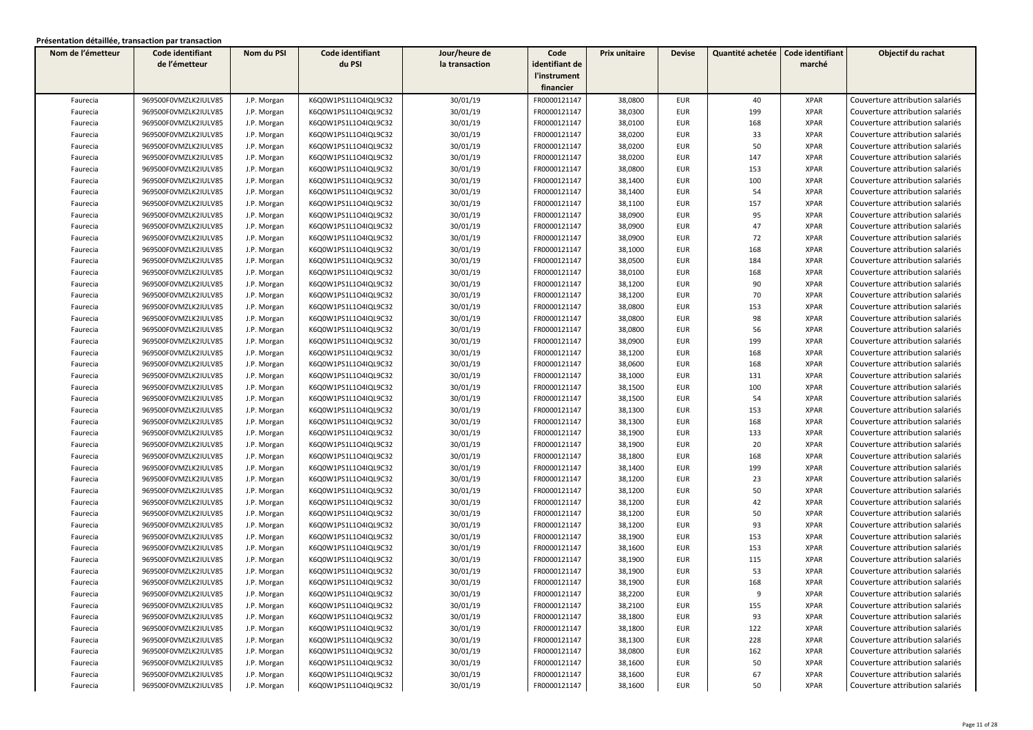**Présentation détaillée, transaction par transaction**

| Nom de l'émetteur | Code identifiant de l'émetteur | Nom du PSI | Code identifiant du PSI | Jour/heure de la transaction | Code identifiant de l'instrument financier | Prix unitaire | Devise | Quantité achetée | Code identifiant marché | Objectif du rachat |
|---|---|---|---|---|---|---|---|---|---|---|
| Faurecia | 969500F0VMZLK2IULV85 | J.P. Morgan | K6Q0W1PS1L1O4IQL9C32 | 30/01/19 | FR0000121147 | 38,0800 | EUR | 40 | XPAR | Couverture attribution salariés |
| Faurecia | 969500F0VMZLK2IULV85 | J.P. Morgan | K6Q0W1PS1L1O4IQL9C32 | 30/01/19 | FR0000121147 | 38,0300 | EUR | 199 | XPAR | Couverture attribution salariés |
| Faurecia | 969500F0VMZLK2IULV85 | J.P. Morgan | K6Q0W1PS1L1O4IQL9C32 | 30/01/19 | FR0000121147 | 38,0100 | EUR | 168 | XPAR | Couverture attribution salariés |
| Faurecia | 969500F0VMZLK2IULV85 | J.P. Morgan | K6Q0W1PS1L1O4IQL9C32 | 30/01/19 | FR0000121147 | 38,0200 | EUR | 33 | XPAR | Couverture attribution salariés |
| Faurecia | 969500F0VMZLK2IULV85 | J.P. Morgan | K6Q0W1PS1L1O4IQL9C32 | 30/01/19 | FR0000121147 | 38,0200 | EUR | 50 | XPAR | Couverture attribution salariés |
| Faurecia | 969500F0VMZLK2IULV85 | J.P. Morgan | K6Q0W1PS1L1O4IQL9C32 | 30/01/19 | FR0000121147 | 38,0200 | EUR | 147 | XPAR | Couverture attribution salariés |
| Faurecia | 969500F0VMZLK2IULV85 | J.P. Morgan | K6Q0W1PS1L1O4IQL9C32 | 30/01/19 | FR0000121147 | 38,0800 | EUR | 153 | XPAR | Couverture attribution salariés |
| Faurecia | 969500F0VMZLK2IULV85 | J.P. Morgan | K6Q0W1PS1L1O4IQL9C32 | 30/01/19 | FR0000121147 | 38,1400 | EUR | 100 | XPAR | Couverture attribution salariés |
| Faurecia | 969500F0VMZLK2IULV85 | J.P. Morgan | K6Q0W1PS1L1O4IQL9C32 | 30/01/19 | FR0000121147 | 38,1400 | EUR | 54 | XPAR | Couverture attribution salariés |
| Faurecia | 969500F0VMZLK2IULV85 | J.P. Morgan | K6Q0W1PS1L1O4IQL9C32 | 30/01/19 | FR0000121147 | 38,1100 | EUR | 157 | XPAR | Couverture attribution salariés |
| Faurecia | 969500F0VMZLK2IULV85 | J.P. Morgan | K6Q0W1PS1L1O4IQL9C32 | 30/01/19 | FR0000121147 | 38,0900 | EUR | 95 | XPAR | Couverture attribution salariés |
| Faurecia | 969500F0VMZLK2IULV85 | J.P. Morgan | K6Q0W1PS1L1O4IQL9C32 | 30/01/19 | FR0000121147 | 38,0900 | EUR | 47 | XPAR | Couverture attribution salariés |
| Faurecia | 969500F0VMZLK2IULV85 | J.P. Morgan | K6Q0W1PS1L1O4IQL9C32 | 30/01/19 | FR0000121147 | 38,0900 | EUR | 72 | XPAR | Couverture attribution salariés |
| Faurecia | 969500F0VMZLK2IULV85 | J.P. Morgan | K6Q0W1PS1L1O4IQL9C32 | 30/01/19 | FR0000121147 | 38,1000 | EUR | 168 | XPAR | Couverture attribution salariés |
| Faurecia | 969500F0VMZLK2IULV85 | J.P. Morgan | K6Q0W1PS1L1O4IQL9C32 | 30/01/19 | FR0000121147 | 38,0500 | EUR | 184 | XPAR | Couverture attribution salariés |
| Faurecia | 969500F0VMZLK2IULV85 | J.P. Morgan | K6Q0W1PS1L1O4IQL9C32 | 30/01/19 | FR0000121147 | 38,0100 | EUR | 168 | XPAR | Couverture attribution salariés |
| Faurecia | 969500F0VMZLK2IULV85 | J.P. Morgan | K6Q0W1PS1L1O4IQL9C32 | 30/01/19 | FR0000121147 | 38,1200 | EUR | 90 | XPAR | Couverture attribution salariés |
| Faurecia | 969500F0VMZLK2IULV85 | J.P. Morgan | K6Q0W1PS1L1O4IQL9C32 | 30/01/19 | FR0000121147 | 38,1200 | EUR | 70 | XPAR | Couverture attribution salariés |
| Faurecia | 969500F0VMZLK2IULV85 | J.P. Morgan | K6Q0W1PS1L1O4IQL9C32 | 30/01/19 | FR0000121147 | 38,0800 | EUR | 153 | XPAR | Couverture attribution salariés |
| Faurecia | 969500F0VMZLK2IULV85 | J.P. Morgan | K6Q0W1PS1L1O4IQL9C32 | 30/01/19 | FR0000121147 | 38,0800 | EUR | 98 | XPAR | Couverture attribution salariés |
| Faurecia | 969500F0VMZLK2IULV85 | J.P. Morgan | K6Q0W1PS1L1O4IQL9C32 | 30/01/19 | FR0000121147 | 38,0800 | EUR | 56 | XPAR | Couverture attribution salariés |
| Faurecia | 969500F0VMZLK2IULV85 | J.P. Morgan | K6Q0W1PS1L1O4IQL9C32 | 30/01/19 | FR0000121147 | 38,0900 | EUR | 199 | XPAR | Couverture attribution salariés |
| Faurecia | 969500F0VMZLK2IULV85 | J.P. Morgan | K6Q0W1PS1L1O4IQL9C32 | 30/01/19 | FR0000121147 | 38,1200 | EUR | 168 | XPAR | Couverture attribution salariés |
| Faurecia | 969500F0VMZLK2IULV85 | J.P. Morgan | K6Q0W1PS1L1O4IQL9C32 | 30/01/19 | FR0000121147 | 38,0600 | EUR | 168 | XPAR | Couverture attribution salariés |
| Faurecia | 969500F0VMZLK2IULV85 | J.P. Morgan | K6Q0W1PS1L1O4IQL9C32 | 30/01/19 | FR0000121147 | 38,1000 | EUR | 131 | XPAR | Couverture attribution salariés |
| Faurecia | 969500F0VMZLK2IULV85 | J.P. Morgan | K6Q0W1PS1L1O4IQL9C32 | 30/01/19 | FR0000121147 | 38,1500 | EUR | 100 | XPAR | Couverture attribution salariés |
| Faurecia | 969500F0VMZLK2IULV85 | J.P. Morgan | K6Q0W1PS1L1O4IQL9C32 | 30/01/19 | FR0000121147 | 38,1500 | EUR | 54 | XPAR | Couverture attribution salariés |
| Faurecia | 969500F0VMZLK2IULV85 | J.P. Morgan | K6Q0W1PS1L1O4IQL9C32 | 30/01/19 | FR0000121147 | 38,1300 | EUR | 153 | XPAR | Couverture attribution salariés |
| Faurecia | 969500F0VMZLK2IULV85 | J.P. Morgan | K6Q0W1PS1L1O4IQL9C32 | 30/01/19 | FR0000121147 | 38,1300 | EUR | 168 | XPAR | Couverture attribution salariés |
| Faurecia | 969500F0VMZLK2IULV85 | J.P. Morgan | K6Q0W1PS1L1O4IQL9C32 | 30/01/19 | FR0000121147 | 38,1900 | EUR | 133 | XPAR | Couverture attribution salariés |
| Faurecia | 969500F0VMZLK2IULV85 | J.P. Morgan | K6Q0W1PS1L1O4IQL9C32 | 30/01/19 | FR0000121147 | 38,1900 | EUR | 20 | XPAR | Couverture attribution salariés |
| Faurecia | 969500F0VMZLK2IULV85 | J.P. Morgan | K6Q0W1PS1L1O4IQL9C32 | 30/01/19 | FR0000121147 | 38,1800 | EUR | 168 | XPAR | Couverture attribution salariés |
| Faurecia | 969500F0VMZLK2IULV85 | J.P. Morgan | K6Q0W1PS1L1O4IQL9C32 | 30/01/19 | FR0000121147 | 38,1400 | EUR | 199 | XPAR | Couverture attribution salariés |
| Faurecia | 969500F0VMZLK2IULV85 | J.P. Morgan | K6Q0W1PS1L1O4IQL9C32 | 30/01/19 | FR0000121147 | 38,1200 | EUR | 23 | XPAR | Couverture attribution salariés |
| Faurecia | 969500F0VMZLK2IULV85 | J.P. Morgan | K6Q0W1PS1L1O4IQL9C32 | 30/01/19 | FR0000121147 | 38,1200 | EUR | 50 | XPAR | Couverture attribution salariés |
| Faurecia | 969500F0VMZLK2IULV85 | J.P. Morgan | K6Q0W1PS1L1O4IQL9C32 | 30/01/19 | FR0000121147 | 38,1200 | EUR | 42 | XPAR | Couverture attribution salariés |
| Faurecia | 969500F0VMZLK2IULV85 | J.P. Morgan | K6Q0W1PS1L1O4IQL9C32 | 30/01/19 | FR0000121147 | 38,1200 | EUR | 50 | XPAR | Couverture attribution salariés |
| Faurecia | 969500F0VMZLK2IULV85 | J.P. Morgan | K6Q0W1PS1L1O4IQL9C32 | 30/01/19 | FR0000121147 | 38,1200 | EUR | 93 | XPAR | Couverture attribution salariés |
| Faurecia | 969500F0VMZLK2IULV85 | J.P. Morgan | K6Q0W1PS1L1O4IQL9C32 | 30/01/19 | FR0000121147 | 38,1900 | EUR | 153 | XPAR | Couverture attribution salariés |
| Faurecia | 969500F0VMZLK2IULV85 | J.P. Morgan | K6Q0W1PS1L1O4IQL9C32 | 30/01/19 | FR0000121147 | 38,1600 | EUR | 153 | XPAR | Couverture attribution salariés |
| Faurecia | 969500F0VMZLK2IULV85 | J.P. Morgan | K6Q0W1PS1L1O4IQL9C32 | 30/01/19 | FR0000121147 | 38,1900 | EUR | 115 | XPAR | Couverture attribution salariés |
| Faurecia | 969500F0VMZLK2IULV85 | J.P. Morgan | K6Q0W1PS1L1O4IQL9C32 | 30/01/19 | FR0000121147 | 38,1900 | EUR | 53 | XPAR | Couverture attribution salariés |
| Faurecia | 969500F0VMZLK2IULV85 | J.P. Morgan | K6Q0W1PS1L1O4IQL9C32 | 30/01/19 | FR0000121147 | 38,1900 | EUR | 168 | XPAR | Couverture attribution salariés |
| Faurecia | 969500F0VMZLK2IULV85 | J.P. Morgan | K6Q0W1PS1L1O4IQL9C32 | 30/01/19 | FR0000121147 | 38,2200 | EUR | 9 | XPAR | Couverture attribution salariés |
| Faurecia | 969500F0VMZLK2IULV85 | J.P. Morgan | K6Q0W1PS1L1O4IQL9C32 | 30/01/19 | FR0000121147 | 38,2100 | EUR | 155 | XPAR | Couverture attribution salariés |
| Faurecia | 969500F0VMZLK2IULV85 | J.P. Morgan | K6Q0W1PS1L1O4IQL9C32 | 30/01/19 | FR0000121147 | 38,1800 | EUR | 93 | XPAR | Couverture attribution salariés |
| Faurecia | 969500F0VMZLK2IULV85 | J.P. Morgan | K6Q0W1PS1L1O4IQL9C32 | 30/01/19 | FR0000121147 | 38,1800 | EUR | 122 | XPAR | Couverture attribution salariés |
| Faurecia | 969500F0VMZLK2IULV85 | J.P. Morgan | K6Q0W1PS1L1O4IQL9C32 | 30/01/19 | FR0000121147 | 38,1300 | EUR | 228 | XPAR | Couverture attribution salariés |
| Faurecia | 969500F0VMZLK2IULV85 | J.P. Morgan | K6Q0W1PS1L1O4IQL9C32 | 30/01/19 | FR0000121147 | 38,0800 | EUR | 162 | XPAR | Couverture attribution salariés |
| Faurecia | 969500F0VMZLK2IULV85 | J.P. Morgan | K6Q0W1PS1L1O4IQL9C32 | 30/01/19 | FR0000121147 | 38,1600 | EUR | 50 | XPAR | Couverture attribution salariés |
| Faurecia | 969500F0VMZLK2IULV85 | J.P. Morgan | K6Q0W1PS1L1O4IQL9C32 | 30/01/19 | FR0000121147 | 38,1600 | EUR | 67 | XPAR | Couverture attribution salariés |
| Faurecia | 969500F0VMZLK2IULV85 | J.P. Morgan | K6Q0W1PS1L1O4IQL9C32 | 30/01/19 | FR0000121147 | 38,1600 | EUR | 50 | XPAR | Couverture attribution salariés |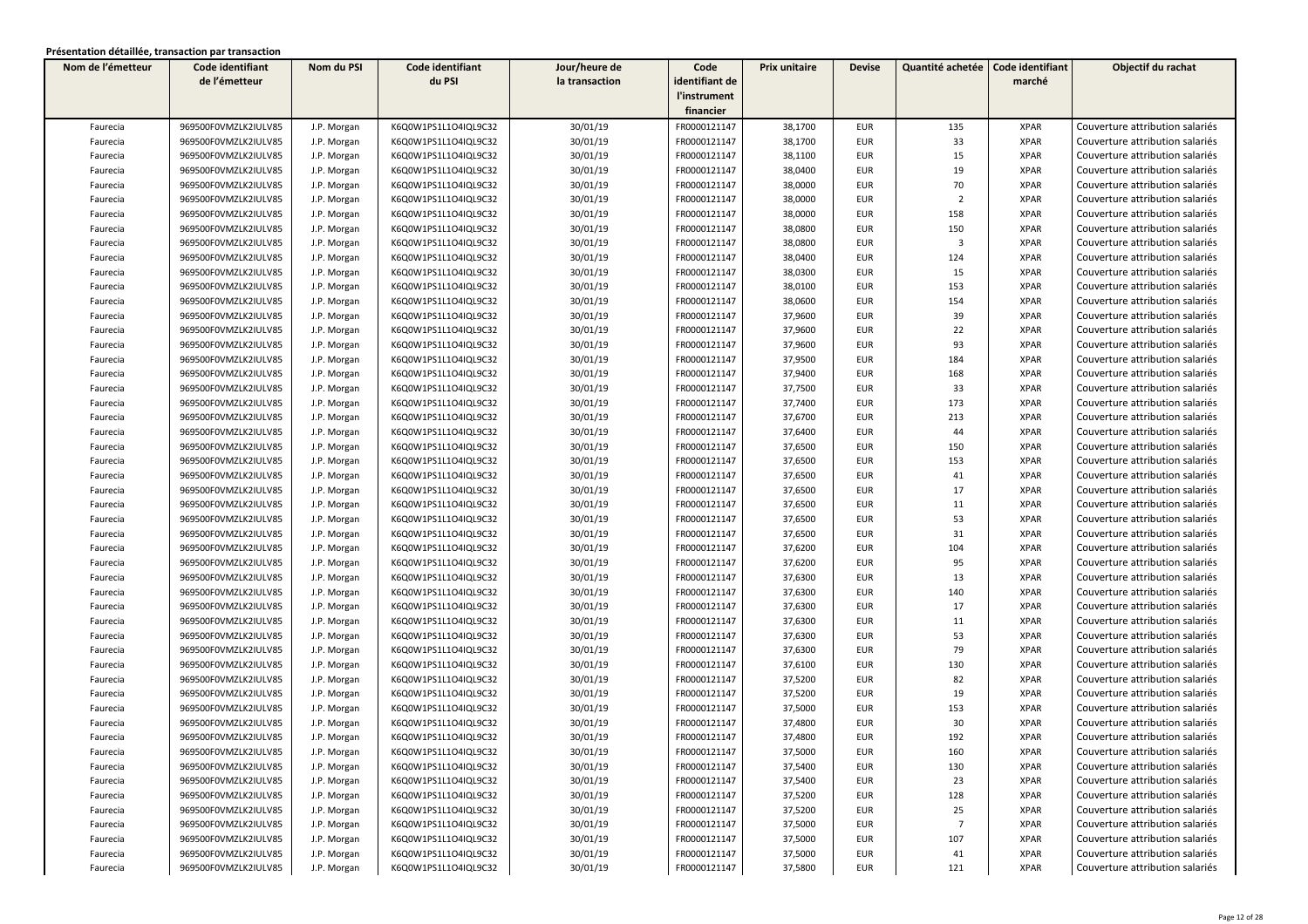**Présentation détaillée, transaction par transaction**

| Nom de l'émetteur | Code identifiant de l'émetteur | Nom du PSI | Code identifiant du PSI | Jour/heure de la transaction | Code identifiant de l'instrument financier | Prix unitaire | Devise | Quantité achetée | Code identifiant marché | Objectif du rachat |
|---|---|---|---|---|---|---|---|---|---|---|
| Faurecia | 969500F0VMZLK2IULV85 | J.P. Morgan | K6Q0W1PS1L1O4IQL9C32 | 30/01/19 | FR0000121147 | 38,1700 | EUR | 135 | XPAR | Couverture attribution salariés |
| Faurecia | 969500F0VMZLK2IULV85 | J.P. Morgan | K6Q0W1PS1L1O4IQL9C32 | 30/01/19 | FR0000121147 | 38,1700 | EUR | 33 | XPAR | Couverture attribution salariés |
| Faurecia | 969500F0VMZLK2IULV85 | J.P. Morgan | K6Q0W1PS1L1O4IQL9C32 | 30/01/19 | FR0000121147 | 38,1100 | EUR | 15 | XPAR | Couverture attribution salariés |
| Faurecia | 969500F0VMZLK2IULV85 | J.P. Morgan | K6Q0W1PS1L1O4IQL9C32 | 30/01/19 | FR0000121147 | 38,0400 | EUR | 19 | XPAR | Couverture attribution salariés |
| Faurecia | 969500F0VMZLK2IULV85 | J.P. Morgan | K6Q0W1PS1L1O4IQL9C32 | 30/01/19 | FR0000121147 | 38,0000 | EUR | 70 | XPAR | Couverture attribution salariés |
| Faurecia | 969500F0VMZLK2IULV85 | J.P. Morgan | K6Q0W1PS1L1O4IQL9C32 | 30/01/19 | FR0000121147 | 38,0000 | EUR | 2 | XPAR | Couverture attribution salariés |
| Faurecia | 969500F0VMZLK2IULV85 | J.P. Morgan | K6Q0W1PS1L1O4IQL9C32 | 30/01/19 | FR0000121147 | 38,0000 | EUR | 158 | XPAR | Couverture attribution salariés |
| Faurecia | 969500F0VMZLK2IULV85 | J.P. Morgan | K6Q0W1PS1L1O4IQL9C32 | 30/01/19 | FR0000121147 | 38,0800 | EUR | 150 | XPAR | Couverture attribution salariés |
| Faurecia | 969500F0VMZLK2IULV85 | J.P. Morgan | K6Q0W1PS1L1O4IQL9C32 | 30/01/19 | FR0000121147 | 38,0800 | EUR | 3 | XPAR | Couverture attribution salariés |
| Faurecia | 969500F0VMZLK2IULV85 | J.P. Morgan | K6Q0W1PS1L1O4IQL9C32 | 30/01/19 | FR0000121147 | 38,0400 | EUR | 124 | XPAR | Couverture attribution salariés |
| Faurecia | 969500F0VMZLK2IULV85 | J.P. Morgan | K6Q0W1PS1L1O4IQL9C32 | 30/01/19 | FR0000121147 | 38,0300 | EUR | 15 | XPAR | Couverture attribution salariés |
| Faurecia | 969500F0VMZLK2IULV85 | J.P. Morgan | K6Q0W1PS1L1O4IQL9C32 | 30/01/19 | FR0000121147 | 38,0100 | EUR | 153 | XPAR | Couverture attribution salariés |
| Faurecia | 969500F0VMZLK2IULV85 | J.P. Morgan | K6Q0W1PS1L1O4IQL9C32 | 30/01/19 | FR0000121147 | 38,0600 | EUR | 154 | XPAR | Couverture attribution salariés |
| Faurecia | 969500F0VMZLK2IULV85 | J.P. Morgan | K6Q0W1PS1L1O4IQL9C32 | 30/01/19 | FR0000121147 | 37,9600 | EUR | 39 | XPAR | Couverture attribution salariés |
| Faurecia | 969500F0VMZLK2IULV85 | J.P. Morgan | K6Q0W1PS1L1O4IQL9C32 | 30/01/19 | FR0000121147 | 37,9600 | EUR | 22 | XPAR | Couverture attribution salariés |
| Faurecia | 969500F0VMZLK2IULV85 | J.P. Morgan | K6Q0W1PS1L1O4IQL9C32 | 30/01/19 | FR0000121147 | 37,9600 | EUR | 93 | XPAR | Couverture attribution salariés |
| Faurecia | 969500F0VMZLK2IULV85 | J.P. Morgan | K6Q0W1PS1L1O4IQL9C32 | 30/01/19 | FR0000121147 | 37,9500 | EUR | 184 | XPAR | Couverture attribution salariés |
| Faurecia | 969500F0VMZLK2IULV85 | J.P. Morgan | K6Q0W1PS1L1O4IQL9C32 | 30/01/19 | FR0000121147 | 37,9400 | EUR | 168 | XPAR | Couverture attribution salariés |
| Faurecia | 969500F0VMZLK2IULV85 | J.P. Morgan | K6Q0W1PS1L1O4IQL9C32 | 30/01/19 | FR0000121147 | 37,7500 | EUR | 33 | XPAR | Couverture attribution salariés |
| Faurecia | 969500F0VMZLK2IULV85 | J.P. Morgan | K6Q0W1PS1L1O4IQL9C32 | 30/01/19 | FR0000121147 | 37,7400 | EUR | 173 | XPAR | Couverture attribution salariés |
| Faurecia | 969500F0VMZLK2IULV85 | J.P. Morgan | K6Q0W1PS1L1O4IQL9C32 | 30/01/19 | FR0000121147 | 37,6700 | EUR | 213 | XPAR | Couverture attribution salariés |
| Faurecia | 969500F0VMZLK2IULV85 | J.P. Morgan | K6Q0W1PS1L1O4IQL9C32 | 30/01/19 | FR0000121147 | 37,6400 | EUR | 44 | XPAR | Couverture attribution salariés |
| Faurecia | 969500F0VMZLK2IULV85 | J.P. Morgan | K6Q0W1PS1L1O4IQL9C32 | 30/01/19 | FR0000121147 | 37,6500 | EUR | 150 | XPAR | Couverture attribution salariés |
| Faurecia | 969500F0VMZLK2IULV85 | J.P. Morgan | K6Q0W1PS1L1O4IQL9C32 | 30/01/19 | FR0000121147 | 37,6500 | EUR | 153 | XPAR | Couverture attribution salariés |
| Faurecia | 969500F0VMZLK2IULV85 | J.P. Morgan | K6Q0W1PS1L1O4IQL9C32 | 30/01/19 | FR0000121147 | 37,6500 | EUR | 41 | XPAR | Couverture attribution salariés |
| Faurecia | 969500F0VMZLK2IULV85 | J.P. Morgan | K6Q0W1PS1L1O4IQL9C32 | 30/01/19 | FR0000121147 | 37,6500 | EUR | 17 | XPAR | Couverture attribution salariés |
| Faurecia | 969500F0VMZLK2IULV85 | J.P. Morgan | K6Q0W1PS1L1O4IQL9C32 | 30/01/19 | FR0000121147 | 37,6500 | EUR | 11 | XPAR | Couverture attribution salariés |
| Faurecia | 969500F0VMZLK2IULV85 | J.P. Morgan | K6Q0W1PS1L1O4IQL9C32 | 30/01/19 | FR0000121147 | 37,6500 | EUR | 53 | XPAR | Couverture attribution salariés |
| Faurecia | 969500F0VMZLK2IULV85 | J.P. Morgan | K6Q0W1PS1L1O4IQL9C32 | 30/01/19 | FR0000121147 | 37,6500 | EUR | 31 | XPAR | Couverture attribution salariés |
| Faurecia | 969500F0VMZLK2IULV85 | J.P. Morgan | K6Q0W1PS1L1O4IQL9C32 | 30/01/19 | FR0000121147 | 37,6200 | EUR | 104 | XPAR | Couverture attribution salariés |
| Faurecia | 969500F0VMZLK2IULV85 | J.P. Morgan | K6Q0W1PS1L1O4IQL9C32 | 30/01/19 | FR0000121147 | 37,6200 | EUR | 95 | XPAR | Couverture attribution salariés |
| Faurecia | 969500F0VMZLK2IULV85 | J.P. Morgan | K6Q0W1PS1L1O4IQL9C32 | 30/01/19 | FR0000121147 | 37,6300 | EUR | 13 | XPAR | Couverture attribution salariés |
| Faurecia | 969500F0VMZLK2IULV85 | J.P. Morgan | K6Q0W1PS1L1O4IQL9C32 | 30/01/19 | FR0000121147 | 37,6300 | EUR | 140 | XPAR | Couverture attribution salariés |
| Faurecia | 969500F0VMZLK2IULV85 | J.P. Morgan | K6Q0W1PS1L1O4IQL9C32 | 30/01/19 | FR0000121147 | 37,6300 | EUR | 17 | XPAR | Couverture attribution salariés |
| Faurecia | 969500F0VMZLK2IULV85 | J.P. Morgan | K6Q0W1PS1L1O4IQL9C32 | 30/01/19 | FR0000121147 | 37,6300 | EUR | 11 | XPAR | Couverture attribution salariés |
| Faurecia | 969500F0VMZLK2IULV85 | J.P. Morgan | K6Q0W1PS1L1O4IQL9C32 | 30/01/19 | FR0000121147 | 37,6300 | EUR | 53 | XPAR | Couverture attribution salariés |
| Faurecia | 969500F0VMZLK2IULV85 | J.P. Morgan | K6Q0W1PS1L1O4IQL9C32 | 30/01/19 | FR0000121147 | 37,6300 | EUR | 79 | XPAR | Couverture attribution salariés |
| Faurecia | 969500F0VMZLK2IULV85 | J.P. Morgan | K6Q0W1PS1L1O4IQL9C32 | 30/01/19 | FR0000121147 | 37,6100 | EUR | 130 | XPAR | Couverture attribution salariés |
| Faurecia | 969500F0VMZLK2IULV85 | J.P. Morgan | K6Q0W1PS1L1O4IQL9C32 | 30/01/19 | FR0000121147 | 37,5200 | EUR | 82 | XPAR | Couverture attribution salariés |
| Faurecia | 969500F0VMZLK2IULV85 | J.P. Morgan | K6Q0W1PS1L1O4IQL9C32 | 30/01/19 | FR0000121147 | 37,5200 | EUR | 19 | XPAR | Couverture attribution salariés |
| Faurecia | 969500F0VMZLK2IULV85 | J.P. Morgan | K6Q0W1PS1L1O4IQL9C32 | 30/01/19 | FR0000121147 | 37,5000 | EUR | 153 | XPAR | Couverture attribution salariés |
| Faurecia | 969500F0VMZLK2IULV85 | J.P. Morgan | K6Q0W1PS1L1O4IQL9C32 | 30/01/19 | FR0000121147 | 37,4800 | EUR | 30 | XPAR | Couverture attribution salariés |
| Faurecia | 969500F0VMZLK2IULV85 | J.P. Morgan | K6Q0W1PS1L1O4IQL9C32 | 30/01/19 | FR0000121147 | 37,4800 | EUR | 192 | XPAR | Couverture attribution salariés |
| Faurecia | 969500F0VMZLK2IULV85 | J.P. Morgan | K6Q0W1PS1L1O4IQL9C32 | 30/01/19 | FR0000121147 | 37,5000 | EUR | 160 | XPAR | Couverture attribution salariés |
| Faurecia | 969500F0VMZLK2IULV85 | J.P. Morgan | K6Q0W1PS1L1O4IQL9C32 | 30/01/19 | FR0000121147 | 37,5400 | EUR | 130 | XPAR | Couverture attribution salariés |
| Faurecia | 969500F0VMZLK2IULV85 | J.P. Morgan | K6Q0W1PS1L1O4IQL9C32 | 30/01/19 | FR0000121147 | 37,5400 | EUR | 23 | XPAR | Couverture attribution salariés |
| Faurecia | 969500F0VMZLK2IULV85 | J.P. Morgan | K6Q0W1PS1L1O4IQL9C32 | 30/01/19 | FR0000121147 | 37,5200 | EUR | 128 | XPAR | Couverture attribution salariés |
| Faurecia | 969500F0VMZLK2IULV85 | J.P. Morgan | K6Q0W1PS1L1O4IQL9C32 | 30/01/19 | FR0000121147 | 37,5200 | EUR | 25 | XPAR | Couverture attribution salariés |
| Faurecia | 969500F0VMZLK2IULV85 | J.P. Morgan | K6Q0W1PS1L1O4IQL9C32 | 30/01/19 | FR0000121147 | 37,5000 | EUR | 7 | XPAR | Couverture attribution salariés |
| Faurecia | 969500F0VMZLK2IULV85 | J.P. Morgan | K6Q0W1PS1L1O4IQL9C32 | 30/01/19 | FR0000121147 | 37,5000 | EUR | 107 | XPAR | Couverture attribution salariés |
| Faurecia | 969500F0VMZLK2IULV85 | J.P. Morgan | K6Q0W1PS1L1O4IQL9C32 | 30/01/19 | FR0000121147 | 37,5000 | EUR | 41 | XPAR | Couverture attribution salariés |
| Faurecia | 969500F0VMZLK2IULV85 | J.P. Morgan | K6Q0W1PS1L1O4IQL9C32 | 30/01/19 | FR0000121147 | 37,5800 | EUR | 121 | XPAR | Couverture attribution salariés |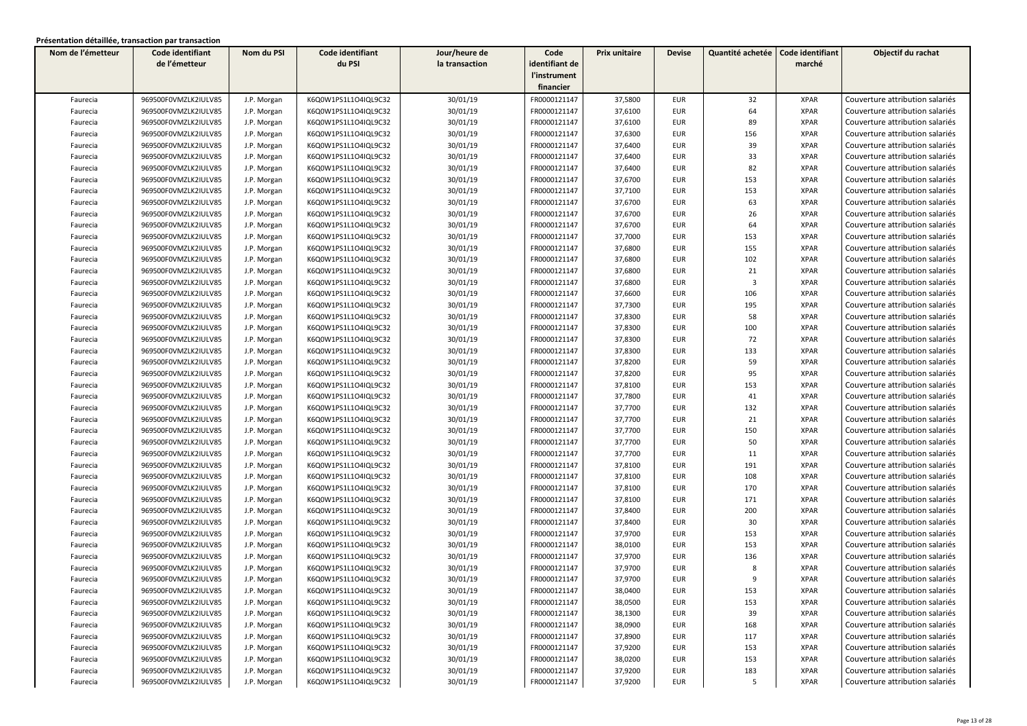**Présentation détaillée, transaction par transaction**

| Nom de l'émetteur | Code identifiant de l'émetteur | Nom du PSI | Code identifiant du PSI | Jour/heure de la transaction | Code identifiant de l'instrument financier | Prix unitaire | Devise | Quantité achetée | Code identifiant marché | Objectif du rachat |
|---|---|---|---|---|---|---|---|---|---|---|
| Faurecia | 969500F0VMZLK2IULV85 | J.P. Morgan | K6Q0W1PS1L1O4IQL9C32 | 30/01/19 | FR0000121147 | 37,5800 | EUR | 32 | XPAR | Couverture attribution salariés |
| Faurecia | 969500F0VMZLK2IULV85 | J.P. Morgan | K6Q0W1PS1L1O4IQL9C32 | 30/01/19 | FR0000121147 | 37,6100 | EUR | 64 | XPAR | Couverture attribution salariés |
| Faurecia | 969500F0VMZLK2IULV85 | J.P. Morgan | K6Q0W1PS1L1O4IQL9C32 | 30/01/19 | FR0000121147 | 37,6100 | EUR | 89 | XPAR | Couverture attribution salariés |
| Faurecia | 969500F0VMZLK2IULV85 | J.P. Morgan | K6Q0W1PS1L1O4IQL9C32 | 30/01/19 | FR0000121147 | 37,6300 | EUR | 156 | XPAR | Couverture attribution salariés |
| Faurecia | 969500F0VMZLK2IULV85 | J.P. Morgan | K6Q0W1PS1L1O4IQL9C32 | 30/01/19 | FR0000121147 | 37,6400 | EUR | 39 | XPAR | Couverture attribution salariés |
| Faurecia | 969500F0VMZLK2IULV85 | J.P. Morgan | K6Q0W1PS1L1O4IQL9C32 | 30/01/19 | FR0000121147 | 37,6400 | EUR | 33 | XPAR | Couverture attribution salariés |
| Faurecia | 969500F0VMZLK2IULV85 | J.P. Morgan | K6Q0W1PS1L1O4IQL9C32 | 30/01/19 | FR0000121147 | 37,6400 | EUR | 82 | XPAR | Couverture attribution salariés |
| Faurecia | 969500F0VMZLK2IULV85 | J.P. Morgan | K6Q0W1PS1L1O4IQL9C32 | 30/01/19 | FR0000121147 | 37,6700 | EUR | 153 | XPAR | Couverture attribution salariés |
| Faurecia | 969500F0VMZLK2IULV85 | J.P. Morgan | K6Q0W1PS1L1O4IQL9C32 | 30/01/19 | FR0000121147 | 37,7100 | EUR | 153 | XPAR | Couverture attribution salariés |
| Faurecia | 969500F0VMZLK2IULV85 | J.P. Morgan | K6Q0W1PS1L1O4IQL9C32 | 30/01/19 | FR0000121147 | 37,6700 | EUR | 63 | XPAR | Couverture attribution salariés |
| Faurecia | 969500F0VMZLK2IULV85 | J.P. Morgan | K6Q0W1PS1L1O4IQL9C32 | 30/01/19 | FR0000121147 | 37,6700 | EUR | 26 | XPAR | Couverture attribution salariés |
| Faurecia | 969500F0VMZLK2IULV85 | J.P. Morgan | K6Q0W1PS1L1O4IQL9C32 | 30/01/19 | FR0000121147 | 37,6700 | EUR | 64 | XPAR | Couverture attribution salariés |
| Faurecia | 969500F0VMZLK2IULV85 | J.P. Morgan | K6Q0W1PS1L1O4IQL9C32 | 30/01/19 | FR0000121147 | 37,7000 | EUR | 153 | XPAR | Couverture attribution salariés |
| Faurecia | 969500F0VMZLK2IULV85 | J.P. Morgan | K6Q0W1PS1L1O4IQL9C32 | 30/01/19 | FR0000121147 | 37,6800 | EUR | 155 | XPAR | Couverture attribution salariés |
| Faurecia | 969500F0VMZLK2IULV85 | J.P. Morgan | K6Q0W1PS1L1O4IQL9C32 | 30/01/19 | FR0000121147 | 37,6800 | EUR | 102 | XPAR | Couverture attribution salariés |
| Faurecia | 969500F0VMZLK2IULV85 | J.P. Morgan | K6Q0W1PS1L1O4IQL9C32 | 30/01/19 | FR0000121147 | 37,6800 | EUR | 21 | XPAR | Couverture attribution salariés |
| Faurecia | 969500F0VMZLK2IULV85 | J.P. Morgan | K6Q0W1PS1L1O4IQL9C32 | 30/01/19 | FR0000121147 | 37,6800 | EUR | 3 | XPAR | Couverture attribution salariés |
| Faurecia | 969500F0VMZLK2IULV85 | J.P. Morgan | K6Q0W1PS1L1O4IQL9C32 | 30/01/19 | FR0000121147 | 37,6600 | EUR | 106 | XPAR | Couverture attribution salariés |
| Faurecia | 969500F0VMZLK2IULV85 | J.P. Morgan | K6Q0W1PS1L1O4IQL9C32 | 30/01/19 | FR0000121147 | 37,7300 | EUR | 195 | XPAR | Couverture attribution salariés |
| Faurecia | 969500F0VMZLK2IULV85 | J.P. Morgan | K6Q0W1PS1L1O4IQL9C32 | 30/01/19 | FR0000121147 | 37,8300 | EUR | 58 | XPAR | Couverture attribution salariés |
| Faurecia | 969500F0VMZLK2IULV85 | J.P. Morgan | K6Q0W1PS1L1O4IQL9C32 | 30/01/19 | FR0000121147 | 37,8300 | EUR | 100 | XPAR | Couverture attribution salariés |
| Faurecia | 969500F0VMZLK2IULV85 | J.P. Morgan | K6Q0W1PS1L1O4IQL9C32 | 30/01/19 | FR0000121147 | 37,8300 | EUR | 72 | XPAR | Couverture attribution salariés |
| Faurecia | 969500F0VMZLK2IULV85 | J.P. Morgan | K6Q0W1PS1L1O4IQL9C32 | 30/01/19 | FR0000121147 | 37,8300 | EUR | 133 | XPAR | Couverture attribution salariés |
| Faurecia | 969500F0VMZLK2IULV85 | J.P. Morgan | K6Q0W1PS1L1O4IQL9C32 | 30/01/19 | FR0000121147 | 37,8200 | EUR | 59 | XPAR | Couverture attribution salariés |
| Faurecia | 969500F0VMZLK2IULV85 | J.P. Morgan | K6Q0W1PS1L1O4IQL9C32 | 30/01/19 | FR0000121147 | 37,8200 | EUR | 95 | XPAR | Couverture attribution salariés |
| Faurecia | 969500F0VMZLK2IULV85 | J.P. Morgan | K6Q0W1PS1L1O4IQL9C32 | 30/01/19 | FR0000121147 | 37,8100 | EUR | 153 | XPAR | Couverture attribution salariés |
| Faurecia | 969500F0VMZLK2IULV85 | J.P. Morgan | K6Q0W1PS1L1O4IQL9C32 | 30/01/19 | FR0000121147 | 37,7800 | EUR | 41 | XPAR | Couverture attribution salariés |
| Faurecia | 969500F0VMZLK2IULV85 | J.P. Morgan | K6Q0W1PS1L1O4IQL9C32 | 30/01/19 | FR0000121147 | 37,7700 | EUR | 132 | XPAR | Couverture attribution salariés |
| Faurecia | 969500F0VMZLK2IULV85 | J.P. Morgan | K6Q0W1PS1L1O4IQL9C32 | 30/01/19 | FR0000121147 | 37,7700 | EUR | 21 | XPAR | Couverture attribution salariés |
| Faurecia | 969500F0VMZLK2IULV85 | J.P. Morgan | K6Q0W1PS1L1O4IQL9C32 | 30/01/19 | FR0000121147 | 37,7700 | EUR | 150 | XPAR | Couverture attribution salariés |
| Faurecia | 969500F0VMZLK2IULV85 | J.P. Morgan | K6Q0W1PS1L1O4IQL9C32 | 30/01/19 | FR0000121147 | 37,7700 | EUR | 50 | XPAR | Couverture attribution salariés |
| Faurecia | 969500F0VMZLK2IULV85 | J.P. Morgan | K6Q0W1PS1L1O4IQL9C32 | 30/01/19 | FR0000121147 | 37,7700 | EUR | 11 | XPAR | Couverture attribution salariés |
| Faurecia | 969500F0VMZLK2IULV85 | J.P. Morgan | K6Q0W1PS1L1O4IQL9C32 | 30/01/19 | FR0000121147 | 37,8100 | EUR | 191 | XPAR | Couverture attribution salariés |
| Faurecia | 969500F0VMZLK2IULV85 | J.P. Morgan | K6Q0W1PS1L1O4IQL9C32 | 30/01/19 | FR0000121147 | 37,8100 | EUR | 108 | XPAR | Couverture attribution salariés |
| Faurecia | 969500F0VMZLK2IULV85 | J.P. Morgan | K6Q0W1PS1L1O4IQL9C32 | 30/01/19 | FR0000121147 | 37,8100 | EUR | 170 | XPAR | Couverture attribution salariés |
| Faurecia | 969500F0VMZLK2IULV85 | J.P. Morgan | K6Q0W1PS1L1O4IQL9C32 | 30/01/19 | FR0000121147 | 37,8100 | EUR | 171 | XPAR | Couverture attribution salariés |
| Faurecia | 969500F0VMZLK2IULV85 | J.P. Morgan | K6Q0W1PS1L1O4IQL9C32 | 30/01/19 | FR0000121147 | 37,8400 | EUR | 200 | XPAR | Couverture attribution salariés |
| Faurecia | 969500F0VMZLK2IULV85 | J.P. Morgan | K6Q0W1PS1L1O4IQL9C32 | 30/01/19 | FR0000121147 | 37,8400 | EUR | 30 | XPAR | Couverture attribution salariés |
| Faurecia | 969500F0VMZLK2IULV85 | J.P. Morgan | K6Q0W1PS1L1O4IQL9C32 | 30/01/19 | FR0000121147 | 37,9700 | EUR | 153 | XPAR | Couverture attribution salariés |
| Faurecia | 969500F0VMZLK2IULV85 | J.P. Morgan | K6Q0W1PS1L1O4IQL9C32 | 30/01/19 | FR0000121147 | 38,0100 | EUR | 153 | XPAR | Couverture attribution salariés |
| Faurecia | 969500F0VMZLK2IULV85 | J.P. Morgan | K6Q0W1PS1L1O4IQL9C32 | 30/01/19 | FR0000121147 | 37,9700 | EUR | 136 | XPAR | Couverture attribution salariés |
| Faurecia | 969500F0VMZLK2IULV85 | J.P. Morgan | K6Q0W1PS1L1O4IQL9C32 | 30/01/19 | FR0000121147 | 37,9700 | EUR | 8 | XPAR | Couverture attribution salariés |
| Faurecia | 969500F0VMZLK2IULV85 | J.P. Morgan | K6Q0W1PS1L1O4IQL9C32 | 30/01/19 | FR0000121147 | 37,9700 | EUR | 9 | XPAR | Couverture attribution salariés |
| Faurecia | 969500F0VMZLK2IULV85 | J.P. Morgan | K6Q0W1PS1L1O4IQL9C32 | 30/01/19 | FR0000121147 | 38,0400 | EUR | 153 | XPAR | Couverture attribution salariés |
| Faurecia | 969500F0VMZLK2IULV85 | J.P. Morgan | K6Q0W1PS1L1O4IQL9C32 | 30/01/19 | FR0000121147 | 38,0500 | EUR | 153 | XPAR | Couverture attribution salariés |
| Faurecia | 969500F0VMZLK2IULV85 | J.P. Morgan | K6Q0W1PS1L1O4IQL9C32 | 30/01/19 | FR0000121147 | 38,1300 | EUR | 39 | XPAR | Couverture attribution salariés |
| Faurecia | 969500F0VMZLK2IULV85 | J.P. Morgan | K6Q0W1PS1L1O4IQL9C32 | 30/01/19 | FR0000121147 | 38,0900 | EUR | 168 | XPAR | Couverture attribution salariés |
| Faurecia | 969500F0VMZLK2IULV85 | J.P. Morgan | K6Q0W1PS1L1O4IQL9C32 | 30/01/19 | FR0000121147 | 37,8900 | EUR | 117 | XPAR | Couverture attribution salariés |
| Faurecia | 969500F0VMZLK2IULV85 | J.P. Morgan | K6Q0W1PS1L1O4IQL9C32 | 30/01/19 | FR0000121147 | 37,9200 | EUR | 153 | XPAR | Couverture attribution salariés |
| Faurecia | 969500F0VMZLK2IULV85 | J.P. Morgan | K6Q0W1PS1L1O4IQL9C32 | 30/01/19 | FR0000121147 | 38,0200 | EUR | 153 | XPAR | Couverture attribution salariés |
| Faurecia | 969500F0VMZLK2IULV85 | J.P. Morgan | K6Q0W1PS1L1O4IQL9C32 | 30/01/19 | FR0000121147 | 37,9200 | EUR | 183 | XPAR | Couverture attribution salariés |
| Faurecia | 969500F0VMZLK2IULV85 | J.P. Morgan | K6Q0W1PS1L1O4IQL9C32 | 30/01/19 | FR0000121147 | 37,9200 | EUR | 5 | XPAR | Couverture attribution salariés |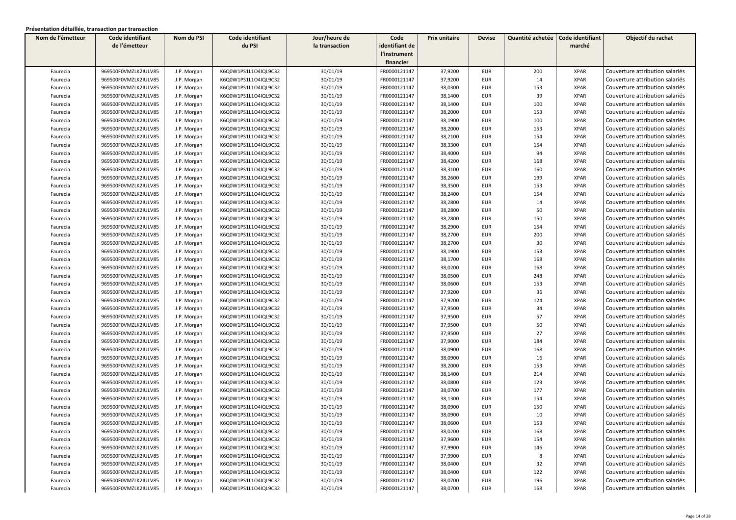**Présentation détaillée, transaction par transaction**

| Nom de l'émetteur | Code identifiant de l'émetteur | Nom du PSI | Code identifiant du PSI | Jour/heure de la transaction | Code identifiant de l'instrument financier | Prix unitaire | Devise | Quantité achetée | Code identifiant marché | Objectif du rachat |
|---|---|---|---|---|---|---|---|---|---|---|
| Faurecia | 969500F0VMZLK2IULV85 | J.P. Morgan | K6Q0W1PS1L1O4IQL9C32 | 30/01/19 | FR0000121147 | 37,9200 | EUR | 200 | XPAR | Couverture attribution salariés |
| Faurecia | 969500F0VMZLK2IULV85 | J.P. Morgan | K6Q0W1PS1L1O4IQL9C32 | 30/01/19 | FR0000121147 | 37,9200 | EUR | 14 | XPAR | Couverture attribution salariés |
| Faurecia | 969500F0VMZLK2IULV85 | J.P. Morgan | K6Q0W1PS1L1O4IQL9C32 | 30/01/19 | FR0000121147 | 38,0300 | EUR | 153 | XPAR | Couverture attribution salariés |
| Faurecia | 969500F0VMZLK2IULV85 | J.P. Morgan | K6Q0W1PS1L1O4IQL9C32 | 30/01/19 | FR0000121147 | 38,1400 | EUR | 39 | XPAR | Couverture attribution salariés |
| Faurecia | 969500F0VMZLK2IULV85 | J.P. Morgan | K6Q0W1PS1L1O4IQL9C32 | 30/01/19 | FR0000121147 | 38,1400 | EUR | 100 | XPAR | Couverture attribution salariés |
| Faurecia | 969500F0VMZLK2IULV85 | J.P. Morgan | K6Q0W1PS1L1O4IQL9C32 | 30/01/19 | FR0000121147 | 38,2000 | EUR | 153 | XPAR | Couverture attribution salariés |
| Faurecia | 969500F0VMZLK2IULV85 | J.P. Morgan | K6Q0W1PS1L1O4IQL9C32 | 30/01/19 | FR0000121147 | 38,1900 | EUR | 100 | XPAR | Couverture attribution salariés |
| Faurecia | 969500F0VMZLK2IULV85 | J.P. Morgan | K6Q0W1PS1L1O4IQL9C32 | 30/01/19 | FR0000121147 | 38,2000 | EUR | 153 | XPAR | Couverture attribution salariés |
| Faurecia | 969500F0VMZLK2IULV85 | J.P. Morgan | K6Q0W1PS1L1O4IQL9C32 | 30/01/19 | FR0000121147 | 38,2100 | EUR | 154 | XPAR | Couverture attribution salariés |
| Faurecia | 969500F0VMZLK2IULV85 | J.P. Morgan | K6Q0W1PS1L1O4IQL9C32 | 30/01/19 | FR0000121147 | 38,3300 | EUR | 154 | XPAR | Couverture attribution salariés |
| Faurecia | 969500F0VMZLK2IULV85 | J.P. Morgan | K6Q0W1PS1L1O4IQL9C32 | 30/01/19 | FR0000121147 | 38,4000 | EUR | 94 | XPAR | Couverture attribution salariés |
| Faurecia | 969500F0VMZLK2IULV85 | J.P. Morgan | K6Q0W1PS1L1O4IQL9C32 | 30/01/19 | FR0000121147 | 38,4200 | EUR | 168 | XPAR | Couverture attribution salariés |
| Faurecia | 969500F0VMZLK2IULV85 | J.P. Morgan | K6Q0W1PS1L1O4IQL9C32 | 30/01/19 | FR0000121147 | 38,3100 | EUR | 160 | XPAR | Couverture attribution salariés |
| Faurecia | 969500F0VMZLK2IULV85 | J.P. Morgan | K6Q0W1PS1L1O4IQL9C32 | 30/01/19 | FR0000121147 | 38,2600 | EUR | 199 | XPAR | Couverture attribution salariés |
| Faurecia | 969500F0VMZLK2IULV85 | J.P. Morgan | K6Q0W1PS1L1O4IQL9C32 | 30/01/19 | FR0000121147 | 38,3500 | EUR | 153 | XPAR | Couverture attribution salariés |
| Faurecia | 969500F0VMZLK2IULV85 | J.P. Morgan | K6Q0W1PS1L1O4IQL9C32 | 30/01/19 | FR0000121147 | 38,2400 | EUR | 154 | XPAR | Couverture attribution salariés |
| Faurecia | 969500F0VMZLK2IULV85 | J.P. Morgan | K6Q0W1PS1L1O4IQL9C32 | 30/01/19 | FR0000121147 | 38,2800 | EUR | 14 | XPAR | Couverture attribution salariés |
| Faurecia | 969500F0VMZLK2IULV85 | J.P. Morgan | K6Q0W1PS1L1O4IQL9C32 | 30/01/19 | FR0000121147 | 38,2800 | EUR | 50 | XPAR | Couverture attribution salariés |
| Faurecia | 969500F0VMZLK2IULV85 | J.P. Morgan | K6Q0W1PS1L1O4IQL9C32 | 30/01/19 | FR0000121147 | 38,2800 | EUR | 150 | XPAR | Couverture attribution salariés |
| Faurecia | 969500F0VMZLK2IULV85 | J.P. Morgan | K6Q0W1PS1L1O4IQL9C32 | 30/01/19 | FR0000121147 | 38,2900 | EUR | 154 | XPAR | Couverture attribution salariés |
| Faurecia | 969500F0VMZLK2IULV85 | J.P. Morgan | K6Q0W1PS1L1O4IQL9C32 | 30/01/19 | FR0000121147 | 38,2700 | EUR | 200 | XPAR | Couverture attribution salariés |
| Faurecia | 969500F0VMZLK2IULV85 | J.P. Morgan | K6Q0W1PS1L1O4IQL9C32 | 30/01/19 | FR0000121147 | 38,2700 | EUR | 30 | XPAR | Couverture attribution salariés |
| Faurecia | 969500F0VMZLK2IULV85 | J.P. Morgan | K6Q0W1PS1L1O4IQL9C32 | 30/01/19 | FR0000121147 | 38,1900 | EUR | 153 | XPAR | Couverture attribution salariés |
| Faurecia | 969500F0VMZLK2IULV85 | J.P. Morgan | K6Q0W1PS1L1O4IQL9C32 | 30/01/19 | FR0000121147 | 38,1700 | EUR | 168 | XPAR | Couverture attribution salariés |
| Faurecia | 969500F0VMZLK2IULV85 | J.P. Morgan | K6Q0W1PS1L1O4IQL9C32 | 30/01/19 | FR0000121147 | 38,0200 | EUR | 168 | XPAR | Couverture attribution salariés |
| Faurecia | 969500F0VMZLK2IULV85 | J.P. Morgan | K6Q0W1PS1L1O4IQL9C32 | 30/01/19 | FR0000121147 | 38,0500 | EUR | 248 | XPAR | Couverture attribution salariés |
| Faurecia | 969500F0VMZLK2IULV85 | J.P. Morgan | K6Q0W1PS1L1O4IQL9C32 | 30/01/19 | FR0000121147 | 38,0600 | EUR | 153 | XPAR | Couverture attribution salariés |
| Faurecia | 969500F0VMZLK2IULV85 | J.P. Morgan | K6Q0W1PS1L1O4IQL9C32 | 30/01/19 | FR0000121147 | 37,9200 | EUR | 36 | XPAR | Couverture attribution salariés |
| Faurecia | 969500F0VMZLK2IULV85 | J.P. Morgan | K6Q0W1PS1L1O4IQL9C32 | 30/01/19 | FR0000121147 | 37,9200 | EUR | 124 | XPAR | Couverture attribution salariés |
| Faurecia | 969500F0VMZLK2IULV85 | J.P. Morgan | K6Q0W1PS1L1O4IQL9C32 | 30/01/19 | FR0000121147 | 37,9500 | EUR | 34 | XPAR | Couverture attribution salariés |
| Faurecia | 969500F0VMZLK2IULV85 | J.P. Morgan | K6Q0W1PS1L1O4IQL9C32 | 30/01/19 | FR0000121147 | 37,9500 | EUR | 57 | XPAR | Couverture attribution salariés |
| Faurecia | 969500F0VMZLK2IULV85 | J.P. Morgan | K6Q0W1PS1L1O4IQL9C32 | 30/01/19 | FR0000121147 | 37,9500 | EUR | 50 | XPAR | Couverture attribution salariés |
| Faurecia | 969500F0VMZLK2IULV85 | J.P. Morgan | K6Q0W1PS1L1O4IQL9C32 | 30/01/19 | FR0000121147 | 37,9500 | EUR | 27 | XPAR | Couverture attribution salariés |
| Faurecia | 969500F0VMZLK2IULV85 | J.P. Morgan | K6Q0W1PS1L1O4IQL9C32 | 30/01/19 | FR0000121147 | 37,9000 | EUR | 184 | XPAR | Couverture attribution salariés |
| Faurecia | 969500F0VMZLK2IULV85 | J.P. Morgan | K6Q0W1PS1L1O4IQL9C32 | 30/01/19 | FR0000121147 | 38,0900 | EUR | 168 | XPAR | Couverture attribution salariés |
| Faurecia | 969500F0VMZLK2IULV85 | J.P. Morgan | K6Q0W1PS1L1O4IQL9C32 | 30/01/19 | FR0000121147 | 38,0900 | EUR | 16 | XPAR | Couverture attribution salariés |
| Faurecia | 969500F0VMZLK2IULV85 | J.P. Morgan | K6Q0W1PS1L1O4IQL9C32 | 30/01/19 | FR0000121147 | 38,2000 | EUR | 153 | XPAR | Couverture attribution salariés |
| Faurecia | 969500F0VMZLK2IULV85 | J.P. Morgan | K6Q0W1PS1L1O4IQL9C32 | 30/01/19 | FR0000121147 | 38,1400 | EUR | 214 | XPAR | Couverture attribution salariés |
| Faurecia | 969500F0VMZLK2IULV85 | J.P. Morgan | K6Q0W1PS1L1O4IQL9C32 | 30/01/19 | FR0000121147 | 38,0800 | EUR | 123 | XPAR | Couverture attribution salariés |
| Faurecia | 969500F0VMZLK2IULV85 | J.P. Morgan | K6Q0W1PS1L1O4IQL9C32 | 30/01/19 | FR0000121147 | 38,0700 | EUR | 177 | XPAR | Couverture attribution salariés |
| Faurecia | 969500F0VMZLK2IULV85 | J.P. Morgan | K6Q0W1PS1L1O4IQL9C32 | 30/01/19 | FR0000121147 | 38,1300 | EUR | 154 | XPAR | Couverture attribution salariés |
| Faurecia | 969500F0VMZLK2IULV85 | J.P. Morgan | K6Q0W1PS1L1O4IQL9C32 | 30/01/19 | FR0000121147 | 38,0900 | EUR | 150 | XPAR | Couverture attribution salariés |
| Faurecia | 969500F0VMZLK2IULV85 | J.P. Morgan | K6Q0W1PS1L1O4IQL9C32 | 30/01/19 | FR0000121147 | 38,0900 | EUR | 10 | XPAR | Couverture attribution salariés |
| Faurecia | 969500F0VMZLK2IULV85 | J.P. Morgan | K6Q0W1PS1L1O4IQL9C32 | 30/01/19 | FR0000121147 | 38,0600 | EUR | 153 | XPAR | Couverture attribution salariés |
| Faurecia | 969500F0VMZLK2IULV85 | J.P. Morgan | K6Q0W1PS1L1O4IQL9C32 | 30/01/19 | FR0000121147 | 38,0200 | EUR | 168 | XPAR | Couverture attribution salariés |
| Faurecia | 969500F0VMZLK2IULV85 | J.P. Morgan | K6Q0W1PS1L1O4IQL9C32 | 30/01/19 | FR0000121147 | 37,9600 | EUR | 154 | XPAR | Couverture attribution salariés |
| Faurecia | 969500F0VMZLK2IULV85 | J.P. Morgan | K6Q0W1PS1L1O4IQL9C32 | 30/01/19 | FR0000121147 | 37,9900 | EUR | 146 | XPAR | Couverture attribution salariés |
| Faurecia | 969500F0VMZLK2IULV85 | J.P. Morgan | K6Q0W1PS1L1O4IQL9C32 | 30/01/19 | FR0000121147 | 37,9900 | EUR | 8 | XPAR | Couverture attribution salariés |
| Faurecia | 969500F0VMZLK2IULV85 | J.P. Morgan | K6Q0W1PS1L1O4IQL9C32 | 30/01/19 | FR0000121147 | 38,0400 | EUR | 32 | XPAR | Couverture attribution salariés |
| Faurecia | 969500F0VMZLK2IULV85 | J.P. Morgan | K6Q0W1PS1L1O4IQL9C32 | 30/01/19 | FR0000121147 | 38,0400 | EUR | 122 | XPAR | Couverture attribution salariés |
| Faurecia | 969500F0VMZLK2IULV85 | J.P. Morgan | K6Q0W1PS1L1O4IQL9C32 | 30/01/19 | FR0000121147 | 38,0700 | EUR | 196 | XPAR | Couverture attribution salariés |
| Faurecia | 969500F0VMZLK2IULV85 | J.P. Morgan | K6Q0W1PS1L1O4IQL9C32 | 30/01/19 | FR0000121147 | 38,0700 | EUR | 168 | XPAR | Couverture attribution salariés |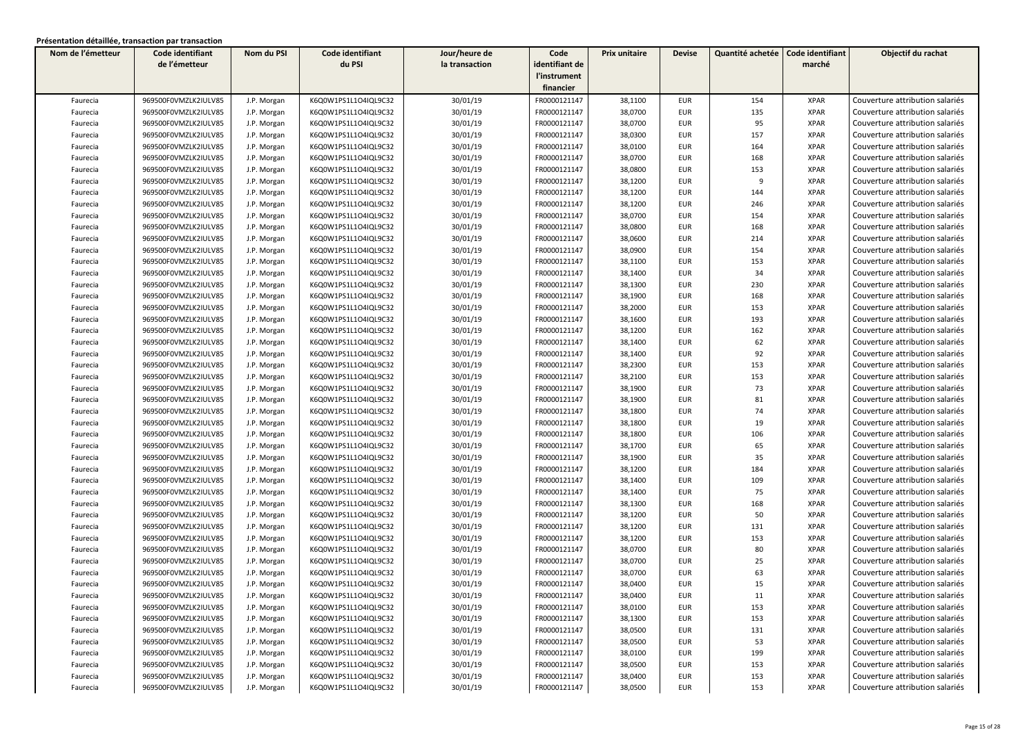**Présentation détaillée, transaction par transaction**

| Nom de l'émetteur | Code identifiant de l'émetteur | Nom du PSI | Code identifiant du PSI | Jour/heure de la transaction | Code identifiant de l'instrument financier | Prix unitaire | Devise | Quantité achetée | Code identifiant marché | Objectif du rachat |
|---|---|---|---|---|---|---|---|---|---|---|
| Faurecia | 969500F0VMZLK2IULV85 | J.P. Morgan | K6Q0W1PS1L1O4IQL9C32 | 30/01/19 | FR0000121147 | 38,1100 | EUR | 154 | XPAR | Couverture attribution salariés |
| Faurecia | 969500F0VMZLK2IULV85 | J.P. Morgan | K6Q0W1PS1L1O4IQL9C32 | 30/01/19 | FR0000121147 | 38,0700 | EUR | 135 | XPAR | Couverture attribution salariés |
| Faurecia | 969500F0VMZLK2IULV85 | J.P. Morgan | K6Q0W1PS1L1O4IQL9C32 | 30/01/19 | FR0000121147 | 38,0700 | EUR | 95 | XPAR | Couverture attribution salariés |
| Faurecia | 969500F0VMZLK2IULV85 | J.P. Morgan | K6Q0W1PS1L1O4IQL9C32 | 30/01/19 | FR0000121147 | 38,0300 | EUR | 157 | XPAR | Couverture attribution salariés |
| Faurecia | 969500F0VMZLK2IULV85 | J.P. Morgan | K6Q0W1PS1L1O4IQL9C32 | 30/01/19 | FR0000121147 | 38,0100 | EUR | 164 | XPAR | Couverture attribution salariés |
| Faurecia | 969500F0VMZLK2IULV85 | J.P. Morgan | K6Q0W1PS1L1O4IQL9C32 | 30/01/19 | FR0000121147 | 38,0700 | EUR | 168 | XPAR | Couverture attribution salariés |
| Faurecia | 969500F0VMZLK2IULV85 | J.P. Morgan | K6Q0W1PS1L1O4IQL9C32 | 30/01/19 | FR0000121147 | 38,0800 | EUR | 153 | XPAR | Couverture attribution salariés |
| Faurecia | 969500F0VMZLK2IULV85 | J.P. Morgan | K6Q0W1PS1L1O4IQL9C32 | 30/01/19 | FR0000121147 | 38,1200 | EUR | 9 | XPAR | Couverture attribution salariés |
| Faurecia | 969500F0VMZLK2IULV85 | J.P. Morgan | K6Q0W1PS1L1O4IQL9C32 | 30/01/19 | FR0000121147 | 38,1200 | EUR | 144 | XPAR | Couverture attribution salariés |
| Faurecia | 969500F0VMZLK2IULV85 | J.P. Morgan | K6Q0W1PS1L1O4IQL9C32 | 30/01/19 | FR0000121147 | 38,1200 | EUR | 246 | XPAR | Couverture attribution salariés |
| Faurecia | 969500F0VMZLK2IULV85 | J.P. Morgan | K6Q0W1PS1L1O4IQL9C32 | 30/01/19 | FR0000121147 | 38,0700 | EUR | 154 | XPAR | Couverture attribution salariés |
| Faurecia | 969500F0VMZLK2IULV85 | J.P. Morgan | K6Q0W1PS1L1O4IQL9C32 | 30/01/19 | FR0000121147 | 38,0800 | EUR | 168 | XPAR | Couverture attribution salariés |
| Faurecia | 969500F0VMZLK2IULV85 | J.P. Morgan | K6Q0W1PS1L1O4IQL9C32 | 30/01/19 | FR0000121147 | 38,0600 | EUR | 214 | XPAR | Couverture attribution salariés |
| Faurecia | 969500F0VMZLK2IULV85 | J.P. Morgan | K6Q0W1PS1L1O4IQL9C32 | 30/01/19 | FR0000121147 | 38,0900 | EUR | 154 | XPAR | Couverture attribution salariés |
| Faurecia | 969500F0VMZLK2IULV85 | J.P. Morgan | K6Q0W1PS1L1O4IQL9C32 | 30/01/19 | FR0000121147 | 38,1100 | EUR | 153 | XPAR | Couverture attribution salariés |
| Faurecia | 969500F0VMZLK2IULV85 | J.P. Morgan | K6Q0W1PS1L1O4IQL9C32 | 30/01/19 | FR0000121147 | 38,1400 | EUR | 34 | XPAR | Couverture attribution salariés |
| Faurecia | 969500F0VMZLK2IULV85 | J.P. Morgan | K6Q0W1PS1L1O4IQL9C32 | 30/01/19 | FR0000121147 | 38,1300 | EUR | 230 | XPAR | Couverture attribution salariés |
| Faurecia | 969500F0VMZLK2IULV85 | J.P. Morgan | K6Q0W1PS1L1O4IQL9C32 | 30/01/19 | FR0000121147 | 38,1900 | EUR | 168 | XPAR | Couverture attribution salariés |
| Faurecia | 969500F0VMZLK2IULV85 | J.P. Morgan | K6Q0W1PS1L1O4IQL9C32 | 30/01/19 | FR0000121147 | 38,2000 | EUR | 153 | XPAR | Couverture attribution salariés |
| Faurecia | 969500F0VMZLK2IULV85 | J.P. Morgan | K6Q0W1PS1L1O4IQL9C32 | 30/01/19 | FR0000121147 | 38,1600 | EUR | 193 | XPAR | Couverture attribution salariés |
| Faurecia | 969500F0VMZLK2IULV85 | J.P. Morgan | K6Q0W1PS1L1O4IQL9C32 | 30/01/19 | FR0000121147 | 38,1200 | EUR | 162 | XPAR | Couverture attribution salariés |
| Faurecia | 969500F0VMZLK2IULV85 | J.P. Morgan | K6Q0W1PS1L1O4IQL9C32 | 30/01/19 | FR0000121147 | 38,1400 | EUR | 62 | XPAR | Couverture attribution salariés |
| Faurecia | 969500F0VMZLK2IULV85 | J.P. Morgan | K6Q0W1PS1L1O4IQL9C32 | 30/01/19 | FR0000121147 | 38,1400 | EUR | 92 | XPAR | Couverture attribution salariés |
| Faurecia | 969500F0VMZLK2IULV85 | J.P. Morgan | K6Q0W1PS1L1O4IQL9C32 | 30/01/19 | FR0000121147 | 38,2300 | EUR | 153 | XPAR | Couverture attribution salariés |
| Faurecia | 969500F0VMZLK2IULV85 | J.P. Morgan | K6Q0W1PS1L1O4IQL9C32 | 30/01/19 | FR0000121147 | 38,2100 | EUR | 153 | XPAR | Couverture attribution salariés |
| Faurecia | 969500F0VMZLK2IULV85 | J.P. Morgan | K6Q0W1PS1L1O4IQL9C32 | 30/01/19 | FR0000121147 | 38,1900 | EUR | 73 | XPAR | Couverture attribution salariés |
| Faurecia | 969500F0VMZLK2IULV85 | J.P. Morgan | K6Q0W1PS1L1O4IQL9C32 | 30/01/19 | FR0000121147 | 38,1900 | EUR | 81 | XPAR | Couverture attribution salariés |
| Faurecia | 969500F0VMZLK2IULV85 | J.P. Morgan | K6Q0W1PS1L1O4IQL9C32 | 30/01/19 | FR0000121147 | 38,1800 | EUR | 74 | XPAR | Couverture attribution salariés |
| Faurecia | 969500F0VMZLK2IULV85 | J.P. Morgan | K6Q0W1PS1L1O4IQL9C32 | 30/01/19 | FR0000121147 | 38,1800 | EUR | 19 | XPAR | Couverture attribution salariés |
| Faurecia | 969500F0VMZLK2IULV85 | J.P. Morgan | K6Q0W1PS1L1O4IQL9C32 | 30/01/19 | FR0000121147 | 38,1800 | EUR | 106 | XPAR | Couverture attribution salariés |
| Faurecia | 969500F0VMZLK2IULV85 | J.P. Morgan | K6Q0W1PS1L1O4IQL9C32 | 30/01/19 | FR0000121147 | 38,1700 | EUR | 65 | XPAR | Couverture attribution salariés |
| Faurecia | 969500F0VMZLK2IULV85 | J.P. Morgan | K6Q0W1PS1L1O4IQL9C32 | 30/01/19 | FR0000121147 | 38,1900 | EUR | 35 | XPAR | Couverture attribution salariés |
| Faurecia | 969500F0VMZLK2IULV85 | J.P. Morgan | K6Q0W1PS1L1O4IQL9C32 | 30/01/19 | FR0000121147 | 38,1200 | EUR | 184 | XPAR | Couverture attribution salariés |
| Faurecia | 969500F0VMZLK2IULV85 | J.P. Morgan | K6Q0W1PS1L1O4IQL9C32 | 30/01/19 | FR0000121147 | 38,1400 | EUR | 109 | XPAR | Couverture attribution salariés |
| Faurecia | 969500F0VMZLK2IULV85 | J.P. Morgan | K6Q0W1PS1L1O4IQL9C32 | 30/01/19 | FR0000121147 | 38,1400 | EUR | 75 | XPAR | Couverture attribution salariés |
| Faurecia | 969500F0VMZLK2IULV85 | J.P. Morgan | K6Q0W1PS1L1O4IQL9C32 | 30/01/19 | FR0000121147 | 38,1300 | EUR | 168 | XPAR | Couverture attribution salariés |
| Faurecia | 969500F0VMZLK2IULV85 | J.P. Morgan | K6Q0W1PS1L1O4IQL9C32 | 30/01/19 | FR0000121147 | 38,1200 | EUR | 50 | XPAR | Couverture attribution salariés |
| Faurecia | 969500F0VMZLK2IULV85 | J.P. Morgan | K6Q0W1PS1L1O4IQL9C32 | 30/01/19 | FR0000121147 | 38,1200 | EUR | 131 | XPAR | Couverture attribution salariés |
| Faurecia | 969500F0VMZLK2IULV85 | J.P. Morgan | K6Q0W1PS1L1O4IQL9C32 | 30/01/19 | FR0000121147 | 38,1200 | EUR | 153 | XPAR | Couverture attribution salariés |
| Faurecia | 969500F0VMZLK2IULV85 | J.P. Morgan | K6Q0W1PS1L1O4IQL9C32 | 30/01/19 | FR0000121147 | 38,0700 | EUR | 80 | XPAR | Couverture attribution salariés |
| Faurecia | 969500F0VMZLK2IULV85 | J.P. Morgan | K6Q0W1PS1L1O4IQL9C32 | 30/01/19 | FR0000121147 | 38,0700 | EUR | 25 | XPAR | Couverture attribution salariés |
| Faurecia | 969500F0VMZLK2IULV85 | J.P. Morgan | K6Q0W1PS1L1O4IQL9C32 | 30/01/19 | FR0000121147 | 38,0700 | EUR | 63 | XPAR | Couverture attribution salariés |
| Faurecia | 969500F0VMZLK2IULV85 | J.P. Morgan | K6Q0W1PS1L1O4IQL9C32 | 30/01/19 | FR0000121147 | 38,0400 | EUR | 15 | XPAR | Couverture attribution salariés |
| Faurecia | 969500F0VMZLK2IULV85 | J.P. Morgan | K6Q0W1PS1L1O4IQL9C32 | 30/01/19 | FR0000121147 | 38,0400 | EUR | 11 | XPAR | Couverture attribution salariés |
| Faurecia | 969500F0VMZLK2IULV85 | J.P. Morgan | K6Q0W1PS1L1O4IQL9C32 | 30/01/19 | FR0000121147 | 38,0100 | EUR | 153 | XPAR | Couverture attribution salariés |
| Faurecia | 969500F0VMZLK2IULV85 | J.P. Morgan | K6Q0W1PS1L1O4IQL9C32 | 30/01/19 | FR0000121147 | 38,1300 | EUR | 153 | XPAR | Couverture attribution salariés |
| Faurecia | 969500F0VMZLK2IULV85 | J.P. Morgan | K6Q0W1PS1L1O4IQL9C32 | 30/01/19 | FR0000121147 | 38,0500 | EUR | 131 | XPAR | Couverture attribution salariés |
| Faurecia | 969500F0VMZLK2IULV85 | J.P. Morgan | K6Q0W1PS1L1O4IQL9C32 | 30/01/19 | FR0000121147 | 38,0500 | EUR | 53 | XPAR | Couverture attribution salariés |
| Faurecia | 969500F0VMZLK2IULV85 | J.P. Morgan | K6Q0W1PS1L1O4IQL9C32 | 30/01/19 | FR0000121147 | 38,0100 | EUR | 199 | XPAR | Couverture attribution salariés |
| Faurecia | 969500F0VMZLK2IULV85 | J.P. Morgan | K6Q0W1PS1L1O4IQL9C32 | 30/01/19 | FR0000121147 | 38,0500 | EUR | 153 | XPAR | Couverture attribution salariés |
| Faurecia | 969500F0VMZLK2IULV85 | J.P. Morgan | K6Q0W1PS1L1O4IQL9C32 | 30/01/19 | FR0000121147 | 38,0400 | EUR | 153 | XPAR | Couverture attribution salariés |
| Faurecia | 969500F0VMZLK2IULV85 | J.P. Morgan | K6Q0W1PS1L1O4IQL9C32 | 30/01/19 | FR0000121147 | 38,0500 | EUR | 153 | XPAR | Couverture attribution salariés |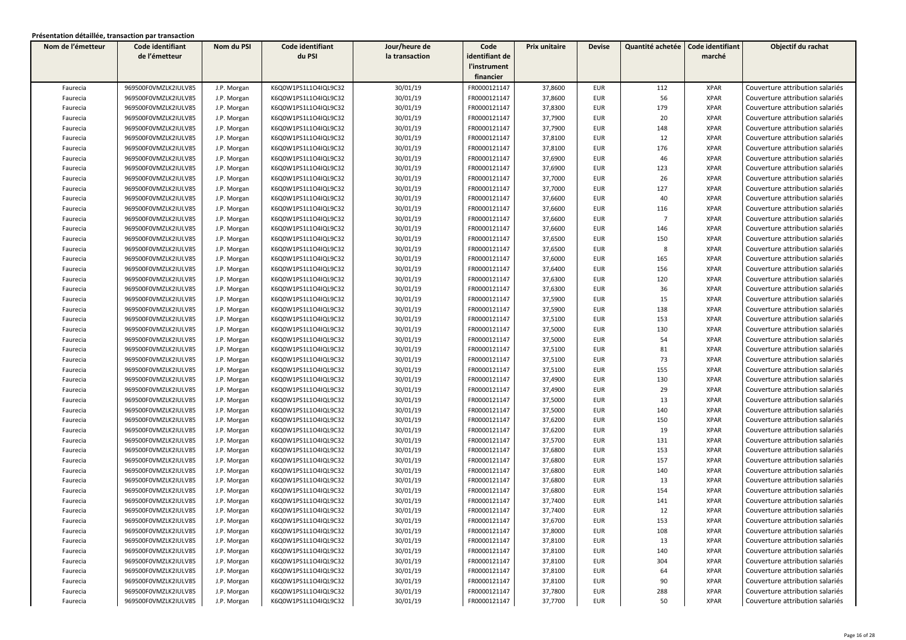**Présentation détaillée, transaction par transaction**

| Nom de l'émetteur | Code identifiant de l'émetteur | Nom du PSI | Code identifiant du PSI | Jour/heure de la transaction | Code identifiant de l'instrument financier | Prix unitaire | Devise | Quantité achetée | Code identifiant marché | Objectif du rachat |
|---|---|---|---|---|---|---|---|---|---|---|
| Faurecia | 969500F0VMZLK2IULV85 | J.P. Morgan | K6Q0W1PS1L1O4IQL9C32 | 30/01/19 | FR0000121147 | 37,8600 | EUR | 112 | XPAR | Couverture attribution salariés |
| Faurecia | 969500F0VMZLK2IULV85 | J.P. Morgan | K6Q0W1PS1L1O4IQL9C32 | 30/01/19 | FR0000121147 | 37,8600 | EUR | 56 | XPAR | Couverture attribution salariés |
| Faurecia | 969500F0VMZLK2IULV85 | J.P. Morgan | K6Q0W1PS1L1O4IQL9C32 | 30/01/19 | FR0000121147 | 37,8300 | EUR | 179 | XPAR | Couverture attribution salariés |
| Faurecia | 969500F0VMZLK2IULV85 | J.P. Morgan | K6Q0W1PS1L1O4IQL9C32 | 30/01/19 | FR0000121147 | 37,7900 | EUR | 20 | XPAR | Couverture attribution salariés |
| Faurecia | 969500F0VMZLK2IULV85 | J.P. Morgan | K6Q0W1PS1L1O4IQL9C32 | 30/01/19 | FR0000121147 | 37,7900 | EUR | 148 | XPAR | Couverture attribution salariés |
| Faurecia | 969500F0VMZLK2IULV85 | J.P. Morgan | K6Q0W1PS1L1O4IQL9C32 | 30/01/19 | FR0000121147 | 37,8100 | EUR | 12 | XPAR | Couverture attribution salariés |
| Faurecia | 969500F0VMZLK2IULV85 | J.P. Morgan | K6Q0W1PS1L1O4IQL9C32 | 30/01/19 | FR0000121147 | 37,8100 | EUR | 176 | XPAR | Couverture attribution salariés |
| Faurecia | 969500F0VMZLK2IULV85 | J.P. Morgan | K6Q0W1PS1L1O4IQL9C32 | 30/01/19 | FR0000121147 | 37,6900 | EUR | 46 | XPAR | Couverture attribution salariés |
| Faurecia | 969500F0VMZLK2IULV85 | J.P. Morgan | K6Q0W1PS1L1O4IQL9C32 | 30/01/19 | FR0000121147 | 37,6900 | EUR | 123 | XPAR | Couverture attribution salariés |
| Faurecia | 969500F0VMZLK2IULV85 | J.P. Morgan | K6Q0W1PS1L1O4IQL9C32 | 30/01/19 | FR0000121147 | 37,7000 | EUR | 26 | XPAR | Couverture attribution salariés |
| Faurecia | 969500F0VMZLK2IULV85 | J.P. Morgan | K6Q0W1PS1L1O4IQL9C32 | 30/01/19 | FR0000121147 | 37,7000 | EUR | 127 | XPAR | Couverture attribution salariés |
| Faurecia | 969500F0VMZLK2IULV85 | J.P. Morgan | K6Q0W1PS1L1O4IQL9C32 | 30/01/19 | FR0000121147 | 37,6600 | EUR | 40 | XPAR | Couverture attribution salariés |
| Faurecia | 969500F0VMZLK2IULV85 | J.P. Morgan | K6Q0W1PS1L1O4IQL9C32 | 30/01/19 | FR0000121147 | 37,6600 | EUR | 116 | XPAR | Couverture attribution salariés |
| Faurecia | 969500F0VMZLK2IULV85 | J.P. Morgan | K6Q0W1PS1L1O4IQL9C32 | 30/01/19 | FR0000121147 | 37,6600 | EUR | 7 | XPAR | Couverture attribution salariés |
| Faurecia | 969500F0VMZLK2IULV85 | J.P. Morgan | K6Q0W1PS1L1O4IQL9C32 | 30/01/19 | FR0000121147 | 37,6600 | EUR | 146 | XPAR | Couverture attribution salariés |
| Faurecia | 969500F0VMZLK2IULV85 | J.P. Morgan | K6Q0W1PS1L1O4IQL9C32 | 30/01/19 | FR0000121147 | 37,6500 | EUR | 150 | XPAR | Couverture attribution salariés |
| Faurecia | 969500F0VMZLK2IULV85 | J.P. Morgan | K6Q0W1PS1L1O4IQL9C32 | 30/01/19 | FR0000121147 | 37,6500 | EUR | 8 | XPAR | Couverture attribution salariés |
| Faurecia | 969500F0VMZLK2IULV85 | J.P. Morgan | K6Q0W1PS1L1O4IQL9C32 | 30/01/19 | FR0000121147 | 37,6000 | EUR | 165 | XPAR | Couverture attribution salariés |
| Faurecia | 969500F0VMZLK2IULV85 | J.P. Morgan | K6Q0W1PS1L1O4IQL9C32 | 30/01/19 | FR0000121147 | 37,6400 | EUR | 156 | XPAR | Couverture attribution salariés |
| Faurecia | 969500F0VMZLK2IULV85 | J.P. Morgan | K6Q0W1PS1L1O4IQL9C32 | 30/01/19 | FR0000121147 | 37,6300 | EUR | 120 | XPAR | Couverture attribution salariés |
| Faurecia | 969500F0VMZLK2IULV85 | J.P. Morgan | K6Q0W1PS1L1O4IQL9C32 | 30/01/19 | FR0000121147 | 37,6300 | EUR | 36 | XPAR | Couverture attribution salariés |
| Faurecia | 969500F0VMZLK2IULV85 | J.P. Morgan | K6Q0W1PS1L1O4IQL9C32 | 30/01/19 | FR0000121147 | 37,5900 | EUR | 15 | XPAR | Couverture attribution salariés |
| Faurecia | 969500F0VMZLK2IULV85 | J.P. Morgan | K6Q0W1PS1L1O4IQL9C32 | 30/01/19 | FR0000121147 | 37,5900 | EUR | 138 | XPAR | Couverture attribution salariés |
| Faurecia | 969500F0VMZLK2IULV85 | J.P. Morgan | K6Q0W1PS1L1O4IQL9C32 | 30/01/19 | FR0000121147 | 37,5100 | EUR | 153 | XPAR | Couverture attribution salariés |
| Faurecia | 969500F0VMZLK2IULV85 | J.P. Morgan | K6Q0W1PS1L1O4IQL9C32 | 30/01/19 | FR0000121147 | 37,5000 | EUR | 130 | XPAR | Couverture attribution salariés |
| Faurecia | 969500F0VMZLK2IULV85 | J.P. Morgan | K6Q0W1PS1L1O4IQL9C32 | 30/01/19 | FR0000121147 | 37,5000 | EUR | 54 | XPAR | Couverture attribution salariés |
| Faurecia | 969500F0VMZLK2IULV85 | J.P. Morgan | K6Q0W1PS1L1O4IQL9C32 | 30/01/19 | FR0000121147 | 37,5100 | EUR | 81 | XPAR | Couverture attribution salariés |
| Faurecia | 969500F0VMZLK2IULV85 | J.P. Morgan | K6Q0W1PS1L1O4IQL9C32 | 30/01/19 | FR0000121147 | 37,5100 | EUR | 73 | XPAR | Couverture attribution salariés |
| Faurecia | 969500F0VMZLK2IULV85 | J.P. Morgan | K6Q0W1PS1L1O4IQL9C32 | 30/01/19 | FR0000121147 | 37,5100 | EUR | 155 | XPAR | Couverture attribution salariés |
| Faurecia | 969500F0VMZLK2IULV85 | J.P. Morgan | K6Q0W1PS1L1O4IQL9C32 | 30/01/19 | FR0000121147 | 37,4900 | EUR | 130 | XPAR | Couverture attribution salariés |
| Faurecia | 969500F0VMZLK2IULV85 | J.P. Morgan | K6Q0W1PS1L1O4IQL9C32 | 30/01/19 | FR0000121147 | 37,4900 | EUR | 29 | XPAR | Couverture attribution salariés |
| Faurecia | 969500F0VMZLK2IULV85 | J.P. Morgan | K6Q0W1PS1L1O4IQL9C32 | 30/01/19 | FR0000121147 | 37,5000 | EUR | 13 | XPAR | Couverture attribution salariés |
| Faurecia | 969500F0VMZLK2IULV85 | J.P. Morgan | K6Q0W1PS1L1O4IQL9C32 | 30/01/19 | FR0000121147 | 37,5000 | EUR | 140 | XPAR | Couverture attribution salariés |
| Faurecia | 969500F0VMZLK2IULV85 | J.P. Morgan | K6Q0W1PS1L1O4IQL9C32 | 30/01/19 | FR0000121147 | 37,6200 | EUR | 150 | XPAR | Couverture attribution salariés |
| Faurecia | 969500F0VMZLK2IULV85 | J.P. Morgan | K6Q0W1PS1L1O4IQL9C32 | 30/01/19 | FR0000121147 | 37,6200 | EUR | 19 | XPAR | Couverture attribution salariés |
| Faurecia | 969500F0VMZLK2IULV85 | J.P. Morgan | K6Q0W1PS1L1O4IQL9C32 | 30/01/19 | FR0000121147 | 37,5700 | EUR | 131 | XPAR | Couverture attribution salariés |
| Faurecia | 969500F0VMZLK2IULV85 | J.P. Morgan | K6Q0W1PS1L1O4IQL9C32 | 30/01/19 | FR0000121147 | 37,6800 | EUR | 153 | XPAR | Couverture attribution salariés |
| Faurecia | 969500F0VMZLK2IULV85 | J.P. Morgan | K6Q0W1PS1L1O4IQL9C32 | 30/01/19 | FR0000121147 | 37,6800 | EUR | 157 | XPAR | Couverture attribution salariés |
| Faurecia | 969500F0VMZLK2IULV85 | J.P. Morgan | K6Q0W1PS1L1O4IQL9C32 | 30/01/19 | FR0000121147 | 37,6800 | EUR | 140 | XPAR | Couverture attribution salariés |
| Faurecia | 969500F0VMZLK2IULV85 | J.P. Morgan | K6Q0W1PS1L1O4IQL9C32 | 30/01/19 | FR0000121147 | 37,6800 | EUR | 13 | XPAR | Couverture attribution salariés |
| Faurecia | 969500F0VMZLK2IULV85 | J.P. Morgan | K6Q0W1PS1L1O4IQL9C32 | 30/01/19 | FR0000121147 | 37,6800 | EUR | 154 | XPAR | Couverture attribution salariés |
| Faurecia | 969500F0VMZLK2IULV85 | J.P. Morgan | K6Q0W1PS1L1O4IQL9C32 | 30/01/19 | FR0000121147 | 37,7400 | EUR | 141 | XPAR | Couverture attribution salariés |
| Faurecia | 969500F0VMZLK2IULV85 | J.P. Morgan | K6Q0W1PS1L1O4IQL9C32 | 30/01/19 | FR0000121147 | 37,7400 | EUR | 12 | XPAR | Couverture attribution salariés |
| Faurecia | 969500F0VMZLK2IULV85 | J.P. Morgan | K6Q0W1PS1L1O4IQL9C32 | 30/01/19 | FR0000121147 | 37,6700 | EUR | 153 | XPAR | Couverture attribution salariés |
| Faurecia | 969500F0VMZLK2IULV85 | J.P. Morgan | K6Q0W1PS1L1O4IQL9C32 | 30/01/19 | FR0000121147 | 37,8000 | EUR | 108 | XPAR | Couverture attribution salariés |
| Faurecia | 969500F0VMZLK2IULV85 | J.P. Morgan | K6Q0W1PS1L1O4IQL9C32 | 30/01/19 | FR0000121147 | 37,8100 | EUR | 13 | XPAR | Couverture attribution salariés |
| Faurecia | 969500F0VMZLK2IULV85 | J.P. Morgan | K6Q0W1PS1L1O4IQL9C32 | 30/01/19 | FR0000121147 | 37,8100 | EUR | 140 | XPAR | Couverture attribution salariés |
| Faurecia | 969500F0VMZLK2IULV85 | J.P. Morgan | K6Q0W1PS1L1O4IQL9C32 | 30/01/19 | FR0000121147 | 37,8100 | EUR | 304 | XPAR | Couverture attribution salariés |
| Faurecia | 969500F0VMZLK2IULV85 | J.P. Morgan | K6Q0W1PS1L1O4IQL9C32 | 30/01/19 | FR0000121147 | 37,8100 | EUR | 64 | XPAR | Couverture attribution salariés |
| Faurecia | 969500F0VMZLK2IULV85 | J.P. Morgan | K6Q0W1PS1L1O4IQL9C32 | 30/01/19 | FR0000121147 | 37,8100 | EUR | 90 | XPAR | Couverture attribution salariés |
| Faurecia | 969500F0VMZLK2IULV85 | J.P. Morgan | K6Q0W1PS1L1O4IQL9C32 | 30/01/19 | FR0000121147 | 37,7800 | EUR | 288 | XPAR | Couverture attribution salariés |
| Faurecia | 969500F0VMZLK2IULV85 | J.P. Morgan | K6Q0W1PS1L1O4IQL9C32 | 30/01/19 | FR0000121147 | 37,7700 | EUR | 50 | XPAR | Couverture attribution salariés |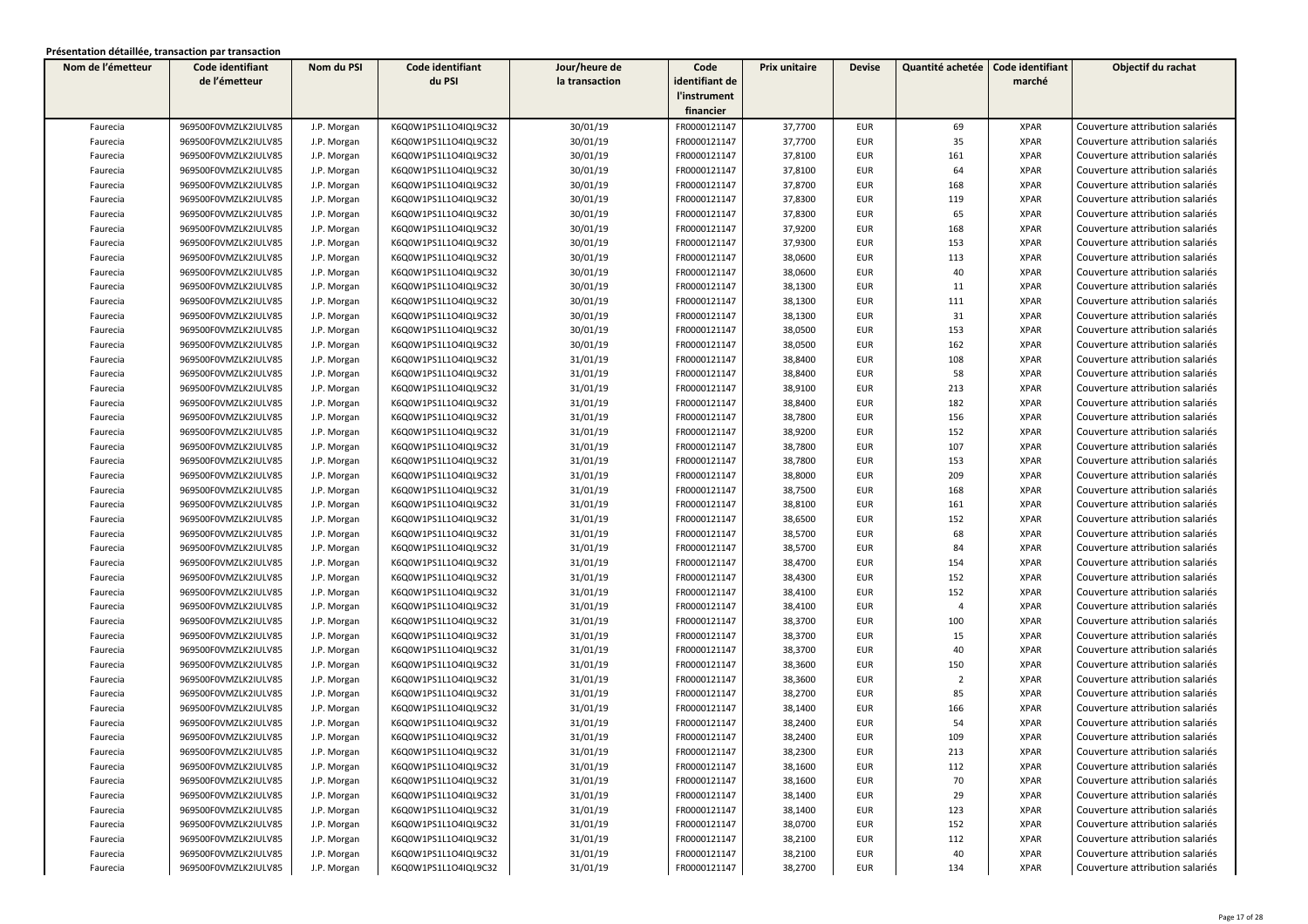**Présentation détaillée, transaction par transaction**

| Nom de l'émetteur | Code identifiant de l'émetteur | Nom du PSI | Code identifiant du PSI | Jour/heure de la transaction | Code identifiant de l'instrument financier | Prix unitaire | Devise | Quantité achetée | Code identifiant marché | Objectif du rachat |
|---|---|---|---|---|---|---|---|---|---|---|
| Faurecia | 969500F0VMZLK2IULV85 | J.P. Morgan | K6Q0W1PS1L1O4IQL9C32 | 30/01/19 | FR0000121147 | 37,7700 | EUR | 69 | XPAR | Couverture attribution salariés |
| Faurecia | 969500F0VMZLK2IULV85 | J.P. Morgan | K6Q0W1PS1L1O4IQL9C32 | 30/01/19 | FR0000121147 | 37,7700 | EUR | 35 | XPAR | Couverture attribution salariés |
| Faurecia | 969500F0VMZLK2IULV85 | J.P. Morgan | K6Q0W1PS1L1O4IQL9C32 | 30/01/19 | FR0000121147 | 37,8100 | EUR | 161 | XPAR | Couverture attribution salariés |
| Faurecia | 969500F0VMZLK2IULV85 | J.P. Morgan | K6Q0W1PS1L1O4IQL9C32 | 30/01/19 | FR0000121147 | 37,8100 | EUR | 64 | XPAR | Couverture attribution salariés |
| Faurecia | 969500F0VMZLK2IULV85 | J.P. Morgan | K6Q0W1PS1L1O4IQL9C32 | 30/01/19 | FR0000121147 | 37,8700 | EUR | 168 | XPAR | Couverture attribution salariés |
| Faurecia | 969500F0VMZLK2IULV85 | J.P. Morgan | K6Q0W1PS1L1O4IQL9C32 | 30/01/19 | FR0000121147 | 37,8300 | EUR | 119 | XPAR | Couverture attribution salariés |
| Faurecia | 969500F0VMZLK2IULV85 | J.P. Morgan | K6Q0W1PS1L1O4IQL9C32 | 30/01/19 | FR0000121147 | 37,8300 | EUR | 65 | XPAR | Couverture attribution salariés |
| Faurecia | 969500F0VMZLK2IULV85 | J.P. Morgan | K6Q0W1PS1L1O4IQL9C32 | 30/01/19 | FR0000121147 | 37,9200 | EUR | 168 | XPAR | Couverture attribution salariés |
| Faurecia | 969500F0VMZLK2IULV85 | J.P. Morgan | K6Q0W1PS1L1O4IQL9C32 | 30/01/19 | FR0000121147 | 37,9300 | EUR | 153 | XPAR | Couverture attribution salariés |
| Faurecia | 969500F0VMZLK2IULV85 | J.P. Morgan | K6Q0W1PS1L1O4IQL9C32 | 30/01/19 | FR0000121147 | 38,0600 | EUR | 113 | XPAR | Couverture attribution salariés |
| Faurecia | 969500F0VMZLK2IULV85 | J.P. Morgan | K6Q0W1PS1L1O4IQL9C32 | 30/01/19 | FR0000121147 | 38,0600 | EUR | 40 | XPAR | Couverture attribution salariés |
| Faurecia | 969500F0VMZLK2IULV85 | J.P. Morgan | K6Q0W1PS1L1O4IQL9C32 | 30/01/19 | FR0000121147 | 38,1300 | EUR | 11 | XPAR | Couverture attribution salariés |
| Faurecia | 969500F0VMZLK2IULV85 | J.P. Morgan | K6Q0W1PS1L1O4IQL9C32 | 30/01/19 | FR0000121147 | 38,1300 | EUR | 111 | XPAR | Couverture attribution salariés |
| Faurecia | 969500F0VMZLK2IULV85 | J.P. Morgan | K6Q0W1PS1L1O4IQL9C32 | 30/01/19 | FR0000121147 | 38,1300 | EUR | 31 | XPAR | Couverture attribution salariés |
| Faurecia | 969500F0VMZLK2IULV85 | J.P. Morgan | K6Q0W1PS1L1O4IQL9C32 | 30/01/19 | FR0000121147 | 38,0500 | EUR | 153 | XPAR | Couverture attribution salariés |
| Faurecia | 969500F0VMZLK2IULV85 | J.P. Morgan | K6Q0W1PS1L1O4IQL9C32 | 30/01/19 | FR0000121147 | 38,0500 | EUR | 162 | XPAR | Couverture attribution salariés |
| Faurecia | 969500F0VMZLK2IULV85 | J.P. Morgan | K6Q0W1PS1L1O4IQL9C32 | 31/01/19 | FR0000121147 | 38,8400 | EUR | 108 | XPAR | Couverture attribution salariés |
| Faurecia | 969500F0VMZLK2IULV85 | J.P. Morgan | K6Q0W1PS1L1O4IQL9C32 | 31/01/19 | FR0000121147 | 38,8400 | EUR | 58 | XPAR | Couverture attribution salariés |
| Faurecia | 969500F0VMZLK2IULV85 | J.P. Morgan | K6Q0W1PS1L1O4IQL9C32 | 31/01/19 | FR0000121147 | 38,9100 | EUR | 213 | XPAR | Couverture attribution salariés |
| Faurecia | 969500F0VMZLK2IULV85 | J.P. Morgan | K6Q0W1PS1L1O4IQL9C32 | 31/01/19 | FR0000121147 | 38,8400 | EUR | 182 | XPAR | Couverture attribution salariés |
| Faurecia | 969500F0VMZLK2IULV85 | J.P. Morgan | K6Q0W1PS1L1O4IQL9C32 | 31/01/19 | FR0000121147 | 38,7800 | EUR | 156 | XPAR | Couverture attribution salariés |
| Faurecia | 969500F0VMZLK2IULV85 | J.P. Morgan | K6Q0W1PS1L1O4IQL9C32 | 31/01/19 | FR0000121147 | 38,9200 | EUR | 152 | XPAR | Couverture attribution salariés |
| Faurecia | 969500F0VMZLK2IULV85 | J.P. Morgan | K6Q0W1PS1L1O4IQL9C32 | 31/01/19 | FR0000121147 | 38,7800 | EUR | 107 | XPAR | Couverture attribution salariés |
| Faurecia | 969500F0VMZLK2IULV85 | J.P. Morgan | K6Q0W1PS1L1O4IQL9C32 | 31/01/19 | FR0000121147 | 38,7800 | EUR | 153 | XPAR | Couverture attribution salariés |
| Faurecia | 969500F0VMZLK2IULV85 | J.P. Morgan | K6Q0W1PS1L1O4IQL9C32 | 31/01/19 | FR0000121147 | 38,8000 | EUR | 209 | XPAR | Couverture attribution salariés |
| Faurecia | 969500F0VMZLK2IULV85 | J.P. Morgan | K6Q0W1PS1L1O4IQL9C32 | 31/01/19 | FR0000121147 | 38,7500 | EUR | 168 | XPAR | Couverture attribution salariés |
| Faurecia | 969500F0VMZLK2IULV85 | J.P. Morgan | K6Q0W1PS1L1O4IQL9C32 | 31/01/19 | FR0000121147 | 38,8100 | EUR | 161 | XPAR | Couverture attribution salariés |
| Faurecia | 969500F0VMZLK2IULV85 | J.P. Morgan | K6Q0W1PS1L1O4IQL9C32 | 31/01/19 | FR0000121147 | 38,6500 | EUR | 152 | XPAR | Couverture attribution salariés |
| Faurecia | 969500F0VMZLK2IULV85 | J.P. Morgan | K6Q0W1PS1L1O4IQL9C32 | 31/01/19 | FR0000121147 | 38,5700 | EUR | 68 | XPAR | Couverture attribution salariés |
| Faurecia | 969500F0VMZLK2IULV85 | J.P. Morgan | K6Q0W1PS1L1O4IQL9C32 | 31/01/19 | FR0000121147 | 38,5700 | EUR | 84 | XPAR | Couverture attribution salariés |
| Faurecia | 969500F0VMZLK2IULV85 | J.P. Morgan | K6Q0W1PS1L1O4IQL9C32 | 31/01/19 | FR0000121147 | 38,4700 | EUR | 154 | XPAR | Couverture attribution salariés |
| Faurecia | 969500F0VMZLK2IULV85 | J.P. Morgan | K6Q0W1PS1L1O4IQL9C32 | 31/01/19 | FR0000121147 | 38,4300 | EUR | 152 | XPAR | Couverture attribution salariés |
| Faurecia | 969500F0VMZLK2IULV85 | J.P. Morgan | K6Q0W1PS1L1O4IQL9C32 | 31/01/19 | FR0000121147 | 38,4100 | EUR | 152 | XPAR | Couverture attribution salariés |
| Faurecia | 969500F0VMZLK2IULV85 | J.P. Morgan | K6Q0W1PS1L1O4IQL9C32 | 31/01/19 | FR0000121147 | 38,4100 | EUR | 4 | XPAR | Couverture attribution salariés |
| Faurecia | 969500F0VMZLK2IULV85 | J.P. Morgan | K6Q0W1PS1L1O4IQL9C32 | 31/01/19 | FR0000121147 | 38,3700 | EUR | 100 | XPAR | Couverture attribution salariés |
| Faurecia | 969500F0VMZLK2IULV85 | J.P. Morgan | K6Q0W1PS1L1O4IQL9C32 | 31/01/19 | FR0000121147 | 38,3700 | EUR | 15 | XPAR | Couverture attribution salariés |
| Faurecia | 969500F0VMZLK2IULV85 | J.P. Morgan | K6Q0W1PS1L1O4IQL9C32 | 31/01/19 | FR0000121147 | 38,3700 | EUR | 40 | XPAR | Couverture attribution salariés |
| Faurecia | 969500F0VMZLK2IULV85 | J.P. Morgan | K6Q0W1PS1L1O4IQL9C32 | 31/01/19 | FR0000121147 | 38,3600 | EUR | 150 | XPAR | Couverture attribution salariés |
| Faurecia | 969500F0VMZLK2IULV85 | J.P. Morgan | K6Q0W1PS1L1O4IQL9C32 | 31/01/19 | FR0000121147 | 38,3600 | EUR | 2 | XPAR | Couverture attribution salariés |
| Faurecia | 969500F0VMZLK2IULV85 | J.P. Morgan | K6Q0W1PS1L1O4IQL9C32 | 31/01/19 | FR0000121147 | 38,2700 | EUR | 85 | XPAR | Couverture attribution salariés |
| Faurecia | 969500F0VMZLK2IULV85 | J.P. Morgan | K6Q0W1PS1L1O4IQL9C32 | 31/01/19 | FR0000121147 | 38,1400 | EUR | 166 | XPAR | Couverture attribution salariés |
| Faurecia | 969500F0VMZLK2IULV85 | J.P. Morgan | K6Q0W1PS1L1O4IQL9C32 | 31/01/19 | FR0000121147 | 38,2400 | EUR | 54 | XPAR | Couverture attribution salariés |
| Faurecia | 969500F0VMZLK2IULV85 | J.P. Morgan | K6Q0W1PS1L1O4IQL9C32 | 31/01/19 | FR0000121147 | 38,2400 | EUR | 109 | XPAR | Couverture attribution salariés |
| Faurecia | 969500F0VMZLK2IULV85 | J.P. Morgan | K6Q0W1PS1L1O4IQL9C32 | 31/01/19 | FR0000121147 | 38,2300 | EUR | 213 | XPAR | Couverture attribution salariés |
| Faurecia | 969500F0VMZLK2IULV85 | J.P. Morgan | K6Q0W1PS1L1O4IQL9C32 | 31/01/19 | FR0000121147 | 38,1600 | EUR | 112 | XPAR | Couverture attribution salariés |
| Faurecia | 969500F0VMZLK2IULV85 | J.P. Morgan | K6Q0W1PS1L1O4IQL9C32 | 31/01/19 | FR0000121147 | 38,1600 | EUR | 70 | XPAR | Couverture attribution salariés |
| Faurecia | 969500F0VMZLK2IULV85 | J.P. Morgan | K6Q0W1PS1L1O4IQL9C32 | 31/01/19 | FR0000121147 | 38,1400 | EUR | 29 | XPAR | Couverture attribution salariés |
| Faurecia | 969500F0VMZLK2IULV85 | J.P. Morgan | K6Q0W1PS1L1O4IQL9C32 | 31/01/19 | FR0000121147 | 38,1400 | EUR | 123 | XPAR | Couverture attribution salariés |
| Faurecia | 969500F0VMZLK2IULV85 | J.P. Morgan | K6Q0W1PS1L1O4IQL9C32 | 31/01/19 | FR0000121147 | 38,0700 | EUR | 152 | XPAR | Couverture attribution salariés |
| Faurecia | 969500F0VMZLK2IULV85 | J.P. Morgan | K6Q0W1PS1L1O4IQL9C32 | 31/01/19 | FR0000121147 | 38,2100 | EUR | 112 | XPAR | Couverture attribution salariés |
| Faurecia | 969500F0VMZLK2IULV85 | J.P. Morgan | K6Q0W1PS1L1O4IQL9C32 | 31/01/19 | FR0000121147 | 38,2100 | EUR | 40 | XPAR | Couverture attribution salariés |
| Faurecia | 969500F0VMZLK2IULV85 | J.P. Morgan | K6Q0W1PS1L1O4IQL9C32 | 31/01/19 | FR0000121147 | 38,2700 | EUR | 134 | XPAR | Couverture attribution salariés |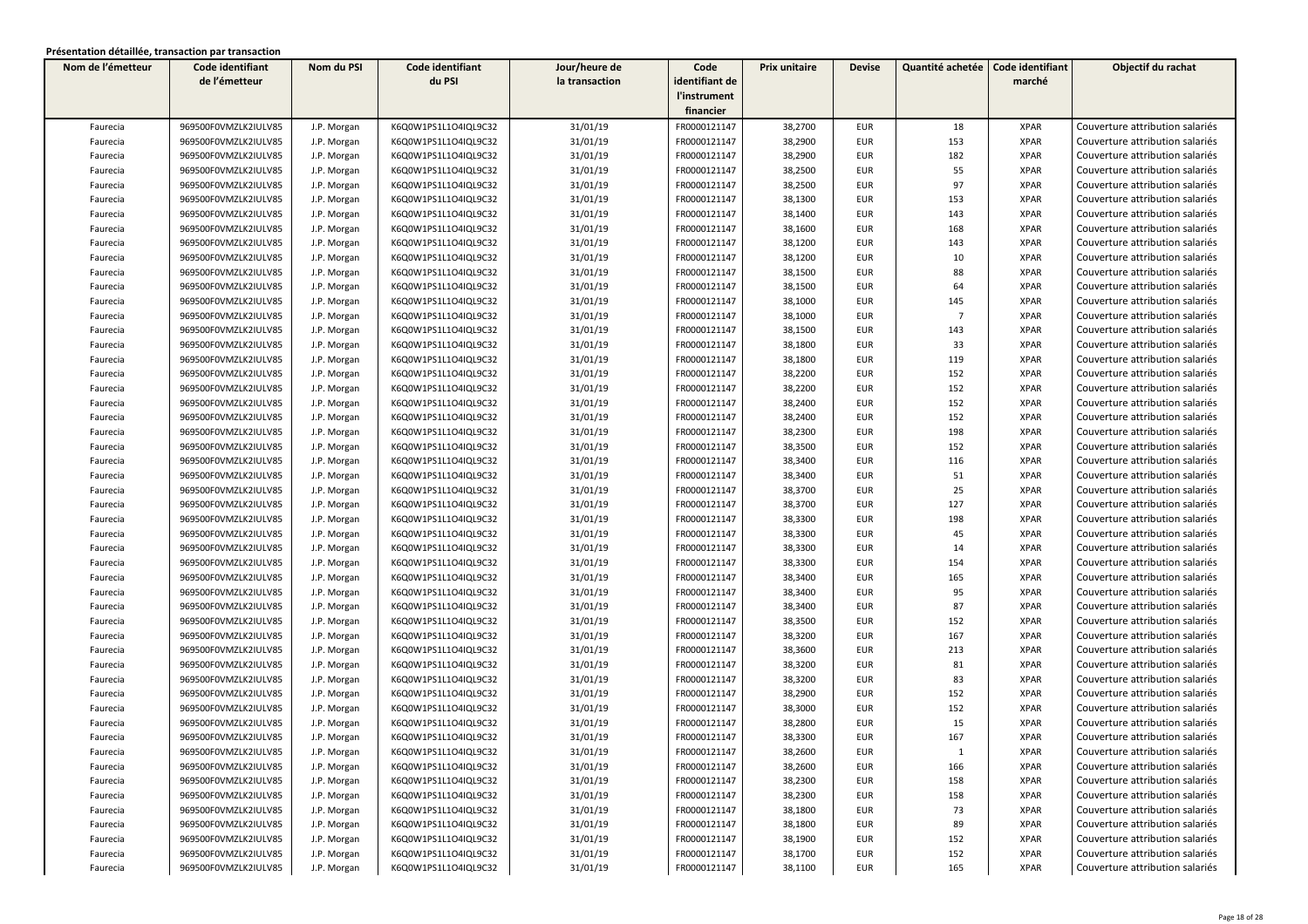**Présentation détaillée, transaction par transaction**

| Nom de l'émetteur | Code identifiant de l'émetteur | Nom du PSI | Code identifiant du PSI | Jour/heure de la transaction | Code identifiant de l'instrument financier | Prix unitaire | Devise | Quantité achetée | Code identifiant marché | Objectif du rachat |
|---|---|---|---|---|---|---|---|---|---|---|
| Faurecia | 969500F0VMZLK2IULV85 | J.P. Morgan | K6Q0W1PS1L1O4IQL9C32 | 31/01/19 | FR0000121147 | 38,2700 | EUR | 18 | XPAR | Couverture attribution salariés |
| Faurecia | 969500F0VMZLK2IULV85 | J.P. Morgan | K6Q0W1PS1L1O4IQL9C32 | 31/01/19 | FR0000121147 | 38,2900 | EUR | 153 | XPAR | Couverture attribution salariés |
| Faurecia | 969500F0VMZLK2IULV85 | J.P. Morgan | K6Q0W1PS1L1O4IQL9C32 | 31/01/19 | FR0000121147 | 38,2900 | EUR | 182 | XPAR | Couverture attribution salariés |
| Faurecia | 969500F0VMZLK2IULV85 | J.P. Morgan | K6Q0W1PS1L1O4IQL9C32 | 31/01/19 | FR0000121147 | 38,2500 | EUR | 55 | XPAR | Couverture attribution salariés |
| Faurecia | 969500F0VMZLK2IULV85 | J.P. Morgan | K6Q0W1PS1L1O4IQL9C32 | 31/01/19 | FR0000121147 | 38,2500 | EUR | 97 | XPAR | Couverture attribution salariés |
| Faurecia | 969500F0VMZLK2IULV85 | J.P. Morgan | K6Q0W1PS1L1O4IQL9C32 | 31/01/19 | FR0000121147 | 38,1300 | EUR | 153 | XPAR | Couverture attribution salariés |
| Faurecia | 969500F0VMZLK2IULV85 | J.P. Morgan | K6Q0W1PS1L1O4IQL9C32 | 31/01/19 | FR0000121147 | 38,1400 | EUR | 143 | XPAR | Couverture attribution salariés |
| Faurecia | 969500F0VMZLK2IULV85 | J.P. Morgan | K6Q0W1PS1L1O4IQL9C32 | 31/01/19 | FR0000121147 | 38,1600 | EUR | 168 | XPAR | Couverture attribution salariés |
| Faurecia | 969500F0VMZLK2IULV85 | J.P. Morgan | K6Q0W1PS1L1O4IQL9C32 | 31/01/19 | FR0000121147 | 38,1200 | EUR | 143 | XPAR | Couverture attribution salariés |
| Faurecia | 969500F0VMZLK2IULV85 | J.P. Morgan | K6Q0W1PS1L1O4IQL9C32 | 31/01/19 | FR0000121147 | 38,1200 | EUR | 10 | XPAR | Couverture attribution salariés |
| Faurecia | 969500F0VMZLK2IULV85 | J.P. Morgan | K6Q0W1PS1L1O4IQL9C32 | 31/01/19 | FR0000121147 | 38,1500 | EUR | 88 | XPAR | Couverture attribution salariés |
| Faurecia | 969500F0VMZLK2IULV85 | J.P. Morgan | K6Q0W1PS1L1O4IQL9C32 | 31/01/19 | FR0000121147 | 38,1500 | EUR | 64 | XPAR | Couverture attribution salariés |
| Faurecia | 969500F0VMZLK2IULV85 | J.P. Morgan | K6Q0W1PS1L1O4IQL9C32 | 31/01/19 | FR0000121147 | 38,1000 | EUR | 145 | XPAR | Couverture attribution salariés |
| Faurecia | 969500F0VMZLK2IULV85 | J.P. Morgan | K6Q0W1PS1L1O4IQL9C32 | 31/01/19 | FR0000121147 | 38,1000 | EUR | 7 | XPAR | Couverture attribution salariés |
| Faurecia | 969500F0VMZLK2IULV85 | J.P. Morgan | K6Q0W1PS1L1O4IQL9C32 | 31/01/19 | FR0000121147 | 38,1500 | EUR | 143 | XPAR | Couverture attribution salariés |
| Faurecia | 969500F0VMZLK2IULV85 | J.P. Morgan | K6Q0W1PS1L1O4IQL9C32 | 31/01/19 | FR0000121147 | 38,1800 | EUR | 33 | XPAR | Couverture attribution salariés |
| Faurecia | 969500F0VMZLK2IULV85 | J.P. Morgan | K6Q0W1PS1L1O4IQL9C32 | 31/01/19 | FR0000121147 | 38,1800 | EUR | 119 | XPAR | Couverture attribution salariés |
| Faurecia | 969500F0VMZLK2IULV85 | J.P. Morgan | K6Q0W1PS1L1O4IQL9C32 | 31/01/19 | FR0000121147 | 38,2200 | EUR | 152 | XPAR | Couverture attribution salariés |
| Faurecia | 969500F0VMZLK2IULV85 | J.P. Morgan | K6Q0W1PS1L1O4IQL9C32 | 31/01/19 | FR0000121147 | 38,2200 | EUR | 152 | XPAR | Couverture attribution salariés |
| Faurecia | 969500F0VMZLK2IULV85 | J.P. Morgan | K6Q0W1PS1L1O4IQL9C32 | 31/01/19 | FR0000121147 | 38,2400 | EUR | 152 | XPAR | Couverture attribution salariés |
| Faurecia | 969500F0VMZLK2IULV85 | J.P. Morgan | K6Q0W1PS1L1O4IQL9C32 | 31/01/19 | FR0000121147 | 38,2400 | EUR | 152 | XPAR | Couverture attribution salariés |
| Faurecia | 969500F0VMZLK2IULV85 | J.P. Morgan | K6Q0W1PS1L1O4IQL9C32 | 31/01/19 | FR0000121147 | 38,2300 | EUR | 198 | XPAR | Couverture attribution salariés |
| Faurecia | 969500F0VMZLK2IULV85 | J.P. Morgan | K6Q0W1PS1L1O4IQL9C32 | 31/01/19 | FR0000121147 | 38,3500 | EUR | 152 | XPAR | Couverture attribution salariés |
| Faurecia | 969500F0VMZLK2IULV85 | J.P. Morgan | K6Q0W1PS1L1O4IQL9C32 | 31/01/19 | FR0000121147 | 38,3400 | EUR | 116 | XPAR | Couverture attribution salariés |
| Faurecia | 969500F0VMZLK2IULV85 | J.P. Morgan | K6Q0W1PS1L1O4IQL9C32 | 31/01/19 | FR0000121147 | 38,3400 | EUR | 51 | XPAR | Couverture attribution salariés |
| Faurecia | 969500F0VMZLK2IULV85 | J.P. Morgan | K6Q0W1PS1L1O4IQL9C32 | 31/01/19 | FR0000121147 | 38,3700 | EUR | 25 | XPAR | Couverture attribution salariés |
| Faurecia | 969500F0VMZLK2IULV85 | J.P. Morgan | K6Q0W1PS1L1O4IQL9C32 | 31/01/19 | FR0000121147 | 38,3700 | EUR | 127 | XPAR | Couverture attribution salariés |
| Faurecia | 969500F0VMZLK2IULV85 | J.P. Morgan | K6Q0W1PS1L1O4IQL9C32 | 31/01/19 | FR0000121147 | 38,3300 | EUR | 198 | XPAR | Couverture attribution salariés |
| Faurecia | 969500F0VMZLK2IULV85 | J.P. Morgan | K6Q0W1PS1L1O4IQL9C32 | 31/01/19 | FR0000121147 | 38,3300 | EUR | 45 | XPAR | Couverture attribution salariés |
| Faurecia | 969500F0VMZLK2IULV85 | J.P. Morgan | K6Q0W1PS1L1O4IQL9C32 | 31/01/19 | FR0000121147 | 38,3300 | EUR | 14 | XPAR | Couverture attribution salariés |
| Faurecia | 969500F0VMZLK2IULV85 | J.P. Morgan | K6Q0W1PS1L1O4IQL9C32 | 31/01/19 | FR0000121147 | 38,3300 | EUR | 154 | XPAR | Couverture attribution salariés |
| Faurecia | 969500F0VMZLK2IULV85 | J.P. Morgan | K6Q0W1PS1L1O4IQL9C32 | 31/01/19 | FR0000121147 | 38,3400 | EUR | 165 | XPAR | Couverture attribution salariés |
| Faurecia | 969500F0VMZLK2IULV85 | J.P. Morgan | K6Q0W1PS1L1O4IQL9C32 | 31/01/19 | FR0000121147 | 38,3400 | EUR | 95 | XPAR | Couverture attribution salariés |
| Faurecia | 969500F0VMZLK2IULV85 | J.P. Morgan | K6Q0W1PS1L1O4IQL9C32 | 31/01/19 | FR0000121147 | 38,3400 | EUR | 87 | XPAR | Couverture attribution salariés |
| Faurecia | 969500F0VMZLK2IULV85 | J.P. Morgan | K6Q0W1PS1L1O4IQL9C32 | 31/01/19 | FR0000121147 | 38,3500 | EUR | 152 | XPAR | Couverture attribution salariés |
| Faurecia | 969500F0VMZLK2IULV85 | J.P. Morgan | K6Q0W1PS1L1O4IQL9C32 | 31/01/19 | FR0000121147 | 38,3200 | EUR | 167 | XPAR | Couverture attribution salariés |
| Faurecia | 969500F0VMZLK2IULV85 | J.P. Morgan | K6Q0W1PS1L1O4IQL9C32 | 31/01/19 | FR0000121147 | 38,3600 | EUR | 213 | XPAR | Couverture attribution salariés |
| Faurecia | 969500F0VMZLK2IULV85 | J.P. Morgan | K6Q0W1PS1L1O4IQL9C32 | 31/01/19 | FR0000121147 | 38,3200 | EUR | 81 | XPAR | Couverture attribution salariés |
| Faurecia | 969500F0VMZLK2IULV85 | J.P. Morgan | K6Q0W1PS1L1O4IQL9C32 | 31/01/19 | FR0000121147 | 38,3200 | EUR | 83 | XPAR | Couverture attribution salariés |
| Faurecia | 969500F0VMZLK2IULV85 | J.P. Morgan | K6Q0W1PS1L1O4IQL9C32 | 31/01/19 | FR0000121147 | 38,2900 | EUR | 152 | XPAR | Couverture attribution salariés |
| Faurecia | 969500F0VMZLK2IULV85 | J.P. Morgan | K6Q0W1PS1L1O4IQL9C32 | 31/01/19 | FR0000121147 | 38,3000 | EUR | 152 | XPAR | Couverture attribution salariés |
| Faurecia | 969500F0VMZLK2IULV85 | J.P. Morgan | K6Q0W1PS1L1O4IQL9C32 | 31/01/19 | FR0000121147 | 38,2800 | EUR | 15 | XPAR | Couverture attribution salariés |
| Faurecia | 969500F0VMZLK2IULV85 | J.P. Morgan | K6Q0W1PS1L1O4IQL9C32 | 31/01/19 | FR0000121147 | 38,3300 | EUR | 167 | XPAR | Couverture attribution salariés |
| Faurecia | 969500F0VMZLK2IULV85 | J.P. Morgan | K6Q0W1PS1L1O4IQL9C32 | 31/01/19 | FR0000121147 | 38,2600 | EUR | 1 | XPAR | Couverture attribution salariés |
| Faurecia | 969500F0VMZLK2IULV85 | J.P. Morgan | K6Q0W1PS1L1O4IQL9C32 | 31/01/19 | FR0000121147 | 38,2600 | EUR | 166 | XPAR | Couverture attribution salariés |
| Faurecia | 969500F0VMZLK2IULV85 | J.P. Morgan | K6Q0W1PS1L1O4IQL9C32 | 31/01/19 | FR0000121147 | 38,2300 | EUR | 158 | XPAR | Couverture attribution salariés |
| Faurecia | 969500F0VMZLK2IULV85 | J.P. Morgan | K6Q0W1PS1L1O4IQL9C32 | 31/01/19 | FR0000121147 | 38,2300 | EUR | 158 | XPAR | Couverture attribution salariés |
| Faurecia | 969500F0VMZLK2IULV85 | J.P. Morgan | K6Q0W1PS1L1O4IQL9C32 | 31/01/19 | FR0000121147 | 38,1800 | EUR | 73 | XPAR | Couverture attribution salariés |
| Faurecia | 969500F0VMZLK2IULV85 | J.P. Morgan | K6Q0W1PS1L1O4IQL9C32 | 31/01/19 | FR0000121147 | 38,1800 | EUR | 89 | XPAR | Couverture attribution salariés |
| Faurecia | 969500F0VMZLK2IULV85 | J.P. Morgan | K6Q0W1PS1L1O4IQL9C32 | 31/01/19 | FR0000121147 | 38,1900 | EUR | 152 | XPAR | Couverture attribution salariés |
| Faurecia | 969500F0VMZLK2IULV85 | J.P. Morgan | K6Q0W1PS1L1O4IQL9C32 | 31/01/19 | FR0000121147 | 38,1700 | EUR | 152 | XPAR | Couverture attribution salariés |
| Faurecia | 969500F0VMZLK2IULV85 | J.P. Morgan | K6Q0W1PS1L1O4IQL9C32 | 31/01/19 | FR0000121147 | 38,1100 | EUR | 165 | XPAR | Couverture attribution salariés |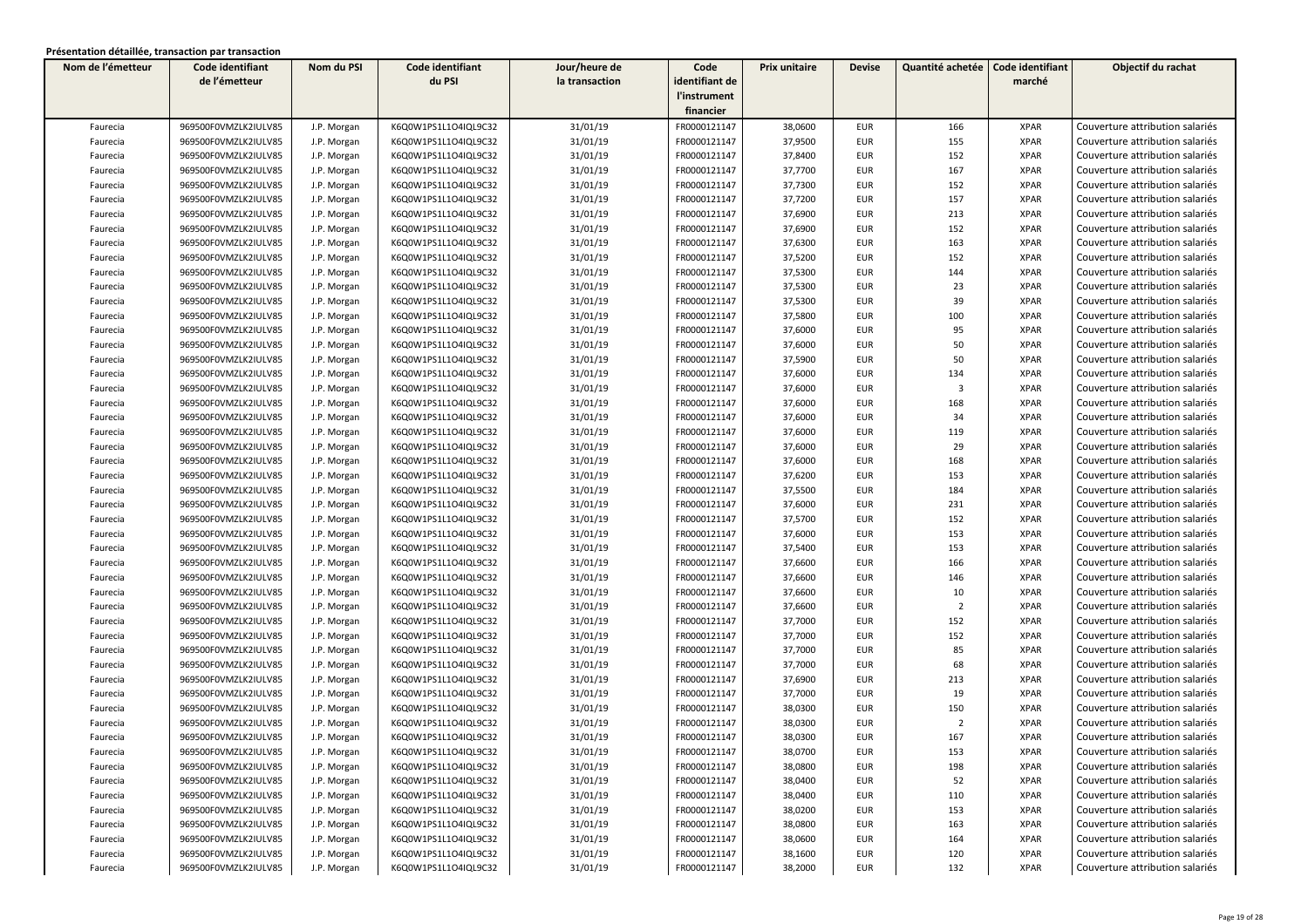**Présentation détaillée, transaction par transaction**

| Nom de l'émetteur | Code identifiant de l'émetteur | Nom du PSI | Code identifiant du PSI | Jour/heure de la transaction | Code identifiant de l'instrument financier | Prix unitaire | Devise | Quantité achetée | Code identifiant marché | Objectif du rachat |
|---|---|---|---|---|---|---|---|---|---|---|
| Faurecia | 969500F0VMZLK2IULV85 | J.P. Morgan | K6Q0W1PS1L1O4IQL9C32 | 31/01/19 | FR0000121147 | 38,0600 | EUR | 166 | XPAR | Couverture attribution salariés |
| Faurecia | 969500F0VMZLK2IULV85 | J.P. Morgan | K6Q0W1PS1L1O4IQL9C32 | 31/01/19 | FR0000121147 | 37,9500 | EUR | 155 | XPAR | Couverture attribution salariés |
| Faurecia | 969500F0VMZLK2IULV85 | J.P. Morgan | K6Q0W1PS1L1O4IQL9C32 | 31/01/19 | FR0000121147 | 37,8400 | EUR | 152 | XPAR | Couverture attribution salariés |
| Faurecia | 969500F0VMZLK2IULV85 | J.P. Morgan | K6Q0W1PS1L1O4IQL9C32 | 31/01/19 | FR0000121147 | 37,7700 | EUR | 167 | XPAR | Couverture attribution salariés |
| Faurecia | 969500F0VMZLK2IULV85 | J.P. Morgan | K6Q0W1PS1L1O4IQL9C32 | 31/01/19 | FR0000121147 | 37,7300 | EUR | 152 | XPAR | Couverture attribution salariés |
| Faurecia | 969500F0VMZLK2IULV85 | J.P. Morgan | K6Q0W1PS1L1O4IQL9C32 | 31/01/19 | FR0000121147 | 37,7200 | EUR | 157 | XPAR | Couverture attribution salariés |
| Faurecia | 969500F0VMZLK2IULV85 | J.P. Morgan | K6Q0W1PS1L1O4IQL9C32 | 31/01/19 | FR0000121147 | 37,6900 | EUR | 213 | XPAR | Couverture attribution salariés |
| Faurecia | 969500F0VMZLK2IULV85 | J.P. Morgan | K6Q0W1PS1L1O4IQL9C32 | 31/01/19 | FR0000121147 | 37,6900 | EUR | 152 | XPAR | Couverture attribution salariés |
| Faurecia | 969500F0VMZLK2IULV85 | J.P. Morgan | K6Q0W1PS1L1O4IQL9C32 | 31/01/19 | FR0000121147 | 37,6300 | EUR | 163 | XPAR | Couverture attribution salariés |
| Faurecia | 969500F0VMZLK2IULV85 | J.P. Morgan | K6Q0W1PS1L1O4IQL9C32 | 31/01/19 | FR0000121147 | 37,5200 | EUR | 152 | XPAR | Couverture attribution salariés |
| Faurecia | 969500F0VMZLK2IULV85 | J.P. Morgan | K6Q0W1PS1L1O4IQL9C32 | 31/01/19 | FR0000121147 | 37,5300 | EUR | 144 | XPAR | Couverture attribution salariés |
| Faurecia | 969500F0VMZLK2IULV85 | J.P. Morgan | K6Q0W1PS1L1O4IQL9C32 | 31/01/19 | FR0000121147 | 37,5300 | EUR | 23 | XPAR | Couverture attribution salariés |
| Faurecia | 969500F0VMZLK2IULV85 | J.P. Morgan | K6Q0W1PS1L1O4IQL9C32 | 31/01/19 | FR0000121147 | 37,5300 | EUR | 39 | XPAR | Couverture attribution salariés |
| Faurecia | 969500F0VMZLK2IULV85 | J.P. Morgan | K6Q0W1PS1L1O4IQL9C32 | 31/01/19 | FR0000121147 | 37,5800 | EUR | 100 | XPAR | Couverture attribution salariés |
| Faurecia | 969500F0VMZLK2IULV85 | J.P. Morgan | K6Q0W1PS1L1O4IQL9C32 | 31/01/19 | FR0000121147 | 37,6000 | EUR | 95 | XPAR | Couverture attribution salariés |
| Faurecia | 969500F0VMZLK2IULV85 | J.P. Morgan | K6Q0W1PS1L1O4IQL9C32 | 31/01/19 | FR0000121147 | 37,6000 | EUR | 50 | XPAR | Couverture attribution salariés |
| Faurecia | 969500F0VMZLK2IULV85 | J.P. Morgan | K6Q0W1PS1L1O4IQL9C32 | 31/01/19 | FR0000121147 | 37,5900 | EUR | 50 | XPAR | Couverture attribution salariés |
| Faurecia | 969500F0VMZLK2IULV85 | J.P. Morgan | K6Q0W1PS1L1O4IQL9C32 | 31/01/19 | FR0000121147 | 37,6000 | EUR | 134 | XPAR | Couverture attribution salariés |
| Faurecia | 969500F0VMZLK2IULV85 | J.P. Morgan | K6Q0W1PS1L1O4IQL9C32 | 31/01/19 | FR0000121147 | 37,6000 | EUR | 3 | XPAR | Couverture attribution salariés |
| Faurecia | 969500F0VMZLK2IULV85 | J.P. Morgan | K6Q0W1PS1L1O4IQL9C32 | 31/01/19 | FR0000121147 | 37,6000 | EUR | 168 | XPAR | Couverture attribution salariés |
| Faurecia | 969500F0VMZLK2IULV85 | J.P. Morgan | K6Q0W1PS1L1O4IQL9C32 | 31/01/19 | FR0000121147 | 37,6000 | EUR | 34 | XPAR | Couverture attribution salariés |
| Faurecia | 969500F0VMZLK2IULV85 | J.P. Morgan | K6Q0W1PS1L1O4IQL9C32 | 31/01/19 | FR0000121147 | 37,6000 | EUR | 119 | XPAR | Couverture attribution salariés |
| Faurecia | 969500F0VMZLK2IULV85 | J.P. Morgan | K6Q0W1PS1L1O4IQL9C32 | 31/01/19 | FR0000121147 | 37,6000 | EUR | 29 | XPAR | Couverture attribution salariés |
| Faurecia | 969500F0VMZLK2IULV85 | J.P. Morgan | K6Q0W1PS1L1O4IQL9C32 | 31/01/19 | FR0000121147 | 37,6000 | EUR | 168 | XPAR | Couverture attribution salariés |
| Faurecia | 969500F0VMZLK2IULV85 | J.P. Morgan | K6Q0W1PS1L1O4IQL9C32 | 31/01/19 | FR0000121147 | 37,6200 | EUR | 153 | XPAR | Couverture attribution salariés |
| Faurecia | 969500F0VMZLK2IULV85 | J.P. Morgan | K6Q0W1PS1L1O4IQL9C32 | 31/01/19 | FR0000121147 | 37,5500 | EUR | 184 | XPAR | Couverture attribution salariés |
| Faurecia | 969500F0VMZLK2IULV85 | J.P. Morgan | K6Q0W1PS1L1O4IQL9C32 | 31/01/19 | FR0000121147 | 37,6000 | EUR | 231 | XPAR | Couverture attribution salariés |
| Faurecia | 969500F0VMZLK2IULV85 | J.P. Morgan | K6Q0W1PS1L1O4IQL9C32 | 31/01/19 | FR0000121147 | 37,5700 | EUR | 152 | XPAR | Couverture attribution salariés |
| Faurecia | 969500F0VMZLK2IULV85 | J.P. Morgan | K6Q0W1PS1L1O4IQL9C32 | 31/01/19 | FR0000121147 | 37,6000 | EUR | 153 | XPAR | Couverture attribution salariés |
| Faurecia | 969500F0VMZLK2IULV85 | J.P. Morgan | K6Q0W1PS1L1O4IQL9C32 | 31/01/19 | FR0000121147 | 37,5400 | EUR | 153 | XPAR | Couverture attribution salariés |
| Faurecia | 969500F0VMZLK2IULV85 | J.P. Morgan | K6Q0W1PS1L1O4IQL9C32 | 31/01/19 | FR0000121147 | 37,6600 | EUR | 166 | XPAR | Couverture attribution salariés |
| Faurecia | 969500F0VMZLK2IULV85 | J.P. Morgan | K6Q0W1PS1L1O4IQL9C32 | 31/01/19 | FR0000121147 | 37,6600 | EUR | 146 | XPAR | Couverture attribution salariés |
| Faurecia | 969500F0VMZLK2IULV85 | J.P. Morgan | K6Q0W1PS1L1O4IQL9C32 | 31/01/19 | FR0000121147 | 37,6600 | EUR | 10 | XPAR | Couverture attribution salariés |
| Faurecia | 969500F0VMZLK2IULV85 | J.P. Morgan | K6Q0W1PS1L1O4IQL9C32 | 31/01/19 | FR0000121147 | 37,6600 | EUR | 2 | XPAR | Couverture attribution salariés |
| Faurecia | 969500F0VMZLK2IULV85 | J.P. Morgan | K6Q0W1PS1L1O4IQL9C32 | 31/01/19 | FR0000121147 | 37,7000 | EUR | 152 | XPAR | Couverture attribution salariés |
| Faurecia | 969500F0VMZLK2IULV85 | J.P. Morgan | K6Q0W1PS1L1O4IQL9C32 | 31/01/19 | FR0000121147 | 37,7000 | EUR | 152 | XPAR | Couverture attribution salariés |
| Faurecia | 969500F0VMZLK2IULV85 | J.P. Morgan | K6Q0W1PS1L1O4IQL9C32 | 31/01/19 | FR0000121147 | 37,7000 | EUR | 85 | XPAR | Couverture attribution salariés |
| Faurecia | 969500F0VMZLK2IULV85 | J.P. Morgan | K6Q0W1PS1L1O4IQL9C32 | 31/01/19 | FR0000121147 | 37,7000 | EUR | 68 | XPAR | Couverture attribution salariés |
| Faurecia | 969500F0VMZLK2IULV85 | J.P. Morgan | K6Q0W1PS1L1O4IQL9C32 | 31/01/19 | FR0000121147 | 37,6900 | EUR | 213 | XPAR | Couverture attribution salariés |
| Faurecia | 969500F0VMZLK2IULV85 | J.P. Morgan | K6Q0W1PS1L1O4IQL9C32 | 31/01/19 | FR0000121147 | 37,7000 | EUR | 19 | XPAR | Couverture attribution salariés |
| Faurecia | 969500F0VMZLK2IULV85 | J.P. Morgan | K6Q0W1PS1L1O4IQL9C32 | 31/01/19 | FR0000121147 | 38,0300 | EUR | 150 | XPAR | Couverture attribution salariés |
| Faurecia | 969500F0VMZLK2IULV85 | J.P. Morgan | K6Q0W1PS1L1O4IQL9C32 | 31/01/19 | FR0000121147 | 38,0300 | EUR | 2 | XPAR | Couverture attribution salariés |
| Faurecia | 969500F0VMZLK2IULV85 | J.P. Morgan | K6Q0W1PS1L1O4IQL9C32 | 31/01/19 | FR0000121147 | 38,0300 | EUR | 167 | XPAR | Couverture attribution salariés |
| Faurecia | 969500F0VMZLK2IULV85 | J.P. Morgan | K6Q0W1PS1L1O4IQL9C32 | 31/01/19 | FR0000121147 | 38,0700 | EUR | 153 | XPAR | Couverture attribution salariés |
| Faurecia | 969500F0VMZLK2IULV85 | J.P. Morgan | K6Q0W1PS1L1O4IQL9C32 | 31/01/19 | FR0000121147 | 38,0800 | EUR | 198 | XPAR | Couverture attribution salariés |
| Faurecia | 969500F0VMZLK2IULV85 | J.P. Morgan | K6Q0W1PS1L1O4IQL9C32 | 31/01/19 | FR0000121147 | 38,0400 | EUR | 52 | XPAR | Couverture attribution salariés |
| Faurecia | 969500F0VMZLK2IULV85 | J.P. Morgan | K6Q0W1PS1L1O4IQL9C32 | 31/01/19 | FR0000121147 | 38,0400 | EUR | 110 | XPAR | Couverture attribution salariés |
| Faurecia | 969500F0VMZLK2IULV85 | J.P. Morgan | K6Q0W1PS1L1O4IQL9C32 | 31/01/19 | FR0000121147 | 38,0200 | EUR | 153 | XPAR | Couverture attribution salariés |
| Faurecia | 969500F0VMZLK2IULV85 | J.P. Morgan | K6Q0W1PS1L1O4IQL9C32 | 31/01/19 | FR0000121147 | 38,0800 | EUR | 163 | XPAR | Couverture attribution salariés |
| Faurecia | 969500F0VMZLK2IULV85 | J.P. Morgan | K6Q0W1PS1L1O4IQL9C32 | 31/01/19 | FR0000121147 | 38,0600 | EUR | 164 | XPAR | Couverture attribution salariés |
| Faurecia | 969500F0VMZLK2IULV85 | J.P. Morgan | K6Q0W1PS1L1O4IQL9C32 | 31/01/19 | FR0000121147 | 38,1600 | EUR | 120 | XPAR | Couverture attribution salariés |
| Faurecia | 969500F0VMZLK2IULV85 | J.P. Morgan | K6Q0W1PS1L1O4IQL9C32 | 31/01/19 | FR0000121147 | 38,2000 | EUR | 132 | XPAR | Couverture attribution salariés |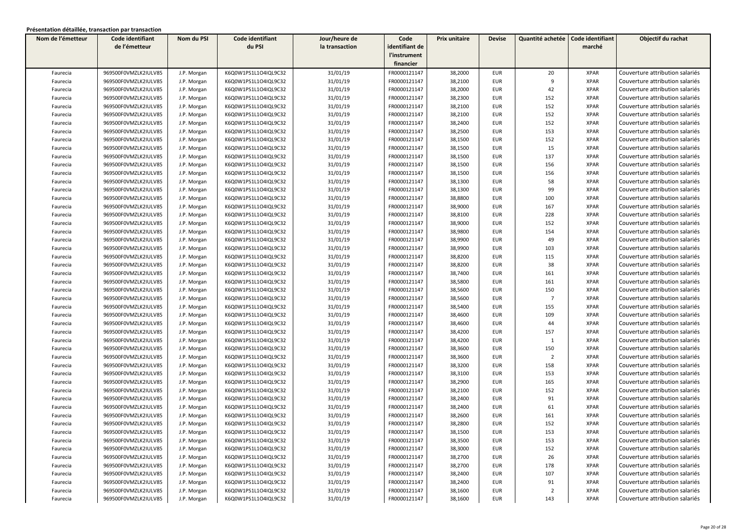**Présentation détaillée, transaction par transaction**

| Nom de l'émetteur | Code identifiant de l'émetteur | Nom du PSI | Code identifiant du PSI | Jour/heure de la transaction | Code identifiant de l'instrument financier | Prix unitaire | Devise | Quantité achetée | Code identifiant marché | Objectif du rachat |
|---|---|---|---|---|---|---|---|---|---|---|
| Faurecia | 969500F0VMZLK2IULV85 | J.P. Morgan | K6Q0W1PS1L1O4IQL9C32 | 31/01/19 | FR0000121147 | 38,2000 | EUR | 20 | XPAR | Couverture attribution salariés |
| Faurecia | 969500F0VMZLK2IULV85 | J.P. Morgan | K6Q0W1PS1L1O4IQL9C32 | 31/01/19 | FR0000121147 | 38,2100 | EUR | 9 | XPAR | Couverture attribution salariés |
| Faurecia | 969500F0VMZLK2IULV85 | J.P. Morgan | K6Q0W1PS1L1O4IQL9C32 | 31/01/19 | FR0000121147 | 38,2000 | EUR | 42 | XPAR | Couverture attribution salariés |
| Faurecia | 969500F0VMZLK2IULV85 | J.P. Morgan | K6Q0W1PS1L1O4IQL9C32 | 31/01/19 | FR0000121147 | 38,2300 | EUR | 152 | XPAR | Couverture attribution salariés |
| Faurecia | 969500F0VMZLK2IULV85 | J.P. Morgan | K6Q0W1PS1L1O4IQL9C32 | 31/01/19 | FR0000121147 | 38,2100 | EUR | 152 | XPAR | Couverture attribution salariés |
| Faurecia | 969500F0VMZLK2IULV85 | J.P. Morgan | K6Q0W1PS1L1O4IQL9C32 | 31/01/19 | FR0000121147 | 38,2100 | EUR | 152 | XPAR | Couverture attribution salariés |
| Faurecia | 969500F0VMZLK2IULV85 | J.P. Morgan | K6Q0W1PS1L1O4IQL9C32 | 31/01/19 | FR0000121147 | 38,2400 | EUR | 152 | XPAR | Couverture attribution salariés |
| Faurecia | 969500F0VMZLK2IULV85 | J.P. Morgan | K6Q0W1PS1L1O4IQL9C32 | 31/01/19 | FR0000121147 | 38,2500 | EUR | 153 | XPAR | Couverture attribution salariés |
| Faurecia | 969500F0VMZLK2IULV85 | J.P. Morgan | K6Q0W1PS1L1O4IQL9C32 | 31/01/19 | FR0000121147 | 38,1500 | EUR | 152 | XPAR | Couverture attribution salariés |
| Faurecia | 969500F0VMZLK2IULV85 | J.P. Morgan | K6Q0W1PS1L1O4IQL9C32 | 31/01/19 | FR0000121147 | 38,1500 | EUR | 15 | XPAR | Couverture attribution salariés |
| Faurecia | 969500F0VMZLK2IULV85 | J.P. Morgan | K6Q0W1PS1L1O4IQL9C32 | 31/01/19 | FR0000121147 | 38,1500 | EUR | 137 | XPAR | Couverture attribution salariés |
| Faurecia | 969500F0VMZLK2IULV85 | J.P. Morgan | K6Q0W1PS1L1O4IQL9C32 | 31/01/19 | FR0000121147 | 38,1500 | EUR | 156 | XPAR | Couverture attribution salariés |
| Faurecia | 969500F0VMZLK2IULV85 | J.P. Morgan | K6Q0W1PS1L1O4IQL9C32 | 31/01/19 | FR0000121147 | 38,1500 | EUR | 156 | XPAR | Couverture attribution salariés |
| Faurecia | 969500F0VMZLK2IULV85 | J.P. Morgan | K6Q0W1PS1L1O4IQL9C32 | 31/01/19 | FR0000121147 | 38,1300 | EUR | 58 | XPAR | Couverture attribution salariés |
| Faurecia | 969500F0VMZLK2IULV85 | J.P. Morgan | K6Q0W1PS1L1O4IQL9C32 | 31/01/19 | FR0000121147 | 38,1300 | EUR | 99 | XPAR | Couverture attribution salariés |
| Faurecia | 969500F0VMZLK2IULV85 | J.P. Morgan | K6Q0W1PS1L1O4IQL9C32 | 31/01/19 | FR0000121147 | 38,8800 | EUR | 100 | XPAR | Couverture attribution salariés |
| Faurecia | 969500F0VMZLK2IULV85 | J.P. Morgan | K6Q0W1PS1L1O4IQL9C32 | 31/01/19 | FR0000121147 | 38,9000 | EUR | 167 | XPAR | Couverture attribution salariés |
| Faurecia | 969500F0VMZLK2IULV85 | J.P. Morgan | K6Q0W1PS1L1O4IQL9C32 | 31/01/19 | FR0000121147 | 38,8100 | EUR | 228 | XPAR | Couverture attribution salariés |
| Faurecia | 969500F0VMZLK2IULV85 | J.P. Morgan | K6Q0W1PS1L1O4IQL9C32 | 31/01/19 | FR0000121147 | 38,9000 | EUR | 152 | XPAR | Couverture attribution salariés |
| Faurecia | 969500F0VMZLK2IULV85 | J.P. Morgan | K6Q0W1PS1L1O4IQL9C32 | 31/01/19 | FR0000121147 | 38,9800 | EUR | 154 | XPAR | Couverture attribution salariés |
| Faurecia | 969500F0VMZLK2IULV85 | J.P. Morgan | K6Q0W1PS1L1O4IQL9C32 | 31/01/19 | FR0000121147 | 38,9900 | EUR | 49 | XPAR | Couverture attribution salariés |
| Faurecia | 969500F0VMZLK2IULV85 | J.P. Morgan | K6Q0W1PS1L1O4IQL9C32 | 31/01/19 | FR0000121147 | 38,9900 | EUR | 103 | XPAR | Couverture attribution salariés |
| Faurecia | 969500F0VMZLK2IULV85 | J.P. Morgan | K6Q0W1PS1L1O4IQL9C32 | 31/01/19 | FR0000121147 | 38,8200 | EUR | 115 | XPAR | Couverture attribution salariés |
| Faurecia | 969500F0VMZLK2IULV85 | J.P. Morgan | K6Q0W1PS1L1O4IQL9C32 | 31/01/19 | FR0000121147 | 38,8200 | EUR | 38 | XPAR | Couverture attribution salariés |
| Faurecia | 969500F0VMZLK2IULV85 | J.P. Morgan | K6Q0W1PS1L1O4IQL9C32 | 31/01/19 | FR0000121147 | 38,7400 | EUR | 161 | XPAR | Couverture attribution salariés |
| Faurecia | 969500F0VMZLK2IULV85 | J.P. Morgan | K6Q0W1PS1L1O4IQL9C32 | 31/01/19 | FR0000121147 | 38,5800 | EUR | 161 | XPAR | Couverture attribution salariés |
| Faurecia | 969500F0VMZLK2IULV85 | J.P. Morgan | K6Q0W1PS1L1O4IQL9C32 | 31/01/19 | FR0000121147 | 38,5600 | EUR | 150 | XPAR | Couverture attribution salariés |
| Faurecia | 969500F0VMZLK2IULV85 | J.P. Morgan | K6Q0W1PS1L1O4IQL9C32 | 31/01/19 | FR0000121147 | 38,5600 | EUR | 7 | XPAR | Couverture attribution salariés |
| Faurecia | 969500F0VMZLK2IULV85 | J.P. Morgan | K6Q0W1PS1L1O4IQL9C32 | 31/01/19 | FR0000121147 | 38,5400 | EUR | 155 | XPAR | Couverture attribution salariés |
| Faurecia | 969500F0VMZLK2IULV85 | J.P. Morgan | K6Q0W1PS1L1O4IQL9C32 | 31/01/19 | FR0000121147 | 38,4600 | EUR | 109 | XPAR | Couverture attribution salariés |
| Faurecia | 969500F0VMZLK2IULV85 | J.P. Morgan | K6Q0W1PS1L1O4IQL9C32 | 31/01/19 | FR0000121147 | 38,4600 | EUR | 44 | XPAR | Couverture attribution salariés |
| Faurecia | 969500F0VMZLK2IULV85 | J.P. Morgan | K6Q0W1PS1L1O4IQL9C32 | 31/01/19 | FR0000121147 | 38,4200 | EUR | 157 | XPAR | Couverture attribution salariés |
| Faurecia | 969500F0VMZLK2IULV85 | J.P. Morgan | K6Q0W1PS1L1O4IQL9C32 | 31/01/19 | FR0000121147 | 38,4200 | EUR | 1 | XPAR | Couverture attribution salariés |
| Faurecia | 969500F0VMZLK2IULV85 | J.P. Morgan | K6Q0W1PS1L1O4IQL9C32 | 31/01/19 | FR0000121147 | 38,3600 | EUR | 150 | XPAR | Couverture attribution salariés |
| Faurecia | 969500F0VMZLK2IULV85 | J.P. Morgan | K6Q0W1PS1L1O4IQL9C32 | 31/01/19 | FR0000121147 | 38,3600 | EUR | 2 | XPAR | Couverture attribution salariés |
| Faurecia | 969500F0VMZLK2IULV85 | J.P. Morgan | K6Q0W1PS1L1O4IQL9C32 | 31/01/19 | FR0000121147 | 38,3200 | EUR | 158 | XPAR | Couverture attribution salariés |
| Faurecia | 969500F0VMZLK2IULV85 | J.P. Morgan | K6Q0W1PS1L1O4IQL9C32 | 31/01/19 | FR0000121147 | 38,3100 | EUR | 153 | XPAR | Couverture attribution salariés |
| Faurecia | 969500F0VMZLK2IULV85 | J.P. Morgan | K6Q0W1PS1L1O4IQL9C32 | 31/01/19 | FR0000121147 | 38,2900 | EUR | 165 | XPAR | Couverture attribution salariés |
| Faurecia | 969500F0VMZLK2IULV85 | J.P. Morgan | K6Q0W1PS1L1O4IQL9C32 | 31/01/19 | FR0000121147 | 38,2100 | EUR | 152 | XPAR | Couverture attribution salariés |
| Faurecia | 969500F0VMZLK2IULV85 | J.P. Morgan | K6Q0W1PS1L1O4IQL9C32 | 31/01/19 | FR0000121147 | 38,2400 | EUR | 91 | XPAR | Couverture attribution salariés |
| Faurecia | 969500F0VMZLK2IULV85 | J.P. Morgan | K6Q0W1PS1L1O4IQL9C32 | 31/01/19 | FR0000121147 | 38,2400 | EUR | 61 | XPAR | Couverture attribution salariés |
| Faurecia | 969500F0VMZLK2IULV85 | J.P. Morgan | K6Q0W1PS1L1O4IQL9C32 | 31/01/19 | FR0000121147 | 38,2600 | EUR | 161 | XPAR | Couverture attribution salariés |
| Faurecia | 969500F0VMZLK2IULV85 | J.P. Morgan | K6Q0W1PS1L1O4IQL9C32 | 31/01/19 | FR0000121147 | 38,2800 | EUR | 152 | XPAR | Couverture attribution salariés |
| Faurecia | 969500F0VMZLK2IULV85 | J.P. Morgan | K6Q0W1PS1L1O4IQL9C32 | 31/01/19 | FR0000121147 | 38,1500 | EUR | 153 | XPAR | Couverture attribution salariés |
| Faurecia | 969500F0VMZLK2IULV85 | J.P. Morgan | K6Q0W1PS1L1O4IQL9C32 | 31/01/19 | FR0000121147 | 38,3500 | EUR | 153 | XPAR | Couverture attribution salariés |
| Faurecia | 969500F0VMZLK2IULV85 | J.P. Morgan | K6Q0W1PS1L1O4IQL9C32 | 31/01/19 | FR0000121147 | 38,3000 | EUR | 152 | XPAR | Couverture attribution salariés |
| Faurecia | 969500F0VMZLK2IULV85 | J.P. Morgan | K6Q0W1PS1L1O4IQL9C32 | 31/01/19 | FR0000121147 | 38,2700 | EUR | 26 | XPAR | Couverture attribution salariés |
| Faurecia | 969500F0VMZLK2IULV85 | J.P. Morgan | K6Q0W1PS1L1O4IQL9C32 | 31/01/19 | FR0000121147 | 38,2700 | EUR | 178 | XPAR | Couverture attribution salariés |
| Faurecia | 969500F0VMZLK2IULV85 | J.P. Morgan | K6Q0W1PS1L1O4IQL9C32 | 31/01/19 | FR0000121147 | 38,2400 | EUR | 107 | XPAR | Couverture attribution salariés |
| Faurecia | 969500F0VMZLK2IULV85 | J.P. Morgan | K6Q0W1PS1L1O4IQL9C32 | 31/01/19 | FR0000121147 | 38,2400 | EUR | 91 | XPAR | Couverture attribution salariés |
| Faurecia | 969500F0VMZLK2IULV85 | J.P. Morgan | K6Q0W1PS1L1O4IQL9C32 | 31/01/19 | FR0000121147 | 38,1600 | EUR | 2 | XPAR | Couverture attribution salariés |
| Faurecia | 969500F0VMZLK2IULV85 | J.P. Morgan | K6Q0W1PS1L1O4IQL9C32 | 31/01/19 | FR0000121147 | 38,1600 | EUR | 143 | XPAR | Couverture attribution salariés |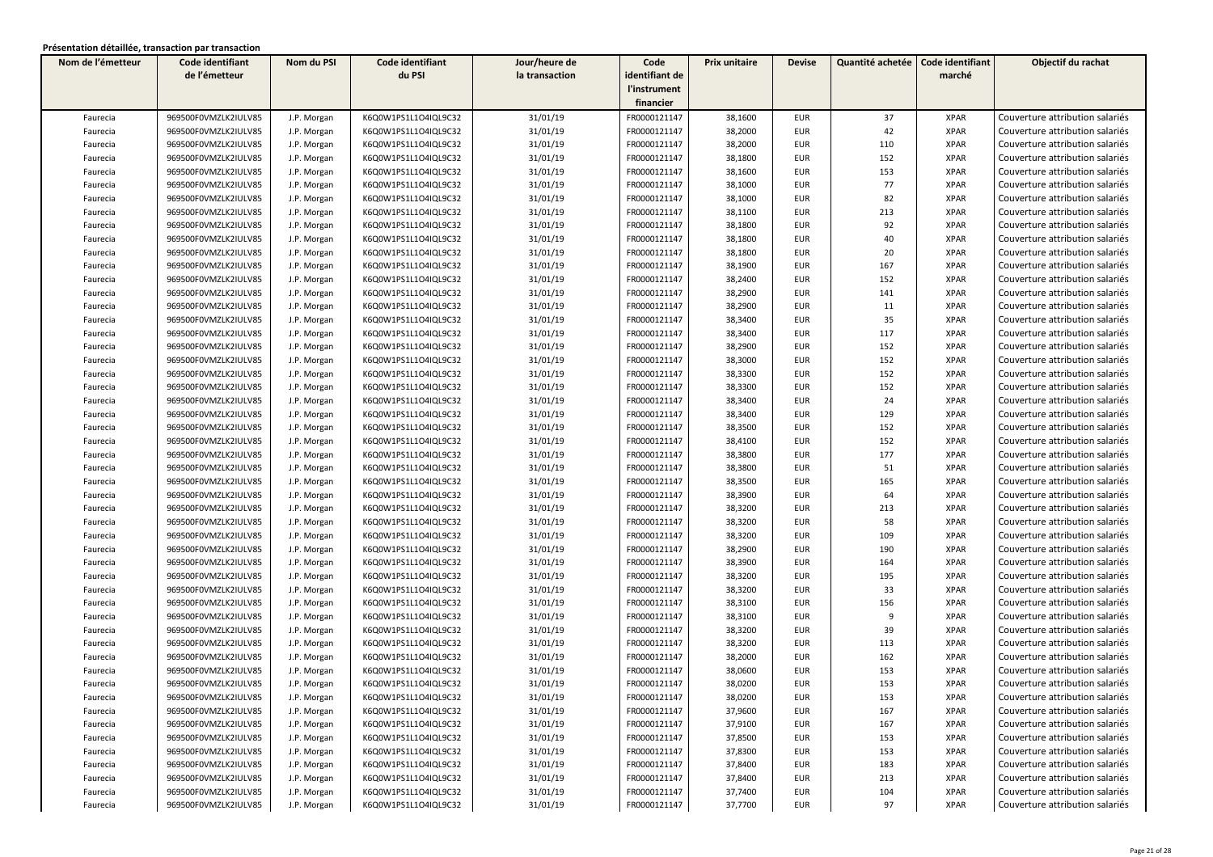**Présentation détaillée, transaction par transaction**

| Nom de l'émetteur | Code identifiant de l'émetteur | Nom du PSI | Code identifiant du PSI | Jour/heure de la transaction | Code identifiant de l'instrument financier | Prix unitaire | Devise | Quantité achetée | Code identifiant marché | Objectif du rachat |
|---|---|---|---|---|---|---|---|---|---|---|
| Faurecia | 969500F0VMZLK2IULV85 | J.P. Morgan | K6Q0W1PS1L1O4IQL9C32 | 31/01/19 | FR0000121147 | 38,1600 | EUR | 37 | XPAR | Couverture attribution salariés |
| Faurecia | 969500F0VMZLK2IULV85 | J.P. Morgan | K6Q0W1PS1L1O4IQL9C32 | 31/01/19 | FR0000121147 | 38,2000 | EUR | 42 | XPAR | Couverture attribution salariés |
| Faurecia | 969500F0VMZLK2IULV85 | J.P. Morgan | K6Q0W1PS1L1O4IQL9C32 | 31/01/19 | FR0000121147 | 38,2000 | EUR | 110 | XPAR | Couverture attribution salariés |
| Faurecia | 969500F0VMZLK2IULV85 | J.P. Morgan | K6Q0W1PS1L1O4IQL9C32 | 31/01/19 | FR0000121147 | 38,1800 | EUR | 152 | XPAR | Couverture attribution salariés |
| Faurecia | 969500F0VMZLK2IULV85 | J.P. Morgan | K6Q0W1PS1L1O4IQL9C32 | 31/01/19 | FR0000121147 | 38,1600 | EUR | 153 | XPAR | Couverture attribution salariés |
| Faurecia | 969500F0VMZLK2IULV85 | J.P. Morgan | K6Q0W1PS1L1O4IQL9C32 | 31/01/19 | FR0000121147 | 38,1000 | EUR | 77 | XPAR | Couverture attribution salariés |
| Faurecia | 969500F0VMZLK2IULV85 | J.P. Morgan | K6Q0W1PS1L1O4IQL9C32 | 31/01/19 | FR0000121147 | 38,1000 | EUR | 82 | XPAR | Couverture attribution salariés |
| Faurecia | 969500F0VMZLK2IULV85 | J.P. Morgan | K6Q0W1PS1L1O4IQL9C32 | 31/01/19 | FR0000121147 | 38,1100 | EUR | 213 | XPAR | Couverture attribution salariés |
| Faurecia | 969500F0VMZLK2IULV85 | J.P. Morgan | K6Q0W1PS1L1O4IQL9C32 | 31/01/19 | FR0000121147 | 38,1800 | EUR | 92 | XPAR | Couverture attribution salariés |
| Faurecia | 969500F0VMZLK2IULV85 | J.P. Morgan | K6Q0W1PS1L1O4IQL9C32 | 31/01/19 | FR0000121147 | 38,1800 | EUR | 40 | XPAR | Couverture attribution salariés |
| Faurecia | 969500F0VMZLK2IULV85 | J.P. Morgan | K6Q0W1PS1L1O4IQL9C32 | 31/01/19 | FR0000121147 | 38,1800 | EUR | 20 | XPAR | Couverture attribution salariés |
| Faurecia | 969500F0VMZLK2IULV85 | J.P. Morgan | K6Q0W1PS1L1O4IQL9C32 | 31/01/19 | FR0000121147 | 38,1900 | EUR | 167 | XPAR | Couverture attribution salariés |
| Faurecia | 969500F0VMZLK2IULV85 | J.P. Morgan | K6Q0W1PS1L1O4IQL9C32 | 31/01/19 | FR0000121147 | 38,2400 | EUR | 152 | XPAR | Couverture attribution salariés |
| Faurecia | 969500F0VMZLK2IULV85 | J.P. Morgan | K6Q0W1PS1L1O4IQL9C32 | 31/01/19 | FR0000121147 | 38,2900 | EUR | 141 | XPAR | Couverture attribution salariés |
| Faurecia | 969500F0VMZLK2IULV85 | J.P. Morgan | K6Q0W1PS1L1O4IQL9C32 | 31/01/19 | FR0000121147 | 38,2900 | EUR | 11 | XPAR | Couverture attribution salariés |
| Faurecia | 969500F0VMZLK2IULV85 | J.P. Morgan | K6Q0W1PS1L1O4IQL9C32 | 31/01/19 | FR0000121147 | 38,3400 | EUR | 35 | XPAR | Couverture attribution salariés |
| Faurecia | 969500F0VMZLK2IULV85 | J.P. Morgan | K6Q0W1PS1L1O4IQL9C32 | 31/01/19 | FR0000121147 | 38,3400 | EUR | 117 | XPAR | Couverture attribution salariés |
| Faurecia | 969500F0VMZLK2IULV85 | J.P. Morgan | K6Q0W1PS1L1O4IQL9C32 | 31/01/19 | FR0000121147 | 38,2900 | EUR | 152 | XPAR | Couverture attribution salariés |
| Faurecia | 969500F0VMZLK2IULV85 | J.P. Morgan | K6Q0W1PS1L1O4IQL9C32 | 31/01/19 | FR0000121147 | 38,3000 | EUR | 152 | XPAR | Couverture attribution salariés |
| Faurecia | 969500F0VMZLK2IULV85 | J.P. Morgan | K6Q0W1PS1L1O4IQL9C32 | 31/01/19 | FR0000121147 | 38,3300 | EUR | 152 | XPAR | Couverture attribution salariés |
| Faurecia | 969500F0VMZLK2IULV85 | J.P. Morgan | K6Q0W1PS1L1O4IQL9C32 | 31/01/19 | FR0000121147 | 38,3300 | EUR | 152 | XPAR | Couverture attribution salariés |
| Faurecia | 969500F0VMZLK2IULV85 | J.P. Morgan | K6Q0W1PS1L1O4IQL9C32 | 31/01/19 | FR0000121147 | 38,3400 | EUR | 24 | XPAR | Couverture attribution salariés |
| Faurecia | 969500F0VMZLK2IULV85 | J.P. Morgan | K6Q0W1PS1L1O4IQL9C32 | 31/01/19 | FR0000121147 | 38,3400 | EUR | 129 | XPAR | Couverture attribution salariés |
| Faurecia | 969500F0VMZLK2IULV85 | J.P. Morgan | K6Q0W1PS1L1O4IQL9C32 | 31/01/19 | FR0000121147 | 38,3500 | EUR | 152 | XPAR | Couverture attribution salariés |
| Faurecia | 969500F0VMZLK2IULV85 | J.P. Morgan | K6Q0W1PS1L1O4IQL9C32 | 31/01/19 | FR0000121147 | 38,4100 | EUR | 152 | XPAR | Couverture attribution salariés |
| Faurecia | 969500F0VMZLK2IULV85 | J.P. Morgan | K6Q0W1PS1L1O4IQL9C32 | 31/01/19 | FR0000121147 | 38,3800 | EUR | 177 | XPAR | Couverture attribution salariés |
| Faurecia | 969500F0VMZLK2IULV85 | J.P. Morgan | K6Q0W1PS1L1O4IQL9C32 | 31/01/19 | FR0000121147 | 38,3800 | EUR | 51 | XPAR | Couverture attribution salariés |
| Faurecia | 969500F0VMZLK2IULV85 | J.P. Morgan | K6Q0W1PS1L1O4IQL9C32 | 31/01/19 | FR0000121147 | 38,3500 | EUR | 165 | XPAR | Couverture attribution salariés |
| Faurecia | 969500F0VMZLK2IULV85 | J.P. Morgan | K6Q0W1PS1L1O4IQL9C32 | 31/01/19 | FR0000121147 | 38,3900 | EUR | 64 | XPAR | Couverture attribution salariés |
| Faurecia | 969500F0VMZLK2IULV85 | J.P. Morgan | K6Q0W1PS1L1O4IQL9C32 | 31/01/19 | FR0000121147 | 38,3200 | EUR | 213 | XPAR | Couverture attribution salariés |
| Faurecia | 969500F0VMZLK2IULV85 | J.P. Morgan | K6Q0W1PS1L1O4IQL9C32 | 31/01/19 | FR0000121147 | 38,3200 | EUR | 58 | XPAR | Couverture attribution salariés |
| Faurecia | 969500F0VMZLK2IULV85 | J.P. Morgan | K6Q0W1PS1L1O4IQL9C32 | 31/01/19 | FR0000121147 | 38,3200 | EUR | 109 | XPAR | Couverture attribution salariés |
| Faurecia | 969500F0VMZLK2IULV85 | J.P. Morgan | K6Q0W1PS1L1O4IQL9C32 | 31/01/19 | FR0000121147 | 38,2900 | EUR | 190 | XPAR | Couverture attribution salariés |
| Faurecia | 969500F0VMZLK2IULV85 | J.P. Morgan | K6Q0W1PS1L1O4IQL9C32 | 31/01/19 | FR0000121147 | 38,3900 | EUR | 164 | XPAR | Couverture attribution salariés |
| Faurecia | 969500F0VMZLK2IULV85 | J.P. Morgan | K6Q0W1PS1L1O4IQL9C32 | 31/01/19 | FR0000121147 | 38,3200 | EUR | 195 | XPAR | Couverture attribution salariés |
| Faurecia | 969500F0VMZLK2IULV85 | J.P. Morgan | K6Q0W1PS1L1O4IQL9C32 | 31/01/19 | FR0000121147 | 38,3200 | EUR | 33 | XPAR | Couverture attribution salariés |
| Faurecia | 969500F0VMZLK2IULV85 | J.P. Morgan | K6Q0W1PS1L1O4IQL9C32 | 31/01/19 | FR0000121147 | 38,3100 | EUR | 156 | XPAR | Couverture attribution salariés |
| Faurecia | 969500F0VMZLK2IULV85 | J.P. Morgan | K6Q0W1PS1L1O4IQL9C32 | 31/01/19 | FR0000121147 | 38,3100 | EUR | 9 | XPAR | Couverture attribution salariés |
| Faurecia | 969500F0VMZLK2IULV85 | J.P. Morgan | K6Q0W1PS1L1O4IQL9C32 | 31/01/19 | FR0000121147 | 38,3200 | EUR | 39 | XPAR | Couverture attribution salariés |
| Faurecia | 969500F0VMZLK2IULV85 | J.P. Morgan | K6Q0W1PS1L1O4IQL9C32 | 31/01/19 | FR0000121147 | 38,3200 | EUR | 113 | XPAR | Couverture attribution salariés |
| Faurecia | 969500F0VMZLK2IULV85 | J.P. Morgan | K6Q0W1PS1L1O4IQL9C32 | 31/01/19 | FR0000121147 | 38,2000 | EUR | 162 | XPAR | Couverture attribution salariés |
| Faurecia | 969500F0VMZLK2IULV85 | J.P. Morgan | K6Q0W1PS1L1O4IQL9C32 | 31/01/19 | FR0000121147 | 38,0600 | EUR | 153 | XPAR | Couverture attribution salariés |
| Faurecia | 969500F0VMZLK2IULV85 | J.P. Morgan | K6Q0W1PS1L1O4IQL9C32 | 31/01/19 | FR0000121147 | 38,0200 | EUR | 153 | XPAR | Couverture attribution salariés |
| Faurecia | 969500F0VMZLK2IULV85 | J.P. Morgan | K6Q0W1PS1L1O4IQL9C32 | 31/01/19 | FR0000121147 | 38,0200 | EUR | 153 | XPAR | Couverture attribution salariés |
| Faurecia | 969500F0VMZLK2IULV85 | J.P. Morgan | K6Q0W1PS1L1O4IQL9C32 | 31/01/19 | FR0000121147 | 37,9600 | EUR | 167 | XPAR | Couverture attribution salariés |
| Faurecia | 969500F0VMZLK2IULV85 | J.P. Morgan | K6Q0W1PS1L1O4IQL9C32 | 31/01/19 | FR0000121147 | 37,9100 | EUR | 167 | XPAR | Couverture attribution salariés |
| Faurecia | 969500F0VMZLK2IULV85 | J.P. Morgan | K6Q0W1PS1L1O4IQL9C32 | 31/01/19 | FR0000121147 | 37,8500 | EUR | 153 | XPAR | Couverture attribution salariés |
| Faurecia | 969500F0VMZLK2IULV85 | J.P. Morgan | K6Q0W1PS1L1O4IQL9C32 | 31/01/19 | FR0000121147 | 37,8300 | EUR | 153 | XPAR | Couverture attribution salariés |
| Faurecia | 969500F0VMZLK2IULV85 | J.P. Morgan | K6Q0W1PS1L1O4IQL9C32 | 31/01/19 | FR0000121147 | 37,8400 | EUR | 183 | XPAR | Couverture attribution salariés |
| Faurecia | 969500F0VMZLK2IULV85 | J.P. Morgan | K6Q0W1PS1L1O4IQL9C32 | 31/01/19 | FR0000121147 | 37,8400 | EUR | 213 | XPAR | Couverture attribution salariés |
| Faurecia | 969500F0VMZLK2IULV85 | J.P. Morgan | K6Q0W1PS1L1O4IQL9C32 | 31/01/19 | FR0000121147 | 37,7400 | EUR | 104 | XPAR | Couverture attribution salariés |
| Faurecia | 969500F0VMZLK2IULV85 | J.P. Morgan | K6Q0W1PS1L1O4IQL9C32 | 31/01/19 | FR0000121147 | 37,7700 | EUR | 97 | XPAR | Couverture attribution salariés |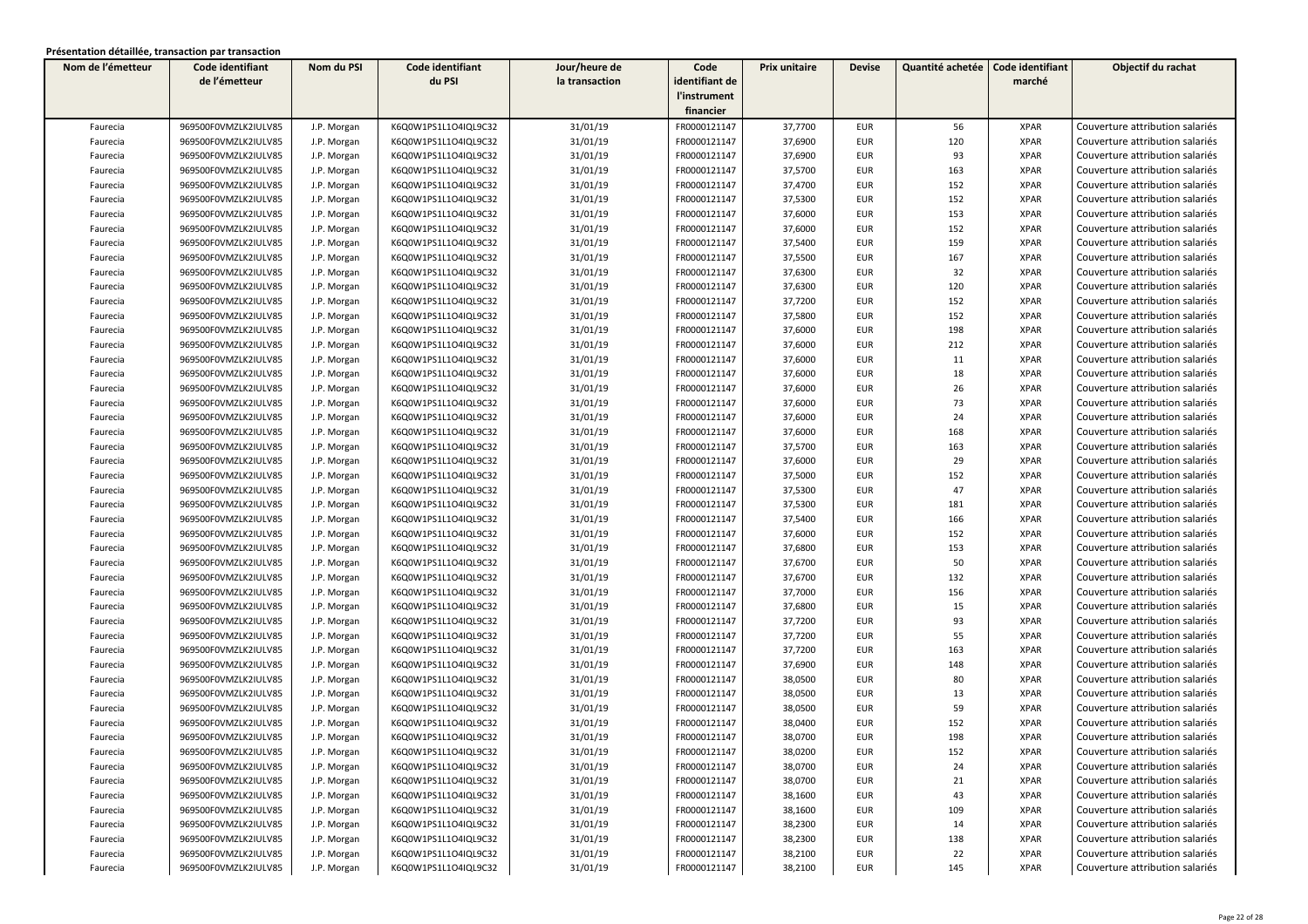**Présentation détaillée, transaction par transaction**

| Nom de l'émetteur | Code identifiant de l'émetteur | Nom du PSI | Code identifiant du PSI | Jour/heure de la transaction | Code identifiant de l'instrument financier | Prix unitaire | Devise | Quantité achetée | Code identifiant marché | Objectif du rachat |
|---|---|---|---|---|---|---|---|---|---|---|
| Faurecia | 969500F0VMZLK2IULV85 | J.P. Morgan | K6Q0W1PS1L1O4IQL9C32 | 31/01/19 | FR0000121147 | 37,7700 | EUR | 56 | XPAR | Couverture attribution salariés |
| Faurecia | 969500F0VMZLK2IULV85 | J.P. Morgan | K6Q0W1PS1L1O4IQL9C32 | 31/01/19 | FR0000121147 | 37,6900 | EUR | 120 | XPAR | Couverture attribution salariés |
| Faurecia | 969500F0VMZLK2IULV85 | J.P. Morgan | K6Q0W1PS1L1O4IQL9C32 | 31/01/19 | FR0000121147 | 37,6900 | EUR | 93 | XPAR | Couverture attribution salariés |
| Faurecia | 969500F0VMZLK2IULV85 | J.P. Morgan | K6Q0W1PS1L1O4IQL9C32 | 31/01/19 | FR0000121147 | 37,5700 | EUR | 163 | XPAR | Couverture attribution salariés |
| Faurecia | 969500F0VMZLK2IULV85 | J.P. Morgan | K6Q0W1PS1L1O4IQL9C32 | 31/01/19 | FR0000121147 | 37,4700 | EUR | 152 | XPAR | Couverture attribution salariés |
| Faurecia | 969500F0VMZLK2IULV85 | J.P. Morgan | K6Q0W1PS1L1O4IQL9C32 | 31/01/19 | FR0000121147 | 37,5300 | EUR | 152 | XPAR | Couverture attribution salariés |
| Faurecia | 969500F0VMZLK2IULV85 | J.P. Morgan | K6Q0W1PS1L1O4IQL9C32 | 31/01/19 | FR0000121147 | 37,6000 | EUR | 153 | XPAR | Couverture attribution salariés |
| Faurecia | 969500F0VMZLK2IULV85 | J.P. Morgan | K6Q0W1PS1L1O4IQL9C32 | 31/01/19 | FR0000121147 | 37,6000 | EUR | 152 | XPAR | Couverture attribution salariés |
| Faurecia | 969500F0VMZLK2IULV85 | J.P. Morgan | K6Q0W1PS1L1O4IQL9C32 | 31/01/19 | FR0000121147 | 37,5400 | EUR | 159 | XPAR | Couverture attribution salariés |
| Faurecia | 969500F0VMZLK2IULV85 | J.P. Morgan | K6Q0W1PS1L1O4IQL9C32 | 31/01/19 | FR0000121147 | 37,5500 | EUR | 167 | XPAR | Couverture attribution salariés |
| Faurecia | 969500F0VMZLK2IULV85 | J.P. Morgan | K6Q0W1PS1L1O4IQL9C32 | 31/01/19 | FR0000121147 | 37,6300 | EUR | 32 | XPAR | Couverture attribution salariés |
| Faurecia | 969500F0VMZLK2IULV85 | J.P. Morgan | K6Q0W1PS1L1O4IQL9C32 | 31/01/19 | FR0000121147 | 37,6300 | EUR | 120 | XPAR | Couverture attribution salariés |
| Faurecia | 969500F0VMZLK2IULV85 | J.P. Morgan | K6Q0W1PS1L1O4IQL9C32 | 31/01/19 | FR0000121147 | 37,7200 | EUR | 152 | XPAR | Couverture attribution salariés |
| Faurecia | 969500F0VMZLK2IULV85 | J.P. Morgan | K6Q0W1PS1L1O4IQL9C32 | 31/01/19 | FR0000121147 | 37,5800 | EUR | 152 | XPAR | Couverture attribution salariés |
| Faurecia | 969500F0VMZLK2IULV85 | J.P. Morgan | K6Q0W1PS1L1O4IQL9C32 | 31/01/19 | FR0000121147 | 37,6000 | EUR | 198 | XPAR | Couverture attribution salariés |
| Faurecia | 969500F0VMZLK2IULV85 | J.P. Morgan | K6Q0W1PS1L1O4IQL9C32 | 31/01/19 | FR0000121147 | 37,6000 | EUR | 212 | XPAR | Couverture attribution salariés |
| Faurecia | 969500F0VMZLK2IULV85 | J.P. Morgan | K6Q0W1PS1L1O4IQL9C32 | 31/01/19 | FR0000121147 | 37,6000 | EUR | 11 | XPAR | Couverture attribution salariés |
| Faurecia | 969500F0VMZLK2IULV85 | J.P. Morgan | K6Q0W1PS1L1O4IQL9C32 | 31/01/19 | FR0000121147 | 37,6000 | EUR | 18 | XPAR | Couverture attribution salariés |
| Faurecia | 969500F0VMZLK2IULV85 | J.P. Morgan | K6Q0W1PS1L1O4IQL9C32 | 31/01/19 | FR0000121147 | 37,6000 | EUR | 26 | XPAR | Couverture attribution salariés |
| Faurecia | 969500F0VMZLK2IULV85 | J.P. Morgan | K6Q0W1PS1L1O4IQL9C32 | 31/01/19 | FR0000121147 | 37,6000 | EUR | 73 | XPAR | Couverture attribution salariés |
| Faurecia | 969500F0VMZLK2IULV85 | J.P. Morgan | K6Q0W1PS1L1O4IQL9C32 | 31/01/19 | FR0000121147 | 37,6000 | EUR | 24 | XPAR | Couverture attribution salariés |
| Faurecia | 969500F0VMZLK2IULV85 | J.P. Morgan | K6Q0W1PS1L1O4IQL9C32 | 31/01/19 | FR0000121147 | 37,6000 | EUR | 168 | XPAR | Couverture attribution salariés |
| Faurecia | 969500F0VMZLK2IULV85 | J.P. Morgan | K6Q0W1PS1L1O4IQL9C32 | 31/01/19 | FR0000121147 | 37,5700 | EUR | 163 | XPAR | Couverture attribution salariés |
| Faurecia | 969500F0VMZLK2IULV85 | J.P. Morgan | K6Q0W1PS1L1O4IQL9C32 | 31/01/19 | FR0000121147 | 37,6000 | EUR | 29 | XPAR | Couverture attribution salariés |
| Faurecia | 969500F0VMZLK2IULV85 | J.P. Morgan | K6Q0W1PS1L1O4IQL9C32 | 31/01/19 | FR0000121147 | 37,5000 | EUR | 152 | XPAR | Couverture attribution salariés |
| Faurecia | 969500F0VMZLK2IULV85 | J.P. Morgan | K6Q0W1PS1L1O4IQL9C32 | 31/01/19 | FR0000121147 | 37,5300 | EUR | 47 | XPAR | Couverture attribution salariés |
| Faurecia | 969500F0VMZLK2IULV85 | J.P. Morgan | K6Q0W1PS1L1O4IQL9C32 | 31/01/19 | FR0000121147 | 37,5300 | EUR | 181 | XPAR | Couverture attribution salariés |
| Faurecia | 969500F0VMZLK2IULV85 | J.P. Morgan | K6Q0W1PS1L1O4IQL9C32 | 31/01/19 | FR0000121147 | 37,5400 | EUR | 166 | XPAR | Couverture attribution salariés |
| Faurecia | 969500F0VMZLK2IULV85 | J.P. Morgan | K6Q0W1PS1L1O4IQL9C32 | 31/01/19 | FR0000121147 | 37,6000 | EUR | 152 | XPAR | Couverture attribution salariés |
| Faurecia | 969500F0VMZLK2IULV85 | J.P. Morgan | K6Q0W1PS1L1O4IQL9C32 | 31/01/19 | FR0000121147 | 37,6800 | EUR | 153 | XPAR | Couverture attribution salariés |
| Faurecia | 969500F0VMZLK2IULV85 | J.P. Morgan | K6Q0W1PS1L1O4IQL9C32 | 31/01/19 | FR0000121147 | 37,6700 | EUR | 50 | XPAR | Couverture attribution salariés |
| Faurecia | 969500F0VMZLK2IULV85 | J.P. Morgan | K6Q0W1PS1L1O4IQL9C32 | 31/01/19 | FR0000121147 | 37,6700 | EUR | 132 | XPAR | Couverture attribution salariés |
| Faurecia | 969500F0VMZLK2IULV85 | J.P. Morgan | K6Q0W1PS1L1O4IQL9C32 | 31/01/19 | FR0000121147 | 37,7000 | EUR | 156 | XPAR | Couverture attribution salariés |
| Faurecia | 969500F0VMZLK2IULV85 | J.P. Morgan | K6Q0W1PS1L1O4IQL9C32 | 31/01/19 | FR0000121147 | 37,6800 | EUR | 15 | XPAR | Couverture attribution salariés |
| Faurecia | 969500F0VMZLK2IULV85 | J.P. Morgan | K6Q0W1PS1L1O4IQL9C32 | 31/01/19 | FR0000121147 | 37,7200 | EUR | 93 | XPAR | Couverture attribution salariés |
| Faurecia | 969500F0VMZLK2IULV85 | J.P. Morgan | K6Q0W1PS1L1O4IQL9C32 | 31/01/19 | FR0000121147 | 37,7200 | EUR | 55 | XPAR | Couverture attribution salariés |
| Faurecia | 969500F0VMZLK2IULV85 | J.P. Morgan | K6Q0W1PS1L1O4IQL9C32 | 31/01/19 | FR0000121147 | 37,7200 | EUR | 163 | XPAR | Couverture attribution salariés |
| Faurecia | 969500F0VMZLK2IULV85 | J.P. Morgan | K6Q0W1PS1L1O4IQL9C32 | 31/01/19 | FR0000121147 | 37,6900 | EUR | 148 | XPAR | Couverture attribution salariés |
| Faurecia | 969500F0VMZLK2IULV85 | J.P. Morgan | K6Q0W1PS1L1O4IQL9C32 | 31/01/19 | FR0000121147 | 38,0500 | EUR | 80 | XPAR | Couverture attribution salariés |
| Faurecia | 969500F0VMZLK2IULV85 | J.P. Morgan | K6Q0W1PS1L1O4IQL9C32 | 31/01/19 | FR0000121147 | 38,0500 | EUR | 13 | XPAR | Couverture attribution salariés |
| Faurecia | 969500F0VMZLK2IULV85 | J.P. Morgan | K6Q0W1PS1L1O4IQL9C32 | 31/01/19 | FR0000121147 | 38,0500 | EUR | 59 | XPAR | Couverture attribution salariés |
| Faurecia | 969500F0VMZLK2IULV85 | J.P. Morgan | K6Q0W1PS1L1O4IQL9C32 | 31/01/19 | FR0000121147 | 38,0400 | EUR | 152 | XPAR | Couverture attribution salariés |
| Faurecia | 969500F0VMZLK2IULV85 | J.P. Morgan | K6Q0W1PS1L1O4IQL9C32 | 31/01/19 | FR0000121147 | 38,0700 | EUR | 198 | XPAR | Couverture attribution salariés |
| Faurecia | 969500F0VMZLK2IULV85 | J.P. Morgan | K6Q0W1PS1L1O4IQL9C32 | 31/01/19 | FR0000121147 | 38,0200 | EUR | 152 | XPAR | Couverture attribution salariés |
| Faurecia | 969500F0VMZLK2IULV85 | J.P. Morgan | K6Q0W1PS1L1O4IQL9C32 | 31/01/19 | FR0000121147 | 38,0700 | EUR | 24 | XPAR | Couverture attribution salariés |
| Faurecia | 969500F0VMZLK2IULV85 | J.P. Morgan | K6Q0W1PS1L1O4IQL9C32 | 31/01/19 | FR0000121147 | 38,0700 | EUR | 21 | XPAR | Couverture attribution salariés |
| Faurecia | 969500F0VMZLK2IULV85 | J.P. Morgan | K6Q0W1PS1L1O4IQL9C32 | 31/01/19 | FR0000121147 | 38,1600 | EUR | 43 | XPAR | Couverture attribution salariés |
| Faurecia | 969500F0VMZLK2IULV85 | J.P. Morgan | K6Q0W1PS1L1O4IQL9C32 | 31/01/19 | FR0000121147 | 38,1600 | EUR | 109 | XPAR | Couverture attribution salariés |
| Faurecia | 969500F0VMZLK2IULV85 | J.P. Morgan | K6Q0W1PS1L1O4IQL9C32 | 31/01/19 | FR0000121147 | 38,2300 | EUR | 14 | XPAR | Couverture attribution salariés |
| Faurecia | 969500F0VMZLK2IULV85 | J.P. Morgan | K6Q0W1PS1L1O4IQL9C32 | 31/01/19 | FR0000121147 | 38,2300 | EUR | 138 | XPAR | Couverture attribution salariés |
| Faurecia | 969500F0VMZLK2IULV85 | J.P. Morgan | K6Q0W1PS1L1O4IQL9C32 | 31/01/19 | FR0000121147 | 38,2100 | EUR | 22 | XPAR | Couverture attribution salariés |
| Faurecia | 969500F0VMZLK2IULV85 | J.P. Morgan | K6Q0W1PS1L1O4IQL9C32 | 31/01/19 | FR0000121147 | 38,2100 | EUR | 145 | XPAR | Couverture attribution salariés |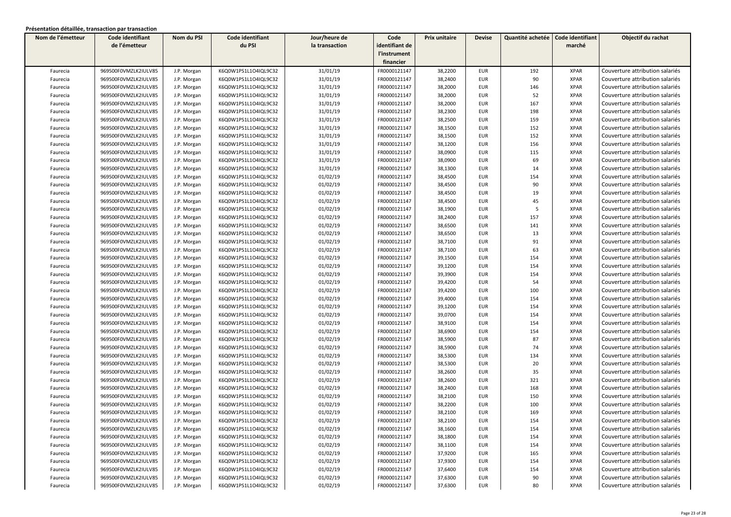**Présentation détaillée, transaction par transaction**

| Nom de l'émetteur | Code identifiant de l'émetteur | Nom du PSI | Code identifiant du PSI | Jour/heure de la transaction | Code identifiant de l'instrument financier | Prix unitaire | Devise | Quantité achetée | Code identifiant marché | Objectif du rachat |
|---|---|---|---|---|---|---|---|---|---|---|
| Faurecia | 969500F0VMZLK2IULV85 | J.P. Morgan | K6Q0W1PS1L1O4IQL9C32 | 31/01/19 | FR0000121147 | 38,2200 | EUR | 192 | XPAR | Couverture attribution salariés |
| Faurecia | 969500F0VMZLK2IULV85 | J.P. Morgan | K6Q0W1PS1L1O4IQL9C32 | 31/01/19 | FR0000121147 | 38,2400 | EUR | 90 | XPAR | Couverture attribution salariés |
| Faurecia | 969500F0VMZLK2IULV85 | J.P. Morgan | K6Q0W1PS1L1O4IQL9C32 | 31/01/19 | FR0000121147 | 38,2000 | EUR | 146 | XPAR | Couverture attribution salariés |
| Faurecia | 969500F0VMZLK2IULV85 | J.P. Morgan | K6Q0W1PS1L1O4IQL9C32 | 31/01/19 | FR0000121147 | 38,2000 | EUR | 52 | XPAR | Couverture attribution salariés |
| Faurecia | 969500F0VMZLK2IULV85 | J.P. Morgan | K6Q0W1PS1L1O4IQL9C32 | 31/01/19 | FR0000121147 | 38,2000 | EUR | 167 | XPAR | Couverture attribution salariés |
| Faurecia | 969500F0VMZLK2IULV85 | J.P. Morgan | K6Q0W1PS1L1O4IQL9C32 | 31/01/19 | FR0000121147 | 38,2300 | EUR | 198 | XPAR | Couverture attribution salariés |
| Faurecia | 969500F0VMZLK2IULV85 | J.P. Morgan | K6Q0W1PS1L1O4IQL9C32 | 31/01/19 | FR0000121147 | 38,2500 | EUR | 159 | XPAR | Couverture attribution salariés |
| Faurecia | 969500F0VMZLK2IULV85 | J.P. Morgan | K6Q0W1PS1L1O4IQL9C32 | 31/01/19 | FR0000121147 | 38,1500 | EUR | 152 | XPAR | Couverture attribution salariés |
| Faurecia | 969500F0VMZLK2IULV85 | J.P. Morgan | K6Q0W1PS1L1O4IQL9C32 | 31/01/19 | FR0000121147 | 38,1500 | EUR | 152 | XPAR | Couverture attribution salariés |
| Faurecia | 969500F0VMZLK2IULV85 | J.P. Morgan | K6Q0W1PS1L1O4IQL9C32 | 31/01/19 | FR0000121147 | 38,1200 | EUR | 156 | XPAR | Couverture attribution salariés |
| Faurecia | 969500F0VMZLK2IULV85 | J.P. Morgan | K6Q0W1PS1L1O4IQL9C32 | 31/01/19 | FR0000121147 | 38,0900 | EUR | 115 | XPAR | Couverture attribution salariés |
| Faurecia | 969500F0VMZLK2IULV85 | J.P. Morgan | K6Q0W1PS1L1O4IQL9C32 | 31/01/19 | FR0000121147 | 38,0900 | EUR | 69 | XPAR | Couverture attribution salariés |
| Faurecia | 969500F0VMZLK2IULV85 | J.P. Morgan | K6Q0W1PS1L1O4IQL9C32 | 31/01/19 | FR0000121147 | 38,1300 | EUR | 14 | XPAR | Couverture attribution salariés |
| Faurecia | 969500F0VMZLK2IULV85 | J.P. Morgan | K6Q0W1PS1L1O4IQL9C32 | 01/02/19 | FR0000121147 | 38,4500 | EUR | 154 | XPAR | Couverture attribution salariés |
| Faurecia | 969500F0VMZLK2IULV85 | J.P. Morgan | K6Q0W1PS1L1O4IQL9C32 | 01/02/19 | FR0000121147 | 38,4500 | EUR | 90 | XPAR | Couverture attribution salariés |
| Faurecia | 969500F0VMZLK2IULV85 | J.P. Morgan | K6Q0W1PS1L1O4IQL9C32 | 01/02/19 | FR0000121147 | 38,4500 | EUR | 19 | XPAR | Couverture attribution salariés |
| Faurecia | 969500F0VMZLK2IULV85 | J.P. Morgan | K6Q0W1PS1L1O4IQL9C32 | 01/02/19 | FR0000121147 | 38,4500 | EUR | 45 | XPAR | Couverture attribution salariés |
| Faurecia | 969500F0VMZLK2IULV85 | J.P. Morgan | K6Q0W1PS1L1O4IQL9C32 | 01/02/19 | FR0000121147 | 38,1900 | EUR | 5 | XPAR | Couverture attribution salariés |
| Faurecia | 969500F0VMZLK2IULV85 | J.P. Morgan | K6Q0W1PS1L1O4IQL9C32 | 01/02/19 | FR0000121147 | 38,2400 | EUR | 157 | XPAR | Couverture attribution salariés |
| Faurecia | 969500F0VMZLK2IULV85 | J.P. Morgan | K6Q0W1PS1L1O4IQL9C32 | 01/02/19 | FR0000121147 | 38,6500 | EUR | 141 | XPAR | Couverture attribution salariés |
| Faurecia | 969500F0VMZLK2IULV85 | J.P. Morgan | K6Q0W1PS1L1O4IQL9C32 | 01/02/19 | FR0000121147 | 38,6500 | EUR | 13 | XPAR | Couverture attribution salariés |
| Faurecia | 969500F0VMZLK2IULV85 | J.P. Morgan | K6Q0W1PS1L1O4IQL9C32 | 01/02/19 | FR0000121147 | 38,7100 | EUR | 91 | XPAR | Couverture attribution salariés |
| Faurecia | 969500F0VMZLK2IULV85 | J.P. Morgan | K6Q0W1PS1L1O4IQL9C32 | 01/02/19 | FR0000121147 | 38,7100 | EUR | 63 | XPAR | Couverture attribution salariés |
| Faurecia | 969500F0VMZLK2IULV85 | J.P. Morgan | K6Q0W1PS1L1O4IQL9C32 | 01/02/19 | FR0000121147 | 39,1500 | EUR | 154 | XPAR | Couverture attribution salariés |
| Faurecia | 969500F0VMZLK2IULV85 | J.P. Morgan | K6Q0W1PS1L1O4IQL9C32 | 01/02/19 | FR0000121147 | 39,1200 | EUR | 154 | XPAR | Couverture attribution salariés |
| Faurecia | 969500F0VMZLK2IULV85 | J.P. Morgan | K6Q0W1PS1L1O4IQL9C32 | 01/02/19 | FR0000121147 | 39,3900 | EUR | 154 | XPAR | Couverture attribution salariés |
| Faurecia | 969500F0VMZLK2IULV85 | J.P. Morgan | K6Q0W1PS1L1O4IQL9C32 | 01/02/19 | FR0000121147 | 39,4200 | EUR | 54 | XPAR | Couverture attribution salariés |
| Faurecia | 969500F0VMZLK2IULV85 | J.P. Morgan | K6Q0W1PS1L1O4IQL9C32 | 01/02/19 | FR0000121147 | 39,4200 | EUR | 100 | XPAR | Couverture attribution salariés |
| Faurecia | 969500F0VMZLK2IULV85 | J.P. Morgan | K6Q0W1PS1L1O4IQL9C32 | 01/02/19 | FR0000121147 | 39,4000 | EUR | 154 | XPAR | Couverture attribution salariés |
| Faurecia | 969500F0VMZLK2IULV85 | J.P. Morgan | K6Q0W1PS1L1O4IQL9C32 | 01/02/19 | FR0000121147 | 39,1200 | EUR | 154 | XPAR | Couverture attribution salariés |
| Faurecia | 969500F0VMZLK2IULV85 | J.P. Morgan | K6Q0W1PS1L1O4IQL9C32 | 01/02/19 | FR0000121147 | 39,0700 | EUR | 154 | XPAR | Couverture attribution salariés |
| Faurecia | 969500F0VMZLK2IULV85 | J.P. Morgan | K6Q0W1PS1L1O4IQL9C32 | 01/02/19 | FR0000121147 | 38,9100 | EUR | 154 | XPAR | Couverture attribution salariés |
| Faurecia | 969500F0VMZLK2IULV85 | J.P. Morgan | K6Q0W1PS1L1O4IQL9C32 | 01/02/19 | FR0000121147 | 38,6900 | EUR | 154 | XPAR | Couverture attribution salariés |
| Faurecia | 969500F0VMZLK2IULV85 | J.P. Morgan | K6Q0W1PS1L1O4IQL9C32 | 01/02/19 | FR0000121147 | 38,5900 | EUR | 87 | XPAR | Couverture attribution salariés |
| Faurecia | 969500F0VMZLK2IULV85 | J.P. Morgan | K6Q0W1PS1L1O4IQL9C32 | 01/02/19 | FR0000121147 | 38,5900 | EUR | 74 | XPAR | Couverture attribution salariés |
| Faurecia | 969500F0VMZLK2IULV85 | J.P. Morgan | K6Q0W1PS1L1O4IQL9C32 | 01/02/19 | FR0000121147 | 38,5300 | EUR | 134 | XPAR | Couverture attribution salariés |
| Faurecia | 969500F0VMZLK2IULV85 | J.P. Morgan | K6Q0W1PS1L1O4IQL9C32 | 01/02/19 | FR0000121147 | 38,5300 | EUR | 20 | XPAR | Couverture attribution salariés |
| Faurecia | 969500F0VMZLK2IULV85 | J.P. Morgan | K6Q0W1PS1L1O4IQL9C32 | 01/02/19 | FR0000121147 | 38,2600 | EUR | 35 | XPAR | Couverture attribution salariés |
| Faurecia | 969500F0VMZLK2IULV85 | J.P. Morgan | K6Q0W1PS1L1O4IQL9C32 | 01/02/19 | FR0000121147 | 38,2600 | EUR | 321 | XPAR | Couverture attribution salariés |
| Faurecia | 969500F0VMZLK2IULV85 | J.P. Morgan | K6Q0W1PS1L1O4IQL9C32 | 01/02/19 | FR0000121147 | 38,2400 | EUR | 168 | XPAR | Couverture attribution salariés |
| Faurecia | 969500F0VMZLK2IULV85 | J.P. Morgan | K6Q0W1PS1L1O4IQL9C32 | 01/02/19 | FR0000121147 | 38,2100 | EUR | 150 | XPAR | Couverture attribution salariés |
| Faurecia | 969500F0VMZLK2IULV85 | J.P. Morgan | K6Q0W1PS1L1O4IQL9C32 | 01/02/19 | FR0000121147 | 38,2200 | EUR | 100 | XPAR | Couverture attribution salariés |
| Faurecia | 969500F0VMZLK2IULV85 | J.P. Morgan | K6Q0W1PS1L1O4IQL9C32 | 01/02/19 | FR0000121147 | 38,2100 | EUR | 169 | XPAR | Couverture attribution salariés |
| Faurecia | 969500F0VMZLK2IULV85 | J.P. Morgan | K6Q0W1PS1L1O4IQL9C32 | 01/02/19 | FR0000121147 | 38,2100 | EUR | 154 | XPAR | Couverture attribution salariés |
| Faurecia | 969500F0VMZLK2IULV85 | J.P. Morgan | K6Q0W1PS1L1O4IQL9C32 | 01/02/19 | FR0000121147 | 38,1600 | EUR | 154 | XPAR | Couverture attribution salariés |
| Faurecia | 969500F0VMZLK2IULV85 | J.P. Morgan | K6Q0W1PS1L1O4IQL9C32 | 01/02/19 | FR0000121147 | 38,1800 | EUR | 154 | XPAR | Couverture attribution salariés |
| Faurecia | 969500F0VMZLK2IULV85 | J.P. Morgan | K6Q0W1PS1L1O4IQL9C32 | 01/02/19 | FR0000121147 | 38,1100 | EUR | 154 | XPAR | Couverture attribution salariés |
| Faurecia | 969500F0VMZLK2IULV85 | J.P. Morgan | K6Q0W1PS1L1O4IQL9C32 | 01/02/19 | FR0000121147 | 37,9200 | EUR | 165 | XPAR | Couverture attribution salariés |
| Faurecia | 969500F0VMZLK2IULV85 | J.P. Morgan | K6Q0W1PS1L1O4IQL9C32 | 01/02/19 | FR0000121147 | 37,9300 | EUR | 154 | XPAR | Couverture attribution salariés |
| Faurecia | 969500F0VMZLK2IULV85 | J.P. Morgan | K6Q0W1PS1L1O4IQL9C32 | 01/02/19 | FR0000121147 | 37,6400 | EUR | 154 | XPAR | Couverture attribution salariés |
| Faurecia | 969500F0VMZLK2IULV85 | J.P. Morgan | K6Q0W1PS1L1O4IQL9C32 | 01/02/19 | FR0000121147 | 37,6300 | EUR | 90 | XPAR | Couverture attribution salariés |
| Faurecia | 969500F0VMZLK2IULV85 | J.P. Morgan | K6Q0W1PS1L1O4IQL9C32 | 01/02/19 | FR0000121147 | 37,6300 | EUR | 80 | XPAR | Couverture attribution salariés |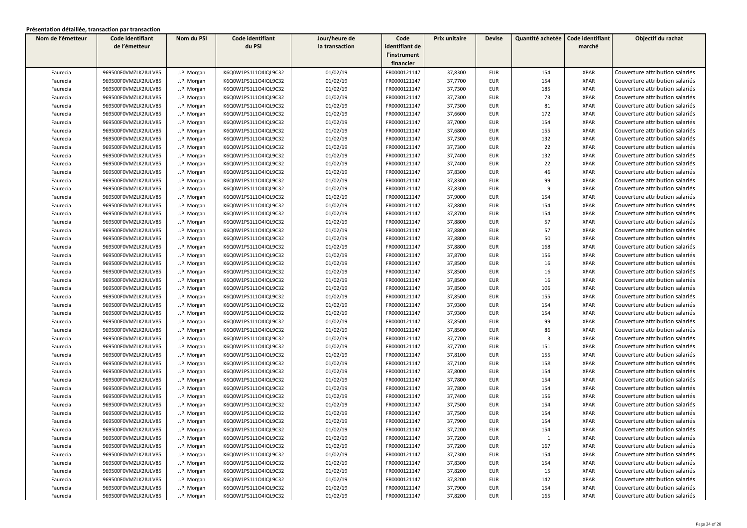**Présentation détaillée, transaction par transaction**

| Nom de l'émetteur | Code identifiant de l'émetteur | Nom du PSI | Code identifiant du PSI | Jour/heure de la transaction | Code identifiant de l'instrument financier | Prix unitaire | Devise | Quantité achetée | Code identifiant marché | Objectif du rachat |
|---|---|---|---|---|---|---|---|---|---|---|
| Faurecia | 969500F0VMZLK2IULV85 | J.P. Morgan | K6Q0W1PS1L1O4IQL9C32 | 01/02/19 | FR0000121147 | 37,8300 | EUR | 154 | XPAR | Couverture attribution salariés |
| Faurecia | 969500F0VMZLK2IULV85 | J.P. Morgan | K6Q0W1PS1L1O4IQL9C32 | 01/02/19 | FR0000121147 | 37,7700 | EUR | 154 | XPAR | Couverture attribution salariés |
| Faurecia | 969500F0VMZLK2IULV85 | J.P. Morgan | K6Q0W1PS1L1O4IQL9C32 | 01/02/19 | FR0000121147 | 37,7300 | EUR | 185 | XPAR | Couverture attribution salariés |
| Faurecia | 969500F0VMZLK2IULV85 | J.P. Morgan | K6Q0W1PS1L1O4IQL9C32 | 01/02/19 | FR0000121147 | 37,7300 | EUR | 73 | XPAR | Couverture attribution salariés |
| Faurecia | 969500F0VMZLK2IULV85 | J.P. Morgan | K6Q0W1PS1L1O4IQL9C32 | 01/02/19 | FR0000121147 | 37,7300 | EUR | 81 | XPAR | Couverture attribution salariés |
| Faurecia | 969500F0VMZLK2IULV85 | J.P. Morgan | K6Q0W1PS1L1O4IQL9C32 | 01/02/19 | FR0000121147 | 37,6600 | EUR | 172 | XPAR | Couverture attribution salariés |
| Faurecia | 969500F0VMZLK2IULV85 | J.P. Morgan | K6Q0W1PS1L1O4IQL9C32 | 01/02/19 | FR0000121147 | 37,7000 | EUR | 154 | XPAR | Couverture attribution salariés |
| Faurecia | 969500F0VMZLK2IULV85 | J.P. Morgan | K6Q0W1PS1L1O4IQL9C32 | 01/02/19 | FR0000121147 | 37,6800 | EUR | 155 | XPAR | Couverture attribution salariés |
| Faurecia | 969500F0VMZLK2IULV85 | J.P. Morgan | K6Q0W1PS1L1O4IQL9C32 | 01/02/19 | FR0000121147 | 37,7300 | EUR | 132 | XPAR | Couverture attribution salariés |
| Faurecia | 969500F0VMZLK2IULV85 | J.P. Morgan | K6Q0W1PS1L1O4IQL9C32 | 01/02/19 | FR0000121147 | 37,7300 | EUR | 22 | XPAR | Couverture attribution salariés |
| Faurecia | 969500F0VMZLK2IULV85 | J.P. Morgan | K6Q0W1PS1L1O4IQL9C32 | 01/02/19 | FR0000121147 | 37,7400 | EUR | 132 | XPAR | Couverture attribution salariés |
| Faurecia | 969500F0VMZLK2IULV85 | J.P. Morgan | K6Q0W1PS1L1O4IQL9C32 | 01/02/19 | FR0000121147 | 37,7400 | EUR | 22 | XPAR | Couverture attribution salariés |
| Faurecia | 969500F0VMZLK2IULV85 | J.P. Morgan | K6Q0W1PS1L1O4IQL9C32 | 01/02/19 | FR0000121147 | 37,8300 | EUR | 46 | XPAR | Couverture attribution salariés |
| Faurecia | 969500F0VMZLK2IULV85 | J.P. Morgan | K6Q0W1PS1L1O4IQL9C32 | 01/02/19 | FR0000121147 | 37,8300 | EUR | 99 | XPAR | Couverture attribution salariés |
| Faurecia | 969500F0VMZLK2IULV85 | J.P. Morgan | K6Q0W1PS1L1O4IQL9C32 | 01/02/19 | FR0000121147 | 37,8300 | EUR | 9 | XPAR | Couverture attribution salariés |
| Faurecia | 969500F0VMZLK2IULV85 | J.P. Morgan | K6Q0W1PS1L1O4IQL9C32 | 01/02/19 | FR0000121147 | 37,9000 | EUR | 154 | XPAR | Couverture attribution salariés |
| Faurecia | 969500F0VMZLK2IULV85 | J.P. Morgan | K6Q0W1PS1L1O4IQL9C32 | 01/02/19 | FR0000121147 | 37,8800 | EUR | 154 | XPAR | Couverture attribution salariés |
| Faurecia | 969500F0VMZLK2IULV85 | J.P. Morgan | K6Q0W1PS1L1O4IQL9C32 | 01/02/19 | FR0000121147 | 37,8700 | EUR | 154 | XPAR | Couverture attribution salariés |
| Faurecia | 969500F0VMZLK2IULV85 | J.P. Morgan | K6Q0W1PS1L1O4IQL9C32 | 01/02/19 | FR0000121147 | 37,8800 | EUR | 57 | XPAR | Couverture attribution salariés |
| Faurecia | 969500F0VMZLK2IULV85 | J.P. Morgan | K6Q0W1PS1L1O4IQL9C32 | 01/02/19 | FR0000121147 | 37,8800 | EUR | 57 | XPAR | Couverture attribution salariés |
| Faurecia | 969500F0VMZLK2IULV85 | J.P. Morgan | K6Q0W1PS1L1O4IQL9C32 | 01/02/19 | FR0000121147 | 37,8800 | EUR | 50 | XPAR | Couverture attribution salariés |
| Faurecia | 969500F0VMZLK2IULV85 | J.P. Morgan | K6Q0W1PS1L1O4IQL9C32 | 01/02/19 | FR0000121147 | 37,8800 | EUR | 168 | XPAR | Couverture attribution salariés |
| Faurecia | 969500F0VMZLK2IULV85 | J.P. Morgan | K6Q0W1PS1L1O4IQL9C32 | 01/02/19 | FR0000121147 | 37,8700 | EUR | 156 | XPAR | Couverture attribution salariés |
| Faurecia | 969500F0VMZLK2IULV85 | J.P. Morgan | K6Q0W1PS1L1O4IQL9C32 | 01/02/19 | FR0000121147 | 37,8500 | EUR | 16 | XPAR | Couverture attribution salariés |
| Faurecia | 969500F0VMZLK2IULV85 | J.P. Morgan | K6Q0W1PS1L1O4IQL9C32 | 01/02/19 | FR0000121147 | 37,8500 | EUR | 16 | XPAR | Couverture attribution salariés |
| Faurecia | 969500F0VMZLK2IULV85 | J.P. Morgan | K6Q0W1PS1L1O4IQL9C32 | 01/02/19 | FR0000121147 | 37,8500 | EUR | 16 | XPAR | Couverture attribution salariés |
| Faurecia | 969500F0VMZLK2IULV85 | J.P. Morgan | K6Q0W1PS1L1O4IQL9C32 | 01/02/19 | FR0000121147 | 37,8500 | EUR | 106 | XPAR | Couverture attribution salariés |
| Faurecia | 969500F0VMZLK2IULV85 | J.P. Morgan | K6Q0W1PS1L1O4IQL9C32 | 01/02/19 | FR0000121147 | 37,8500 | EUR | 155 | XPAR | Couverture attribution salariés |
| Faurecia | 969500F0VMZLK2IULV85 | J.P. Morgan | K6Q0W1PS1L1O4IQL9C32 | 01/02/19 | FR0000121147 | 37,9300 | EUR | 154 | XPAR | Couverture attribution salariés |
| Faurecia | 969500F0VMZLK2IULV85 | J.P. Morgan | K6Q0W1PS1L1O4IQL9C32 | 01/02/19 | FR0000121147 | 37,9300 | EUR | 154 | XPAR | Couverture attribution salariés |
| Faurecia | 969500F0VMZLK2IULV85 | J.P. Morgan | K6Q0W1PS1L1O4IQL9C32 | 01/02/19 | FR0000121147 | 37,8500 | EUR | 99 | XPAR | Couverture attribution salariés |
| Faurecia | 969500F0VMZLK2IULV85 | J.P. Morgan | K6Q0W1PS1L1O4IQL9C32 | 01/02/19 | FR0000121147 | 37,8500 | EUR | 86 | XPAR | Couverture attribution salariés |
| Faurecia | 969500F0VMZLK2IULV85 | J.P. Morgan | K6Q0W1PS1L1O4IQL9C32 | 01/02/19 | FR0000121147 | 37,7700 | EUR | 3 | XPAR | Couverture attribution salariés |
| Faurecia | 969500F0VMZLK2IULV85 | J.P. Morgan | K6Q0W1PS1L1O4IQL9C32 | 01/02/19 | FR0000121147 | 37,7700 | EUR | 151 | XPAR | Couverture attribution salariés |
| Faurecia | 969500F0VMZLK2IULV85 | J.P. Morgan | K6Q0W1PS1L1O4IQL9C32 | 01/02/19 | FR0000121147 | 37,8100 | EUR | 155 | XPAR | Couverture attribution salariés |
| Faurecia | 969500F0VMZLK2IULV85 | J.P. Morgan | K6Q0W1PS1L1O4IQL9C32 | 01/02/19 | FR0000121147 | 37,7100 | EUR | 158 | XPAR | Couverture attribution salariés |
| Faurecia | 969500F0VMZLK2IULV85 | J.P. Morgan | K6Q0W1PS1L1O4IQL9C32 | 01/02/19 | FR0000121147 | 37,8000 | EUR | 154 | XPAR | Couverture attribution salariés |
| Faurecia | 969500F0VMZLK2IULV85 | J.P. Morgan | K6Q0W1PS1L1O4IQL9C32 | 01/02/19 | FR0000121147 | 37,7800 | EUR | 154 | XPAR | Couverture attribution salariés |
| Faurecia | 969500F0VMZLK2IULV85 | J.P. Morgan | K6Q0W1PS1L1O4IQL9C32 | 01/02/19 | FR0000121147 | 37,7800 | EUR | 154 | XPAR | Couverture attribution salariés |
| Faurecia | 969500F0VMZLK2IULV85 | J.P. Morgan | K6Q0W1PS1L1O4IQL9C32 | 01/02/19 | FR0000121147 | 37,7400 | EUR | 156 | XPAR | Couverture attribution salariés |
| Faurecia | 969500F0VMZLK2IULV85 | J.P. Morgan | K6Q0W1PS1L1O4IQL9C32 | 01/02/19 | FR0000121147 | 37,7500 | EUR | 154 | XPAR | Couverture attribution salariés |
| Faurecia | 969500F0VMZLK2IULV85 | J.P. Morgan | K6Q0W1PS1L1O4IQL9C32 | 01/02/19 | FR0000121147 | 37,7500 | EUR | 154 | XPAR | Couverture attribution salariés |
| Faurecia | 969500F0VMZLK2IULV85 | J.P. Morgan | K6Q0W1PS1L1O4IQL9C32 | 01/02/19 | FR0000121147 | 37,7900 | EUR | 154 | XPAR | Couverture attribution salariés |
| Faurecia | 969500F0VMZLK2IULV85 | J.P. Morgan | K6Q0W1PS1L1O4IQL9C32 | 01/02/19 | FR0000121147 | 37,7200 | EUR | 154 | XPAR | Couverture attribution salariés |
| Faurecia | 969500F0VMZLK2IULV85 | J.P. Morgan | K6Q0W1PS1L1O4IQL9C32 | 01/02/19 | FR0000121147 | 37,7200 | EUR | 1 | XPAR | Couverture attribution salariés |
| Faurecia | 969500F0VMZLK2IULV85 | J.P. Morgan | K6Q0W1PS1L1O4IQL9C32 | 01/02/19 | FR0000121147 | 37,7200 | EUR | 167 | XPAR | Couverture attribution salariés |
| Faurecia | 969500F0VMZLK2IULV85 | J.P. Morgan | K6Q0W1PS1L1O4IQL9C32 | 01/02/19 | FR0000121147 | 37,7300 | EUR | 154 | XPAR | Couverture attribution salariés |
| Faurecia | 969500F0VMZLK2IULV85 | J.P. Morgan | K6Q0W1PS1L1O4IQL9C32 | 01/02/19 | FR0000121147 | 37,8300 | EUR | 154 | XPAR | Couverture attribution salariés |
| Faurecia | 969500F0VMZLK2IULV85 | J.P. Morgan | K6Q0W1PS1L1O4IQL9C32 | 01/02/19 | FR0000121147 | 37,8200 | EUR | 15 | XPAR | Couverture attribution salariés |
| Faurecia | 969500F0VMZLK2IULV85 | J.P. Morgan | K6Q0W1PS1L1O4IQL9C32 | 01/02/19 | FR0000121147 | 37,8200 | EUR | 142 | XPAR | Couverture attribution salariés |
| Faurecia | 969500F0VMZLK2IULV85 | J.P. Morgan | K6Q0W1PS1L1O4IQL9C32 | 01/02/19 | FR0000121147 | 37,7900 | EUR | 154 | XPAR | Couverture attribution salariés |
| Faurecia | 969500F0VMZLK2IULV85 | J.P. Morgan | K6Q0W1PS1L1O4IQL9C32 | 01/02/19 | FR0000121147 | 37,8200 | EUR | 165 | XPAR | Couverture attribution salariés |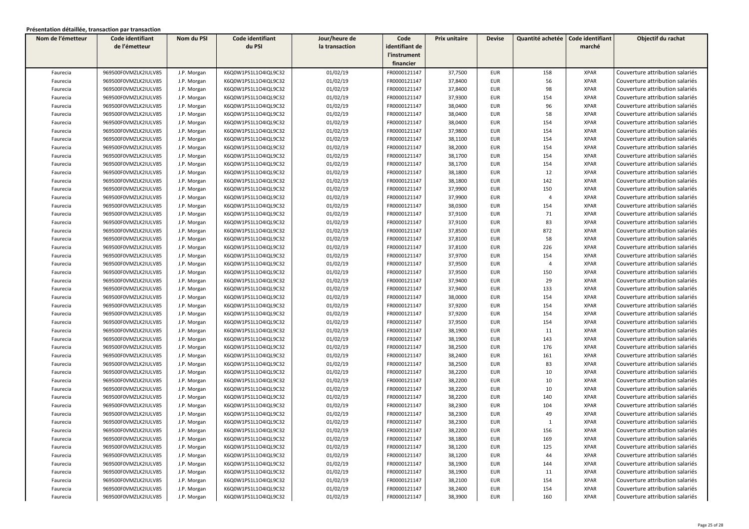**Présentation détaillée, transaction par transaction**

| Nom de l'émetteur | Code identifiant de l'émetteur | Nom du PSI | Code identifiant du PSI | Jour/heure de la transaction | Code identifiant de l'instrument financier | Prix unitaire | Devise | Quantité achetée | Code identifiant marché | Objectif du rachat |
|---|---|---|---|---|---|---|---|---|---|---|
| Faurecia | 969500F0VMZLK2IULV85 | J.P. Morgan | K6Q0W1PS1L1O4IQL9C32 | 01/02/19 | FR0000121147 | 37,7500 | EUR | 158 | XPAR | Couverture attribution salariés |
| Faurecia | 969500F0VMZLK2IULV85 | J.P. Morgan | K6Q0W1PS1L1O4IQL9C32 | 01/02/19 | FR0000121147 | 37,8400 | EUR | 56 | XPAR | Couverture attribution salariés |
| Faurecia | 969500F0VMZLK2IULV85 | J.P. Morgan | K6Q0W1PS1L1O4IQL9C32 | 01/02/19 | FR0000121147 | 37,8400 | EUR | 98 | XPAR | Couverture attribution salariés |
| Faurecia | 969500F0VMZLK2IULV85 | J.P. Morgan | K6Q0W1PS1L1O4IQL9C32 | 01/02/19 | FR0000121147 | 37,9300 | EUR | 154 | XPAR | Couverture attribution salariés |
| Faurecia | 969500F0VMZLK2IULV85 | J.P. Morgan | K6Q0W1PS1L1O4IQL9C32 | 01/02/19 | FR0000121147 | 38,0400 | EUR | 96 | XPAR | Couverture attribution salariés |
| Faurecia | 969500F0VMZLK2IULV85 | J.P. Morgan | K6Q0W1PS1L1O4IQL9C32 | 01/02/19 | FR0000121147 | 38,0400 | EUR | 58 | XPAR | Couverture attribution salariés |
| Faurecia | 969500F0VMZLK2IULV85 | J.P. Morgan | K6Q0W1PS1L1O4IQL9C32 | 01/02/19 | FR0000121147 | 38,0400 | EUR | 154 | XPAR | Couverture attribution salariés |
| Faurecia | 969500F0VMZLK2IULV85 | J.P. Morgan | K6Q0W1PS1L1O4IQL9C32 | 01/02/19 | FR0000121147 | 37,9800 | EUR | 154 | XPAR | Couverture attribution salariés |
| Faurecia | 969500F0VMZLK2IULV85 | J.P. Morgan | K6Q0W1PS1L1O4IQL9C32 | 01/02/19 | FR0000121147 | 38,1100 | EUR | 154 | XPAR | Couverture attribution salariés |
| Faurecia | 969500F0VMZLK2IULV85 | J.P. Morgan | K6Q0W1PS1L1O4IQL9C32 | 01/02/19 | FR0000121147 | 38,2000 | EUR | 154 | XPAR | Couverture attribution salariés |
| Faurecia | 969500F0VMZLK2IULV85 | J.P. Morgan | K6Q0W1PS1L1O4IQL9C32 | 01/02/19 | FR0000121147 | 38,1700 | EUR | 154 | XPAR | Couverture attribution salariés |
| Faurecia | 969500F0VMZLK2IULV85 | J.P. Morgan | K6Q0W1PS1L1O4IQL9C32 | 01/02/19 | FR0000121147 | 38,1700 | EUR | 154 | XPAR | Couverture attribution salariés |
| Faurecia | 969500F0VMZLK2IULV85 | J.P. Morgan | K6Q0W1PS1L1O4IQL9C32 | 01/02/19 | FR0000121147 | 38,1800 | EUR | 12 | XPAR | Couverture attribution salariés |
| Faurecia | 969500F0VMZLK2IULV85 | J.P. Morgan | K6Q0W1PS1L1O4IQL9C32 | 01/02/19 | FR0000121147 | 38,1800 | EUR | 142 | XPAR | Couverture attribution salariés |
| Faurecia | 969500F0VMZLK2IULV85 | J.P. Morgan | K6Q0W1PS1L1O4IQL9C32 | 01/02/19 | FR0000121147 | 37,9900 | EUR | 150 | XPAR | Couverture attribution salariés |
| Faurecia | 969500F0VMZLK2IULV85 | J.P. Morgan | K6Q0W1PS1L1O4IQL9C32 | 01/02/19 | FR0000121147 | 37,9900 | EUR | 4 | XPAR | Couverture attribution salariés |
| Faurecia | 969500F0VMZLK2IULV85 | J.P. Morgan | K6Q0W1PS1L1O4IQL9C32 | 01/02/19 | FR0000121147 | 38,0300 | EUR | 154 | XPAR | Couverture attribution salariés |
| Faurecia | 969500F0VMZLK2IULV85 | J.P. Morgan | K6Q0W1PS1L1O4IQL9C32 | 01/02/19 | FR0000121147 | 37,9100 | EUR | 71 | XPAR | Couverture attribution salariés |
| Faurecia | 969500F0VMZLK2IULV85 | J.P. Morgan | K6Q0W1PS1L1O4IQL9C32 | 01/02/19 | FR0000121147 | 37,9100 | EUR | 83 | XPAR | Couverture attribution salariés |
| Faurecia | 969500F0VMZLK2IULV85 | J.P. Morgan | K6Q0W1PS1L1O4IQL9C32 | 01/02/19 | FR0000121147 | 37,8500 | EUR | 872 | XPAR | Couverture attribution salariés |
| Faurecia | 969500F0VMZLK2IULV85 | J.P. Morgan | K6Q0W1PS1L1O4IQL9C32 | 01/02/19 | FR0000121147 | 37,8100 | EUR | 58 | XPAR | Couverture attribution salariés |
| Faurecia | 969500F0VMZLK2IULV85 | J.P. Morgan | K6Q0W1PS1L1O4IQL9C32 | 01/02/19 | FR0000121147 | 37,8100 | EUR | 226 | XPAR | Couverture attribution salariés |
| Faurecia | 969500F0VMZLK2IULV85 | J.P. Morgan | K6Q0W1PS1L1O4IQL9C32 | 01/02/19 | FR0000121147 | 37,9700 | EUR | 154 | XPAR | Couverture attribution salariés |
| Faurecia | 969500F0VMZLK2IULV85 | J.P. Morgan | K6Q0W1PS1L1O4IQL9C32 | 01/02/19 | FR0000121147 | 37,9500 | EUR | 4 | XPAR | Couverture attribution salariés |
| Faurecia | 969500F0VMZLK2IULV85 | J.P. Morgan | K6Q0W1PS1L1O4IQL9C32 | 01/02/19 | FR0000121147 | 37,9500 | EUR | 150 | XPAR | Couverture attribution salariés |
| Faurecia | 969500F0VMZLK2IULV85 | J.P. Morgan | K6Q0W1PS1L1O4IQL9C32 | 01/02/19 | FR0000121147 | 37,9400 | EUR | 29 | XPAR | Couverture attribution salariés |
| Faurecia | 969500F0VMZLK2IULV85 | J.P. Morgan | K6Q0W1PS1L1O4IQL9C32 | 01/02/19 | FR0000121147 | 37,9400 | EUR | 133 | XPAR | Couverture attribution salariés |
| Faurecia | 969500F0VMZLK2IULV85 | J.P. Morgan | K6Q0W1PS1L1O4IQL9C32 | 01/02/19 | FR0000121147 | 38,0000 | EUR | 154 | XPAR | Couverture attribution salariés |
| Faurecia | 969500F0VMZLK2IULV85 | J.P. Morgan | K6Q0W1PS1L1O4IQL9C32 | 01/02/19 | FR0000121147 | 37,9200 | EUR | 154 | XPAR | Couverture attribution salariés |
| Faurecia | 969500F0VMZLK2IULV85 | J.P. Morgan | K6Q0W1PS1L1O4IQL9C32 | 01/02/19 | FR0000121147 | 37,9200 | EUR | 154 | XPAR | Couverture attribution salariés |
| Faurecia | 969500F0VMZLK2IULV85 | J.P. Morgan | K6Q0W1PS1L1O4IQL9C32 | 01/02/19 | FR0000121147 | 37,9500 | EUR | 154 | XPAR | Couverture attribution salariés |
| Faurecia | 969500F0VMZLK2IULV85 | J.P. Morgan | K6Q0W1PS1L1O4IQL9C32 | 01/02/19 | FR0000121147 | 38,1900 | EUR | 11 | XPAR | Couverture attribution salariés |
| Faurecia | 969500F0VMZLK2IULV85 | J.P. Morgan | K6Q0W1PS1L1O4IQL9C32 | 01/02/19 | FR0000121147 | 38,1900 | EUR | 143 | XPAR | Couverture attribution salariés |
| Faurecia | 969500F0VMZLK2IULV85 | J.P. Morgan | K6Q0W1PS1L1O4IQL9C32 | 01/02/19 | FR0000121147 | 38,2500 | EUR | 176 | XPAR | Couverture attribution salariés |
| Faurecia | 969500F0VMZLK2IULV85 | J.P. Morgan | K6Q0W1PS1L1O4IQL9C32 | 01/02/19 | FR0000121147 | 38,2400 | EUR | 161 | XPAR | Couverture attribution salariés |
| Faurecia | 969500F0VMZLK2IULV85 | J.P. Morgan | K6Q0W1PS1L1O4IQL9C32 | 01/02/19 | FR0000121147 | 38,2500 | EUR | 83 | XPAR | Couverture attribution salariés |
| Faurecia | 969500F0VMZLK2IULV85 | J.P. Morgan | K6Q0W1PS1L1O4IQL9C32 | 01/02/19 | FR0000121147 | 38,2200 | EUR | 10 | XPAR | Couverture attribution salariés |
| Faurecia | 969500F0VMZLK2IULV85 | J.P. Morgan | K6Q0W1PS1L1O4IQL9C32 | 01/02/19 | FR0000121147 | 38,2200 | EUR | 10 | XPAR | Couverture attribution salariés |
| Faurecia | 969500F0VMZLK2IULV85 | J.P. Morgan | K6Q0W1PS1L1O4IQL9C32 | 01/02/19 | FR0000121147 | 38,2200 | EUR | 10 | XPAR | Couverture attribution salariés |
| Faurecia | 969500F0VMZLK2IULV85 | J.P. Morgan | K6Q0W1PS1L1O4IQL9C32 | 01/02/19 | FR0000121147 | 38,2200 | EUR | 140 | XPAR | Couverture attribution salariés |
| Faurecia | 969500F0VMZLK2IULV85 | J.P. Morgan | K6Q0W1PS1L1O4IQL9C32 | 01/02/19 | FR0000121147 | 38,2300 | EUR | 104 | XPAR | Couverture attribution salariés |
| Faurecia | 969500F0VMZLK2IULV85 | J.P. Morgan | K6Q0W1PS1L1O4IQL9C32 | 01/02/19 | FR0000121147 | 38,2300 | EUR | 49 | XPAR | Couverture attribution salariés |
| Faurecia | 969500F0VMZLK2IULV85 | J.P. Morgan | K6Q0W1PS1L1O4IQL9C32 | 01/02/19 | FR0000121147 | 38,2300 | EUR | 1 | XPAR | Couverture attribution salariés |
| Faurecia | 969500F0VMZLK2IULV85 | J.P. Morgan | K6Q0W1PS1L1O4IQL9C32 | 01/02/19 | FR0000121147 | 38,2200 | EUR | 156 | XPAR | Couverture attribution salariés |
| Faurecia | 969500F0VMZLK2IULV85 | J.P. Morgan | K6Q0W1PS1L1O4IQL9C32 | 01/02/19 | FR0000121147 | 38,1800 | EUR | 169 | XPAR | Couverture attribution salariés |
| Faurecia | 969500F0VMZLK2IULV85 | J.P. Morgan | K6Q0W1PS1L1O4IQL9C32 | 01/02/19 | FR0000121147 | 38,1200 | EUR | 125 | XPAR | Couverture attribution salariés |
| Faurecia | 969500F0VMZLK2IULV85 | J.P. Morgan | K6Q0W1PS1L1O4IQL9C32 | 01/02/19 | FR0000121147 | 38,1200 | EUR | 44 | XPAR | Couverture attribution salariés |
| Faurecia | 969500F0VMZLK2IULV85 | J.P. Morgan | K6Q0W1PS1L1O4IQL9C32 | 01/02/19 | FR0000121147 | 38,1900 | EUR | 144 | XPAR | Couverture attribution salariés |
| Faurecia | 969500F0VMZLK2IULV85 | J.P. Morgan | K6Q0W1PS1L1O4IQL9C32 | 01/02/19 | FR0000121147 | 38,1900 | EUR | 11 | XPAR | Couverture attribution salariés |
| Faurecia | 969500F0VMZLK2IULV85 | J.P. Morgan | K6Q0W1PS1L1O4IQL9C32 | 01/02/19 | FR0000121147 | 38,2100 | EUR | 154 | XPAR | Couverture attribution salariés |
| Faurecia | 969500F0VMZLK2IULV85 | J.P. Morgan | K6Q0W1PS1L1O4IQL9C32 | 01/02/19 | FR0000121147 | 38,2400 | EUR | 154 | XPAR | Couverture attribution salariés |
| Faurecia | 969500F0VMZLK2IULV85 | J.P. Morgan | K6Q0W1PS1L1O4IQL9C32 | 01/02/19 | FR0000121147 | 38,3900 | EUR | 160 | XPAR | Couverture attribution salariés |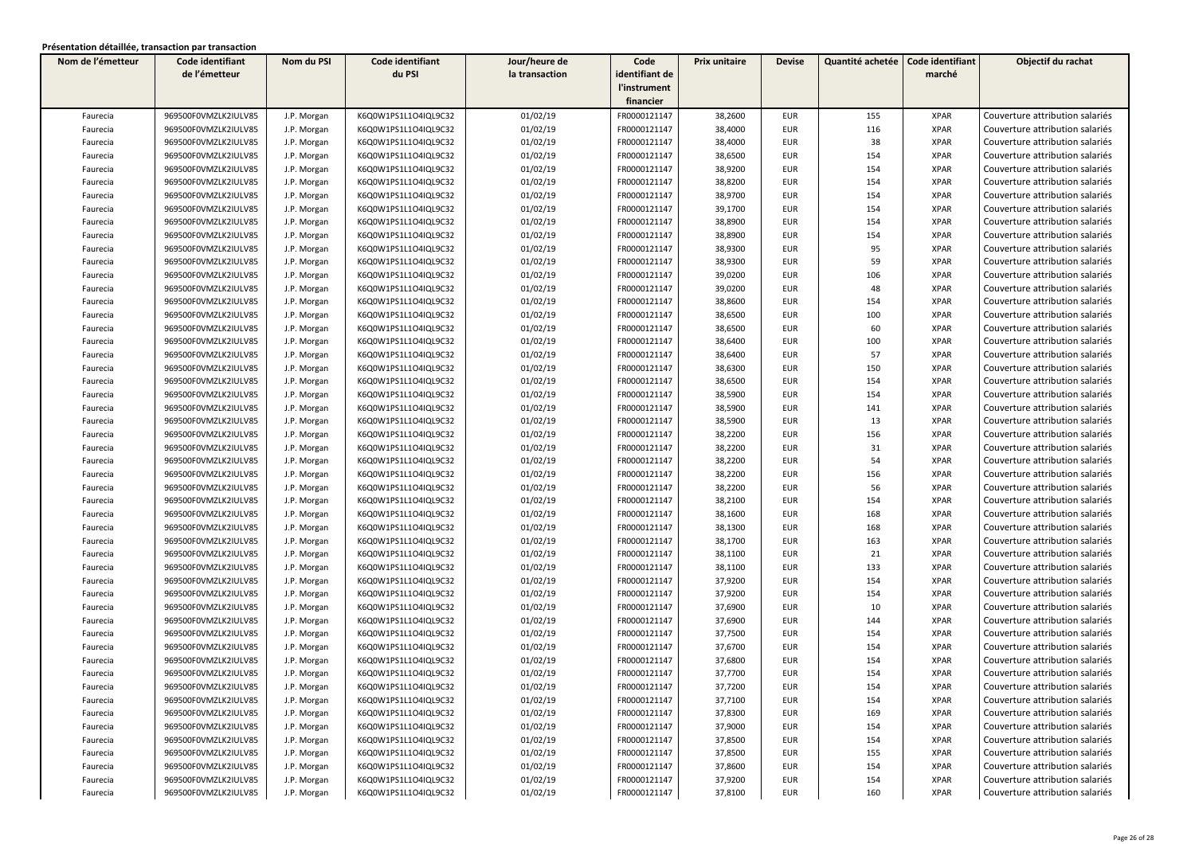**Présentation détaillée, transaction par transaction**

| Nom de l'émetteur | Code identifiant de l'émetteur | Nom du PSI | Code identifiant du PSI | Jour/heure de la transaction | Code identifiant de l'instrument financier | Prix unitaire | Devise | Quantité achetée | Code identifiant marché | Objectif du rachat |
|---|---|---|---|---|---|---|---|---|---|---|
| Faurecia | 969500F0VMZLK2IULV85 | J.P. Morgan | K6Q0W1PS1L1O4IQL9C32 | 01/02/19 | FR0000121147 | 38,2600 | EUR | 155 | XPAR | Couverture attribution salariés |
| Faurecia | 969500F0VMZLK2IULV85 | J.P. Morgan | K6Q0W1PS1L1O4IQL9C32 | 01/02/19 | FR0000121147 | 38,4000 | EUR | 116 | XPAR | Couverture attribution salariés |
| Faurecia | 969500F0VMZLK2IULV85 | J.P. Morgan | K6Q0W1PS1L1O4IQL9C32 | 01/02/19 | FR0000121147 | 38,4000 | EUR | 38 | XPAR | Couverture attribution salariés |
| Faurecia | 969500F0VMZLK2IULV85 | J.P. Morgan | K6Q0W1PS1L1O4IQL9C32 | 01/02/19 | FR0000121147 | 38,6500 | EUR | 154 | XPAR | Couverture attribution salariés |
| Faurecia | 969500F0VMZLK2IULV85 | J.P. Morgan | K6Q0W1PS1L1O4IQL9C32 | 01/02/19 | FR0000121147 | 38,9200 | EUR | 154 | XPAR | Couverture attribution salariés |
| Faurecia | 969500F0VMZLK2IULV85 | J.P. Morgan | K6Q0W1PS1L1O4IQL9C32 | 01/02/19 | FR0000121147 | 38,8200 | EUR | 154 | XPAR | Couverture attribution salariés |
| Faurecia | 969500F0VMZLK2IULV85 | J.P. Morgan | K6Q0W1PS1L1O4IQL9C32 | 01/02/19 | FR0000121147 | 38,9700 | EUR | 154 | XPAR | Couverture attribution salariés |
| Faurecia | 969500F0VMZLK2IULV85 | J.P. Morgan | K6Q0W1PS1L1O4IQL9C32 | 01/02/19 | FR0000121147 | 39,1700 | EUR | 154 | XPAR | Couverture attribution salariés |
| Faurecia | 969500F0VMZLK2IULV85 | J.P. Morgan | K6Q0W1PS1L1O4IQL9C32 | 01/02/19 | FR0000121147 | 38,8900 | EUR | 154 | XPAR | Couverture attribution salariés |
| Faurecia | 969500F0VMZLK2IULV85 | J.P. Morgan | K6Q0W1PS1L1O4IQL9C32 | 01/02/19 | FR0000121147 | 38,8900 | EUR | 154 | XPAR | Couverture attribution salariés |
| Faurecia | 969500F0VMZLK2IULV85 | J.P. Morgan | K6Q0W1PS1L1O4IQL9C32 | 01/02/19 | FR0000121147 | 38,9300 | EUR | 95 | XPAR | Couverture attribution salariés |
| Faurecia | 969500F0VMZLK2IULV85 | J.P. Morgan | K6Q0W1PS1L1O4IQL9C32 | 01/02/19 | FR0000121147 | 38,9300 | EUR | 59 | XPAR | Couverture attribution salariés |
| Faurecia | 969500F0VMZLK2IULV85 | J.P. Morgan | K6Q0W1PS1L1O4IQL9C32 | 01/02/19 | FR0000121147 | 39,0200 | EUR | 106 | XPAR | Couverture attribution salariés |
| Faurecia | 969500F0VMZLK2IULV85 | J.P. Morgan | K6Q0W1PS1L1O4IQL9C32 | 01/02/19 | FR0000121147 | 39,0200 | EUR | 48 | XPAR | Couverture attribution salariés |
| Faurecia | 969500F0VMZLK2IULV85 | J.P. Morgan | K6Q0W1PS1L1O4IQL9C32 | 01/02/19 | FR0000121147 | 38,8600 | EUR | 154 | XPAR | Couverture attribution salariés |
| Faurecia | 969500F0VMZLK2IULV85 | J.P. Morgan | K6Q0W1PS1L1O4IQL9C32 | 01/02/19 | FR0000121147 | 38,6500 | EUR | 100 | XPAR | Couverture attribution salariés |
| Faurecia | 969500F0VMZLK2IULV85 | J.P. Morgan | K6Q0W1PS1L1O4IQL9C32 | 01/02/19 | FR0000121147 | 38,6500 | EUR | 60 | XPAR | Couverture attribution salariés |
| Faurecia | 969500F0VMZLK2IULV85 | J.P. Morgan | K6Q0W1PS1L1O4IQL9C32 | 01/02/19 | FR0000121147 | 38,6400 | EUR | 100 | XPAR | Couverture attribution salariés |
| Faurecia | 969500F0VMZLK2IULV85 | J.P. Morgan | K6Q0W1PS1L1O4IQL9C32 | 01/02/19 | FR0000121147 | 38,6400 | EUR | 57 | XPAR | Couverture attribution salariés |
| Faurecia | 969500F0VMZLK2IULV85 | J.P. Morgan | K6Q0W1PS1L1O4IQL9C32 | 01/02/19 | FR0000121147 | 38,6300 | EUR | 150 | XPAR | Couverture attribution salariés |
| Faurecia | 969500F0VMZLK2IULV85 | J.P. Morgan | K6Q0W1PS1L1O4IQL9C32 | 01/02/19 | FR0000121147 | 38,6500 | EUR | 154 | XPAR | Couverture attribution salariés |
| Faurecia | 969500F0VMZLK2IULV85 | J.P. Morgan | K6Q0W1PS1L1O4IQL9C32 | 01/02/19 | FR0000121147 | 38,5900 | EUR | 154 | XPAR | Couverture attribution salariés |
| Faurecia | 969500F0VMZLK2IULV85 | J.P. Morgan | K6Q0W1PS1L1O4IQL9C32 | 01/02/19 | FR0000121147 | 38,5900 | EUR | 141 | XPAR | Couverture attribution salariés |
| Faurecia | 969500F0VMZLK2IULV85 | J.P. Morgan | K6Q0W1PS1L1O4IQL9C32 | 01/02/19 | FR0000121147 | 38,5900 | EUR | 13 | XPAR | Couverture attribution salariés |
| Faurecia | 969500F0VMZLK2IULV85 | J.P. Morgan | K6Q0W1PS1L1O4IQL9C32 | 01/02/19 | FR0000121147 | 38,2200 | EUR | 156 | XPAR | Couverture attribution salariés |
| Faurecia | 969500F0VMZLK2IULV85 | J.P. Morgan | K6Q0W1PS1L1O4IQL9C32 | 01/02/19 | FR0000121147 | 38,2200 | EUR | 31 | XPAR | Couverture attribution salariés |
| Faurecia | 969500F0VMZLK2IULV85 | J.P. Morgan | K6Q0W1PS1L1O4IQL9C32 | 01/02/19 | FR0000121147 | 38,2200 | EUR | 54 | XPAR | Couverture attribution salariés |
| Faurecia | 969500F0VMZLK2IULV85 | J.P. Morgan | K6Q0W1PS1L1O4IQL9C32 | 01/02/19 | FR0000121147 | 38,2200 | EUR | 156 | XPAR | Couverture attribution salariés |
| Faurecia | 969500F0VMZLK2IULV85 | J.P. Morgan | K6Q0W1PS1L1O4IQL9C32 | 01/02/19 | FR0000121147 | 38,2200 | EUR | 56 | XPAR | Couverture attribution salariés |
| Faurecia | 969500F0VMZLK2IULV85 | J.P. Morgan | K6Q0W1PS1L1O4IQL9C32 | 01/02/19 | FR0000121147 | 38,2100 | EUR | 154 | XPAR | Couverture attribution salariés |
| Faurecia | 969500F0VMZLK2IULV85 | J.P. Morgan | K6Q0W1PS1L1O4IQL9C32 | 01/02/19 | FR0000121147 | 38,1600 | EUR | 168 | XPAR | Couverture attribution salariés |
| Faurecia | 969500F0VMZLK2IULV85 | J.P. Morgan | K6Q0W1PS1L1O4IQL9C32 | 01/02/19 | FR0000121147 | 38,1300 | EUR | 168 | XPAR | Couverture attribution salariés |
| Faurecia | 969500F0VMZLK2IULV85 | J.P. Morgan | K6Q0W1PS1L1O4IQL9C32 | 01/02/19 | FR0000121147 | 38,1700 | EUR | 163 | XPAR | Couverture attribution salariés |
| Faurecia | 969500F0VMZLK2IULV85 | J.P. Morgan | K6Q0W1PS1L1O4IQL9C32 | 01/02/19 | FR0000121147 | 38,1100 | EUR | 21 | XPAR | Couverture attribution salariés |
| Faurecia | 969500F0VMZLK2IULV85 | J.P. Morgan | K6Q0W1PS1L1O4IQL9C32 | 01/02/19 | FR0000121147 | 38,1100 | EUR | 133 | XPAR | Couverture attribution salariés |
| Faurecia | 969500F0VMZLK2IULV85 | J.P. Morgan | K6Q0W1PS1L1O4IQL9C32 | 01/02/19 | FR0000121147 | 37,9200 | EUR | 154 | XPAR | Couverture attribution salariés |
| Faurecia | 969500F0VMZLK2IULV85 | J.P. Morgan | K6Q0W1PS1L1O4IQL9C32 | 01/02/19 | FR0000121147 | 37,9200 | EUR | 154 | XPAR | Couverture attribution salariés |
| Faurecia | 969500F0VMZLK2IULV85 | J.P. Morgan | K6Q0W1PS1L1O4IQL9C32 | 01/02/19 | FR0000121147 | 37,6900 | EUR | 10 | XPAR | Couverture attribution salariés |
| Faurecia | 969500F0VMZLK2IULV85 | J.P. Morgan | K6Q0W1PS1L1O4IQL9C32 | 01/02/19 | FR0000121147 | 37,6900 | EUR | 144 | XPAR | Couverture attribution salariés |
| Faurecia | 969500F0VMZLK2IULV85 | J.P. Morgan | K6Q0W1PS1L1O4IQL9C32 | 01/02/19 | FR0000121147 | 37,7500 | EUR | 154 | XPAR | Couverture attribution salariés |
| Faurecia | 969500F0VMZLK2IULV85 | J.P. Morgan | K6Q0W1PS1L1O4IQL9C32 | 01/02/19 | FR0000121147 | 37,6700 | EUR | 154 | XPAR | Couverture attribution salariés |
| Faurecia | 969500F0VMZLK2IULV85 | J.P. Morgan | K6Q0W1PS1L1O4IQL9C32 | 01/02/19 | FR0000121147 | 37,6800 | EUR | 154 | XPAR | Couverture attribution salariés |
| Faurecia | 969500F0VMZLK2IULV85 | J.P. Morgan | K6Q0W1PS1L1O4IQL9C32 | 01/02/19 | FR0000121147 | 37,7700 | EUR | 154 | XPAR | Couverture attribution salariés |
| Faurecia | 969500F0VMZLK2IULV85 | J.P. Morgan | K6Q0W1PS1L1O4IQL9C32 | 01/02/19 | FR0000121147 | 37,7200 | EUR | 154 | XPAR | Couverture attribution salariés |
| Faurecia | 969500F0VMZLK2IULV85 | J.P. Morgan | K6Q0W1PS1L1O4IQL9C32 | 01/02/19 | FR0000121147 | 37,7100 | EUR | 154 | XPAR | Couverture attribution salariés |
| Faurecia | 969500F0VMZLK2IULV85 | J.P. Morgan | K6Q0W1PS1L1O4IQL9C32 | 01/02/19 | FR0000121147 | 37,8300 | EUR | 169 | XPAR | Couverture attribution salariés |
| Faurecia | 969500F0VMZLK2IULV85 | J.P. Morgan | K6Q0W1PS1L1O4IQL9C32 | 01/02/19 | FR0000121147 | 37,9000 | EUR | 154 | XPAR | Couverture attribution salariés |
| Faurecia | 969500F0VMZLK2IULV85 | J.P. Morgan | K6Q0W1PS1L1O4IQL9C32 | 01/02/19 | FR0000121147 | 37,8500 | EUR | 154 | XPAR | Couverture attribution salariés |
| Faurecia | 969500F0VMZLK2IULV85 | J.P. Morgan | K6Q0W1PS1L1O4IQL9C32 | 01/02/19 | FR0000121147 | 37,8500 | EUR | 155 | XPAR | Couverture attribution salariés |
| Faurecia | 969500F0VMZLK2IULV85 | J.P. Morgan | K6Q0W1PS1L1O4IQL9C32 | 01/02/19 | FR0000121147 | 37,8600 | EUR | 154 | XPAR | Couverture attribution salariés |
| Faurecia | 969500F0VMZLK2IULV85 | J.P. Morgan | K6Q0W1PS1L1O4IQL9C32 | 01/02/19 | FR0000121147 | 37,9200 | EUR | 154 | XPAR | Couverture attribution salariés |
| Faurecia | 969500F0VMZLK2IULV85 | J.P. Morgan | K6Q0W1PS1L1O4IQL9C32 | 01/02/19 | FR0000121147 | 37,8100 | EUR | 160 | XPAR | Couverture attribution salariés |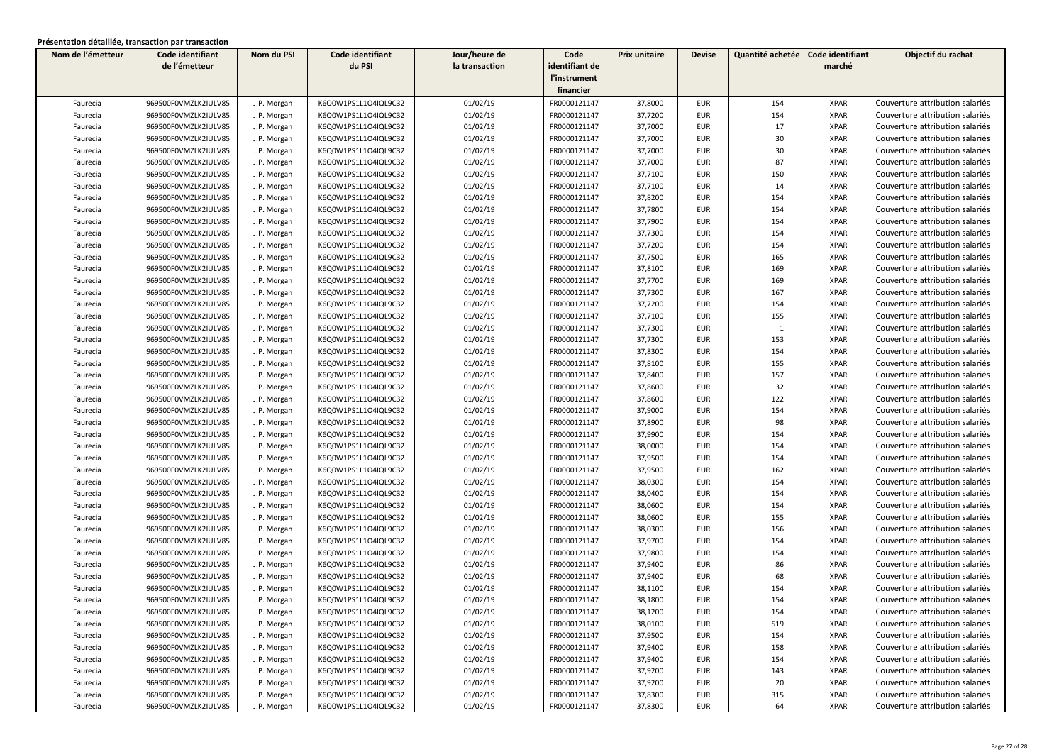**Présentation détaillée, transaction par transaction**

| Nom de l'émetteur | Code identifiant de l'émetteur | Nom du PSI | Code identifiant du PSI | Jour/heure de la transaction | Code identifiant de l'instrument financier | Prix unitaire | Devise | Quantité achetée | Code identifiant marché | Objectif du rachat |
|---|---|---|---|---|---|---|---|---|---|---|
| Faurecia | 969500F0VMZLK2IULV85 | J.P. Morgan | K6Q0W1PS1L1O4IQL9C32 | 01/02/19 | FR0000121147 | 37,8000 | EUR | 154 | XPAR | Couverture attribution salariés |
| Faurecia | 969500F0VMZLK2IULV85 | J.P. Morgan | K6Q0W1PS1L1O4IQL9C32 | 01/02/19 | FR0000121147 | 37,7200 | EUR | 154 | XPAR | Couverture attribution salariés |
| Faurecia | 969500F0VMZLK2IULV85 | J.P. Morgan | K6Q0W1PS1L1O4IQL9C32 | 01/02/19 | FR0000121147 | 37,7000 | EUR | 17 | XPAR | Couverture attribution salariés |
| Faurecia | 969500F0VMZLK2IULV85 | J.P. Morgan | K6Q0W1PS1L1O4IQL9C32 | 01/02/19 | FR0000121147 | 37,7000 | EUR | 30 | XPAR | Couverture attribution salariés |
| Faurecia | 969500F0VMZLK2IULV85 | J.P. Morgan | K6Q0W1PS1L1O4IQL9C32 | 01/02/19 | FR0000121147 | 37,7000 | EUR | 30 | XPAR | Couverture attribution salariés |
| Faurecia | 969500F0VMZLK2IULV85 | J.P. Morgan | K6Q0W1PS1L1O4IQL9C32 | 01/02/19 | FR0000121147 | 37,7000 | EUR | 87 | XPAR | Couverture attribution salariés |
| Faurecia | 969500F0VMZLK2IULV85 | J.P. Morgan | K6Q0W1PS1L1O4IQL9C32 | 01/02/19 | FR0000121147 | 37,7100 | EUR | 150 | XPAR | Couverture attribution salariés |
| Faurecia | 969500F0VMZLK2IULV85 | J.P. Morgan | K6Q0W1PS1L1O4IQL9C32 | 01/02/19 | FR0000121147 | 37,7100 | EUR | 14 | XPAR | Couverture attribution salariés |
| Faurecia | 969500F0VMZLK2IULV85 | J.P. Morgan | K6Q0W1PS1L1O4IQL9C32 | 01/02/19 | FR0000121147 | 37,8200 | EUR | 154 | XPAR | Couverture attribution salariés |
| Faurecia | 969500F0VMZLK2IULV85 | J.P. Morgan | K6Q0W1PS1L1O4IQL9C32 | 01/02/19 | FR0000121147 | 37,7800 | EUR | 154 | XPAR | Couverture attribution salariés |
| Faurecia | 969500F0VMZLK2IULV85 | J.P. Morgan | K6Q0W1PS1L1O4IQL9C32 | 01/02/19 | FR0000121147 | 37,7900 | EUR | 154 | XPAR | Couverture attribution salariés |
| Faurecia | 969500F0VMZLK2IULV85 | J.P. Morgan | K6Q0W1PS1L1O4IQL9C32 | 01/02/19 | FR0000121147 | 37,7300 | EUR | 154 | XPAR | Couverture attribution salariés |
| Faurecia | 969500F0VMZLK2IULV85 | J.P. Morgan | K6Q0W1PS1L1O4IQL9C32 | 01/02/19 | FR0000121147 | 37,7200 | EUR | 154 | XPAR | Couverture attribution salariés |
| Faurecia | 969500F0VMZLK2IULV85 | J.P. Morgan | K6Q0W1PS1L1O4IQL9C32 | 01/02/19 | FR0000121147 | 37,7500 | EUR | 165 | XPAR | Couverture attribution salariés |
| Faurecia | 969500F0VMZLK2IULV85 | J.P. Morgan | K6Q0W1PS1L1O4IQL9C32 | 01/02/19 | FR0000121147 | 37,8100 | EUR | 169 | XPAR | Couverture attribution salariés |
| Faurecia | 969500F0VMZLK2IULV85 | J.P. Morgan | K6Q0W1PS1L1O4IQL9C32 | 01/02/19 | FR0000121147 | 37,7700 | EUR | 169 | XPAR | Couverture attribution salariés |
| Faurecia | 969500F0VMZLK2IULV85 | J.P. Morgan | K6Q0W1PS1L1O4IQL9C32 | 01/02/19 | FR0000121147 | 37,7300 | EUR | 167 | XPAR | Couverture attribution salariés |
| Faurecia | 969500F0VMZLK2IULV85 | J.P. Morgan | K6Q0W1PS1L1O4IQL9C32 | 01/02/19 | FR0000121147 | 37,7200 | EUR | 154 | XPAR | Couverture attribution salariés |
| Faurecia | 969500F0VMZLK2IULV85 | J.P. Morgan | K6Q0W1PS1L1O4IQL9C32 | 01/02/19 | FR0000121147 | 37,7100 | EUR | 155 | XPAR | Couverture attribution salariés |
| Faurecia | 969500F0VMZLK2IULV85 | J.P. Morgan | K6Q0W1PS1L1O4IQL9C32 | 01/02/19 | FR0000121147 | 37,7300 | EUR | 1 | XPAR | Couverture attribution salariés |
| Faurecia | 969500F0VMZLK2IULV85 | J.P. Morgan | K6Q0W1PS1L1O4IQL9C32 | 01/02/19 | FR0000121147 | 37,7300 | EUR | 153 | XPAR | Couverture attribution salariés |
| Faurecia | 969500F0VMZLK2IULV85 | J.P. Morgan | K6Q0W1PS1L1O4IQL9C32 | 01/02/19 | FR0000121147 | 37,8300 | EUR | 154 | XPAR | Couverture attribution salariés |
| Faurecia | 969500F0VMZLK2IULV85 | J.P. Morgan | K6Q0W1PS1L1O4IQL9C32 | 01/02/19 | FR0000121147 | 37,8100 | EUR | 155 | XPAR | Couverture attribution salariés |
| Faurecia | 969500F0VMZLK2IULV85 | J.P. Morgan | K6Q0W1PS1L1O4IQL9C32 | 01/02/19 | FR0000121147 | 37,8400 | EUR | 157 | XPAR | Couverture attribution salariés |
| Faurecia | 969500F0VMZLK2IULV85 | J.P. Morgan | K6Q0W1PS1L1O4IQL9C32 | 01/02/19 | FR0000121147 | 37,8600 | EUR | 32 | XPAR | Couverture attribution salariés |
| Faurecia | 969500F0VMZLK2IULV85 | J.P. Morgan | K6Q0W1PS1L1O4IQL9C32 | 01/02/19 | FR0000121147 | 37,8600 | EUR | 122 | XPAR | Couverture attribution salariés |
| Faurecia | 969500F0VMZLK2IULV85 | J.P. Morgan | K6Q0W1PS1L1O4IQL9C32 | 01/02/19 | FR0000121147 | 37,9000 | EUR | 154 | XPAR | Couverture attribution salariés |
| Faurecia | 969500F0VMZLK2IULV85 | J.P. Morgan | K6Q0W1PS1L1O4IQL9C32 | 01/02/19 | FR0000121147 | 37,8900 | EUR | 98 | XPAR | Couverture attribution salariés |
| Faurecia | 969500F0VMZLK2IULV85 | J.P. Morgan | K6Q0W1PS1L1O4IQL9C32 | 01/02/19 | FR0000121147 | 37,9900 | EUR | 154 | XPAR | Couverture attribution salariés |
| Faurecia | 969500F0VMZLK2IULV85 | J.P. Morgan | K6Q0W1PS1L1O4IQL9C32 | 01/02/19 | FR0000121147 | 38,0000 | EUR | 154 | XPAR | Couverture attribution salariés |
| Faurecia | 969500F0VMZLK2IULV85 | J.P. Morgan | K6Q0W1PS1L1O4IQL9C32 | 01/02/19 | FR0000121147 | 37,9500 | EUR | 154 | XPAR | Couverture attribution salariés |
| Faurecia | 969500F0VMZLK2IULV85 | J.P. Morgan | K6Q0W1PS1L1O4IQL9C32 | 01/02/19 | FR0000121147 | 37,9500 | EUR | 162 | XPAR | Couverture attribution salariés |
| Faurecia | 969500F0VMZLK2IULV85 | J.P. Morgan | K6Q0W1PS1L1O4IQL9C32 | 01/02/19 | FR0000121147 | 38,0300 | EUR | 154 | XPAR | Couverture attribution salariés |
| Faurecia | 969500F0VMZLK2IULV85 | J.P. Morgan | K6Q0W1PS1L1O4IQL9C32 | 01/02/19 | FR0000121147 | 38,0400 | EUR | 154 | XPAR | Couverture attribution salariés |
| Faurecia | 969500F0VMZLK2IULV85 | J.P. Morgan | K6Q0W1PS1L1O4IQL9C32 | 01/02/19 | FR0000121147 | 38,0600 | EUR | 154 | XPAR | Couverture attribution salariés |
| Faurecia | 969500F0VMZLK2IULV85 | J.P. Morgan | K6Q0W1PS1L1O4IQL9C32 | 01/02/19 | FR0000121147 | 38,0600 | EUR | 155 | XPAR | Couverture attribution salariés |
| Faurecia | 969500F0VMZLK2IULV85 | J.P. Morgan | K6Q0W1PS1L1O4IQL9C32 | 01/02/19 | FR0000121147 | 38,0300 | EUR | 156 | XPAR | Couverture attribution salariés |
| Faurecia | 969500F0VMZLK2IULV85 | J.P. Morgan | K6Q0W1PS1L1O4IQL9C32 | 01/02/19 | FR0000121147 | 37,9700 | EUR | 154 | XPAR | Couverture attribution salariés |
| Faurecia | 969500F0VMZLK2IULV85 | J.P. Morgan | K6Q0W1PS1L1O4IQL9C32 | 01/02/19 | FR0000121147 | 37,9800 | EUR | 154 | XPAR | Couverture attribution salariés |
| Faurecia | 969500F0VMZLK2IULV85 | J.P. Morgan | K6Q0W1PS1L1O4IQL9C32 | 01/02/19 | FR0000121147 | 37,9400 | EUR | 86 | XPAR | Couverture attribution salariés |
| Faurecia | 969500F0VMZLK2IULV85 | J.P. Morgan | K6Q0W1PS1L1O4IQL9C32 | 01/02/19 | FR0000121147 | 37,9400 | EUR | 68 | XPAR | Couverture attribution salariés |
| Faurecia | 969500F0VMZLK2IULV85 | J.P. Morgan | K6Q0W1PS1L1O4IQL9C32 | 01/02/19 | FR0000121147 | 38,1100 | EUR | 154 | XPAR | Couverture attribution salariés |
| Faurecia | 969500F0VMZLK2IULV85 | J.P. Morgan | K6Q0W1PS1L1O4IQL9C32 | 01/02/19 | FR0000121147 | 38,1800 | EUR | 154 | XPAR | Couverture attribution salariés |
| Faurecia | 969500F0VMZLK2IULV85 | J.P. Morgan | K6Q0W1PS1L1O4IQL9C32 | 01/02/19 | FR0000121147 | 38,1200 | EUR | 154 | XPAR | Couverture attribution salariés |
| Faurecia | 969500F0VMZLK2IULV85 | J.P. Morgan | K6Q0W1PS1L1O4IQL9C32 | 01/02/19 | FR0000121147 | 38,0100 | EUR | 519 | XPAR | Couverture attribution salariés |
| Faurecia | 969500F0VMZLK2IULV85 | J.P. Morgan | K6Q0W1PS1L1O4IQL9C32 | 01/02/19 | FR0000121147 | 37,9500 | EUR | 154 | XPAR | Couverture attribution salariés |
| Faurecia | 969500F0VMZLK2IULV85 | J.P. Morgan | K6Q0W1PS1L1O4IQL9C32 | 01/02/19 | FR0000121147 | 37,9400 | EUR | 158 | XPAR | Couverture attribution salariés |
| Faurecia | 969500F0VMZLK2IULV85 | J.P. Morgan | K6Q0W1PS1L1O4IQL9C32 | 01/02/19 | FR0000121147 | 37,9400 | EUR | 154 | XPAR | Couverture attribution salariés |
| Faurecia | 969500F0VMZLK2IULV85 | J.P. Morgan | K6Q0W1PS1L1O4IQL9C32 | 01/02/19 | FR0000121147 | 37,9200 | EUR | 143 | XPAR | Couverture attribution salariés |
| Faurecia | 969500F0VMZLK2IULV85 | J.P. Morgan | K6Q0W1PS1L1O4IQL9C32 | 01/02/19 | FR0000121147 | 37,9200 | EUR | 20 | XPAR | Couverture attribution salariés |
| Faurecia | 969500F0VMZLK2IULV85 | J.P. Morgan | K6Q0W1PS1L1O4IQL9C32 | 01/02/19 | FR0000121147 | 37,8300 | EUR | 315 | XPAR | Couverture attribution salariés |
| Faurecia | 969500F0VMZLK2IULV85 | J.P. Morgan | K6Q0W1PS1L1O4IQL9C32 | 01/02/19 | FR0000121147 | 37,8300 | EUR | 64 | XPAR | Couverture attribution salariés |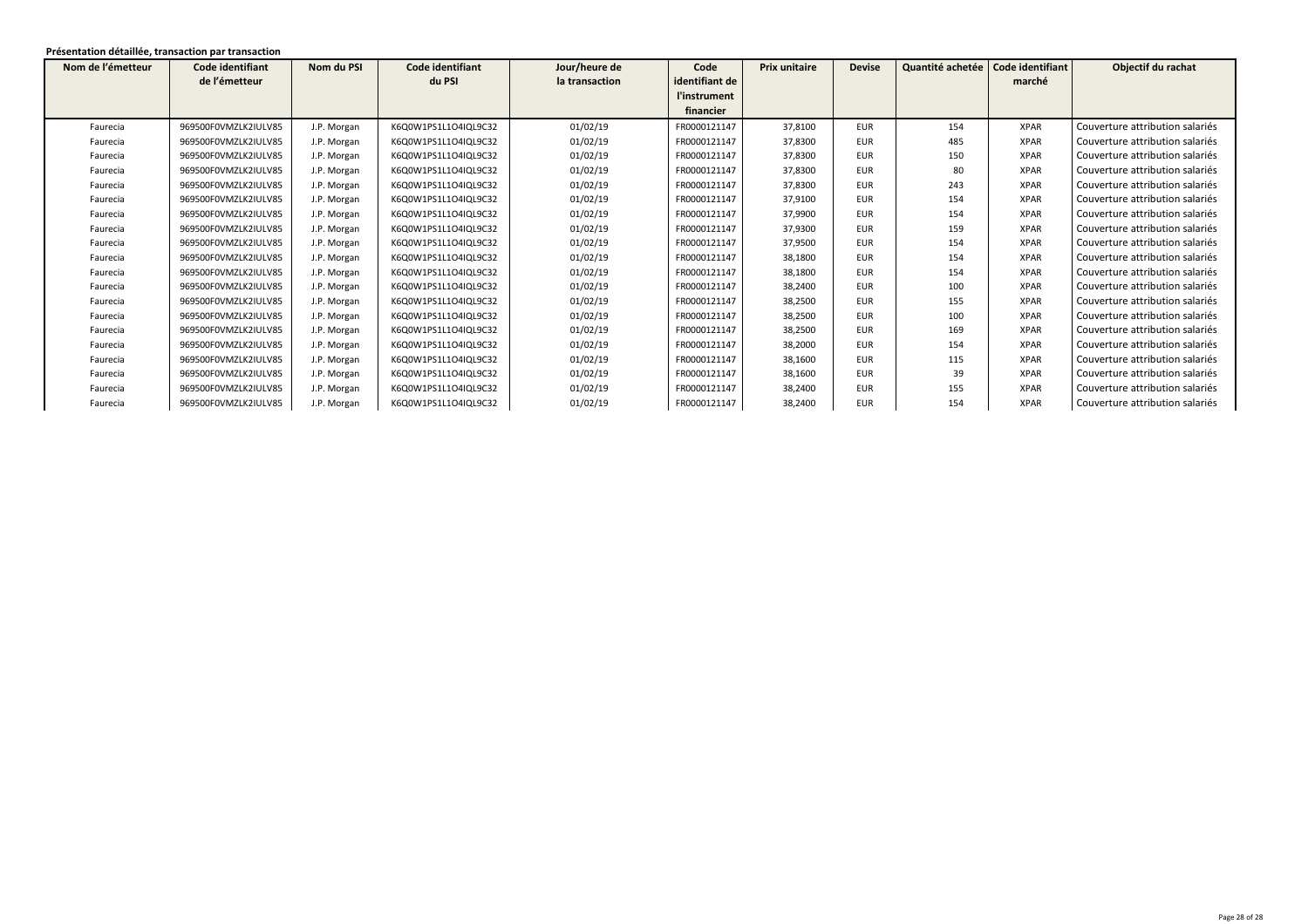**Présentation détaillée, transaction par transaction**

| Nom de l'émetteur | Code identifiant de l'émetteur | Nom du PSI | Code identifiant du PSI | Jour/heure de la transaction | Code identifiant de l'instrument financier | Prix unitaire | Devise | Quantité achetée | Code identifiant marché | Objectif du rachat |
|---|---|---|---|---|---|---|---|---|---|---|
| Faurecia | 969500F0VMZLK2IULV85 | J.P. Morgan | K6Q0W1PS1L1O4IQL9C32 | 01/02/19 | FR0000121147 | 37,8100 | EUR | 154 | XPAR | Couverture attribution salariés |
| Faurecia | 969500F0VMZLK2IULV85 | J.P. Morgan | K6Q0W1PS1L1O4IQL9C32 | 01/02/19 | FR0000121147 | 37,8300 | EUR | 485 | XPAR | Couverture attribution salariés |
| Faurecia | 969500F0VMZLK2IULV85 | J.P. Morgan | K6Q0W1PS1L1O4IQL9C32 | 01/02/19 | FR0000121147 | 37,8300 | EUR | 150 | XPAR | Couverture attribution salariés |
| Faurecia | 969500F0VMZLK2IULV85 | J.P. Morgan | K6Q0W1PS1L1O4IQL9C32 | 01/02/19 | FR0000121147 | 37,8300 | EUR | 80 | XPAR | Couverture attribution salariés |
| Faurecia | 969500F0VMZLK2IULV85 | J.P. Morgan | K6Q0W1PS1L1O4IQL9C32 | 01/02/19 | FR0000121147 | 37,8300 | EUR | 243 | XPAR | Couverture attribution salariés |
| Faurecia | 969500F0VMZLK2IULV85 | J.P. Morgan | K6Q0W1PS1L1O4IQL9C32 | 01/02/19 | FR0000121147 | 37,9100 | EUR | 154 | XPAR | Couverture attribution salariés |
| Faurecia | 969500F0VMZLK2IULV85 | J.P. Morgan | K6Q0W1PS1L1O4IQL9C32 | 01/02/19 | FR0000121147 | 37,9900 | EUR | 154 | XPAR | Couverture attribution salariés |
| Faurecia | 969500F0VMZLK2IULV85 | J.P. Morgan | K6Q0W1PS1L1O4IQL9C32 | 01/02/19 | FR0000121147 | 37,9300 | EUR | 159 | XPAR | Couverture attribution salariés |
| Faurecia | 969500F0VMZLK2IULV85 | J.P. Morgan | K6Q0W1PS1L1O4IQL9C32 | 01/02/19 | FR0000121147 | 37,9500 | EUR | 154 | XPAR | Couverture attribution salariés |
| Faurecia | 969500F0VMZLK2IULV85 | J.P. Morgan | K6Q0W1PS1L1O4IQL9C32 | 01/02/19 | FR0000121147 | 38,1800 | EUR | 154 | XPAR | Couverture attribution salariés |
| Faurecia | 969500F0VMZLK2IULV85 | J.P. Morgan | K6Q0W1PS1L1O4IQL9C32 | 01/02/19 | FR0000121147 | 38,1800 | EUR | 154 | XPAR | Couverture attribution salariés |
| Faurecia | 969500F0VMZLK2IULV85 | J.P. Morgan | K6Q0W1PS1L1O4IQL9C32 | 01/02/19 | FR0000121147 | 38,2400 | EUR | 100 | XPAR | Couverture attribution salariés |
| Faurecia | 969500F0VMZLK2IULV85 | J.P. Morgan | K6Q0W1PS1L1O4IQL9C32 | 01/02/19 | FR0000121147 | 38,2500 | EUR | 155 | XPAR | Couverture attribution salariés |
| Faurecia | 969500F0VMZLK2IULV85 | J.P. Morgan | K6Q0W1PS1L1O4IQL9C32 | 01/02/19 | FR0000121147 | 38,2500 | EUR | 100 | XPAR | Couverture attribution salariés |
| Faurecia | 969500F0VMZLK2IULV85 | J.P. Morgan | K6Q0W1PS1L1O4IQL9C32 | 01/02/19 | FR0000121147 | 38,2500 | EUR | 169 | XPAR | Couverture attribution salariés |
| Faurecia | 969500F0VMZLK2IULV85 | J.P. Morgan | K6Q0W1PS1L1O4IQL9C32 | 01/02/19 | FR0000121147 | 38,2000 | EUR | 154 | XPAR | Couverture attribution salariés |
| Faurecia | 969500F0VMZLK2IULV85 | J.P. Morgan | K6Q0W1PS1L1O4IQL9C32 | 01/02/19 | FR0000121147 | 38,1600 | EUR | 115 | XPAR | Couverture attribution salariés |
| Faurecia | 969500F0VMZLK2IULV85 | J.P. Morgan | K6Q0W1PS1L1O4IQL9C32 | 01/02/19 | FR0000121147 | 38,1600 | EUR | 39 | XPAR | Couverture attribution salariés |
| Faurecia | 969500F0VMZLK2IULV85 | J.P. Morgan | K6Q0W1PS1L1O4IQL9C32 | 01/02/19 | FR0000121147 | 38,2400 | EUR | 155 | XPAR | Couverture attribution salariés |
| Faurecia | 969500F0VMZLK2IULV85 | J.P. Morgan | K6Q0W1PS1L1O4IQL9C32 | 01/02/19 | FR0000121147 | 38,2400 | EUR | 154 | XPAR | Couverture attribution salariés |